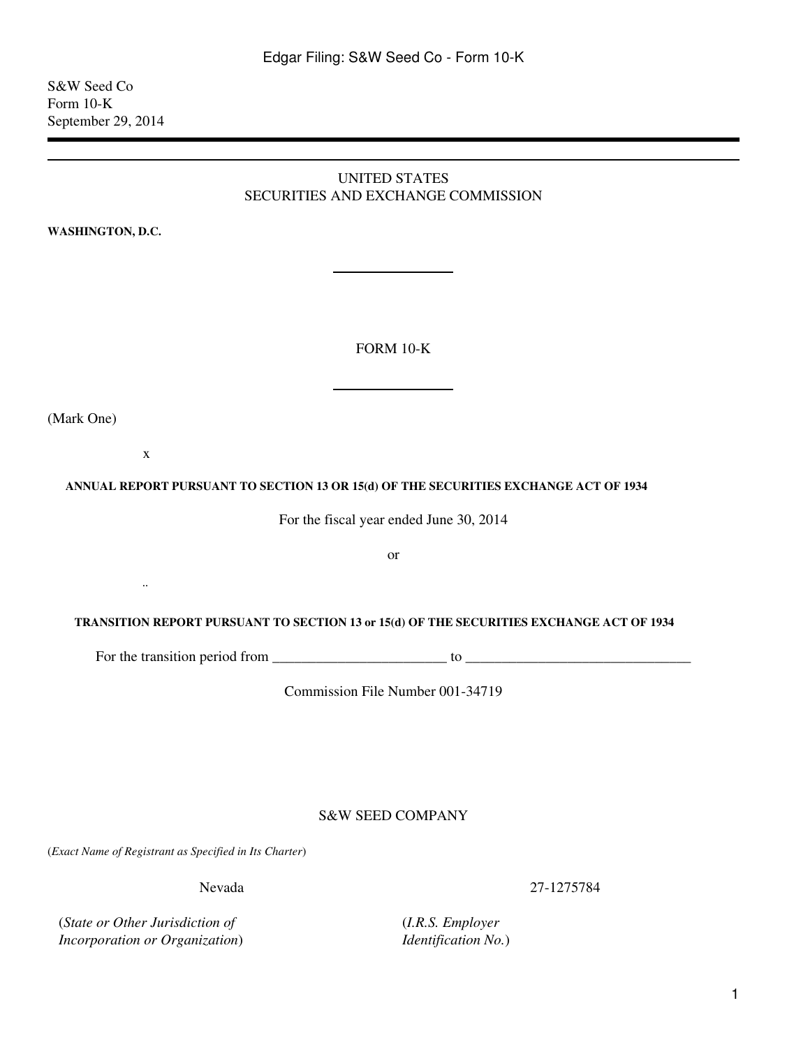S&W Seed Co
Form 10-K
September 29, 2014

UNITED STATES
SECURITIES AND EXCHANGE COMMISSION

**WASHINGTON, D.C.**

FORM 10-K

(Mark One)

x

**ANNUAL REPORT PURSUANT TO SECTION 13 OR 15(d) OF THE SECURITIES EXCHANGE ACT OF 1934**

For the fiscal year ended June 30, 2014

or

..

**TRANSITION REPORT PURSUANT TO SECTION 13 or 15(d) OF THE SECURITIES EXCHANGE ACT OF 1934**

For the transition period from ________________________ to _______________________________

Commission File Number 001-34719

S&W SEED COMPANY

(*Exact Name of Registrant as Specified in Its Charter*)

| Nevada | 27-1275784 |
|---|---|
| (*State or Other Jurisdiction of Incorporation or Organization*) | (*I.R.S. Employer Identification No.*) |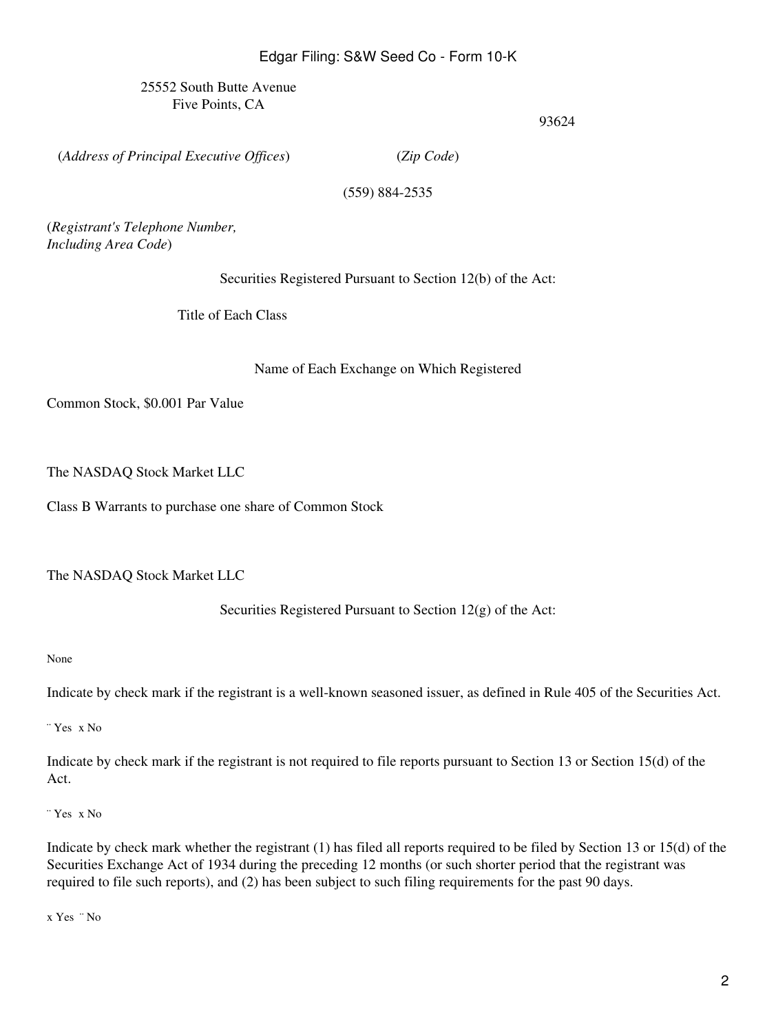25552 South Butte Avenue
Five Points, CA

93624

(*Address of Principal Executive Offices*) (*Zip Code*)

(559) 884-2535

(*Registrant's Telephone Number, Including Area Code*)

Securities Registered Pursuant to Section 12(b) of the Act:

| Title of Each Class | Name of Each Exchange on Which Registered |
| --- | --- |
| Common Stock, $0.001 Par Value | The NASDAQ Stock Market LLC |
| Class B Warrants to purchase one share of Common Stock | The NASDAQ Stock Market LLC |

Securities Registered Pursuant to Section 12(g) of the Act:

None

Indicate by check mark if the registrant is a well-known seasoned issuer, as defined in Rule 405 of the Securities Act.

¨ Yes x No

Indicate by check mark if the registrant is not required to file reports pursuant to Section 13 or Section 15(d) of the Act.

¨ Yes x No

Indicate by check mark whether the registrant (1) has filed all reports required to be filed by Section 13 or 15(d) of the Securities Exchange Act of 1934 during the preceding 12 months (or such shorter period that the registrant was required to file such reports), and (2) has been subject to such filing requirements for the past 90 days.

x Yes ¨ No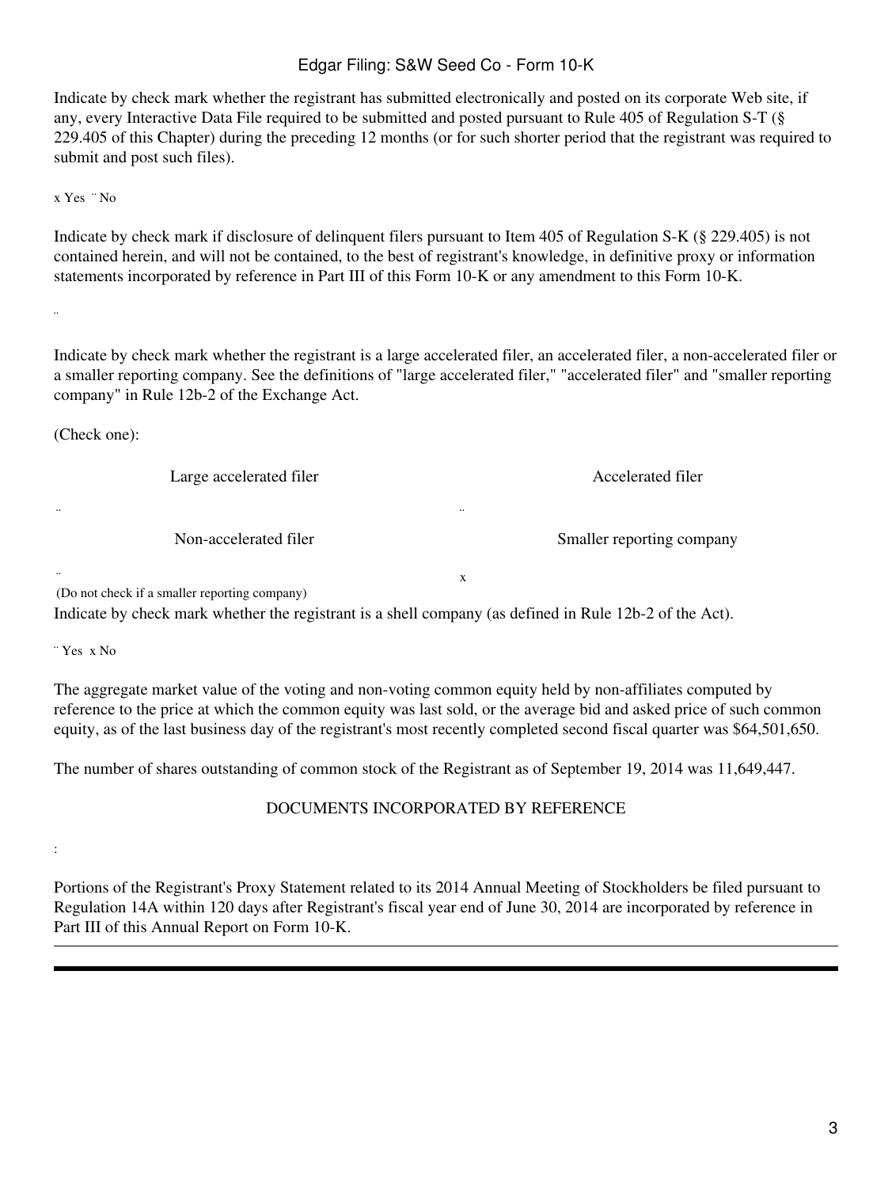Indicate by check mark whether the registrant has submitted electronically and posted on its corporate Web site, if any, every Interactive Data File required to be submitted and posted pursuant to Rule 405 of Regulation S-T (§ 229.405 of this Chapter) during the preceding 12 months (or for such shorter period that the registrant was required to submit and post such files).

x Yes ¨ No

Indicate by check mark if disclosure of delinquent filers pursuant to Item 405 of Regulation S-K (§ 229.405) is not contained herein, and will not be contained, to the best of registrant's knowledge, in definitive proxy or information statements incorporated by reference in Part III of this Form 10-K or any amendment to this Form 10-K.

¨

Indicate by check mark whether the registrant is a large accelerated filer, an accelerated filer, a non-accelerated filer or a smaller reporting company. See the definitions of "large accelerated filer," "accelerated filer" and "smaller reporting company" in Rule 12b-2 of the Exchange Act.

(Check one):

| Large accelerated filer | Accelerated filer |
|---|---|
| ¨ | ¨ |
| Non-accelerated filer | Smaller reporting company |
| ¨<br>(Do not check if a smaller reporting company) | x |

Indicate by check mark whether the registrant is a shell company (as defined in Rule 12b-2 of the Act).

¨ Yes x No

The aggregate market value of the voting and non-voting common equity held by non-affiliates computed by reference to the price at which the common equity was last sold, or the average bid and asked price of such common equity, as of the last business day of the registrant's most recently completed second fiscal quarter was $64,501,650.

The number of shares outstanding of common stock of the Registrant as of September 19, 2014 was 11,649,447.

DOCUMENTS INCORPORATED BY REFERENCE

:

Portions of the Registrant's Proxy Statement related to its 2014 Annual Meeting of Stockholders be filed pursuant to Regulation 14A within 120 days after Registrant's fiscal year end of June 30, 2014 are incorporated by reference in Part III of this Annual Report on Form 10-K.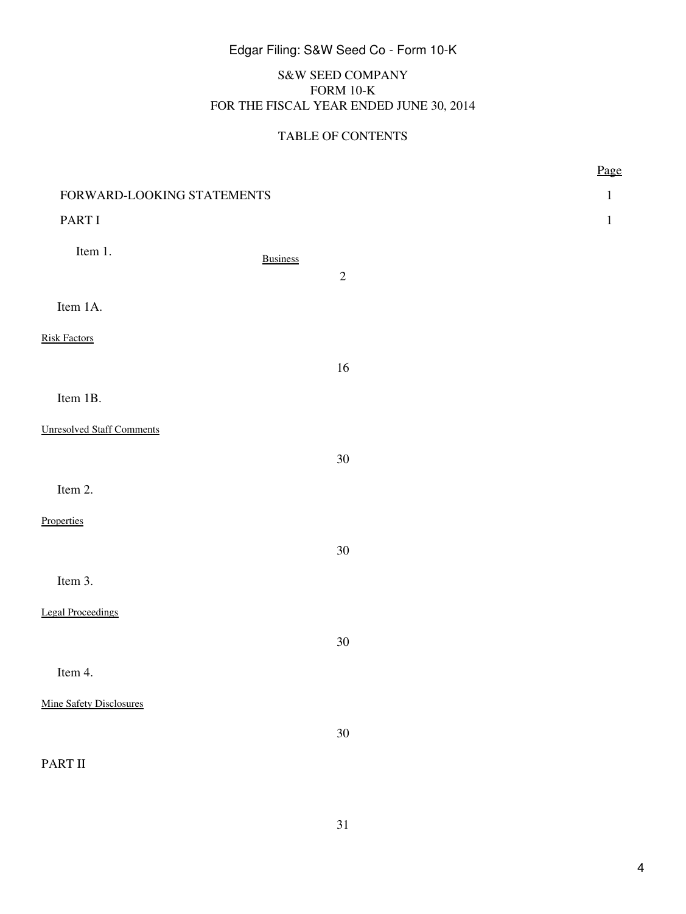# S&W SEED COMPANY
# FORM 10-K
# FOR THE FISCAL YEAR ENDED JUNE 30, 2014

## TABLE OF CONTENTS

| | | Page |
|---|---|---|
| FORWARD-LOOKING STATEMENTS | | 1 |
| PART I | | 1 |
| Item 1. | Business | 2 |
| Item 1A. | Risk Factors | 16 |
| Item 1B. | Unresolved Staff Comments | 30 |
| Item 2. | Properties | 30 |
| Item 3. | Legal Proceedings | 30 |
| Item 4. | Mine Safety Disclosures | 30 |
| PART II | | 31 |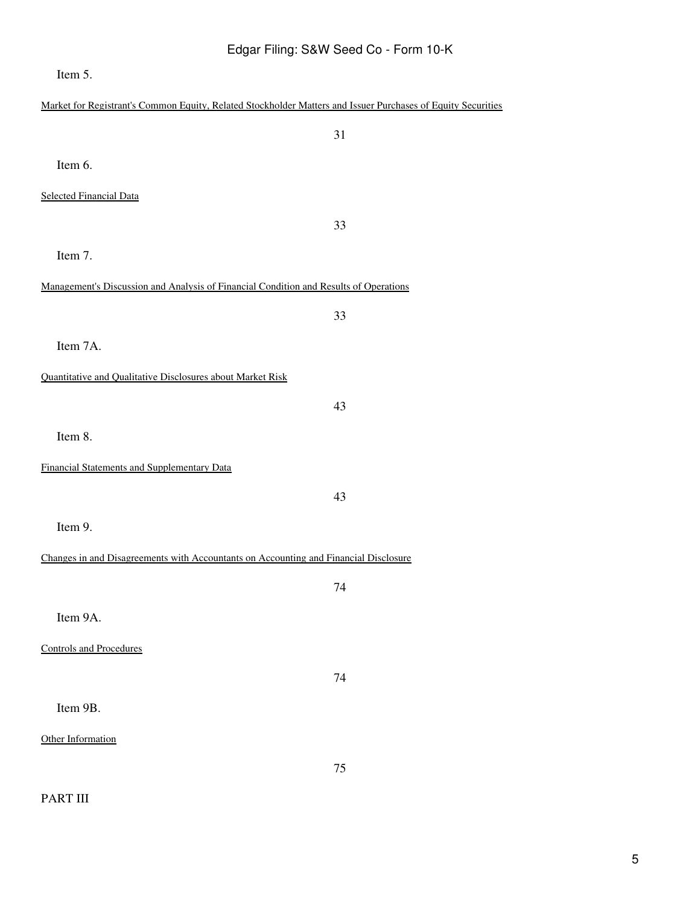| | | |
|---|---|---|
| Item 5. | Market for Registrant's Common Equity, Related Stockholder Matters and Issuer Purchases of Equity Securities | 31 |
| Item 6. | Selected Financial Data | 33 |
| Item 7. | Management's Discussion and Analysis of Financial Condition and Results of Operations | 33 |
| Item 7A. | Quantitative and Qualitative Disclosures about Market Risk | 43 |
| Item 8. | Financial Statements and Supplementary Data | 43 |
| Item 9. | Changes in and Disagreements with Accountants on Accounting and Financial Disclosure | 74 |
| Item 9A. | Controls and Procedures | 74 |
| Item 9B. | Other Information | 75 |

PART III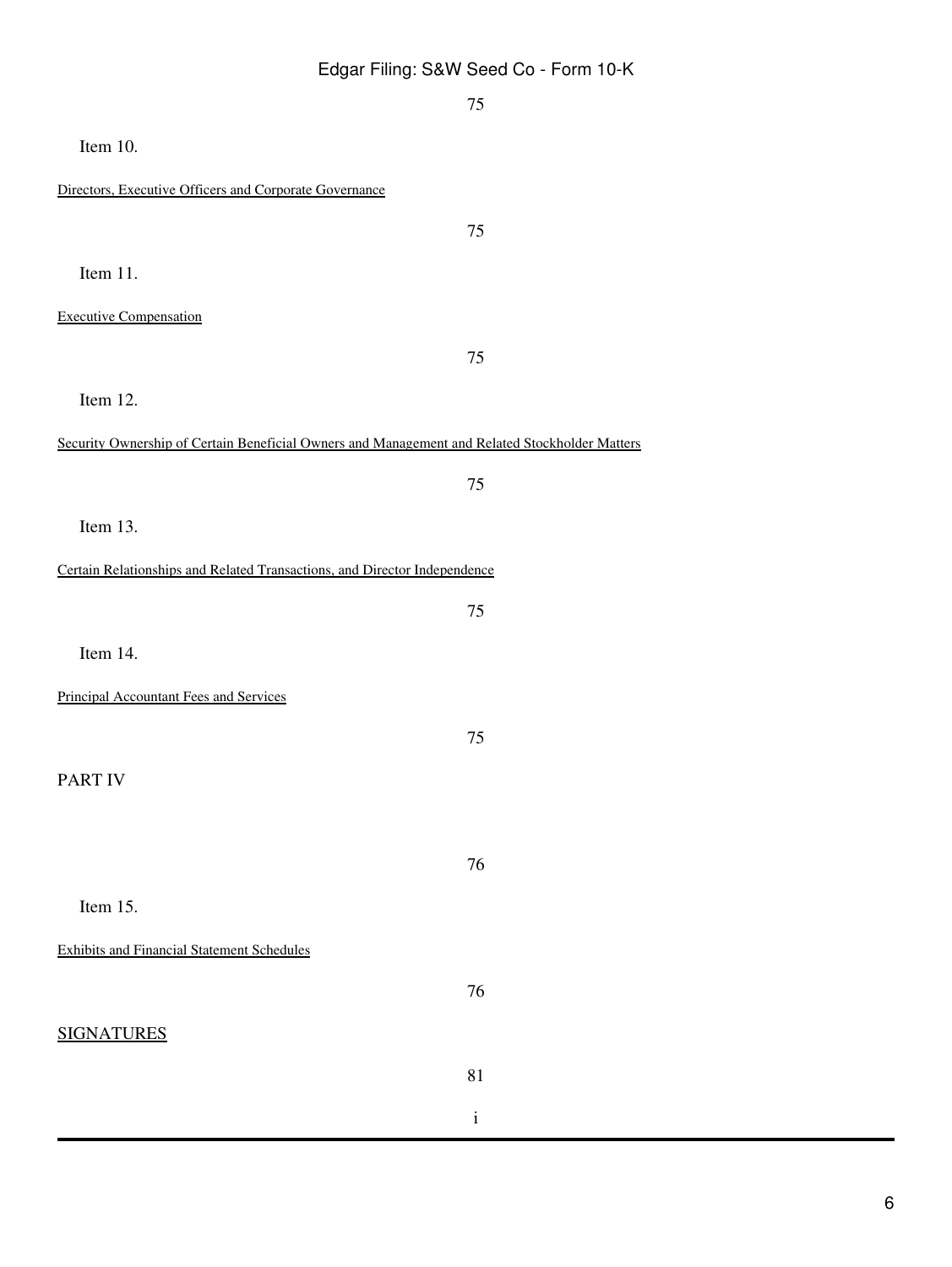| | |
|---|---|
| | 75 |
| Item 10. | |
| Directors, Executive Officers and Corporate Governance | 75 |
| Item 11. | |
| Executive Compensation | 75 |
| Item 12. | |
| Security Ownership of Certain Beneficial Owners and Management and Related Stockholder Matters | 75 |
| Item 13. | |
| Certain Relationships and Related Transactions, and Director Independence | 75 |
| Item 14. | |
| Principal Accountant Fees and Services | 75 |
| PART IV | 76 |
| Item 15. | |
| Exhibits and Financial Statement Schedules | 76 |
| SIGNATURES | 81 |

i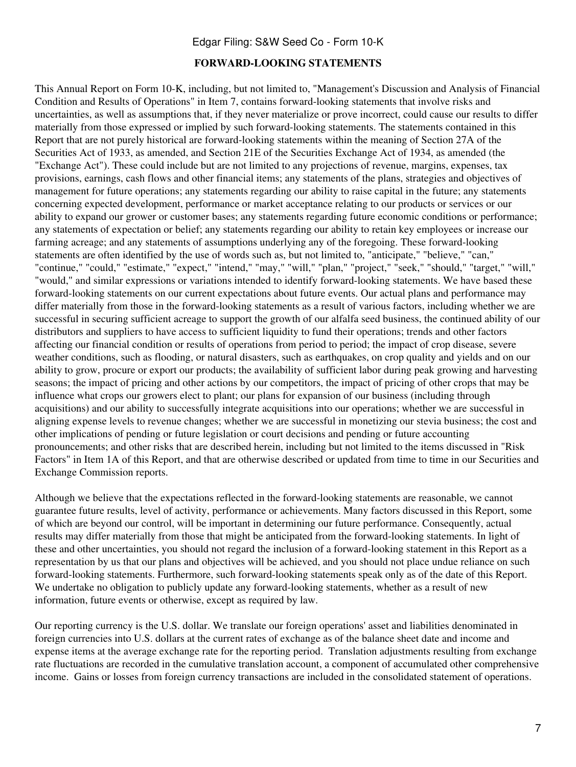## FORWARD-LOOKING STATEMENTS

This Annual Report on Form 10-K, including, but not limited to, "Management's Discussion and Analysis of Financial Condition and Results of Operations" in Item 7, contains forward-looking statements that involve risks and uncertainties, as well as assumptions that, if they never materialize or prove incorrect, could cause our results to differ materially from those expressed or implied by such forward-looking statements. The statements contained in this Report that are not purely historical are forward-looking statements within the meaning of Section 27A of the Securities Act of 1933, as amended, and Section 21E of the Securities Exchange Act of 1934, as amended (the "Exchange Act"). These could include but are not limited to any projections of revenue, margins, expenses, tax provisions, earnings, cash flows and other financial items; any statements of the plans, strategies and objectives of management for future operations; any statements regarding our ability to raise capital in the future; any statements concerning expected development, performance or market acceptance relating to our products or services or our ability to expand our grower or customer bases; any statements regarding future economic conditions or performance; any statements of expectation or belief; any statements regarding our ability to retain key employees or increase our farming acreage; and any statements of assumptions underlying any of the foregoing. These forward-looking statements are often identified by the use of words such as, but not limited to, "anticipate," "believe," "can," "continue," "could," "estimate," "expect," "intend," "may," "will," "plan," "project," "seek," "should," "target," "will," "would," and similar expressions or variations intended to identify forward-looking statements. We have based these forward-looking statements on our current expectations about future events. Our actual plans and performance may differ materially from those in the forward-looking statements as a result of various factors, including whether we are successful in securing sufficient acreage to support the growth of our alfalfa seed business, the continued ability of our distributors and suppliers to have access to sufficient liquidity to fund their operations; trends and other factors affecting our financial condition or results of operations from period to period; the impact of crop disease, severe weather conditions, such as flooding, or natural disasters, such as earthquakes, on crop quality and yields and on our ability to grow, procure or export our products; the availability of sufficient labor during peak growing and harvesting seasons; the impact of pricing and other actions by our competitors, the impact of pricing of other crops that may be influence what crops our growers elect to plant; our plans for expansion of our business (including through acquisitions) and our ability to successfully integrate acquisitions into our operations; whether we are successful in aligning expense levels to revenue changes; whether we are successful in monetizing our stevia business; the cost and other implications of pending or future legislation or court decisions and pending or future accounting pronouncements; and other risks that are described herein, including but not limited to the items discussed in "Risk Factors" in Item 1A of this Report, and that are otherwise described or updated from time to time in our Securities and Exchange Commission reports.

Although we believe that the expectations reflected in the forward-looking statements are reasonable, we cannot guarantee future results, level of activity, performance or achievements. Many factors discussed in this Report, some of which are beyond our control, will be important in determining our future performance. Consequently, actual results may differ materially from those that might be anticipated from the forward-looking statements. In light of these and other uncertainties, you should not regard the inclusion of a forward-looking statement in this Report as a representation by us that our plans and objectives will be achieved, and you should not place undue reliance on such forward-looking statements. Furthermore, such forward-looking statements speak only as of the date of this Report. We undertake no obligation to publicly update any forward-looking statements, whether as a result of new information, future events or otherwise, except as required by law.

Our reporting currency is the U.S. dollar. We translate our foreign operations' asset and liabilities denominated in foreign currencies into U.S. dollars at the current rates of exchange as of the balance sheet date and income and expense items at the average exchange rate for the reporting period. Translation adjustments resulting from exchange rate fluctuations are recorded in the cumulative translation account, a component of accumulated other comprehensive income. Gains or losses from foreign currency transactions are included in the consolidated statement of operations.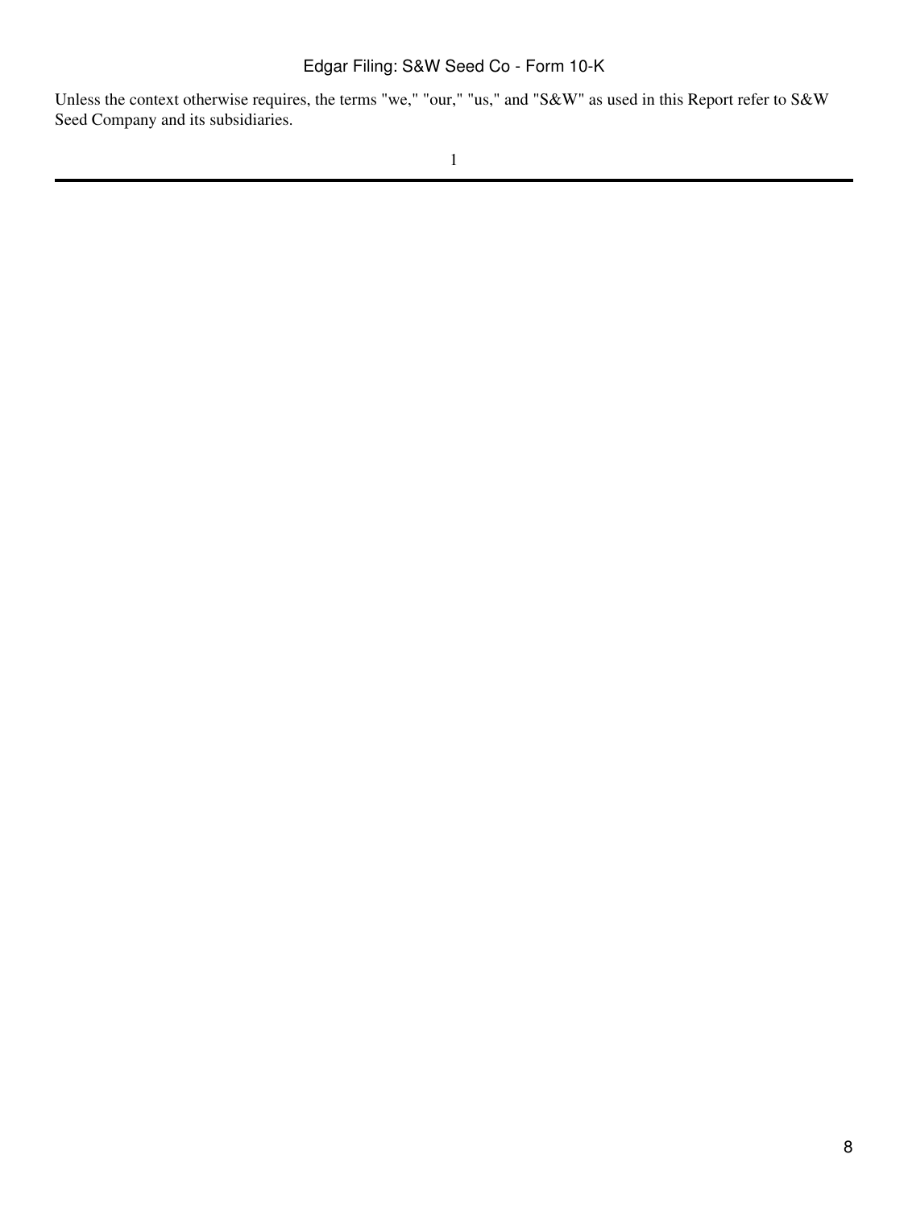Unless the context otherwise requires, the terms "we," "our," "us," and "S&W" as used in this Report refer to S&W Seed Company and its subsidiaries.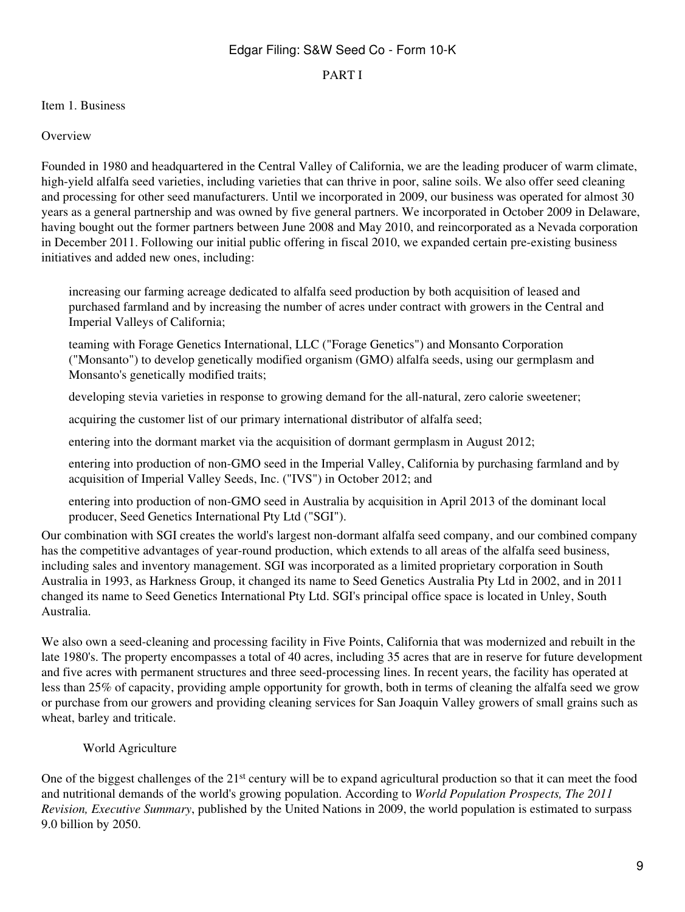# PART I

## Item 1. Business

### Overview

Founded in 1980 and headquartered in the Central Valley of California, we are the leading producer of warm climate, high-yield alfalfa seed varieties, including varieties that can thrive in poor, saline soils. We also offer seed cleaning and processing for other seed manufacturers. Until we incorporated in 2009, our business was operated for almost 30 years as a general partnership and was owned by five general partners. We incorporated in October 2009 in Delaware, having bought out the former partners between June 2008 and May 2010, and reincorporated as a Nevada corporation in December 2011. Following our initial public offering in fiscal 2010, we expanded certain pre-existing business initiatives and added new ones, including:

- increasing our farming acreage dedicated to alfalfa seed production by both acquisition of leased and purchased farmland and by increasing the number of acres under contract with growers in the Central and Imperial Valleys of California;
- teaming with Forage Genetics International, LLC ("Forage Genetics") and Monsanto Corporation ("Monsanto") to develop genetically modified organism (GMO) alfalfa seeds, using our germplasm and Monsanto's genetically modified traits;
- developing stevia varieties in response to growing demand for the all-natural, zero calorie sweetener;
- acquiring the customer list of our primary international distributor of alfalfa seed;
- entering into the dormant market via the acquisition of dormant germplasm in August 2012;
- entering into production of non-GMO seed in the Imperial Valley, California by purchasing farmland and by acquisition of Imperial Valley Seeds, Inc. ("IVS") in October 2012; and
- entering into production of non-GMO seed in Australia by acquisition in April 2013 of the dominant local producer, Seed Genetics International Pty Ltd ("SGI").

Our combination with SGI creates the world's largest non-dormant alfalfa seed company, and our combined company has the competitive advantages of year-round production, which extends to all areas of the alfalfa seed business, including sales and inventory management. SGI was incorporated as a limited proprietary corporation in South Australia in 1993, as Harkness Group, it changed its name to Seed Genetics Australia Pty Ltd in 2002, and in 2011 changed its name to Seed Genetics International Pty Ltd. SGI's principal office space is located in Unley, South Australia.

We also own a seed-cleaning and processing facility in Five Points, California that was modernized and rebuilt in the late 1980's. The property encompasses a total of 40 acres, including 35 acres that are in reserve for future development and five acres with permanent structures and three seed-processing lines. In recent years, the facility has operated at less than 25% of capacity, providing ample opportunity for growth, both in terms of cleaning the alfalfa seed we grow or purchase from our growers and providing cleaning services for San Joaquin Valley growers of small grains such as wheat, barley and triticale.

### World Agriculture

One of the biggest challenges of the 21st century will be to expand agricultural production so that it can meet the food and nutritional demands of the world's growing population. According to *World Population Prospects, The 2011 Revision, Executive Summary*, published by the United Nations in 2009, the world population is estimated to surpass 9.0 billion by 2050.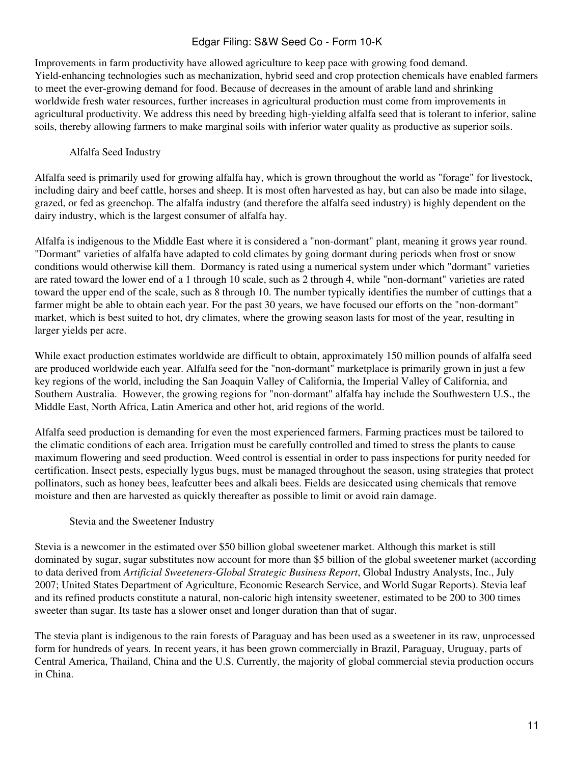Improvements in farm productivity have allowed agriculture to keep pace with growing food demand. Yield-enhancing technologies such as mechanization, hybrid seed and crop protection chemicals have enabled farmers to meet the ever-growing demand for food. Because of decreases in the amount of arable land and shrinking worldwide fresh water resources, further increases in agricultural production must come from improvements in agricultural productivity. We address this need by breeding high-yielding alfalfa seed that is tolerant to inferior, saline soils, thereby allowing farmers to make marginal soils with inferior water quality as productive as superior soils.

### Alfalfa Seed Industry

Alfalfa seed is primarily used for growing alfalfa hay, which is grown throughout the world as "forage" for livestock, including dairy and beef cattle, horses and sheep. It is most often harvested as hay, but can also be made into silage, grazed, or fed as greenchop. The alfalfa industry (and therefore the alfalfa seed industry) is highly dependent on the dairy industry, which is the largest consumer of alfalfa hay.

Alfalfa is indigenous to the Middle East where it is considered a "non-dormant" plant, meaning it grows year round. "Dormant" varieties of alfalfa have adapted to cold climates by going dormant during periods when frost or snow conditions would otherwise kill them. Dormancy is rated using a numerical system under which "dormant" varieties are rated toward the lower end of a 1 through 10 scale, such as 2 through 4, while "non-dormant" varieties are rated toward the upper end of the scale, such as 8 through 10. The number typically identifies the number of cuttings that a farmer might be able to obtain each year. For the past 30 years, we have focused our efforts on the "non-dormant" market, which is best suited to hot, dry climates, where the growing season lasts for most of the year, resulting in larger yields per acre.

While exact production estimates worldwide are difficult to obtain, approximately 150 million pounds of alfalfa seed are produced worldwide each year. Alfalfa seed for the "non-dormant" marketplace is primarily grown in just a few key regions of the world, including the San Joaquin Valley of California, the Imperial Valley of California, and Southern Australia. However, the growing regions for "non-dormant" alfalfa hay include the Southwestern U.S., the Middle East, North Africa, Latin America and other hot, arid regions of the world.

Alfalfa seed production is demanding for even the most experienced farmers. Farming practices must be tailored to the climatic conditions of each area. Irrigation must be carefully controlled and timed to stress the plants to cause maximum flowering and seed production. Weed control is essential in order to pass inspections for purity needed for certification. Insect pests, especially lygus bugs, must be managed throughout the season, using strategies that protect pollinators, such as honey bees, leafcutter bees and alkali bees. Fields are desiccated using chemicals that remove moisture and then are harvested as quickly thereafter as possible to limit or avoid rain damage.

### Stevia and the Sweetener Industry

Stevia is a newcomer in the estimated over $50 billion global sweetener market. Although this market is still dominated by sugar, sugar substitutes now account for more than $5 billion of the global sweetener market (according to data derived from *Artificial Sweeteners-Global Strategic Business Report*, Global Industry Analysts, Inc., July 2007; United States Department of Agriculture, Economic Research Service, and World Sugar Reports). Stevia leaf and its refined products constitute a natural, non-caloric high intensity sweetener, estimated to be 200 to 300 times sweeter than sugar. Its taste has a slower onset and longer duration than that of sugar.

The stevia plant is indigenous to the rain forests of Paraguay and has been used as a sweetener in its raw, unprocessed form for hundreds of years. In recent years, it has been grown commercially in Brazil, Paraguay, Uruguay, parts of Central America, Thailand, China and the U.S. Currently, the majority of global commercial stevia production occurs in China.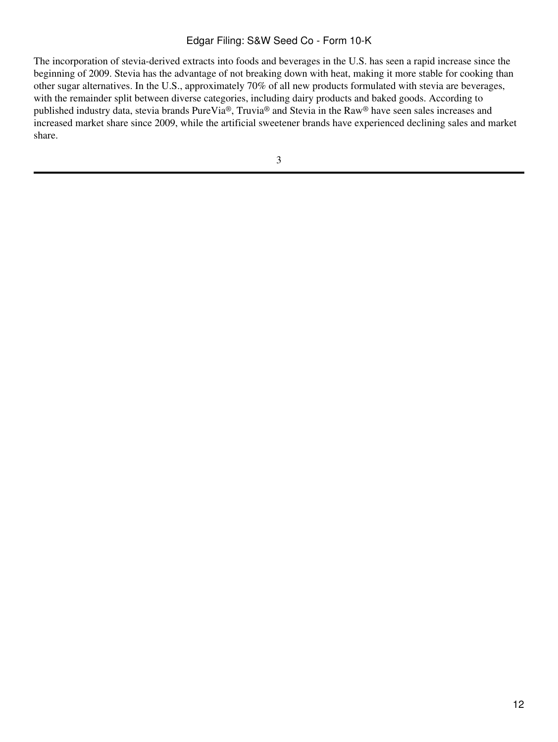The incorporation of stevia-derived extracts into foods and beverages in the U.S. has seen a rapid increase since the beginning of 2009. Stevia has the advantage of not breaking down with heat, making it more stable for cooking than other sugar alternatives. In the U.S., approximately 70% of all new products formulated with stevia are beverages, with the remainder split between diverse categories, including dairy products and baked goods. According to published industry data, stevia brands PureVia®, Truvia® and Stevia in the Raw® have seen sales increases and increased market share since 2009, while the artificial sweetener brands have experienced declining sales and market share.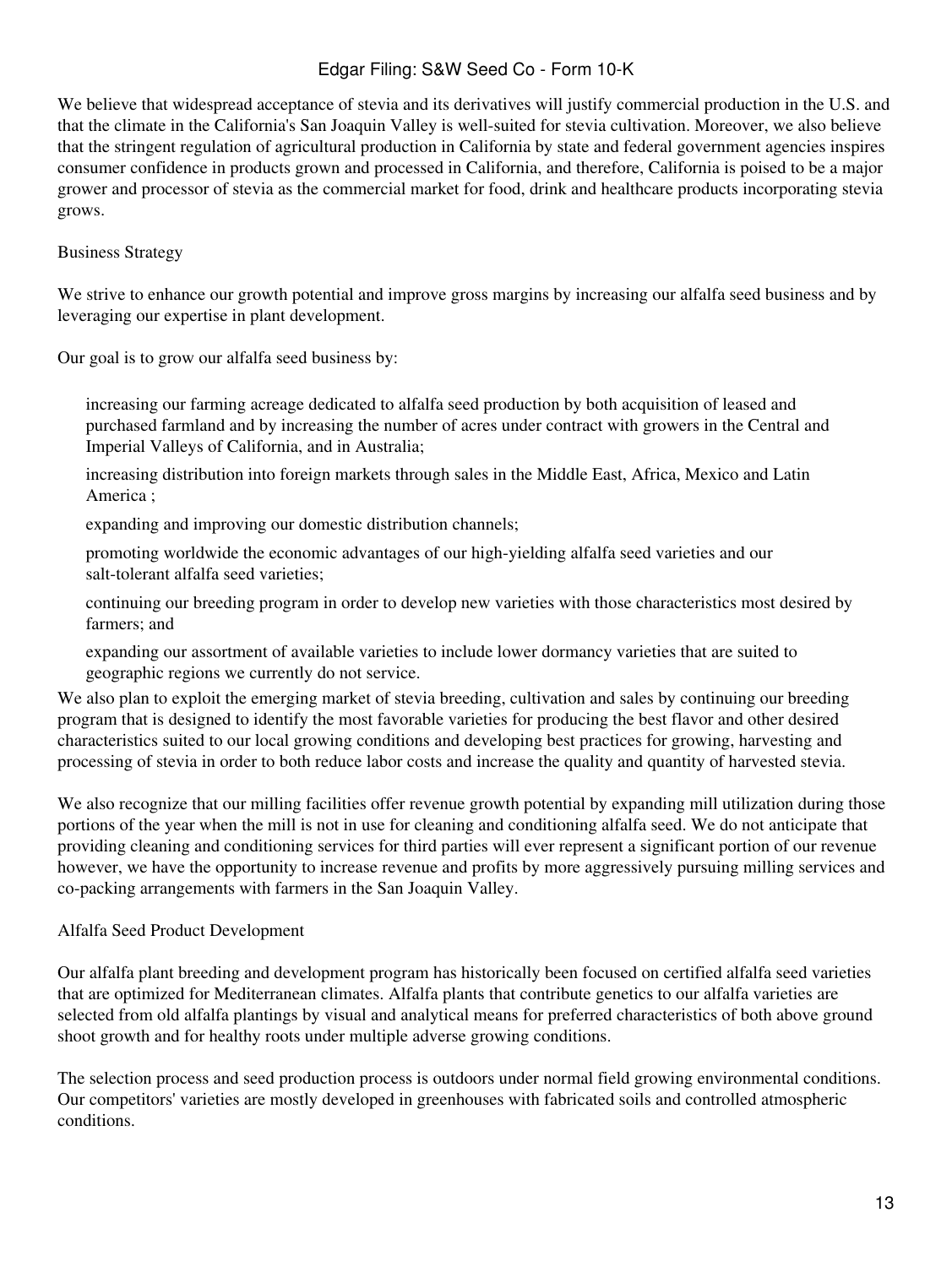We believe that widespread acceptance of stevia and its derivatives will justify commercial production in the U.S. and that the climate in the California's San Joaquin Valley is well-suited for stevia cultivation. Moreover, we also believe that the stringent regulation of agricultural production in California by state and federal government agencies inspires consumer confidence in products grown and processed in California, and therefore, California is poised to be a major grower and processor of stevia as the commercial market for food, drink and healthcare products incorporating stevia grows.

## Business Strategy

We strive to enhance our growth potential and improve gross margins by increasing our alfalfa seed business and by leveraging our expertise in plant development.

Our goal is to grow our alfalfa seed business by:

- increasing our farming acreage dedicated to alfalfa seed production by both acquisition of leased and purchased farmland and by increasing the number of acres under contract with growers in the Central and Imperial Valleys of California, and in Australia;
- increasing distribution into foreign markets through sales in the Middle East, Africa, Mexico and Latin America ;
- expanding and improving our domestic distribution channels;
- promoting worldwide the economic advantages of our high-yielding alfalfa seed varieties and our salt-tolerant alfalfa seed varieties;
- continuing our breeding program in order to develop new varieties with those characteristics most desired by farmers; and
- expanding our assortment of available varieties to include lower dormancy varieties that are suited to geographic regions we currently do not service.

We also plan to exploit the emerging market of stevia breeding, cultivation and sales by continuing our breeding program that is designed to identify the most favorable varieties for producing the best flavor and other desired characteristics suited to our local growing conditions and developing best practices for growing, harvesting and processing of stevia in order to both reduce labor costs and increase the quality and quantity of harvested stevia.

We also recognize that our milling facilities offer revenue growth potential by expanding mill utilization during those portions of the year when the mill is not in use for cleaning and conditioning alfalfa seed. We do not anticipate that providing cleaning and conditioning services for third parties will ever represent a significant portion of our revenue however, we have the opportunity to increase revenue and profits by more aggressively pursuing milling services and co-packing arrangements with farmers in the San Joaquin Valley.

## Alfalfa Seed Product Development

Our alfalfa plant breeding and development program has historically been focused on certified alfalfa seed varieties that are optimized for Mediterranean climates. Alfalfa plants that contribute genetics to our alfalfa varieties are selected from old alfalfa plantings by visual and analytical means for preferred characteristics of both above ground shoot growth and for healthy roots under multiple adverse growing conditions.

The selection process and seed production process is outdoors under normal field growing environmental conditions. Our competitors' varieties are mostly developed in greenhouses with fabricated soils and controlled atmospheric conditions.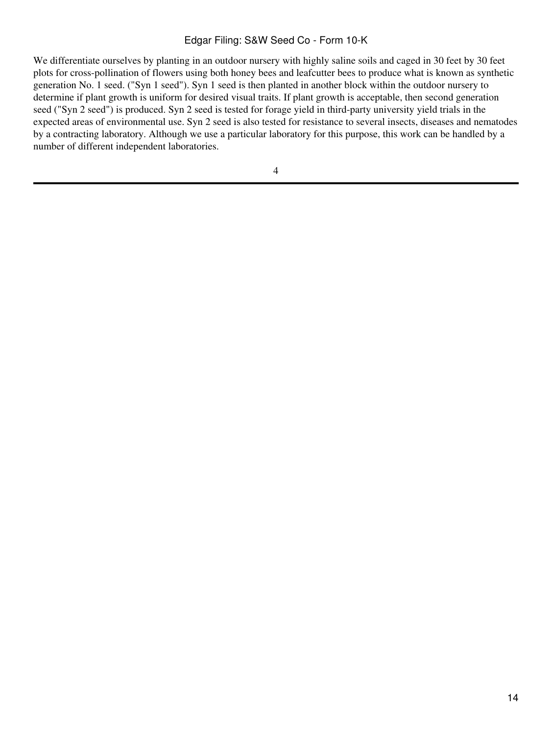We differentiate ourselves by planting in an outdoor nursery with highly saline soils and caged in 30 feet by 30 feet plots for cross-pollination of flowers using both honey bees and leafcutter bees to produce what is known as synthetic generation No. 1 seed. ("Syn 1 seed"). Syn 1 seed is then planted in another block within the outdoor nursery to determine if plant growth is uniform for desired visual traits. If plant growth is acceptable, then second generation seed ("Syn 2 seed") is produced. Syn 2 seed is tested for forage yield in third-party university yield trials in the expected areas of environmental use. Syn 2 seed is also tested for resistance to several insects, diseases and nematodes by a contracting laboratory. Although we use a particular laboratory for this purpose, this work can be handled by a number of different independent laboratories.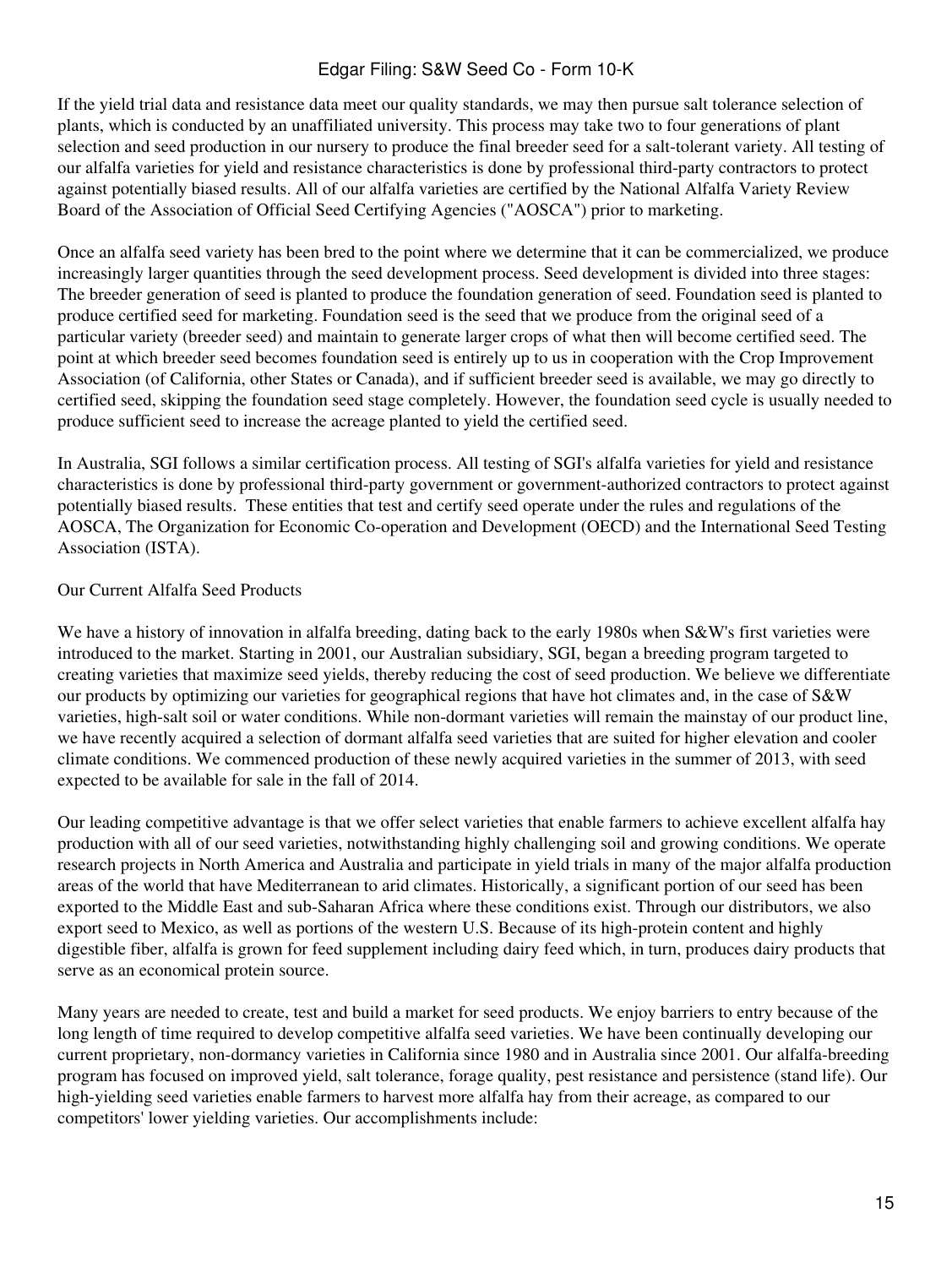If the yield trial data and resistance data meet our quality standards, we may then pursue salt tolerance selection of plants, which is conducted by an unaffiliated university. This process may take two to four generations of plant selection and seed production in our nursery to produce the final breeder seed for a salt-tolerant variety. All testing of our alfalfa varieties for yield and resistance characteristics is done by professional third-party contractors to protect against potentially biased results. All of our alfalfa varieties are certified by the National Alfalfa Variety Review Board of the Association of Official Seed Certifying Agencies ("AOSCA") prior to marketing.

Once an alfalfa seed variety has been bred to the point where we determine that it can be commercialized, we produce increasingly larger quantities through the seed development process. Seed development is divided into three stages: The breeder generation of seed is planted to produce the foundation generation of seed. Foundation seed is planted to produce certified seed for marketing. Foundation seed is the seed that we produce from the original seed of a particular variety (breeder seed) and maintain to generate larger crops of what then will become certified seed. The point at which breeder seed becomes foundation seed is entirely up to us in cooperation with the Crop Improvement Association (of California, other States or Canada), and if sufficient breeder seed is available, we may go directly to certified seed, skipping the foundation seed stage completely. However, the foundation seed cycle is usually needed to produce sufficient seed to increase the acreage planted to yield the certified seed.

In Australia, SGI follows a similar certification process. All testing of SGI's alfalfa varieties for yield and resistance characteristics is done by professional third-party government or government-authorized contractors to protect against potentially biased results. These entities that test and certify seed operate under the rules and regulations of the AOSCA, The Organization for Economic Co-operation and Development (OECD) and the International Seed Testing Association (ISTA).

Our Current Alfalfa Seed Products

We have a history of innovation in alfalfa breeding, dating back to the early 1980s when S&W's first varieties were introduced to the market. Starting in 2001, our Australian subsidiary, SGI, began a breeding program targeted to creating varieties that maximize seed yields, thereby reducing the cost of seed production. We believe we differentiate our products by optimizing our varieties for geographical regions that have hot climates and, in the case of S&W varieties, high-salt soil or water conditions. While non-dormant varieties will remain the mainstay of our product line, we have recently acquired a selection of dormant alfalfa seed varieties that are suited for higher elevation and cooler climate conditions. We commenced production of these newly acquired varieties in the summer of 2013, with seed expected to be available for sale in the fall of 2014.

Our leading competitive advantage is that we offer select varieties that enable farmers to achieve excellent alfalfa hay production with all of our seed varieties, notwithstanding highly challenging soil and growing conditions. We operate research projects in North America and Australia and participate in yield trials in many of the major alfalfa production areas of the world that have Mediterranean to arid climates. Historically, a significant portion of our seed has been exported to the Middle East and sub-Saharan Africa where these conditions exist. Through our distributors, we also export seed to Mexico, as well as portions of the western U.S. Because of its high-protein content and highly digestible fiber, alfalfa is grown for feed supplement including dairy feed which, in turn, produces dairy products that serve as an economical protein source.

Many years are needed to create, test and build a market for seed products. We enjoy barriers to entry because of the long length of time required to develop competitive alfalfa seed varieties. We have been continually developing our current proprietary, non-dormancy varieties in California since 1980 and in Australia since 2001. Our alfalfa-breeding program has focused on improved yield, salt tolerance, forage quality, pest resistance and persistence (stand life). Our high-yielding seed varieties enable farmers to harvest more alfalfa hay from their acreage, as compared to our competitors' lower yielding varieties. Our accomplishments include: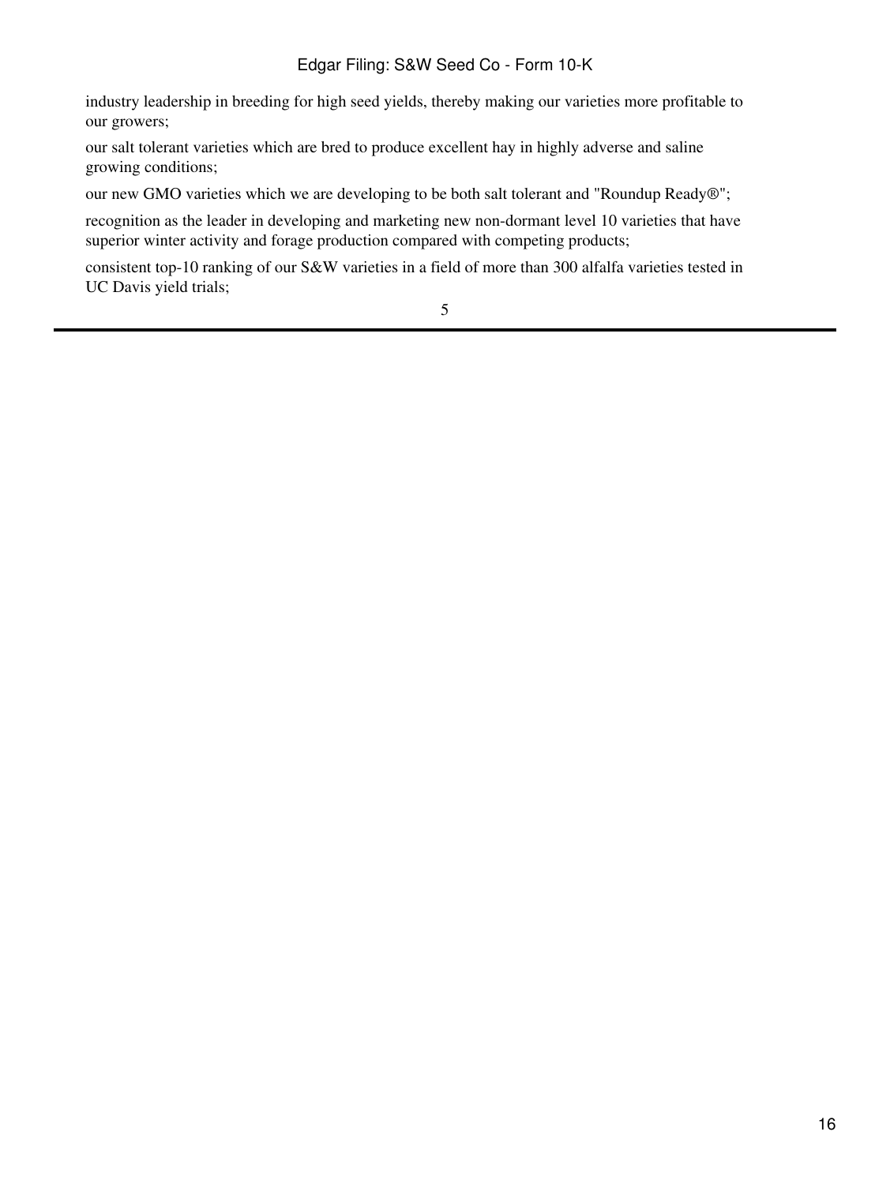- industry leadership in breeding for high seed yields, thereby making our varieties more profitable to our growers;
- our salt tolerant varieties which are bred to produce excellent hay in highly adverse and saline growing conditions;
- our new GMO varieties which we are developing to be both salt tolerant and "Roundup Ready®";
- recognition as the leader in developing and marketing new non-dormant level 10 varieties that have superior winter activity and forage production compared with competing products;
- consistent top-10 ranking of our S&W varieties in a field of more than 300 alfalfa varieties tested in UC Davis yield trials;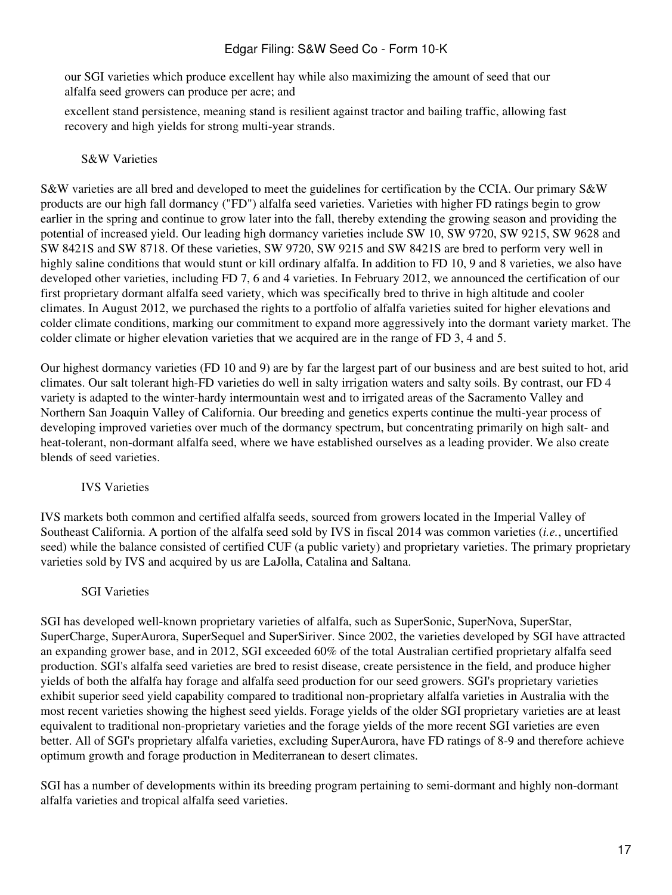our SGI varieties which produce excellent hay while also maximizing the amount of seed that our alfalfa seed growers can produce per acre; and

excellent stand persistence, meaning stand is resilient against tractor and bailing traffic, allowing fast recovery and high yields for strong multi-year strands.

### S&W Varieties

S&W varieties are all bred and developed to meet the guidelines for certification by the CCIA. Our primary S&W products are our high fall dormancy ("FD") alfalfa seed varieties. Varieties with higher FD ratings begin to grow earlier in the spring and continue to grow later into the fall, thereby extending the growing season and providing the potential of increased yield. Our leading high dormancy varieties include SW 10, SW 9720, SW 9215, SW 9628 and SW 8421S and SW 8718. Of these varieties, SW 9720, SW 9215 and SW 8421S are bred to perform very well in highly saline conditions that would stunt or kill ordinary alfalfa. In addition to FD 10, 9 and 8 varieties, we also have developed other varieties, including FD 7, 6 and 4 varieties. In February 2012, we announced the certification of our first proprietary dormant alfalfa seed variety, which was specifically bred to thrive in high altitude and cooler climates. In August 2012, we purchased the rights to a portfolio of alfalfa varieties suited for higher elevations and colder climate conditions, marking our commitment to expand more aggressively into the dormant variety market. The colder climate or higher elevation varieties that we acquired are in the range of FD 3, 4 and 5.

Our highest dormancy varieties (FD 10 and 9) are by far the largest part of our business and are best suited to hot, arid climates. Our salt tolerant high-FD varieties do well in salty irrigation waters and salty soils. By contrast, our FD 4 variety is adapted to the winter-hardy intermountain west and to irrigated areas of the Sacramento Valley and Northern San Joaquin Valley of California. Our breeding and genetics experts continue the multi-year process of developing improved varieties over much of the dormancy spectrum, but concentrating primarily on high salt- and heat-tolerant, non-dormant alfalfa seed, where we have established ourselves as a leading provider. We also create blends of seed varieties.

### IVS Varieties

IVS markets both common and certified alfalfa seeds, sourced from growers located in the Imperial Valley of Southeast California. A portion of the alfalfa seed sold by IVS in fiscal 2014 was common varieties (*i.e.*, uncertified seed) while the balance consisted of certified CUF (a public variety) and proprietary varieties. The primary proprietary varieties sold by IVS and acquired by us are LaJolla, Catalina and Saltana.

### SGI Varieties

SGI has developed well-known proprietary varieties of alfalfa, such as SuperSonic, SuperNova, SuperStar, SuperCharge, SuperAurora, SuperSequel and SuperSiriver. Since 2002, the varieties developed by SGI have attracted an expanding grower base, and in 2012, SGI exceeded 60% of the total Australian certified proprietary alfalfa seed production. SGI's alfalfa seed varieties are bred to resist disease, create persistence in the field, and produce higher yields of both the alfalfa hay forage and alfalfa seed production for our seed growers. SGI's proprietary varieties exhibit superior seed yield capability compared to traditional non-proprietary alfalfa varieties in Australia with the most recent varieties showing the highest seed yields. Forage yields of the older SGI proprietary varieties are at least equivalent to traditional non-proprietary varieties and the forage yields of the more recent SGI varieties are even better. All of SGI's proprietary alfalfa varieties, excluding SuperAurora, have FD ratings of 8-9 and therefore achieve optimum growth and forage production in Mediterranean to desert climates.

SGI has a number of developments within its breeding program pertaining to semi-dormant and highly non-dormant alfalfa varieties and tropical alfalfa seed varieties.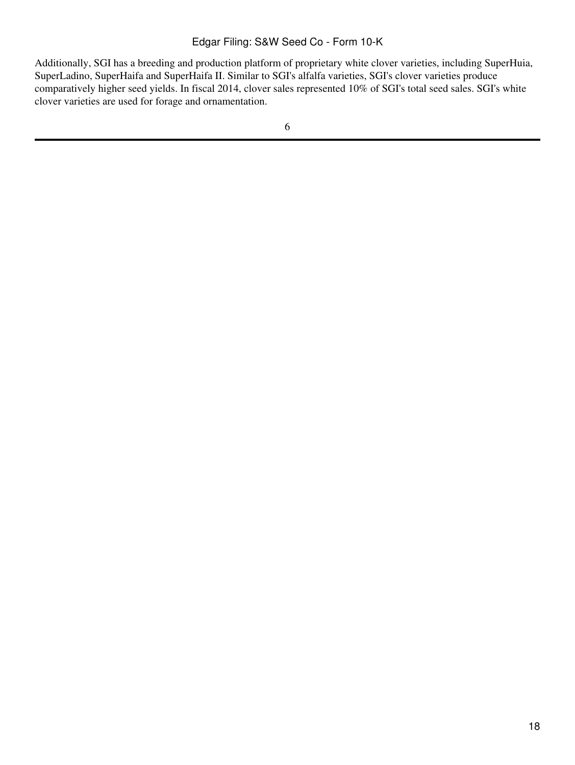Additionally, SGI has a breeding and production platform of proprietary white clover varieties, including SuperHuia, SuperLadino, SuperHaifa and SuperHaifa II. Similar to SGI's alfalfa varieties, SGI's clover varieties produce comparatively higher seed yields. In fiscal 2014, clover sales represented 10% of SGI's total seed sales. SGI's white clover varieties are used for forage and ornamentation.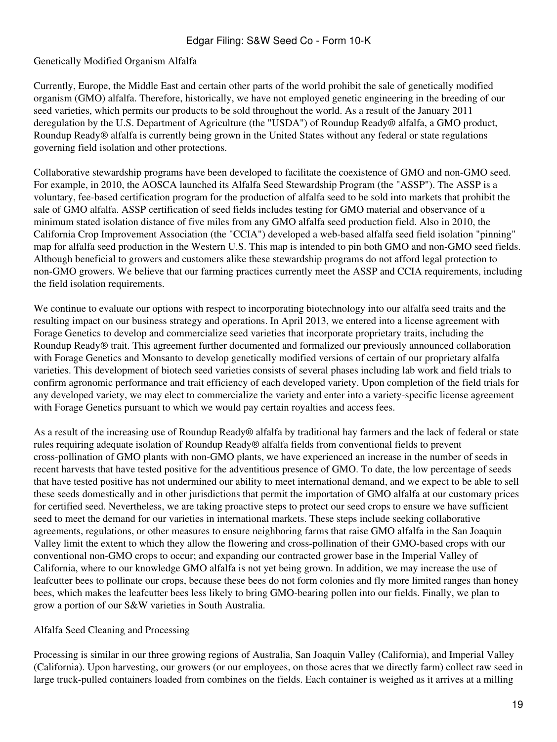## Genetically Modified Organism Alfalfa

Currently, Europe, the Middle East and certain other parts of the world prohibit the sale of genetically modified organism (GMO) alfalfa. Therefore, historically, we have not employed genetic engineering in the breeding of our seed varieties, which permits our products to be sold throughout the world. As a result of the January 2011 deregulation by the U.S. Department of Agriculture (the "USDA") of Roundup Ready® alfalfa, a GMO product, Roundup Ready® alfalfa is currently being grown in the United States without any federal or state regulations governing field isolation and other protections.

Collaborative stewardship programs have been developed to facilitate the coexistence of GMO and non-GMO seed. For example, in 2010, the AOSCA launched its Alfalfa Seed Stewardship Program (the "ASSP"). The ASSP is a voluntary, fee-based certification program for the production of alfalfa seed to be sold into markets that prohibit the sale of GMO alfalfa. ASSP certification of seed fields includes testing for GMO material and observance of a minimum stated isolation distance of five miles from any GMO alfalfa seed production field. Also in 2010, the California Crop Improvement Association (the "CCIA") developed a web-based alfalfa seed field isolation "pinning" map for alfalfa seed production in the Western U.S. This map is intended to pin both GMO and non-GMO seed fields. Although beneficial to growers and customers alike these stewardship programs do not afford legal protection to non-GMO growers. We believe that our farming practices currently meet the ASSP and CCIA requirements, including the field isolation requirements.

We continue to evaluate our options with respect to incorporating biotechnology into our alfalfa seed traits and the resulting impact on our business strategy and operations. In April 2013, we entered into a license agreement with Forage Genetics to develop and commercialize seed varieties that incorporate proprietary traits, including the Roundup Ready® trait. This agreement further documented and formalized our previously announced collaboration with Forage Genetics and Monsanto to develop genetically modified versions of certain of our proprietary alfalfa varieties. This development of biotech seed varieties consists of several phases including lab work and field trials to confirm agronomic performance and trait efficiency of each developed variety. Upon completion of the field trials for any developed variety, we may elect to commercialize the variety and enter into a variety-specific license agreement with Forage Genetics pursuant to which we would pay certain royalties and access fees.

As a result of the increasing use of Roundup Ready® alfalfa by traditional hay farmers and the lack of federal or state rules requiring adequate isolation of Roundup Ready® alfalfa fields from conventional fields to prevent cross-pollination of GMO plants with non-GMO plants, we have experienced an increase in the number of seeds in recent harvests that have tested positive for the adventitious presence of GMO. To date, the low percentage of seeds that have tested positive has not undermined our ability to meet international demand, and we expect to be able to sell these seeds domestically and in other jurisdictions that permit the importation of GMO alfalfa at our customary prices for certified seed. Nevertheless, we are taking proactive steps to protect our seed crops to ensure we have sufficient seed to meet the demand for our varieties in international markets. These steps include seeking collaborative agreements, regulations, or other measures to ensure neighboring farms that raise GMO alfalfa in the San Joaquin Valley limit the extent to which they allow the flowering and cross-pollination of their GMO-based crops with our conventional non-GMO crops to occur; and expanding our contracted grower base in the Imperial Valley of California, where to our knowledge GMO alfalfa is not yet being grown. In addition, we may increase the use of leafcutter bees to pollinate our crops, because these bees do not form colonies and fly more limited ranges than honey bees, which makes the leafcutter bees less likely to bring GMO-bearing pollen into our fields. Finally, we plan to grow a portion of our S&W varieties in South Australia.

## Alfalfa Seed Cleaning and Processing

Processing is similar in our three growing regions of Australia, San Joaquin Valley (California), and Imperial Valley (California). Upon harvesting, our growers (or our employees, on those acres that we directly farm) collect raw seed in large truck-pulled containers loaded from combines on the fields. Each container is weighed as it arrives at a milling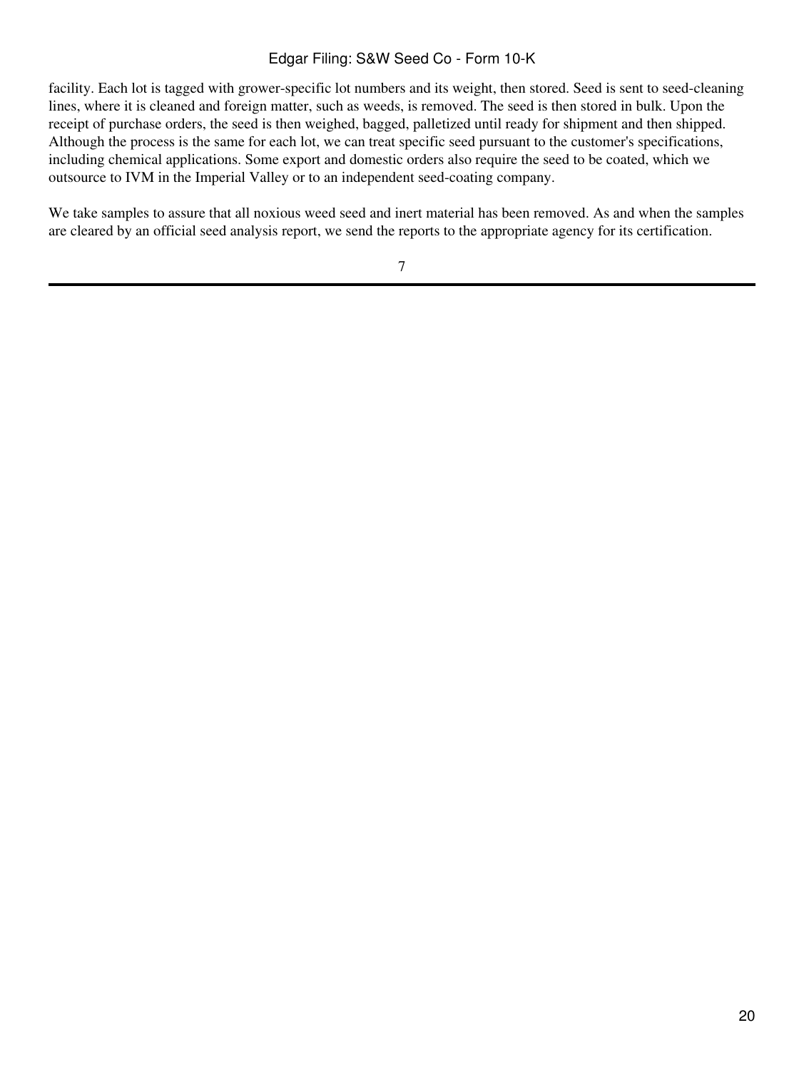facility. Each lot is tagged with grower-specific lot numbers and its weight, then stored. Seed is sent to seed-cleaning lines, where it is cleaned and foreign matter, such as weeds, is removed. The seed is then stored in bulk. Upon the receipt of purchase orders, the seed is then weighed, bagged, palletized until ready for shipment and then shipped. Although the process is the same for each lot, we can treat specific seed pursuant to the customer's specifications, including chemical applications. Some export and domestic orders also require the seed to be coated, which we outsource to IVM in the Imperial Valley or to an independent seed-coating company.

We take samples to assure that all noxious weed seed and inert material has been removed. As and when the samples are cleared by an official seed analysis report, we send the reports to the appropriate agency for its certification.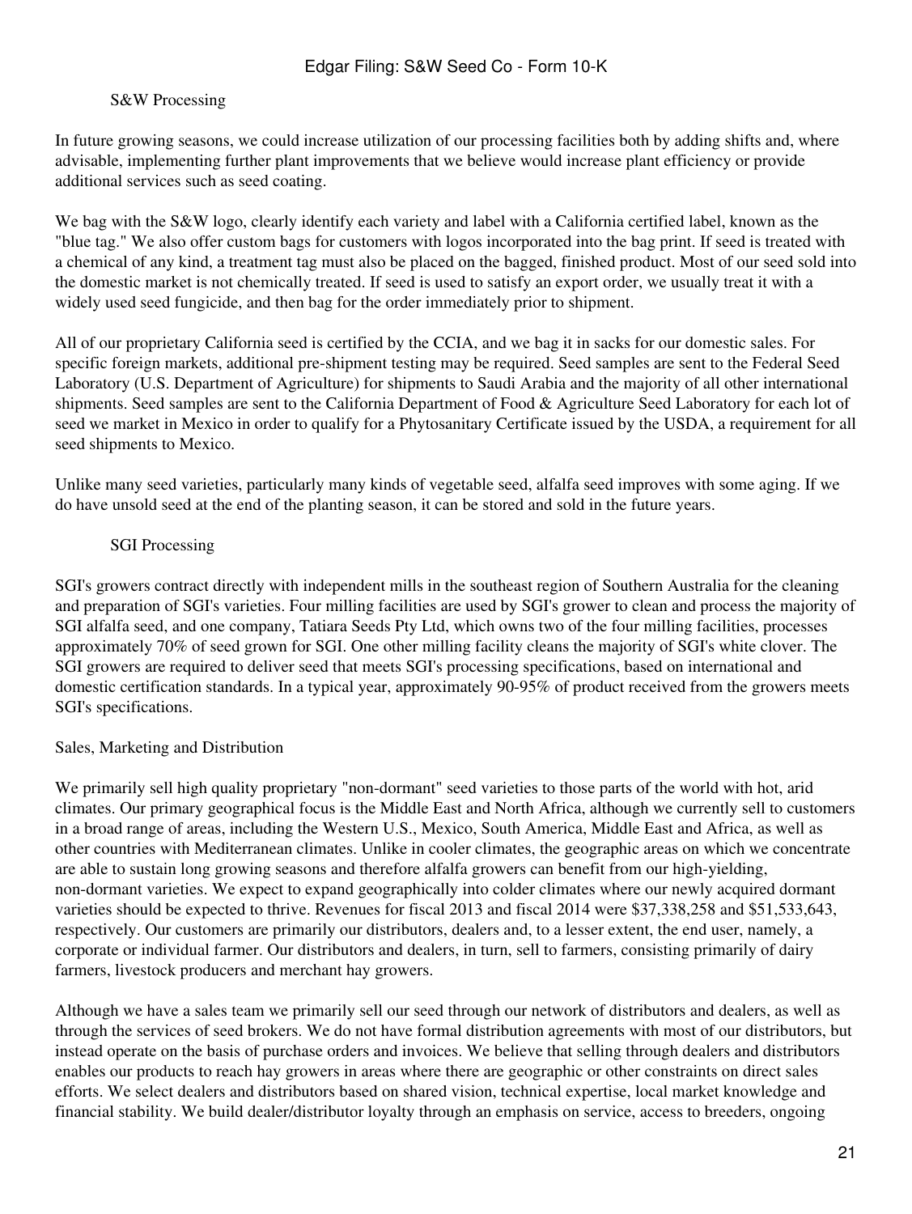### S&W Processing

In future growing seasons, we could increase utilization of our processing facilities both by adding shifts and, where advisable, implementing further plant improvements that we believe would increase plant efficiency or provide additional services such as seed coating.

We bag with the S&W logo, clearly identify each variety and label with a California certified label, known as the "blue tag." We also offer custom bags for customers with logos incorporated into the bag print. If seed is treated with a chemical of any kind, a treatment tag must also be placed on the bagged, finished product. Most of our seed sold into the domestic market is not chemically treated. If seed is used to satisfy an export order, we usually treat it with a widely used seed fungicide, and then bag for the order immediately prior to shipment.

All of our proprietary California seed is certified by the CCIA, and we bag it in sacks for our domestic sales. For specific foreign markets, additional pre-shipment testing may be required. Seed samples are sent to the Federal Seed Laboratory (U.S. Department of Agriculture) for shipments to Saudi Arabia and the majority of all other international shipments. Seed samples are sent to the California Department of Food & Agriculture Seed Laboratory for each lot of seed we market in Mexico in order to qualify for a Phytosanitary Certificate issued by the USDA, a requirement for all seed shipments to Mexico.

Unlike many seed varieties, particularly many kinds of vegetable seed, alfalfa seed improves with some aging. If we do have unsold seed at the end of the planting season, it can be stored and sold in the future years.

### SGI Processing

SGI's growers contract directly with independent mills in the southeast region of Southern Australia for the cleaning and preparation of SGI's varieties. Four milling facilities are used by SGI's grower to clean and process the majority of SGI alfalfa seed, and one company, Tatiara Seeds Pty Ltd, which owns two of the four milling facilities, processes approximately 70% of seed grown for SGI. One other milling facility cleans the majority of SGI's white clover. The SGI growers are required to deliver seed that meets SGI's processing specifications, based on international and domestic certification standards. In a typical year, approximately 90-95% of product received from the growers meets SGI's specifications.

## Sales, Marketing and Distribution

We primarily sell high quality proprietary "non-dormant" seed varieties to those parts of the world with hot, arid climates. Our primary geographical focus is the Middle East and North Africa, although we currently sell to customers in a broad range of areas, including the Western U.S., Mexico, South America, Middle East and Africa, as well as other countries with Mediterranean climates. Unlike in cooler climates, the geographic areas on which we concentrate are able to sustain long growing seasons and therefore alfalfa growers can benefit from our high-yielding, non-dormant varieties. We expect to expand geographically into colder climates where our newly acquired dormant varieties should be expected to thrive. Revenues for fiscal 2013 and fiscal 2014 were $37,338,258 and $51,533,643, respectively. Our customers are primarily our distributors, dealers and, to a lesser extent, the end user, namely, a corporate or individual farmer. Our distributors and dealers, in turn, sell to farmers, consisting primarily of dairy farmers, livestock producers and merchant hay growers.

Although we have a sales team we primarily sell our seed through our network of distributors and dealers, as well as through the services of seed brokers. We do not have formal distribution agreements with most of our distributors, but instead operate on the basis of purchase orders and invoices. We believe that selling through dealers and distributors enables our products to reach hay growers in areas where there are geographic or other constraints on direct sales efforts. We select dealers and distributors based on shared vision, technical expertise, local market knowledge and financial stability. We build dealer/distributor loyalty through an emphasis on service, access to breeders, ongoing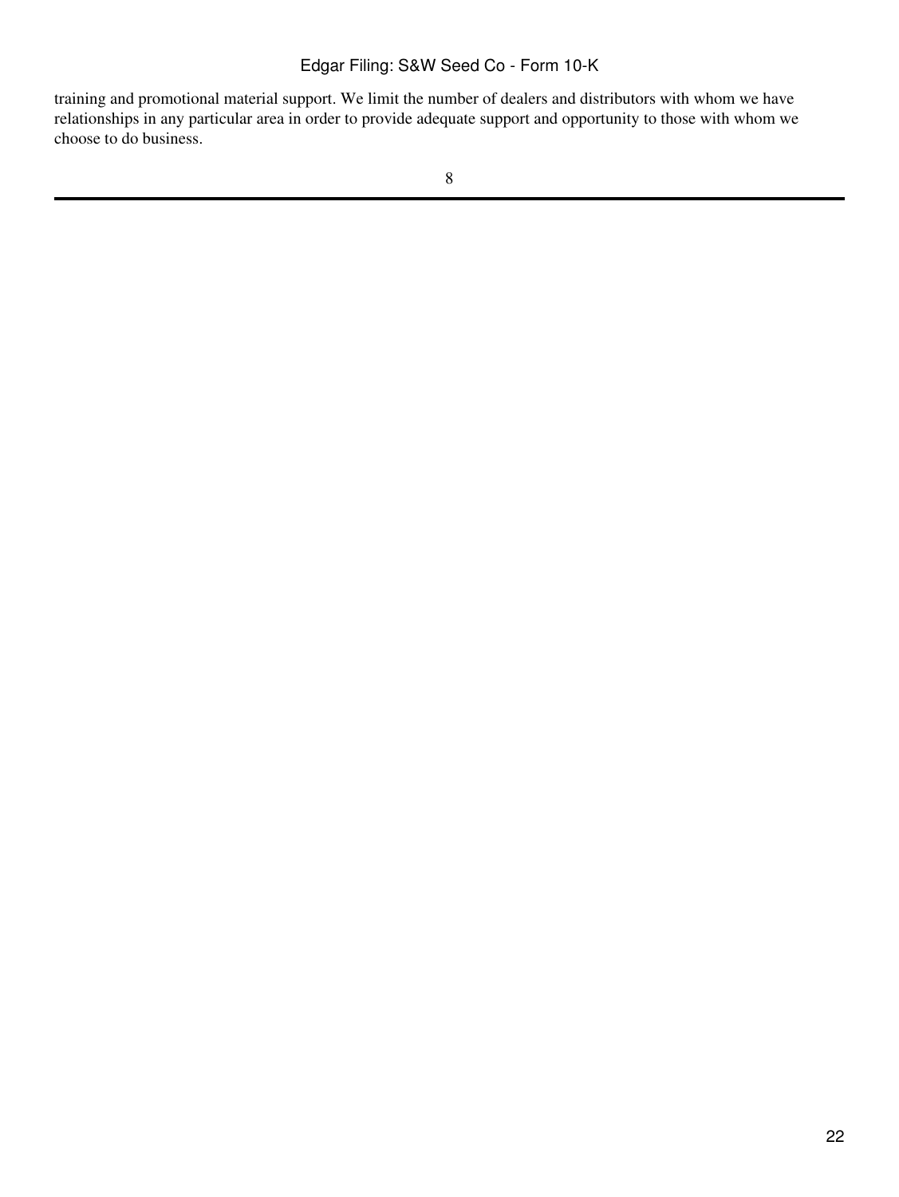training and promotional material support. We limit the number of dealers and distributors with whom we have relationships in any particular area in order to provide adequate support and opportunity to those with whom we choose to do business.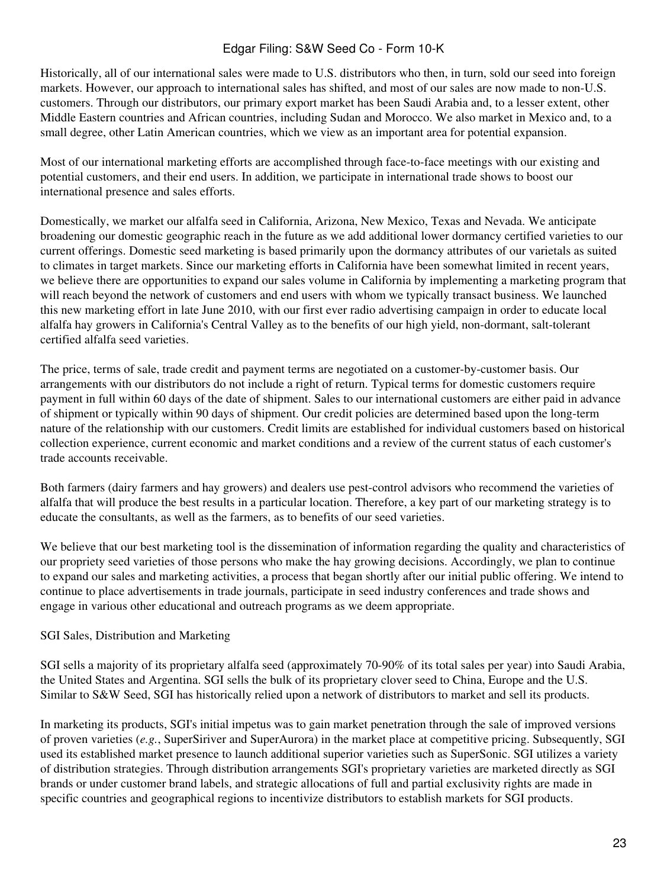Historically, all of our international sales were made to U.S. distributors who then, in turn, sold our seed into foreign markets. However, our approach to international sales has shifted, and most of our sales are now made to non-U.S. customers. Through our distributors, our primary export market has been Saudi Arabia and, to a lesser extent, other Middle Eastern countries and African countries, including Sudan and Morocco. We also market in Mexico and, to a small degree, other Latin American countries, which we view as an important area for potential expansion.

Most of our international marketing efforts are accomplished through face-to-face meetings with our existing and potential customers, and their end users. In addition, we participate in international trade shows to boost our international presence and sales efforts.

Domestically, we market our alfalfa seed in California, Arizona, New Mexico, Texas and Nevada. We anticipate broadening our domestic geographic reach in the future as we add additional lower dormancy certified varieties to our current offerings. Domestic seed marketing is based primarily upon the dormancy attributes of our varietals as suited to climates in target markets. Since our marketing efforts in California have been somewhat limited in recent years, we believe there are opportunities to expand our sales volume in California by implementing a marketing program that will reach beyond the network of customers and end users with whom we typically transact business. We launched this new marketing effort in late June 2010, with our first ever radio advertising campaign in order to educate local alfalfa hay growers in California's Central Valley as to the benefits of our high yield, non-dormant, salt-tolerant certified alfalfa seed varieties.

The price, terms of sale, trade credit and payment terms are negotiated on a customer-by-customer basis. Our arrangements with our distributors do not include a right of return. Typical terms for domestic customers require payment in full within 60 days of the date of shipment. Sales to our international customers are either paid in advance of shipment or typically within 90 days of shipment. Our credit policies are determined based upon the long-term nature of the relationship with our customers. Credit limits are established for individual customers based on historical collection experience, current economic and market conditions and a review of the current status of each customer's trade accounts receivable.

Both farmers (dairy farmers and hay growers) and dealers use pest-control advisors who recommend the varieties of alfalfa that will produce the best results in a particular location. Therefore, a key part of our marketing strategy is to educate the consultants, as well as the farmers, as to benefits of our seed varieties.

We believe that our best marketing tool is the dissemination of information regarding the quality and characteristics of our propriety seed varieties of those persons who make the hay growing decisions. Accordingly, we plan to continue to expand our sales and marketing activities, a process that began shortly after our initial public offering. We intend to continue to place advertisements in trade journals, participate in seed industry conferences and trade shows and engage in various other educational and outreach programs as we deem appropriate.

SGI Sales, Distribution and Marketing

SGI sells a majority of its proprietary alfalfa seed (approximately 70-90% of its total sales per year) into Saudi Arabia, the United States and Argentina. SGI sells the bulk of its proprietary clover seed to China, Europe and the U.S. Similar to S&W Seed, SGI has historically relied upon a network of distributors to market and sell its products.

In marketing its products, SGI's initial impetus was to gain market penetration through the sale of improved versions of proven varieties (*e.g.*, SuperSiriver and SuperAurora) in the market place at competitive pricing. Subsequently, SGI used its established market presence to launch additional superior varieties such as SuperSonic. SGI utilizes a variety of distribution strategies. Through distribution arrangements SGI's proprietary varieties are marketed directly as SGI brands or under customer brand labels, and strategic allocations of full and partial exclusivity rights are made in specific countries and geographical regions to incentivize distributors to establish markets for SGI products.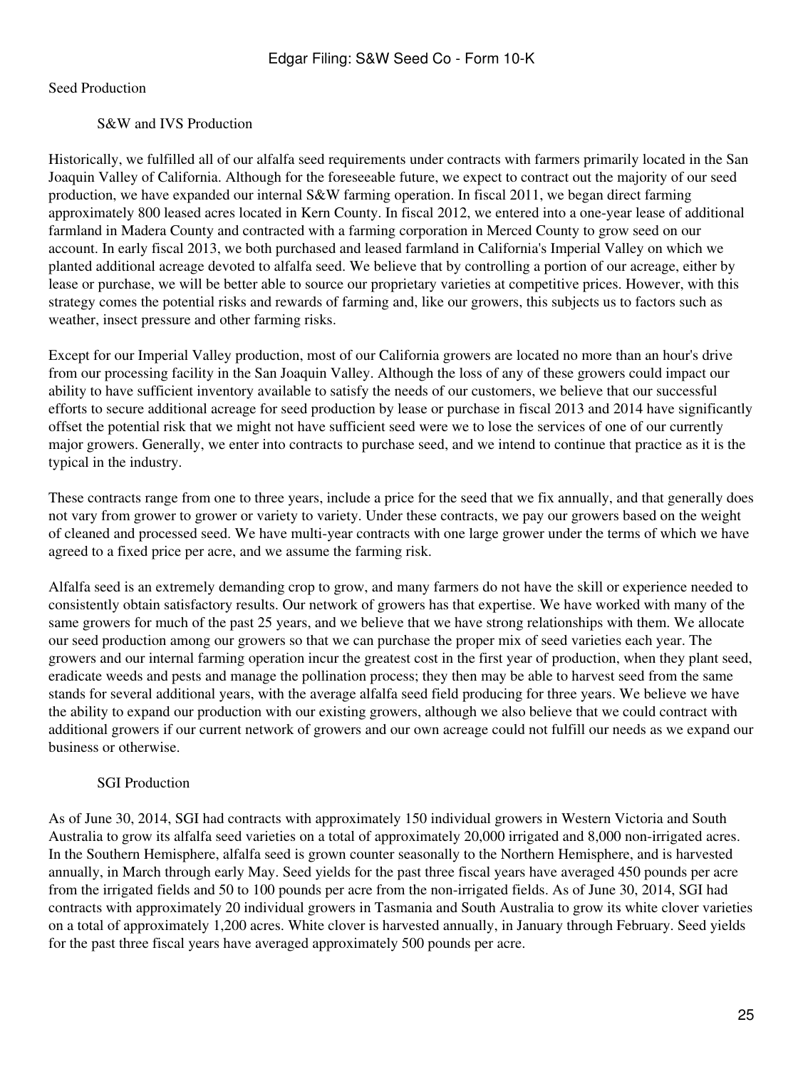## Seed Production

### S&W and IVS Production

Historically, we fulfilled all of our alfalfa seed requirements under contracts with farmers primarily located in the San Joaquin Valley of California. Although for the foreseeable future, we expect to contract out the majority of our seed production, we have expanded our internal S&W farming operation. In fiscal 2011, we began direct farming approximately 800 leased acres located in Kern County. In fiscal 2012, we entered into a one-year lease of additional farmland in Madera County and contracted with a farming corporation in Merced County to grow seed on our account. In early fiscal 2013, we both purchased and leased farmland in California's Imperial Valley on which we planted additional acreage devoted to alfalfa seed. We believe that by controlling a portion of our acreage, either by lease or purchase, we will be better able to source our proprietary varieties at competitive prices. However, with this strategy comes the potential risks and rewards of farming and, like our growers, this subjects us to factors such as weather, insect pressure and other farming risks.

Except for our Imperial Valley production, most of our California growers are located no more than an hour's drive from our processing facility in the San Joaquin Valley. Although the loss of any of these growers could impact our ability to have sufficient inventory available to satisfy the needs of our customers, we believe that our successful efforts to secure additional acreage for seed production by lease or purchase in fiscal 2013 and 2014 have significantly offset the potential risk that we might not have sufficient seed were we to lose the services of one of our currently major growers. Generally, we enter into contracts to purchase seed, and we intend to continue that practice as it is the typical in the industry.

These contracts range from one to three years, include a price for the seed that we fix annually, and that generally does not vary from grower to grower or variety to variety. Under these contracts, we pay our growers based on the weight of cleaned and processed seed. We have multi-year contracts with one large grower under the terms of which we have agreed to a fixed price per acre, and we assume the farming risk.

Alfalfa seed is an extremely demanding crop to grow, and many farmers do not have the skill or experience needed to consistently obtain satisfactory results. Our network of growers has that expertise. We have worked with many of the same growers for much of the past 25 years, and we believe that we have strong relationships with them. We allocate our seed production among our growers so that we can purchase the proper mix of seed varieties each year. The growers and our internal farming operation incur the greatest cost in the first year of production, when they plant seed, eradicate weeds and pests and manage the pollination process; they then may be able to harvest seed from the same stands for several additional years, with the average alfalfa seed field producing for three years. We believe we have the ability to expand our production with our existing growers, although we also believe that we could contract with additional growers if our current network of growers and our own acreage could not fulfill our needs as we expand our business or otherwise.

### SGI Production

As of June 30, 2014, SGI had contracts with approximately 150 individual growers in Western Victoria and South Australia to grow its alfalfa seed varieties on a total of approximately 20,000 irrigated and 8,000 non-irrigated acres. In the Southern Hemisphere, alfalfa seed is grown counter seasonally to the Northern Hemisphere, and is harvested annually, in March through early May. Seed yields for the past three fiscal years have averaged 450 pounds per acre from the irrigated fields and 50 to 100 pounds per acre from the non-irrigated fields. As of June 30, 2014, SGI had contracts with approximately 20 individual growers in Tasmania and South Australia to grow its white clover varieties on a total of approximately 1,200 acres. White clover is harvested annually, in January through February. Seed yields for the past three fiscal years have averaged approximately 500 pounds per acre.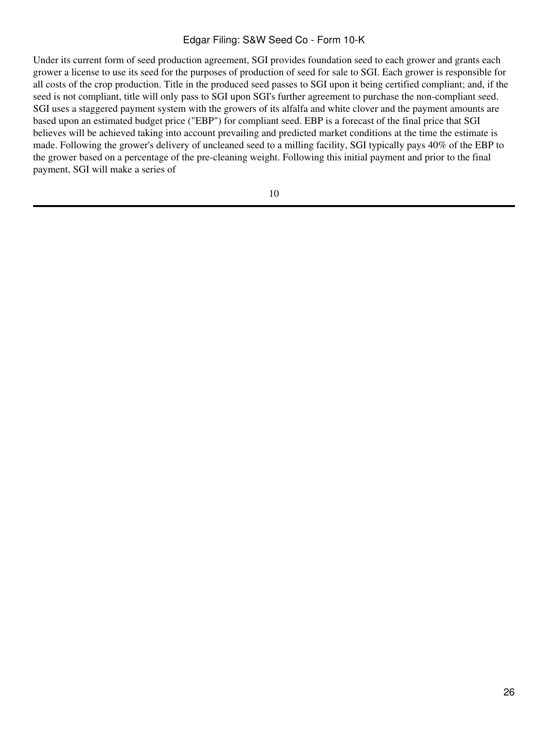Under its current form of seed production agreement, SGI provides foundation seed to each grower and grants each grower a license to use its seed for the purposes of production of seed for sale to SGI. Each grower is responsible for all costs of the crop production. Title in the produced seed passes to SGI upon it being certified compliant; and, if the seed is not compliant, title will only pass to SGI upon SGI's further agreement to purchase the non-compliant seed. SGI uses a staggered payment system with the growers of its alfalfa and white clover and the payment amounts are based upon an estimated budget price ("EBP") for compliant seed. EBP is a forecast of the final price that SGI believes will be achieved taking into account prevailing and predicted market conditions at the time the estimate is made. Following the grower's delivery of uncleaned seed to a milling facility, SGI typically pays 40% of the EBP to the grower based on a percentage of the pre-cleaning weight. Following this initial payment and prior to the final payment, SGI will make a series of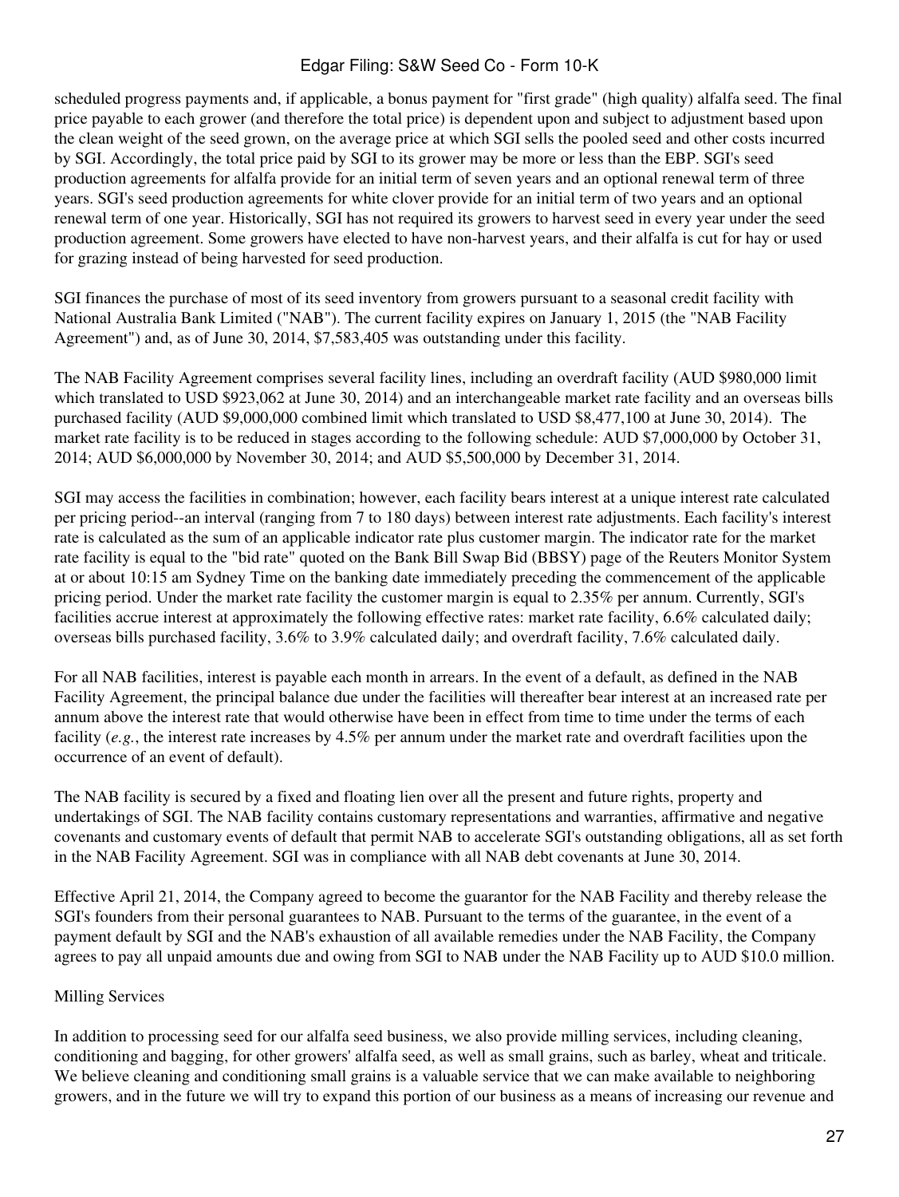scheduled progress payments and, if applicable, a bonus payment for "first grade" (high quality) alfalfa seed. The final price payable to each grower (and therefore the total price) is dependent upon and subject to adjustment based upon the clean weight of the seed grown, on the average price at which SGI sells the pooled seed and other costs incurred by SGI. Accordingly, the total price paid by SGI to its grower may be more or less than the EBP. SGI's seed production agreements for alfalfa provide for an initial term of seven years and an optional renewal term of three years. SGI's seed production agreements for white clover provide for an initial term of two years and an optional renewal term of one year. Historically, SGI has not required its growers to harvest seed in every year under the seed production agreement. Some growers have elected to have non-harvest years, and their alfalfa is cut for hay or used for grazing instead of being harvested for seed production.

SGI finances the purchase of most of its seed inventory from growers pursuant to a seasonal credit facility with National Australia Bank Limited ("NAB"). The current facility expires on January 1, 2015 (the "NAB Facility Agreement") and, as of June 30, 2014, $7,583,405 was outstanding under this facility.

The NAB Facility Agreement comprises several facility lines, including an overdraft facility (AUD $980,000 limit which translated to USD $923,062 at June 30, 2014) and an interchangeable market rate facility and an overseas bills purchased facility (AUD $9,000,000 combined limit which translated to USD $8,477,100 at June 30, 2014). The market rate facility is to be reduced in stages according to the following schedule: AUD $7,000,000 by October 31, 2014; AUD $6,000,000 by November 30, 2014; and AUD $5,500,000 by December 31, 2014.

SGI may access the facilities in combination; however, each facility bears interest at a unique interest rate calculated per pricing period--an interval (ranging from 7 to 180 days) between interest rate adjustments. Each facility's interest rate is calculated as the sum of an applicable indicator rate plus customer margin. The indicator rate for the market rate facility is equal to the "bid rate" quoted on the Bank Bill Swap Bid (BBSY) page of the Reuters Monitor System at or about 10:15 am Sydney Time on the banking date immediately preceding the commencement of the applicable pricing period. Under the market rate facility the customer margin is equal to 2.35% per annum. Currently, SGI's facilities accrue interest at approximately the following effective rates: market rate facility, 6.6% calculated daily; overseas bills purchased facility, 3.6% to 3.9% calculated daily; and overdraft facility, 7.6% calculated daily.

For all NAB facilities, interest is payable each month in arrears. In the event of a default, as defined in the NAB Facility Agreement, the principal balance due under the facilities will thereafter bear interest at an increased rate per annum above the interest rate that would otherwise have been in effect from time to time under the terms of each facility (*e.g.*, the interest rate increases by 4.5% per annum under the market rate and overdraft facilities upon the occurrence of an event of default).

The NAB facility is secured by a fixed and floating lien over all the present and future rights, property and undertakings of SGI. The NAB facility contains customary representations and warranties, affirmative and negative covenants and customary events of default that permit NAB to accelerate SGI's outstanding obligations, all as set forth in the NAB Facility Agreement. SGI was in compliance with all NAB debt covenants at June 30, 2014.

Effective April 21, 2014, the Company agreed to become the guarantor for the NAB Facility and thereby release the SGI's founders from their personal guarantees to NAB. Pursuant to the terms of the guarantee, in the event of a payment default by SGI and the NAB's exhaustion of all available remedies under the NAB Facility, the Company agrees to pay all unpaid amounts due and owing from SGI to NAB under the NAB Facility up to AUD $10.0 million.

Milling Services

In addition to processing seed for our alfalfa seed business, we also provide milling services, including cleaning, conditioning and bagging, for other growers' alfalfa seed, as well as small grains, such as barley, wheat and triticale. We believe cleaning and conditioning small grains is a valuable service that we can make available to neighboring growers, and in the future we will try to expand this portion of our business as a means of increasing our revenue and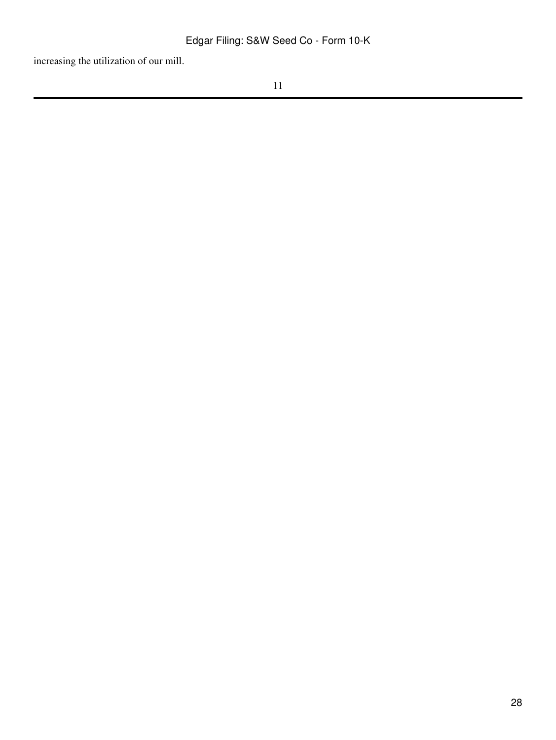increasing the utilization of our mill.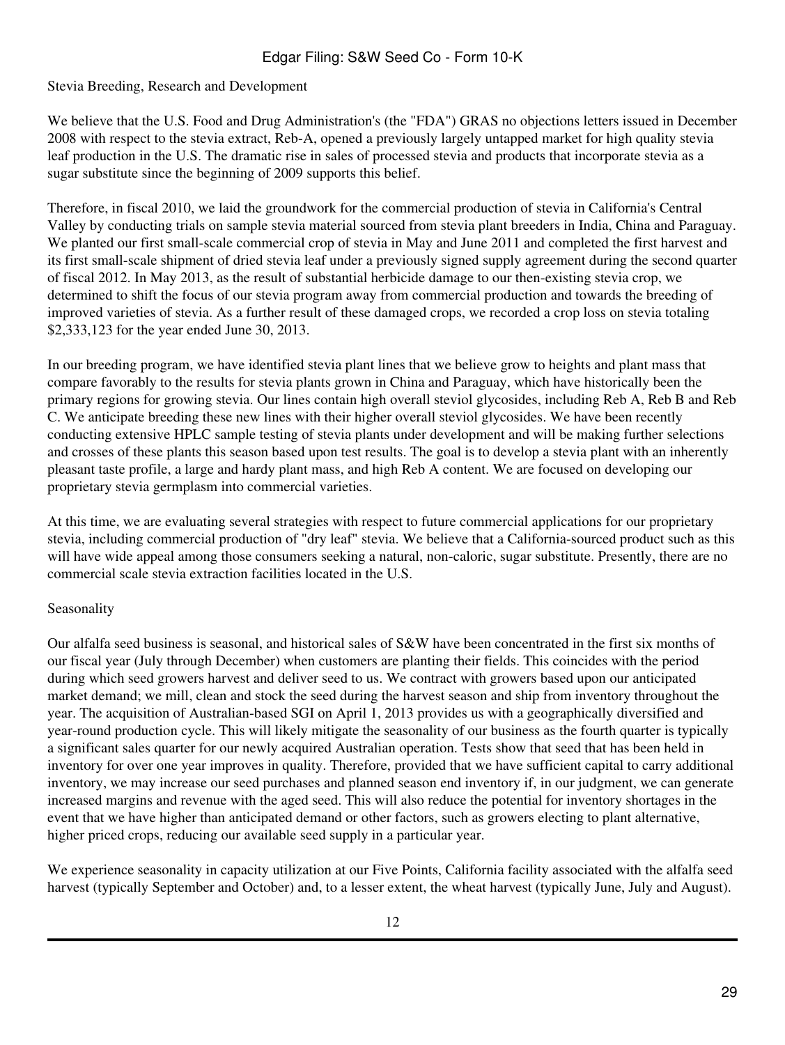### Stevia Breeding, Research and Development

We believe that the U.S. Food and Drug Administration's (the "FDA") GRAS no objections letters issued in December 2008 with respect to the stevia extract, Reb-A, opened a previously largely untapped market for high quality stevia leaf production in the U.S. The dramatic rise in sales of processed stevia and products that incorporate stevia as a sugar substitute since the beginning of 2009 supports this belief.

Therefore, in fiscal 2010, we laid the groundwork for the commercial production of stevia in California's Central Valley by conducting trials on sample stevia material sourced from stevia plant breeders in India, China and Paraguay. We planted our first small-scale commercial crop of stevia in May and June 2011 and completed the first harvest and its first small-scale shipment of dried stevia leaf under a previously signed supply agreement during the second quarter of fiscal 2012. In May 2013, as the result of substantial herbicide damage to our then-existing stevia crop, we determined to shift the focus of our stevia program away from commercial production and towards the breeding of improved varieties of stevia. As a further result of these damaged crops, we recorded a crop loss on stevia totaling $2,333,123 for the year ended June 30, 2013.

In our breeding program, we have identified stevia plant lines that we believe grow to heights and plant mass that compare favorably to the results for stevia plants grown in China and Paraguay, which have historically been the primary regions for growing stevia. Our lines contain high overall steviol glycosides, including Reb A, Reb B and Reb C. We anticipate breeding these new lines with their higher overall steviol glycosides. We have been recently conducting extensive HPLC sample testing of stevia plants under development and will be making further selections and crosses of these plants this season based upon test results. The goal is to develop a stevia plant with an inherently pleasant taste profile, a large and hardy plant mass, and high Reb A content. We are focused on developing our proprietary stevia germplasm into commercial varieties.

At this time, we are evaluating several strategies with respect to future commercial applications for our proprietary stevia, including commercial production of "dry leaf" stevia. We believe that a California-sourced product such as this will have wide appeal among those consumers seeking a natural, non-caloric, sugar substitute. Presently, there are no commercial scale stevia extraction facilities located in the U.S.

### Seasonality

Our alfalfa seed business is seasonal, and historical sales of S&W have been concentrated in the first six months of our fiscal year (July through December) when customers are planting their fields. This coincides with the period during which seed growers harvest and deliver seed to us. We contract with growers based upon our anticipated market demand; we mill, clean and stock the seed during the harvest season and ship from inventory throughout the year. The acquisition of Australian-based SGI on April 1, 2013 provides us with a geographically diversified and year-round production cycle. This will likely mitigate the seasonality of our business as the fourth quarter is typically a significant sales quarter for our newly acquired Australian operation. Tests show that seed that has been held in inventory for over one year improves in quality. Therefore, provided that we have sufficient capital to carry additional inventory, we may increase our seed purchases and planned season end inventory if, in our judgment, we can generate increased margins and revenue with the aged seed. This will also reduce the potential for inventory shortages in the event that we have higher than anticipated demand or other factors, such as growers electing to plant alternative, higher priced crops, reducing our available seed supply in a particular year.

We experience seasonality in capacity utilization at our Five Points, California facility associated with the alfalfa seed harvest (typically September and October) and, to a lesser extent, the wheat harvest (typically June, July and August).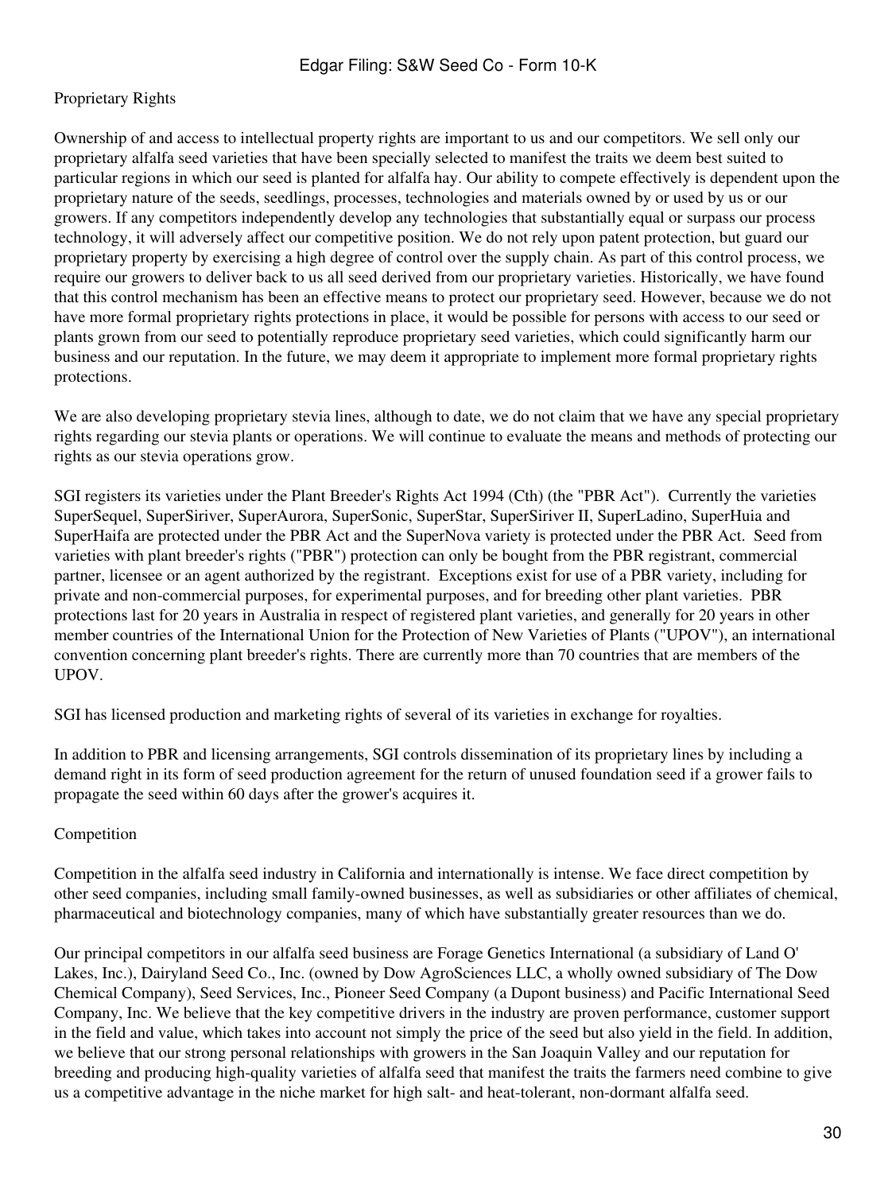## Proprietary Rights

Ownership of and access to intellectual property rights are important to us and our competitors. We sell only our proprietary alfalfa seed varieties that have been specially selected to manifest the traits we deem best suited to particular regions in which our seed is planted for alfalfa hay. Our ability to compete effectively is dependent upon the proprietary nature of the seeds, seedlings, processes, technologies and materials owned by or used by us or our growers. If any competitors independently develop any technologies that substantially equal or surpass our process technology, it will adversely affect our competitive position. We do not rely upon patent protection, but guard our proprietary property by exercising a high degree of control over the supply chain. As part of this control process, we require our growers to deliver back to us all seed derived from our proprietary varieties. Historically, we have found that this control mechanism has been an effective means to protect our proprietary seed. However, because we do not have more formal proprietary rights protections in place, it would be possible for persons with access to our seed or plants grown from our seed to potentially reproduce proprietary seed varieties, which could significantly harm our business and our reputation. In the future, we may deem it appropriate to implement more formal proprietary rights protections.

We are also developing proprietary stevia lines, although to date, we do not claim that we have any special proprietary rights regarding our stevia plants or operations. We will continue to evaluate the means and methods of protecting our rights as our stevia operations grow.

SGI registers its varieties under the Plant Breeder's Rights Act 1994 (Cth) (the "PBR Act"). Currently the varieties SuperSequel, SuperSiriver, SuperAurora, SuperSonic, SuperStar, SuperSiriver II, SuperLadino, SuperHuia and SuperHaifa are protected under the PBR Act and the SuperNova variety is protected under the PBR Act. Seed from varieties with plant breeder's rights ("PBR") protection can only be bought from the PBR registrant, commercial partner, licensee or an agent authorized by the registrant. Exceptions exist for use of a PBR variety, including for private and non-commercial purposes, for experimental purposes, and for breeding other plant varieties. PBR protections last for 20 years in Australia in respect of registered plant varieties, and generally for 20 years in other member countries of the International Union for the Protection of New Varieties of Plants ("UPOV"), an international convention concerning plant breeder's rights. There are currently more than 70 countries that are members of the UPOV.

SGI has licensed production and marketing rights of several of its varieties in exchange for royalties.

In addition to PBR and licensing arrangements, SGI controls dissemination of its proprietary lines by including a demand right in its form of seed production agreement for the return of unused foundation seed if a grower fails to propagate the seed within 60 days after the grower's acquires it.

## Competition

Competition in the alfalfa seed industry in California and internationally is intense. We face direct competition by other seed companies, including small family-owned businesses, as well as subsidiaries or other affiliates of chemical, pharmaceutical and biotechnology companies, many of which have substantially greater resources than we do.

Our principal competitors in our alfalfa seed business are Forage Genetics International (a subsidiary of Land O' Lakes, Inc.), Dairyland Seed Co., Inc. (owned by Dow AgroSciences LLC, a wholly owned subsidiary of The Dow Chemical Company), Seed Services, Inc., Pioneer Seed Company (a Dupont business) and Pacific International Seed Company, Inc. We believe that the key competitive drivers in the industry are proven performance, customer support in the field and value, which takes into account not simply the price of the seed but also yield in the field. In addition, we believe that our strong personal relationships with growers in the San Joaquin Valley and our reputation for breeding and producing high-quality varieties of alfalfa seed that manifest the traits the farmers need combine to give us a competitive advantage in the niche market for high salt- and heat-tolerant, non-dormant alfalfa seed.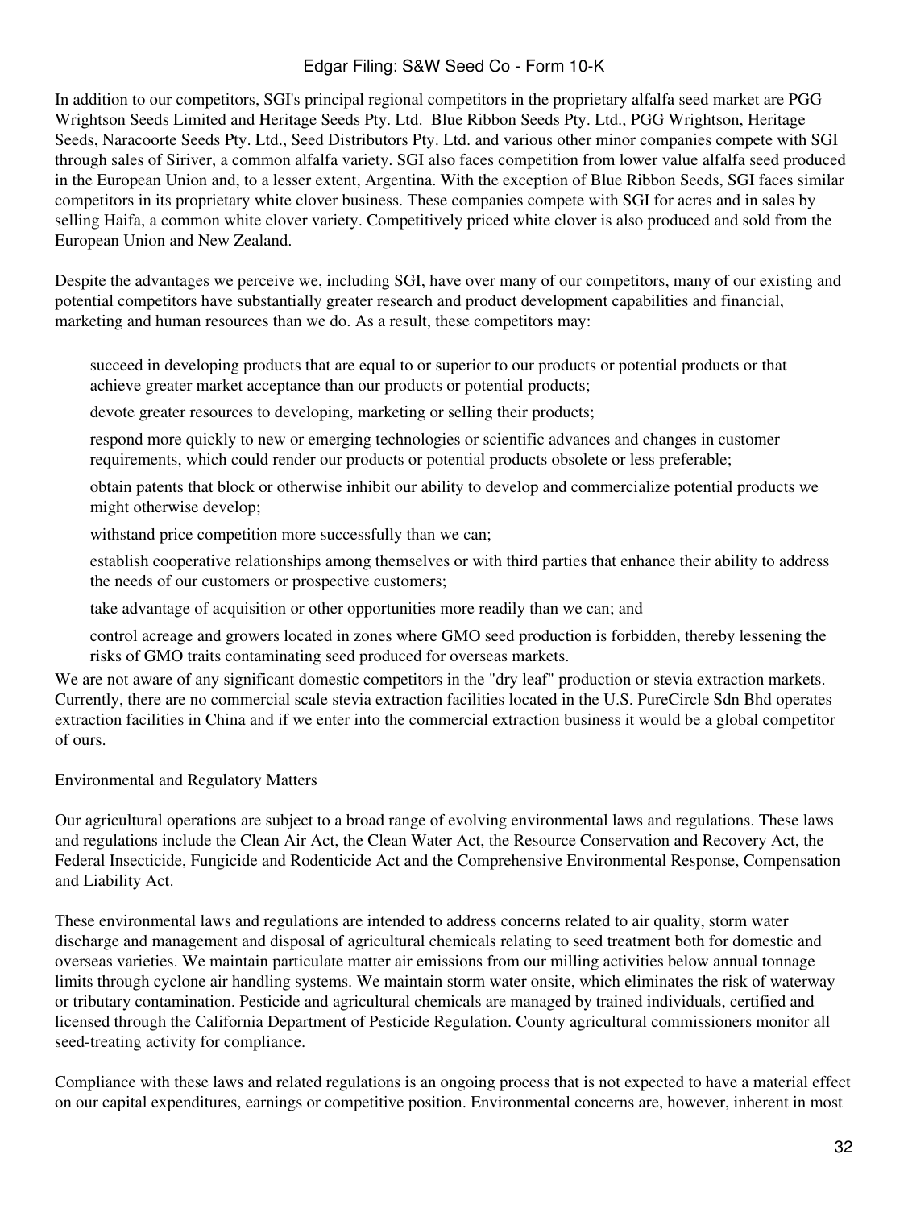In addition to our competitors, SGI's principal regional competitors in the proprietary alfalfa seed market are PGG Wrightson Seeds Limited and Heritage Seeds Pty. Ltd.  Blue Ribbon Seeds Pty. Ltd., PGG Wrightson, Heritage Seeds, Naracoorte Seeds Pty. Ltd., Seed Distributors Pty. Ltd. and various other minor companies compete with SGI through sales of Siriver, a common alfalfa variety. SGI also faces competition from lower value alfalfa seed produced in the European Union and, to a lesser extent, Argentina. With the exception of Blue Ribbon Seeds, SGI faces similar competitors in its proprietary white clover business. These companies compete with SGI for acres and in sales by selling Haifa, a common white clover variety. Competitively priced white clover is also produced and sold from the European Union and New Zealand.

Despite the advantages we perceive we, including SGI, have over many of our competitors, many of our existing and potential competitors have substantially greater research and product development capabilities and financial, marketing and human resources than we do. As a result, these competitors may:

- succeed in developing products that are equal to or superior to our products or potential products or that achieve greater market acceptance than our products or potential products;
- devote greater resources to developing, marketing or selling their products;
- respond more quickly to new or emerging technologies or scientific advances and changes in customer requirements, which could render our products or potential products obsolete or less preferable;
- obtain patents that block or otherwise inhibit our ability to develop and commercialize potential products we might otherwise develop;
- withstand price competition more successfully than we can;
- establish cooperative relationships among themselves or with third parties that enhance their ability to address the needs of our customers or prospective customers;
- take advantage of acquisition or other opportunities more readily than we can; and
- control acreage and growers located in zones where GMO seed production is forbidden, thereby lessening the risks of GMO traits contaminating seed produced for overseas markets.

We are not aware of any significant domestic competitors in the "dry leaf" production or stevia extraction markets. Currently, there are no commercial scale stevia extraction facilities located in the U.S. PureCircle Sdn Bhd operates extraction facilities in China and if we enter into the commercial extraction business it would be a global competitor of ours.

Environmental and Regulatory Matters

Our agricultural operations are subject to a broad range of evolving environmental laws and regulations. These laws and regulations include the Clean Air Act, the Clean Water Act, the Resource Conservation and Recovery Act, the Federal Insecticide, Fungicide and Rodenticide Act and the Comprehensive Environmental Response, Compensation and Liability Act.

These environmental laws and regulations are intended to address concerns related to air quality, storm water discharge and management and disposal of agricultural chemicals relating to seed treatment both for domestic and overseas varieties. We maintain particulate matter air emissions from our milling activities below annual tonnage limits through cyclone air handling systems. We maintain storm water onsite, which eliminates the risk of waterway or tributary contamination. Pesticide and agricultural chemicals are managed by trained individuals, certified and licensed through the California Department of Pesticide Regulation. County agricultural commissioners monitor all seed-treating activity for compliance.

Compliance with these laws and related regulations is an ongoing process that is not expected to have a material effect on our capital expenditures, earnings or competitive position. Environmental concerns are, however, inherent in most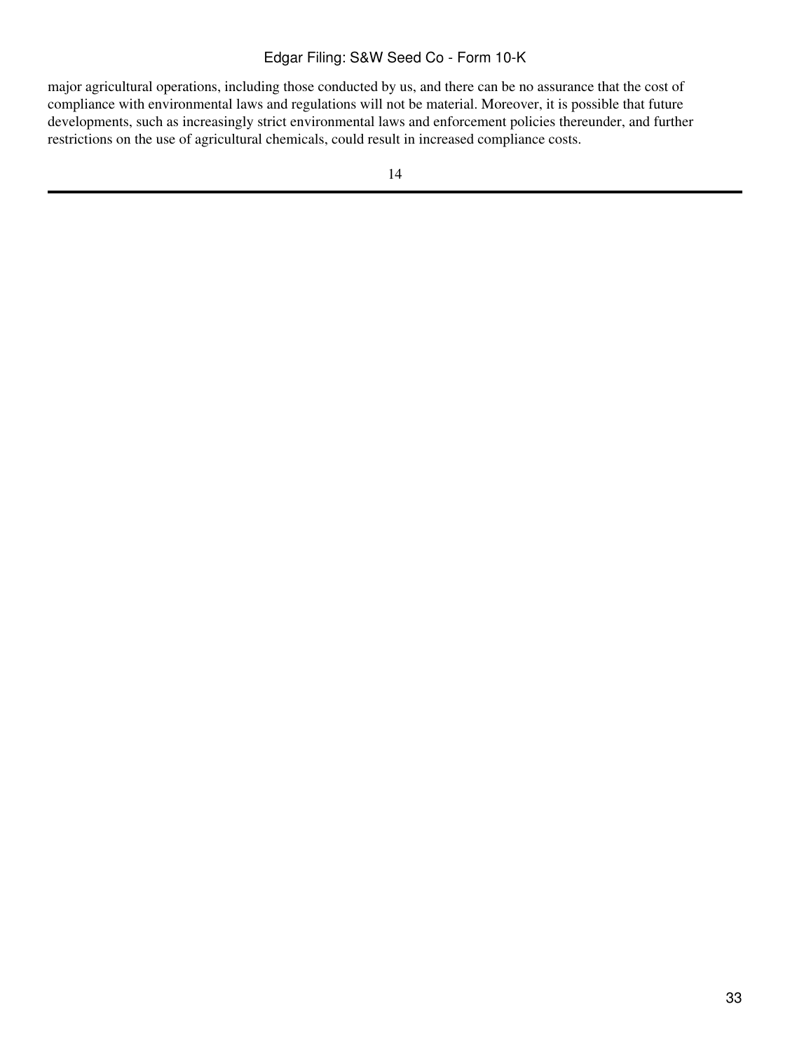major agricultural operations, including those conducted by us, and there can be no assurance that the cost of compliance with environmental laws and regulations will not be material. Moreover, it is possible that future developments, such as increasingly strict environmental laws and enforcement policies thereunder, and further restrictions on the use of agricultural chemicals, could result in increased compliance costs.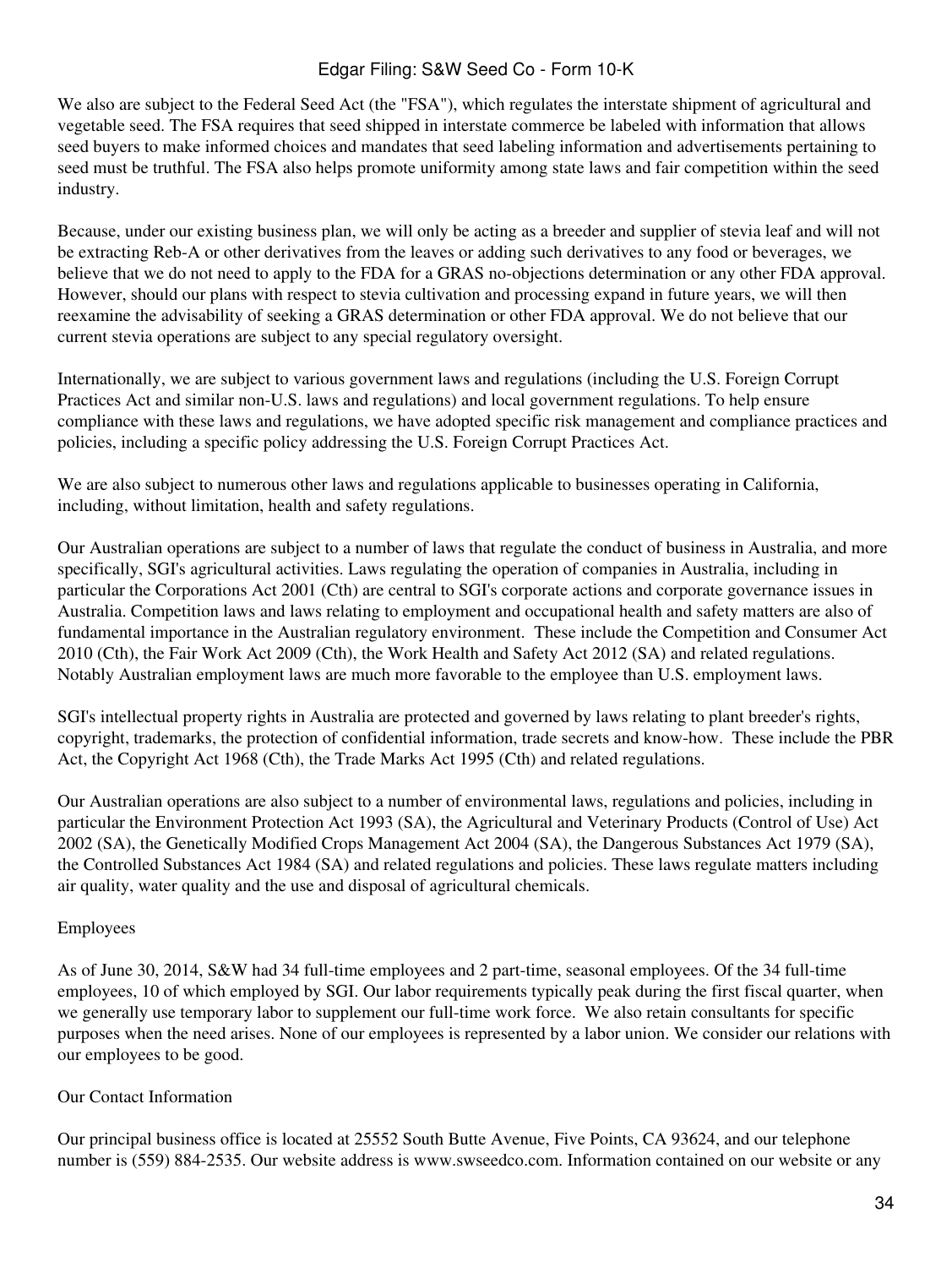We also are subject to the Federal Seed Act (the "FSA"), which regulates the interstate shipment of agricultural and vegetable seed. The FSA requires that seed shipped in interstate commerce be labeled with information that allows seed buyers to make informed choices and mandates that seed labeling information and advertisements pertaining to seed must be truthful. The FSA also helps promote uniformity among state laws and fair competition within the seed industry.

Because, under our existing business plan, we will only be acting as a breeder and supplier of stevia leaf and will not be extracting Reb-A or other derivatives from the leaves or adding such derivatives to any food or beverages, we believe that we do not need to apply to the FDA for a GRAS no-objections determination or any other FDA approval. However, should our plans with respect to stevia cultivation and processing expand in future years, we will then reexamine the advisability of seeking a GRAS determination or other FDA approval. We do not believe that our current stevia operations are subject to any special regulatory oversight.

Internationally, we are subject to various government laws and regulations (including the U.S. Foreign Corrupt Practices Act and similar non-U.S. laws and regulations) and local government regulations. To help ensure compliance with these laws and regulations, we have adopted specific risk management and compliance practices and policies, including a specific policy addressing the U.S. Foreign Corrupt Practices Act.

We are also subject to numerous other laws and regulations applicable to businesses operating in California, including, without limitation, health and safety regulations.

Our Australian operations are subject to a number of laws that regulate the conduct of business in Australia, and more specifically, SGI's agricultural activities. Laws regulating the operation of companies in Australia, including in particular the Corporations Act 2001 (Cth) are central to SGI's corporate actions and corporate governance issues in Australia. Competition laws and laws relating to employment and occupational health and safety matters are also of fundamental importance in the Australian regulatory environment. These include the Competition and Consumer Act 2010 (Cth), the Fair Work Act 2009 (Cth), the Work Health and Safety Act 2012 (SA) and related regulations. Notably Australian employment laws are much more favorable to the employee than U.S. employment laws.

SGI's intellectual property rights in Australia are protected and governed by laws relating to plant breeder's rights, copyright, trademarks, the protection of confidential information, trade secrets and know-how. These include the PBR Act, the Copyright Act 1968 (Cth), the Trade Marks Act 1995 (Cth) and related regulations.

Our Australian operations are also subject to a number of environmental laws, regulations and policies, including in particular the Environment Protection Act 1993 (SA), the Agricultural and Veterinary Products (Control of Use) Act 2002 (SA), the Genetically Modified Crops Management Act 2004 (SA), the Dangerous Substances Act 1979 (SA), the Controlled Substances Act 1984 (SA) and related regulations and policies. These laws regulate matters including air quality, water quality and the use and disposal of agricultural chemicals.

## Employees

As of June 30, 2014, S&W had 34 full-time employees and 2 part-time, seasonal employees. Of the 34 full-time employees, 10 of which employed by SGI. Our labor requirements typically peak during the first fiscal quarter, when we generally use temporary labor to supplement our full-time work force. We also retain consultants for specific purposes when the need arises. None of our employees is represented by a labor union. We consider our relations with our employees to be good.

## Our Contact Information

Our principal business office is located at 25552 South Butte Avenue, Five Points, CA 93624, and our telephone number is (559) 884-2535. Our website address is www.swseedco.com. Information contained on our website or any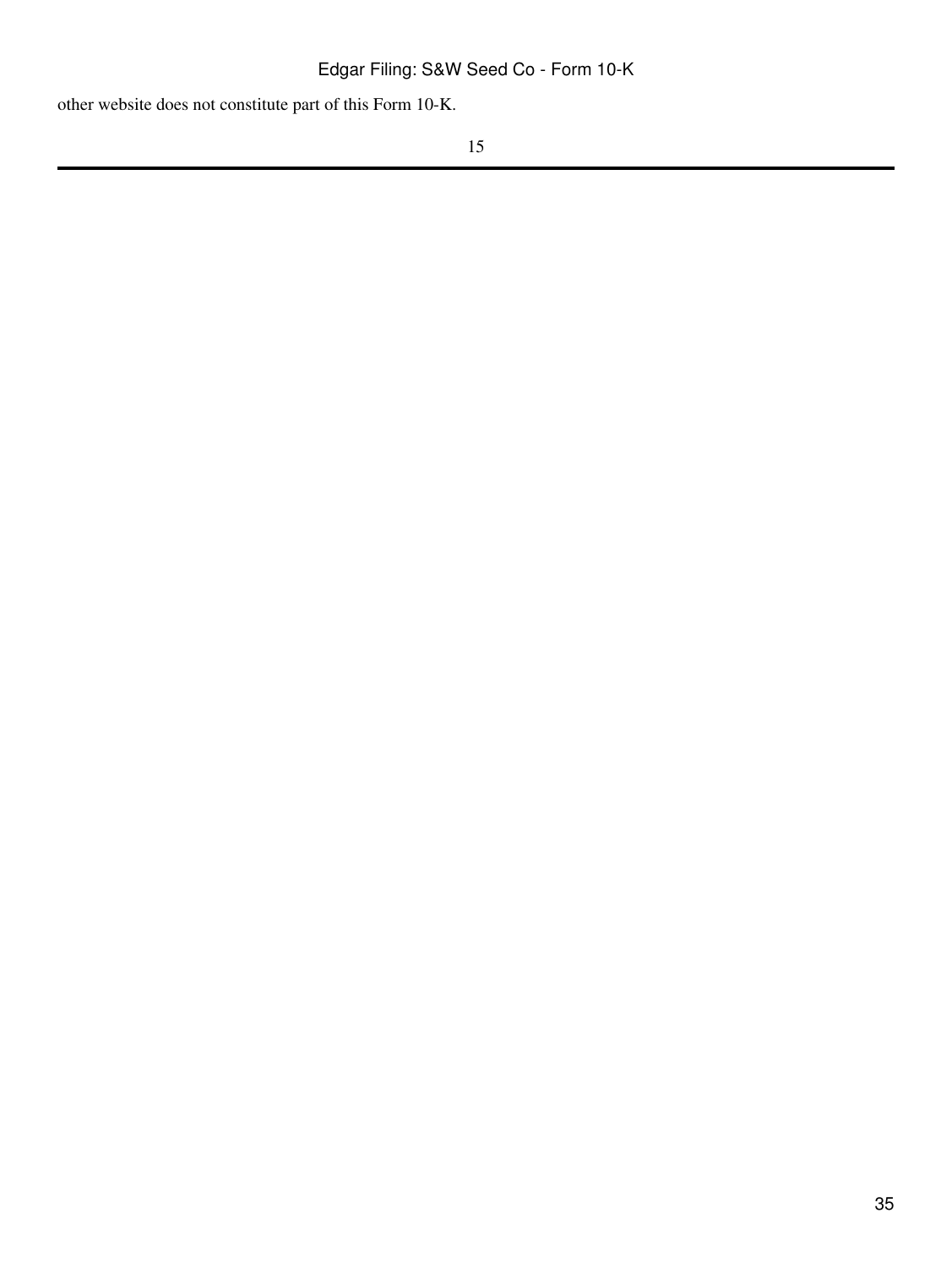other website does not constitute part of this Form 10-K.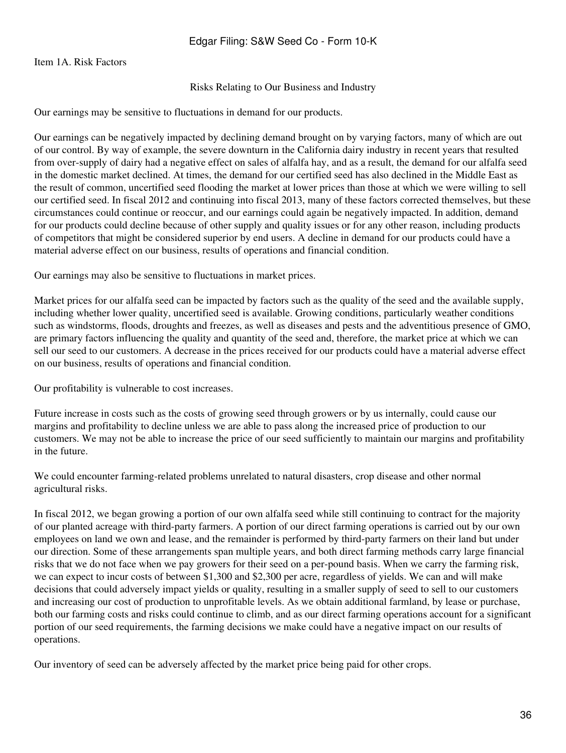## Item 1A. Risk Factors

### Risks Relating to Our Business and Industry

Our earnings may be sensitive to fluctuations in demand for our products.

Our earnings can be negatively impacted by declining demand brought on by varying factors, many of which are out of our control. By way of example, the severe downturn in the California dairy industry in recent years that resulted from over-supply of dairy had a negative effect on sales of alfalfa hay, and as a result, the demand for our alfalfa seed in the domestic market declined. At times, the demand for our certified seed has also declined in the Middle East as the result of common, uncertified seed flooding the market at lower prices than those at which we were willing to sell our certified seed. In fiscal 2012 and continuing into fiscal 2013, many of these factors corrected themselves, but these circumstances could continue or reoccur, and our earnings could again be negatively impacted. In addition, demand for our products could decline because of other supply and quality issues or for any other reason, including products of competitors that might be considered superior by end users. A decline in demand for our products could have a material adverse effect on our business, results of operations and financial condition.

Our earnings may also be sensitive to fluctuations in market prices.

Market prices for our alfalfa seed can be impacted by factors such as the quality of the seed and the available supply, including whether lower quality, uncertified seed is available. Growing conditions, particularly weather conditions such as windstorms, floods, droughts and freezes, as well as diseases and pests and the adventitious presence of GMO, are primary factors influencing the quality and quantity of the seed and, therefore, the market price at which we can sell our seed to our customers. A decrease in the prices received for our products could have a material adverse effect on our business, results of operations and financial condition.

Our profitability is vulnerable to cost increases.

Future increase in costs such as the costs of growing seed through growers or by us internally, could cause our margins and profitability to decline unless we are able to pass along the increased price of production to our customers. We may not be able to increase the price of our seed sufficiently to maintain our margins and profitability in the future.

We could encounter farming-related problems unrelated to natural disasters, crop disease and other normal agricultural risks.

In fiscal 2012, we began growing a portion of our own alfalfa seed while still continuing to contract for the majority of our planted acreage with third-party farmers. A portion of our direct farming operations is carried out by our own employees on land we own and lease, and the remainder is performed by third-party farmers on their land but under our direction. Some of these arrangements span multiple years, and both direct farming methods carry large financial risks that we do not face when we pay growers for their seed on a per-pound basis. When we carry the farming risk, we can expect to incur costs of between $1,300 and $2,300 per acre, regardless of yields. We can and will make decisions that could adversely impact yields or quality, resulting in a smaller supply of seed to sell to our customers and increasing our cost of production to unprofitable levels. As we obtain additional farmland, by lease or purchase, both our farming costs and risks could continue to climb, and as our direct farming operations account for a significant portion of our seed requirements, the farming decisions we make could have a negative impact on our results of operations.

Our inventory of seed can be adversely affected by the market price being paid for other crops.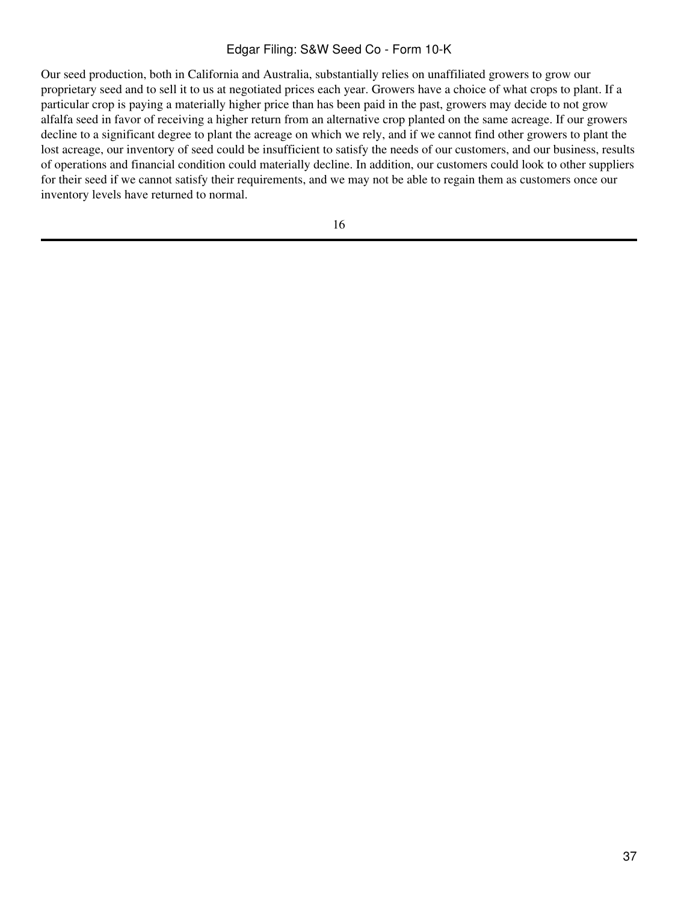Our seed production, both in California and Australia, substantially relies on unaffiliated growers to grow our proprietary seed and to sell it to us at negotiated prices each year. Growers have a choice of what crops to plant. If a particular crop is paying a materially higher price than has been paid in the past, growers may decide to not grow alfalfa seed in favor of receiving a higher return from an alternative crop planted on the same acreage. If our growers decline to a significant degree to plant the acreage on which we rely, and if we cannot find other growers to plant the lost acreage, our inventory of seed could be insufficient to satisfy the needs of our customers, and our business, results of operations and financial condition could materially decline. In addition, our customers could look to other suppliers for their seed if we cannot satisfy their requirements, and we may not be able to regain them as customers once our inventory levels have returned to normal.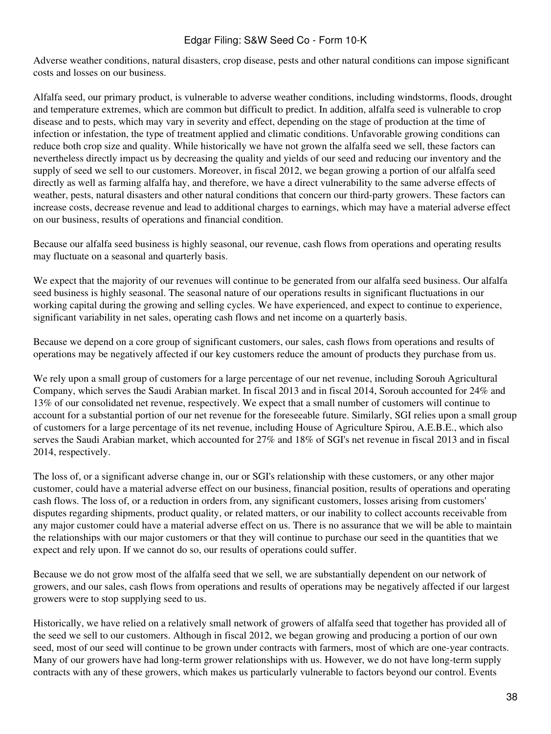Adverse weather conditions, natural disasters, crop disease, pests and other natural conditions can impose significant costs and losses on our business.

Alfalfa seed, our primary product, is vulnerable to adverse weather conditions, including windstorms, floods, drought and temperature extremes, which are common but difficult to predict. In addition, alfalfa seed is vulnerable to crop disease and to pests, which may vary in severity and effect, depending on the stage of production at the time of infection or infestation, the type of treatment applied and climatic conditions. Unfavorable growing conditions can reduce both crop size and quality. While historically we have not grown the alfalfa seed we sell, these factors can nevertheless directly impact us by decreasing the quality and yields of our seed and reducing our inventory and the supply of seed we sell to our customers. Moreover, in fiscal 2012, we began growing a portion of our alfalfa seed directly as well as farming alfalfa hay, and therefore, we have a direct vulnerability to the same adverse effects of weather, pests, natural disasters and other natural conditions that concern our third-party growers. These factors can increase costs, decrease revenue and lead to additional charges to earnings, which may have a material adverse effect on our business, results of operations and financial condition.

Because our alfalfa seed business is highly seasonal, our revenue, cash flows from operations and operating results may fluctuate on a seasonal and quarterly basis.

We expect that the majority of our revenues will continue to be generated from our alfalfa seed business. Our alfalfa seed business is highly seasonal. The seasonal nature of our operations results in significant fluctuations in our working capital during the growing and selling cycles. We have experienced, and expect to continue to experience, significant variability in net sales, operating cash flows and net income on a quarterly basis.

Because we depend on a core group of significant customers, our sales, cash flows from operations and results of operations may be negatively affected if our key customers reduce the amount of products they purchase from us.

We rely upon a small group of customers for a large percentage of our net revenue, including Sorouh Agricultural Company, which serves the Saudi Arabian market. In fiscal 2013 and in fiscal 2014, Sorouh accounted for 24% and 13% of our consolidated net revenue, respectively. We expect that a small number of customers will continue to account for a substantial portion of our net revenue for the foreseeable future. Similarly, SGI relies upon a small group of customers for a large percentage of its net revenue, including House of Agriculture Spirou, A.E.B.E., which also serves the Saudi Arabian market, which accounted for 27% and 18% of SGI's net revenue in fiscal 2013 and in fiscal 2014, respectively.

The loss of, or a significant adverse change in, our or SGI's relationship with these customers, or any other major customer, could have a material adverse effect on our business, financial position, results of operations and operating cash flows. The loss of, or a reduction in orders from, any significant customers, losses arising from customers' disputes regarding shipments, product quality, or related matters, or our inability to collect accounts receivable from any major customer could have a material adverse effect on us. There is no assurance that we will be able to maintain the relationships with our major customers or that they will continue to purchase our seed in the quantities that we expect and rely upon. If we cannot do so, our results of operations could suffer.

Because we do not grow most of the alfalfa seed that we sell, we are substantially dependent on our network of growers, and our sales, cash flows from operations and results of operations may be negatively affected if our largest growers were to stop supplying seed to us.

Historically, we have relied on a relatively small network of growers of alfalfa seed that together has provided all of the seed we sell to our customers. Although in fiscal 2012, we began growing and producing a portion of our own seed, most of our seed will continue to be grown under contracts with farmers, most of which are one-year contracts. Many of our growers have had long-term grower relationships with us. However, we do not have long-term supply contracts with any of these growers, which makes us particularly vulnerable to factors beyond our control. Events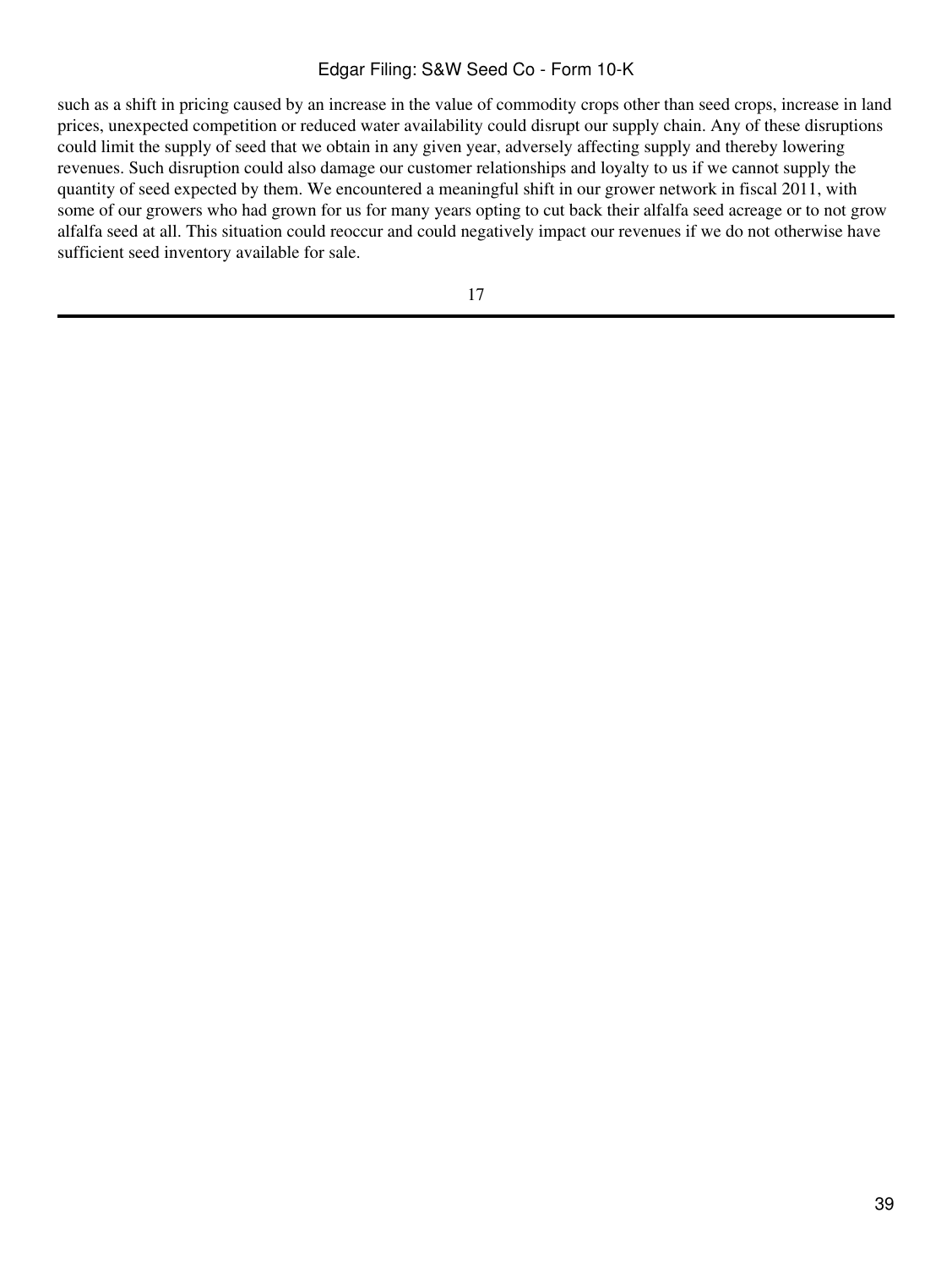such as a shift in pricing caused by an increase in the value of commodity crops other than seed crops, increase in land prices, unexpected competition or reduced water availability could disrupt our supply chain. Any of these disruptions could limit the supply of seed that we obtain in any given year, adversely affecting supply and thereby lowering revenues. Such disruption could also damage our customer relationships and loyalty to us if we cannot supply the quantity of seed expected by them. We encountered a meaningful shift in our grower network in fiscal 2011, with some of our growers who had grown for us for many years opting to cut back their alfalfa seed acreage or to not grow alfalfa seed at all. This situation could reoccur and could negatively impact our revenues if we do not otherwise have sufficient seed inventory available for sale.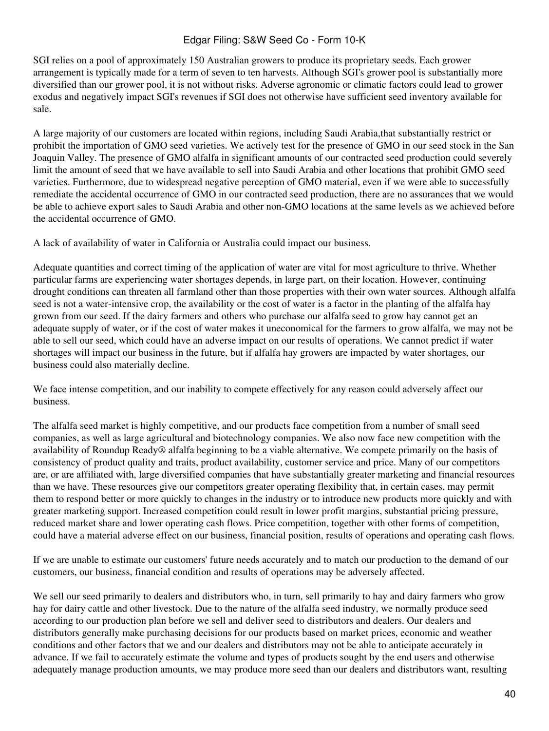SGI relies on a pool of approximately 150 Australian growers to produce its proprietary seeds. Each grower arrangement is typically made for a term of seven to ten harvests. Although SGI's grower pool is substantially more diversified than our grower pool, it is not without risks. Adverse agronomic or climatic factors could lead to grower exodus and negatively impact SGI's revenues if SGI does not otherwise have sufficient seed inventory available for sale.

A large majority of our customers are located within regions, including Saudi Arabia,that substantially restrict or prohibit the importation of GMO seed varieties. We actively test for the presence of GMO in our seed stock in the San Joaquin Valley. The presence of GMO alfalfa in significant amounts of our contracted seed production could severely limit the amount of seed that we have available to sell into Saudi Arabia and other locations that prohibit GMO seed varieties. Furthermore, due to widespread negative perception of GMO material, even if we were able to successfully remediate the accidental occurrence of GMO in our contracted seed production, there are no assurances that we would be able to achieve export sales to Saudi Arabia and other non-GMO locations at the same levels as we achieved before the accidental occurrence of GMO.

A lack of availability of water in California or Australia could impact our business.

Adequate quantities and correct timing of the application of water are vital for most agriculture to thrive. Whether particular farms are experiencing water shortages depends, in large part, on their location. However, continuing drought conditions can threaten all farmland other than those properties with their own water sources. Although alfalfa seed is not a water-intensive crop, the availability or the cost of water is a factor in the planting of the alfalfa hay grown from our seed. If the dairy farmers and others who purchase our alfalfa seed to grow hay cannot get an adequate supply of water, or if the cost of water makes it uneconomical for the farmers to grow alfalfa, we may not be able to sell our seed, which could have an adverse impact on our results of operations. We cannot predict if water shortages will impact our business in the future, but if alfalfa hay growers are impacted by water shortages, our business could also materially decline.

We face intense competition, and our inability to compete effectively for any reason could adversely affect our business.

The alfalfa seed market is highly competitive, and our products face competition from a number of small seed companies, as well as large agricultural and biotechnology companies. We also now face new competition with the availability of Roundup Ready® alfalfa beginning to be a viable alternative. We compete primarily on the basis of consistency of product quality and traits, product availability, customer service and price. Many of our competitors are, or are affiliated with, large diversified companies that have substantially greater marketing and financial resources than we have. These resources give our competitors greater operating flexibility that, in certain cases, may permit them to respond better or more quickly to changes in the industry or to introduce new products more quickly and with greater marketing support. Increased competition could result in lower profit margins, substantial pricing pressure, reduced market share and lower operating cash flows. Price competition, together with other forms of competition, could have a material adverse effect on our business, financial position, results of operations and operating cash flows.

If we are unable to estimate our customers' future needs accurately and to match our production to the demand of our customers, our business, financial condition and results of operations may be adversely affected.

We sell our seed primarily to dealers and distributors who, in turn, sell primarily to hay and dairy farmers who grow hay for dairy cattle and other livestock. Due to the nature of the alfalfa seed industry, we normally produce seed according to our production plan before we sell and deliver seed to distributors and dealers. Our dealers and distributors generally make purchasing decisions for our products based on market prices, economic and weather conditions and other factors that we and our dealers and distributors may not be able to anticipate accurately in advance. If we fail to accurately estimate the volume and types of products sought by the end users and otherwise adequately manage production amounts, we may produce more seed than our dealers and distributors want, resulting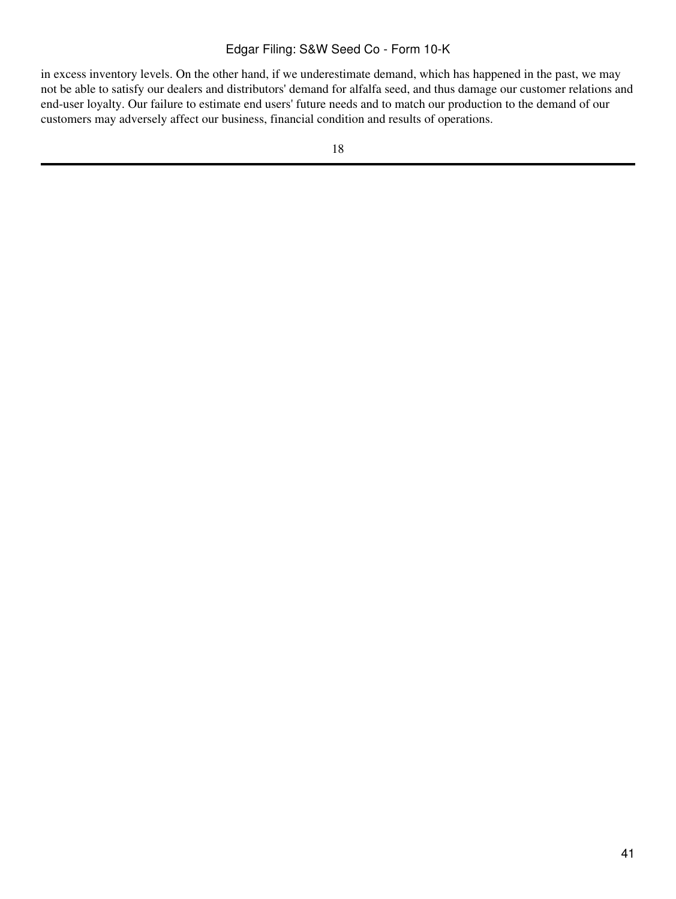in excess inventory levels. On the other hand, if we underestimate demand, which has happened in the past, we may not be able to satisfy our dealers and distributors' demand for alfalfa seed, and thus damage our customer relations and end-user loyalty. Our failure to estimate end users' future needs and to match our production to the demand of our customers may adversely affect our business, financial condition and results of operations.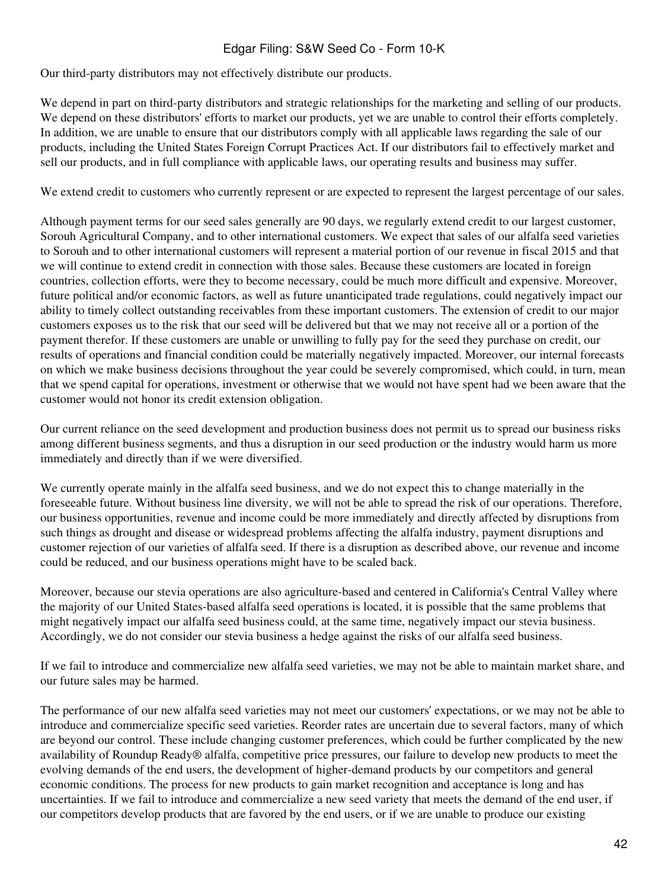Our third-party distributors may not effectively distribute our products.

We depend in part on third-party distributors and strategic relationships for the marketing and selling of our products. We depend on these distributors' efforts to market our products, yet we are unable to control their efforts completely. In addition, we are unable to ensure that our distributors comply with all applicable laws regarding the sale of our products, including the United States Foreign Corrupt Practices Act. If our distributors fail to effectively market and sell our products, and in full compliance with applicable laws, our operating results and business may suffer.

We extend credit to customers who currently represent or are expected to represent the largest percentage of our sales.

Although payment terms for our seed sales generally are 90 days, we regularly extend credit to our largest customer, Sorouh Agricultural Company, and to other international customers. We expect that sales of our alfalfa seed varieties to Sorouh and to other international customers will represent a material portion of our revenue in fiscal 2015 and that we will continue to extend credit in connection with those sales. Because these customers are located in foreign countries, collection efforts, were they to become necessary, could be much more difficult and expensive. Moreover, future political and/or economic factors, as well as future unanticipated trade regulations, could negatively impact our ability to timely collect outstanding receivables from these important customers. The extension of credit to our major customers exposes us to the risk that our seed will be delivered but that we may not receive all or a portion of the payment therefor. If these customers are unable or unwilling to fully pay for the seed they purchase on credit, our results of operations and financial condition could be materially negatively impacted. Moreover, our internal forecasts on which we make business decisions throughout the year could be severely compromised, which could, in turn, mean that we spend capital for operations, investment or otherwise that we would not have spent had we been aware that the customer would not honor its credit extension obligation.

Our current reliance on the seed development and production business does not permit us to spread our business risks among different business segments, and thus a disruption in our seed production or the industry would harm us more immediately and directly than if we were diversified.

We currently operate mainly in the alfalfa seed business, and we do not expect this to change materially in the foreseeable future. Without business line diversity, we will not be able to spread the risk of our operations. Therefore, our business opportunities, revenue and income could be more immediately and directly affected by disruptions from such things as drought and disease or widespread problems affecting the alfalfa industry, payment disruptions and customer rejection of our varieties of alfalfa seed. If there is a disruption as described above, our revenue and income could be reduced, and our business operations might have to be scaled back.

Moreover, because our stevia operations are also agriculture-based and centered in California's Central Valley where the majority of our United States-based alfalfa seed operations is located, it is possible that the same problems that might negatively impact our alfalfa seed business could, at the same time, negatively impact our stevia business. Accordingly, we do not consider our stevia business a hedge against the risks of our alfalfa seed business.

If we fail to introduce and commercialize new alfalfa seed varieties, we may not be able to maintain market share, and our future sales may be harmed.

The performance of our new alfalfa seed varieties may not meet our customers' expectations, or we may not be able to introduce and commercialize specific seed varieties. Reorder rates are uncertain due to several factors, many of which are beyond our control. These include changing customer preferences, which could be further complicated by the new availability of Roundup Ready® alfalfa, competitive price pressures, our failure to develop new products to meet the evolving demands of the end users, the development of higher-demand products by our competitors and general economic conditions. The process for new products to gain market recognition and acceptance is long and has uncertainties. If we fail to introduce and commercialize a new seed variety that meets the demand of the end user, if our competitors develop products that are favored by the end users, or if we are unable to produce our existing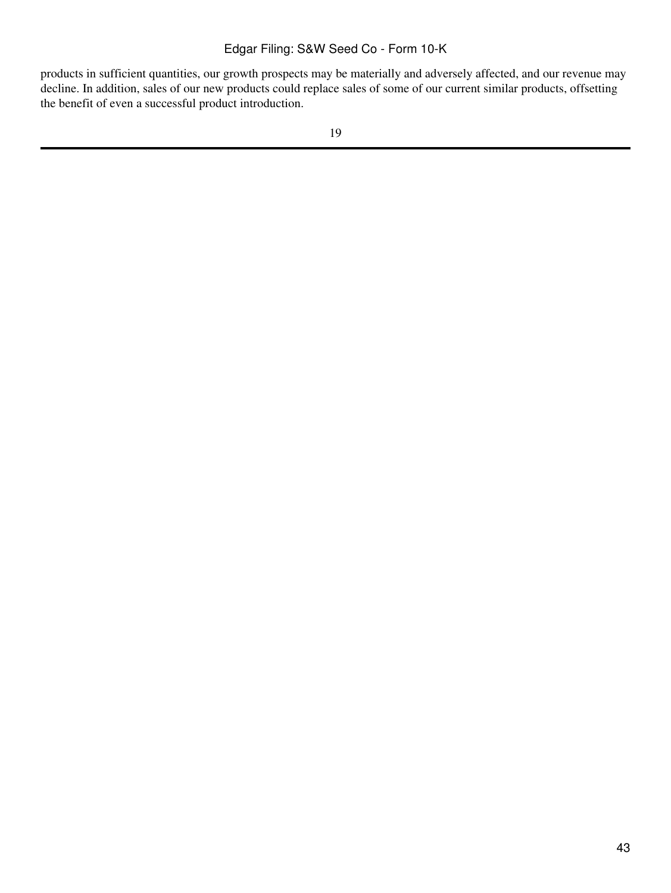products in sufficient quantities, our growth prospects may be materially and adversely affected, and our revenue may decline. In addition, sales of our new products could replace sales of some of our current similar products, offsetting the benefit of even a successful product introduction.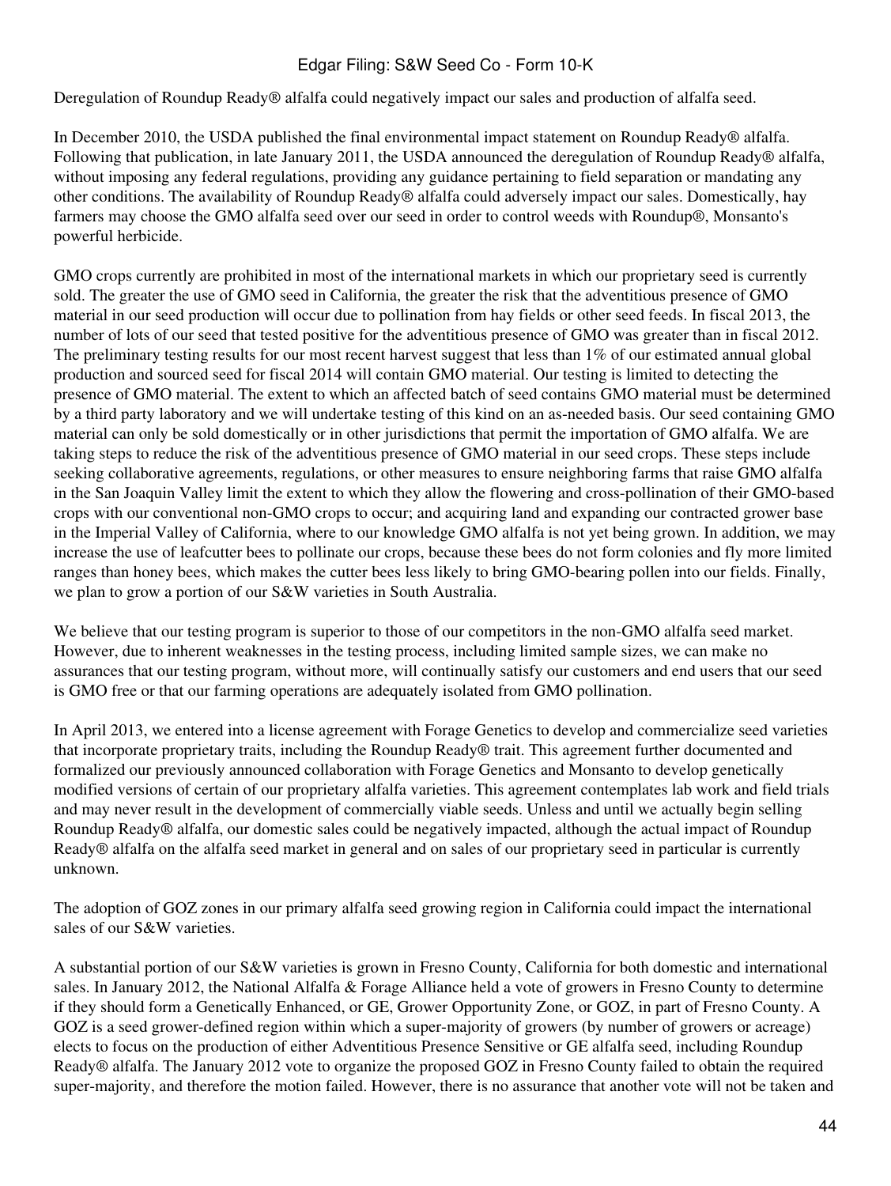Deregulation of Roundup Ready® alfalfa could negatively impact our sales and production of alfalfa seed.

In December 2010, the USDA published the final environmental impact statement on Roundup Ready® alfalfa. Following that publication, in late January 2011, the USDA announced the deregulation of Roundup Ready® alfalfa, without imposing any federal regulations, providing any guidance pertaining to field separation or mandating any other conditions. The availability of Roundup Ready® alfalfa could adversely impact our sales. Domestically, hay farmers may choose the GMO alfalfa seed over our seed in order to control weeds with Roundup®, Monsanto's powerful herbicide.

GMO crops currently are prohibited in most of the international markets in which our proprietary seed is currently sold. The greater the use of GMO seed in California, the greater the risk that the adventitious presence of GMO material in our seed production will occur due to pollination from hay fields or other seed feeds. In fiscal 2013, the number of lots of our seed that tested positive for the adventitious presence of GMO was greater than in fiscal 2012. The preliminary testing results for our most recent harvest suggest that less than 1% of our estimated annual global production and sourced seed for fiscal 2014 will contain GMO material. Our testing is limited to detecting the presence of GMO material. The extent to which an affected batch of seed contains GMO material must be determined by a third party laboratory and we will undertake testing of this kind on an as-needed basis. Our seed containing GMO material can only be sold domestically or in other jurisdictions that permit the importation of GMO alfalfa. We are taking steps to reduce the risk of the adventitious presence of GMO material in our seed crops. These steps include seeking collaborative agreements, regulations, or other measures to ensure neighboring farms that raise GMO alfalfa in the San Joaquin Valley limit the extent to which they allow the flowering and cross-pollination of their GMO-based crops with our conventional non-GMO crops to occur; and acquiring land and expanding our contracted grower base in the Imperial Valley of California, where to our knowledge GMO alfalfa is not yet being grown. In addition, we may increase the use of leafcutter bees to pollinate our crops, because these bees do not form colonies and fly more limited ranges than honey bees, which makes the cutter bees less likely to bring GMO-bearing pollen into our fields. Finally, we plan to grow a portion of our S&W varieties in South Australia.

We believe that our testing program is superior to those of our competitors in the non-GMO alfalfa seed market. However, due to inherent weaknesses in the testing process, including limited sample sizes, we can make no assurances that our testing program, without more, will continually satisfy our customers and end users that our seed is GMO free or that our farming operations are adequately isolated from GMO pollination.

In April 2013, we entered into a license agreement with Forage Genetics to develop and commercialize seed varieties that incorporate proprietary traits, including the Roundup Ready® trait. This agreement further documented and formalized our previously announced collaboration with Forage Genetics and Monsanto to develop genetically modified versions of certain of our proprietary alfalfa varieties. This agreement contemplates lab work and field trials and may never result in the development of commercially viable seeds. Unless and until we actually begin selling Roundup Ready® alfalfa, our domestic sales could be negatively impacted, although the actual impact of Roundup Ready® alfalfa on the alfalfa seed market in general and on sales of our proprietary seed in particular is currently unknown.

The adoption of GOZ zones in our primary alfalfa seed growing region in California could impact the international sales of our S&W varieties.

A substantial portion of our S&W varieties is grown in Fresno County, California for both domestic and international sales. In January 2012, the National Alfalfa & Forage Alliance held a vote of growers in Fresno County to determine if they should form a Genetically Enhanced, or GE, Grower Opportunity Zone, or GOZ, in part of Fresno County. A GOZ is a seed grower-defined region within which a super-majority of growers (by number of growers or acreage) elects to focus on the production of either Adventitious Presence Sensitive or GE alfalfa seed, including Roundup Ready® alfalfa. The January 2012 vote to organize the proposed GOZ in Fresno County failed to obtain the required super-majority, and therefore the motion failed. However, there is no assurance that another vote will not be taken and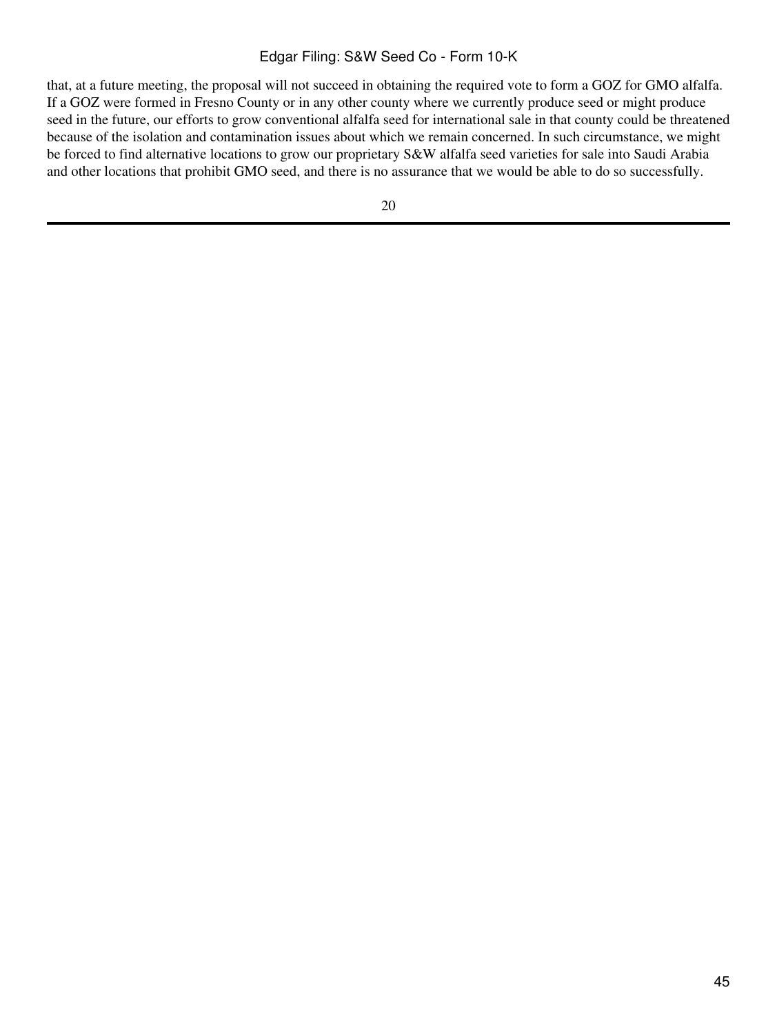that, at a future meeting, the proposal will not succeed in obtaining the required vote to form a GOZ for GMO alfalfa. If a GOZ were formed in Fresno County or in any other county where we currently produce seed or might produce seed in the future, our efforts to grow conventional alfalfa seed for international sale in that county could be threatened because of the isolation and contamination issues about which we remain concerned. In such circumstance, we might be forced to find alternative locations to grow our proprietary S&W alfalfa seed varieties for sale into Saudi Arabia and other locations that prohibit GMO seed, and there is no assurance that we would be able to do so successfully.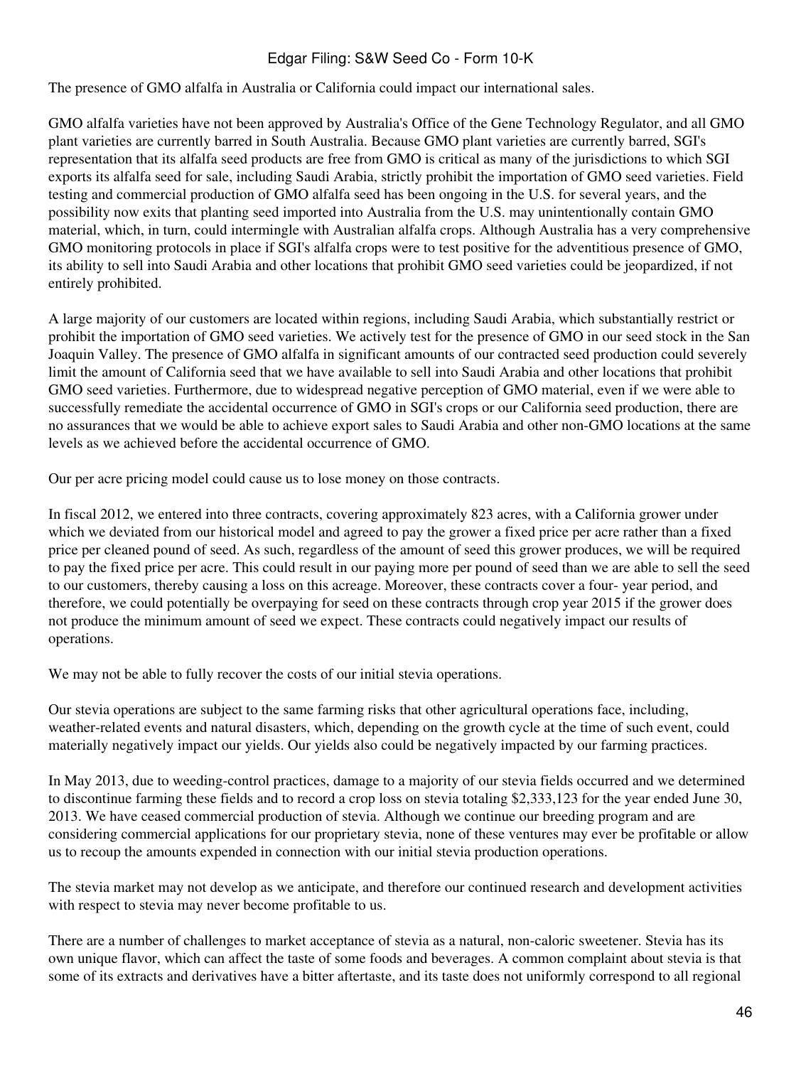The presence of GMO alfalfa in Australia or California could impact our international sales.

GMO alfalfa varieties have not been approved by Australia's Office of the Gene Technology Regulator, and all GMO plant varieties are currently barred in South Australia. Because GMO plant varieties are currently barred, SGI's representation that its alfalfa seed products are free from GMO is critical as many of the jurisdictions to which SGI exports its alfalfa seed for sale, including Saudi Arabia, strictly prohibit the importation of GMO seed varieties. Field testing and commercial production of GMO alfalfa seed has been ongoing in the U.S. for several years, and the possibility now exits that planting seed imported into Australia from the U.S. may unintentionally contain GMO material, which, in turn, could intermingle with Australian alfalfa crops. Although Australia has a very comprehensive GMO monitoring protocols in place if SGI's alfalfa crops were to test positive for the adventitious presence of GMO, its ability to sell into Saudi Arabia and other locations that prohibit GMO seed varieties could be jeopardized, if not entirely prohibited.

A large majority of our customers are located within regions, including Saudi Arabia, which substantially restrict or prohibit the importation of GMO seed varieties. We actively test for the presence of GMO in our seed stock in the San Joaquin Valley. The presence of GMO alfalfa in significant amounts of our contracted seed production could severely limit the amount of California seed that we have available to sell into Saudi Arabia and other locations that prohibit GMO seed varieties. Furthermore, due to widespread negative perception of GMO material, even if we were able to successfully remediate the accidental occurrence of GMO in SGI's crops or our California seed production, there are no assurances that we would be able to achieve export sales to Saudi Arabia and other non-GMO locations at the same levels as we achieved before the accidental occurrence of GMO.

Our per acre pricing model could cause us to lose money on those contracts.

In fiscal 2012, we entered into three contracts, covering approximately 823 acres, with a California grower under which we deviated from our historical model and agreed to pay the grower a fixed price per acre rather than a fixed price per cleaned pound of seed. As such, regardless of the amount of seed this grower produces, we will be required to pay the fixed price per acre. This could result in our paying more per pound of seed than we are able to sell the seed to our customers, thereby causing a loss on this acreage. Moreover, these contracts cover a four- year period, and therefore, we could potentially be overpaying for seed on these contracts through crop year 2015 if the grower does not produce the minimum amount of seed we expect. These contracts could negatively impact our results of operations.

We may not be able to fully recover the costs of our initial stevia operations.

Our stevia operations are subject to the same farming risks that other agricultural operations face, including, weather-related events and natural disasters, which, depending on the growth cycle at the time of such event, could materially negatively impact our yields. Our yields also could be negatively impacted by our farming practices.

In May 2013, due to weeding-control practices, damage to a majority of our stevia fields occurred and we determined to discontinue farming these fields and to record a crop loss on stevia totaling $2,333,123 for the year ended June 30, 2013. We have ceased commercial production of stevia. Although we continue our breeding program and are considering commercial applications for our proprietary stevia, none of these ventures may ever be profitable or allow us to recoup the amounts expended in connection with our initial stevia production operations.

The stevia market may not develop as we anticipate, and therefore our continued research and development activities with respect to stevia may never become profitable to us.

There are a number of challenges to market acceptance of stevia as a natural, non-caloric sweetener. Stevia has its own unique flavor, which can affect the taste of some foods and beverages. A common complaint about stevia is that some of its extracts and derivatives have a bitter aftertaste, and its taste does not uniformly correspond to all regional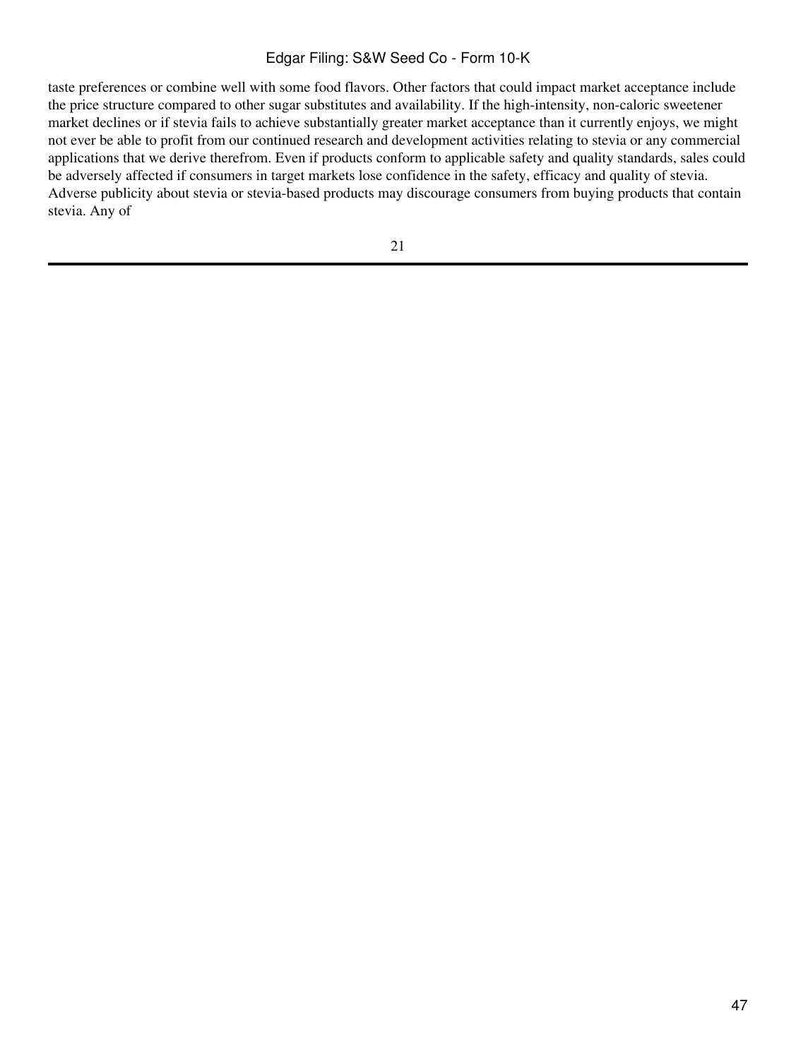taste preferences or combine well with some food flavors. Other factors that could impact market acceptance include the price structure compared to other sugar substitutes and availability. If the high-intensity, non-caloric sweetener market declines or if stevia fails to achieve substantially greater market acceptance than it currently enjoys, we might not ever be able to profit from our continued research and development activities relating to stevia or any commercial applications that we derive therefrom. Even if products conform to applicable safety and quality standards, sales could be adversely affected if consumers in target markets lose confidence in the safety, efficacy and quality of stevia. Adverse publicity about stevia or stevia-based products may discourage consumers from buying products that contain stevia. Any of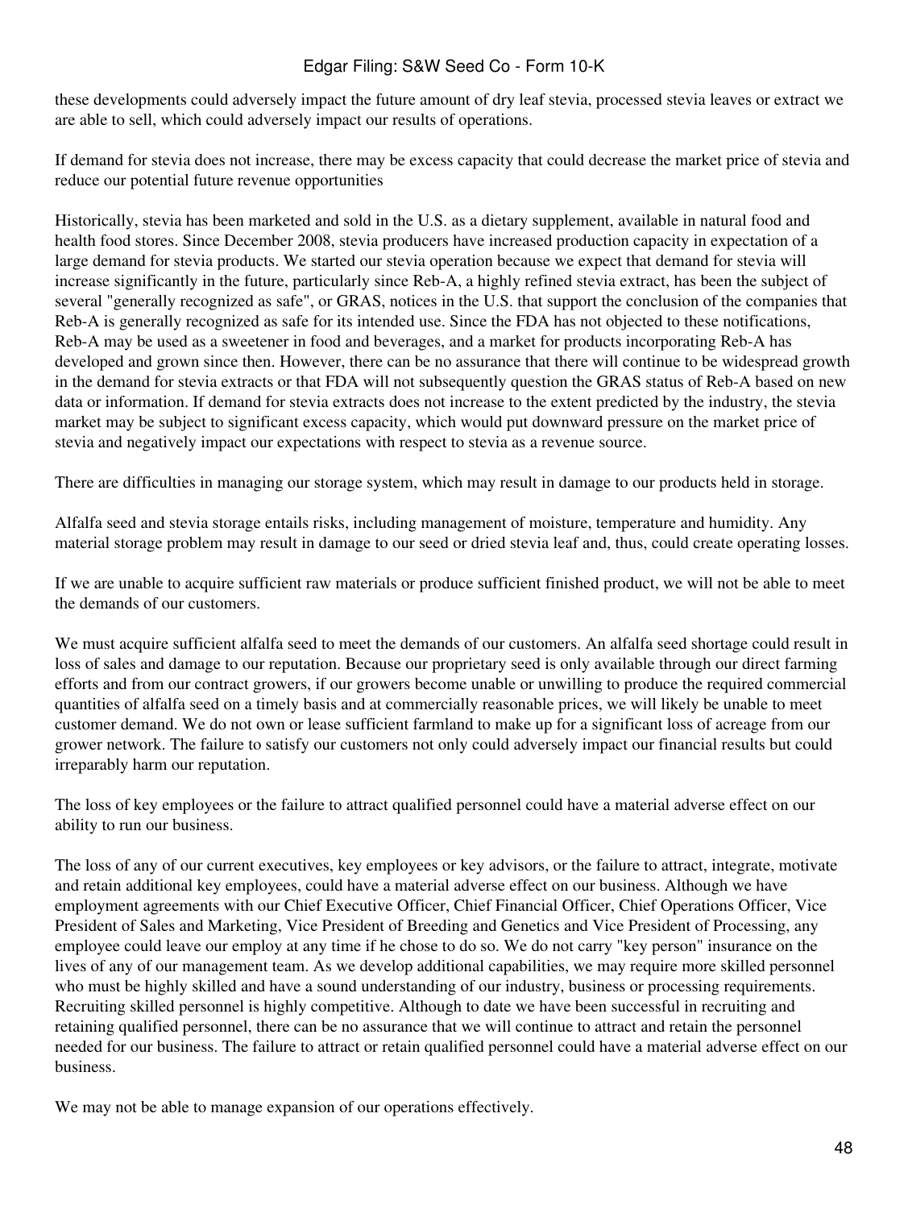these developments could adversely impact the future amount of dry leaf stevia, processed stevia leaves or extract we are able to sell, which could adversely impact our results of operations.

If demand for stevia does not increase, there may be excess capacity that could decrease the market price of stevia and reduce our potential future revenue opportunities

Historically, stevia has been marketed and sold in the U.S. as a dietary supplement, available in natural food and health food stores. Since December 2008, stevia producers have increased production capacity in expectation of a large demand for stevia products. We started our stevia operation because we expect that demand for stevia will increase significantly in the future, particularly since Reb-A, a highly refined stevia extract, has been the subject of several "generally recognized as safe", or GRAS, notices in the U.S. that support the conclusion of the companies that Reb-A is generally recognized as safe for its intended use. Since the FDA has not objected to these notifications, Reb-A may be used as a sweetener in food and beverages, and a market for products incorporating Reb-A has developed and grown since then. However, there can be no assurance that there will continue to be widespread growth in the demand for stevia extracts or that FDA will not subsequently question the GRAS status of Reb-A based on new data or information. If demand for stevia extracts does not increase to the extent predicted by the industry, the stevia market may be subject to significant excess capacity, which would put downward pressure on the market price of stevia and negatively impact our expectations with respect to stevia as a revenue source.

There are difficulties in managing our storage system, which may result in damage to our products held in storage.

Alfalfa seed and stevia storage entails risks, including management of moisture, temperature and humidity. Any material storage problem may result in damage to our seed or dried stevia leaf and, thus, could create operating losses.

If we are unable to acquire sufficient raw materials or produce sufficient finished product, we will not be able to meet the demands of our customers.

We must acquire sufficient alfalfa seed to meet the demands of our customers. An alfalfa seed shortage could result in loss of sales and damage to our reputation. Because our proprietary seed is only available through our direct farming efforts and from our contract growers, if our growers become unable or unwilling to produce the required commercial quantities of alfalfa seed on a timely basis and at commercially reasonable prices, we will likely be unable to meet customer demand. We do not own or lease sufficient farmland to make up for a significant loss of acreage from our grower network. The failure to satisfy our customers not only could adversely impact our financial results but could irreparably harm our reputation.

The loss of key employees or the failure to attract qualified personnel could have a material adverse effect on our ability to run our business.

The loss of any of our current executives, key employees or key advisors, or the failure to attract, integrate, motivate and retain additional key employees, could have a material adverse effect on our business. Although we have employment agreements with our Chief Executive Officer, Chief Financial Officer, Chief Operations Officer, Vice President of Sales and Marketing, Vice President of Breeding and Genetics and Vice President of Processing, any employee could leave our employ at any time if he chose to do so. We do not carry "key person" insurance on the lives of any of our management team. As we develop additional capabilities, we may require more skilled personnel who must be highly skilled and have a sound understanding of our industry, business or processing requirements. Recruiting skilled personnel is highly competitive. Although to date we have been successful in recruiting and retaining qualified personnel, there can be no assurance that we will continue to attract and retain the personnel needed for our business. The failure to attract or retain qualified personnel could have a material adverse effect on our business.

We may not be able to manage expansion of our operations effectively.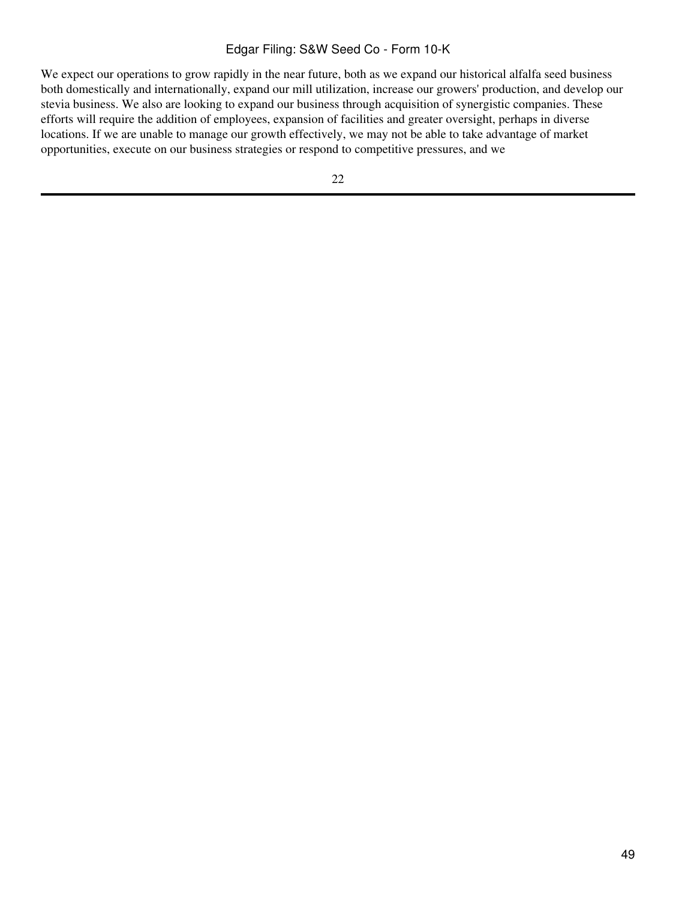We expect our operations to grow rapidly in the near future, both as we expand our historical alfalfa seed business both domestically and internationally, expand our mill utilization, increase our growers' production, and develop our stevia business. We also are looking to expand our business through acquisition of synergistic companies. These efforts will require the addition of employees, expansion of facilities and greater oversight, perhaps in diverse locations. If we are unable to manage our growth effectively, we may not be able to take advantage of market opportunities, execute on our business strategies or respond to competitive pressures, and we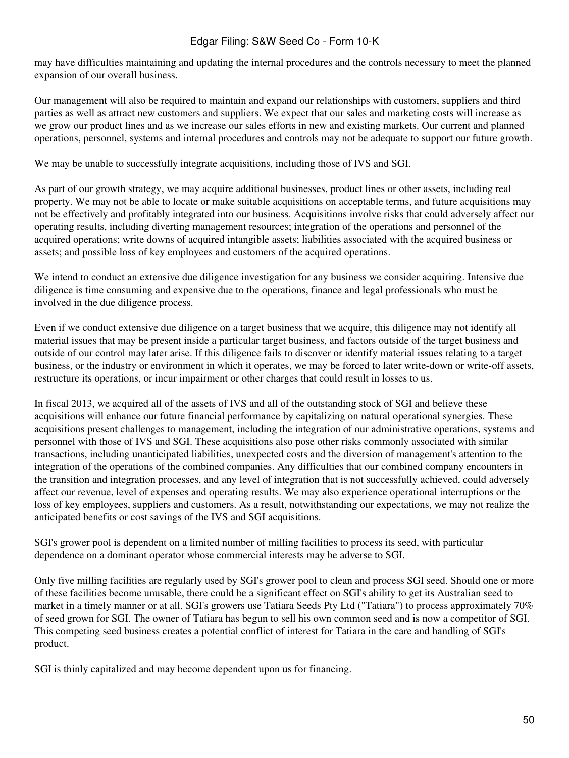may have difficulties maintaining and updating the internal procedures and the controls necessary to meet the planned expansion of our overall business.

Our management will also be required to maintain and expand our relationships with customers, suppliers and third parties as well as attract new customers and suppliers. We expect that our sales and marketing costs will increase as we grow our product lines and as we increase our sales efforts in new and existing markets. Our current and planned operations, personnel, systems and internal procedures and controls may not be adequate to support our future growth.

We may be unable to successfully integrate acquisitions, including those of IVS and SGI.

As part of our growth strategy, we may acquire additional businesses, product lines or other assets, including real property. We may not be able to locate or make suitable acquisitions on acceptable terms, and future acquisitions may not be effectively and profitably integrated into our business. Acquisitions involve risks that could adversely affect our operating results, including diverting management resources; integration of the operations and personnel of the acquired operations; write downs of acquired intangible assets; liabilities associated with the acquired business or assets; and possible loss of key employees and customers of the acquired operations.

We intend to conduct an extensive due diligence investigation for any business we consider acquiring. Intensive due diligence is time consuming and expensive due to the operations, finance and legal professionals who must be involved in the due diligence process.

Even if we conduct extensive due diligence on a target business that we acquire, this diligence may not identify all material issues that may be present inside a particular target business, and factors outside of the target business and outside of our control may later arise. If this diligence fails to discover or identify material issues relating to a target business, or the industry or environment in which it operates, we may be forced to later write-down or write-off assets, restructure its operations, or incur impairment or other charges that could result in losses to us.

In fiscal 2013, we acquired all of the assets of IVS and all of the outstanding stock of SGI and believe these acquisitions will enhance our future financial performance by capitalizing on natural operational synergies. These acquisitions present challenges to management, including the integration of our administrative operations, systems and personnel with those of IVS and SGI. These acquisitions also pose other risks commonly associated with similar transactions, including unanticipated liabilities, unexpected costs and the diversion of management's attention to the integration of the operations of the combined companies. Any difficulties that our combined company encounters in the transition and integration processes, and any level of integration that is not successfully achieved, could adversely affect our revenue, level of expenses and operating results. We may also experience operational interruptions or the loss of key employees, suppliers and customers. As a result, notwithstanding our expectations, we may not realize the anticipated benefits or cost savings of the IVS and SGI acquisitions.

SGI's grower pool is dependent on a limited number of milling facilities to process its seed, with particular dependence on a dominant operator whose commercial interests may be adverse to SGI.

Only five milling facilities are regularly used by SGI's grower pool to clean and process SGI seed. Should one or more of these facilities become unusable, there could be a significant effect on SGI's ability to get its Australian seed to market in a timely manner or at all. SGI's growers use Tatiara Seeds Pty Ltd ("Tatiara") to process approximately 70% of seed grown for SGI. The owner of Tatiara has begun to sell his own common seed and is now a competitor of SGI. This competing seed business creates a potential conflict of interest for Tatiara in the care and handling of SGI's product.

SGI is thinly capitalized and may become dependent upon us for financing.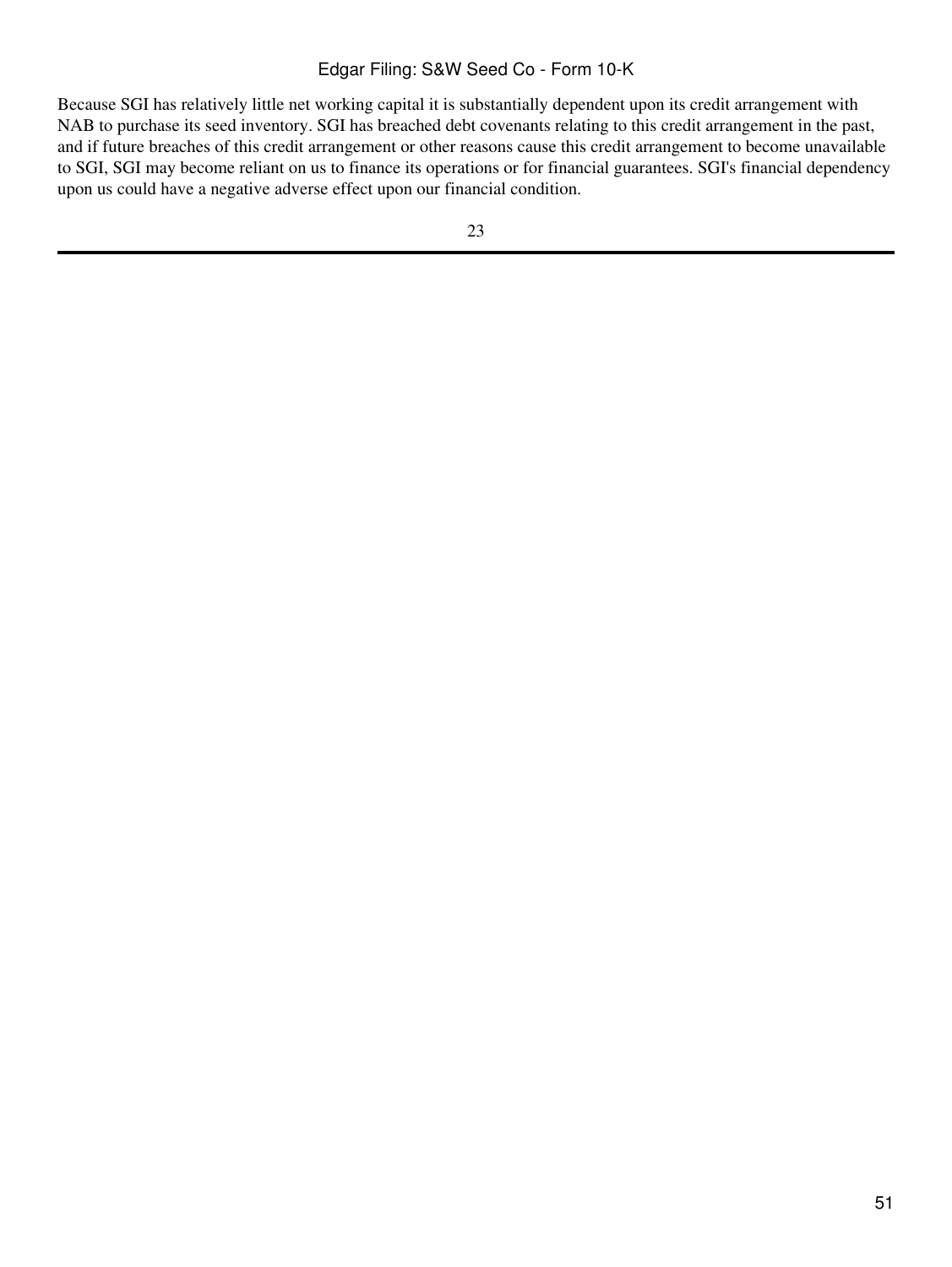Because SGI has relatively little net working capital it is substantially dependent upon its credit arrangement with NAB to purchase its seed inventory. SGI has breached debt covenants relating to this credit arrangement in the past, and if future breaches of this credit arrangement or other reasons cause this credit arrangement to become unavailable to SGI, SGI may become reliant on us to finance its operations or for financial guarantees. SGI's financial dependency upon us could have a negative adverse effect upon our financial condition.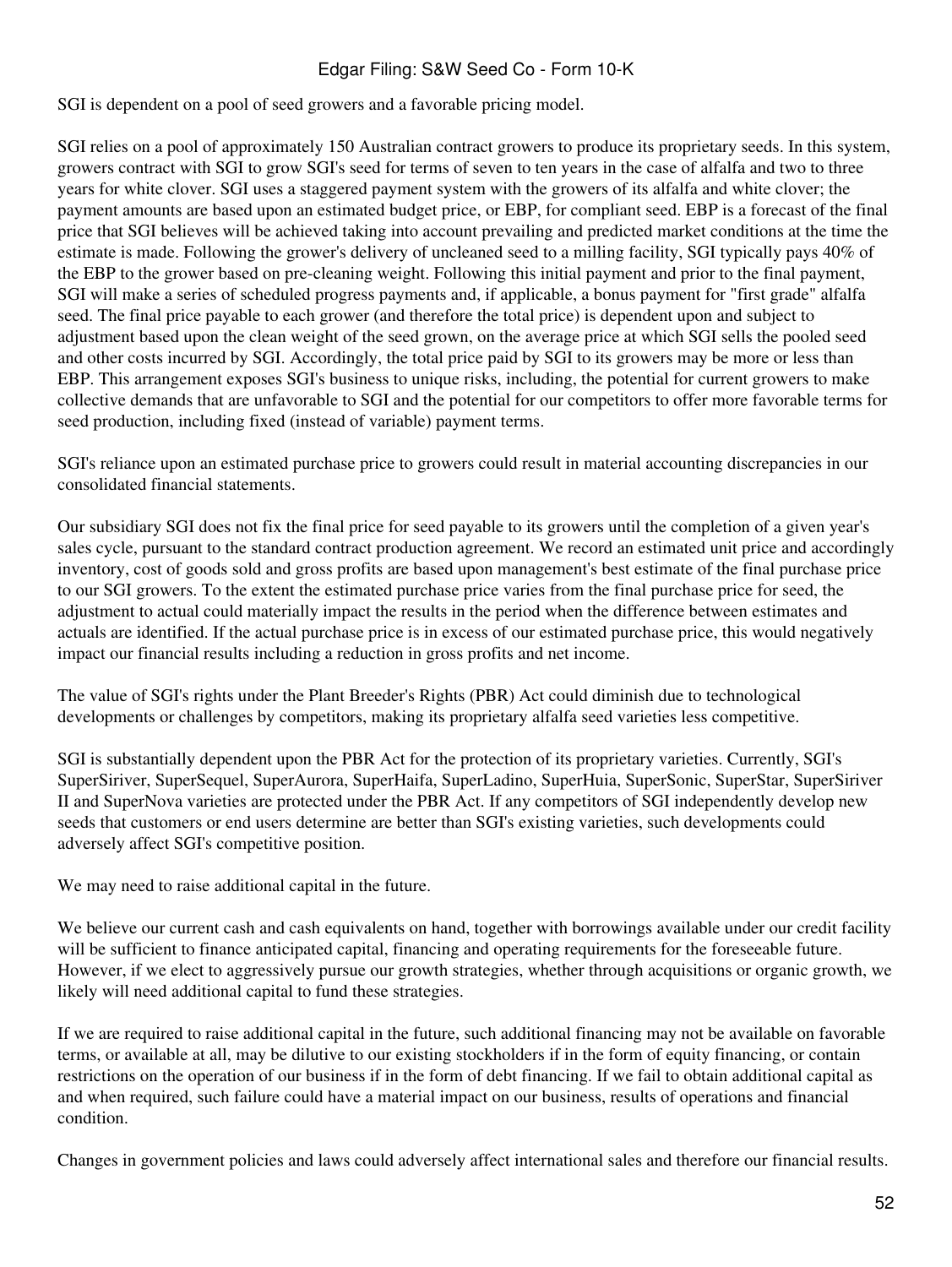SGI is dependent on a pool of seed growers and a favorable pricing model.

SGI relies on a pool of approximately 150 Australian contract growers to produce its proprietary seeds. In this system, growers contract with SGI to grow SGI's seed for terms of seven to ten years in the case of alfalfa and two to three years for white clover. SGI uses a staggered payment system with the growers of its alfalfa and white clover; the payment amounts are based upon an estimated budget price, or EBP, for compliant seed. EBP is a forecast of the final price that SGI believes will be achieved taking into account prevailing and predicted market conditions at the time the estimate is made. Following the grower's delivery of uncleaned seed to a milling facility, SGI typically pays 40% of the EBP to the grower based on pre-cleaning weight. Following this initial payment and prior to the final payment, SGI will make a series of scheduled progress payments and, if applicable, a bonus payment for "first grade" alfalfa seed. The final price payable to each grower (and therefore the total price) is dependent upon and subject to adjustment based upon the clean weight of the seed grown, on the average price at which SGI sells the pooled seed and other costs incurred by SGI. Accordingly, the total price paid by SGI to its growers may be more or less than EBP. This arrangement exposes SGI's business to unique risks, including, the potential for current growers to make collective demands that are unfavorable to SGI and the potential for our competitors to offer more favorable terms for seed production, including fixed (instead of variable) payment terms.

SGI's reliance upon an estimated purchase price to growers could result in material accounting discrepancies in our consolidated financial statements.

Our subsidiary SGI does not fix the final price for seed payable to its growers until the completion of a given year's sales cycle, pursuant to the standard contract production agreement. We record an estimated unit price and accordingly inventory, cost of goods sold and gross profits are based upon management's best estimate of the final purchase price to our SGI growers. To the extent the estimated purchase price varies from the final purchase price for seed, the adjustment to actual could materially impact the results in the period when the difference between estimates and actuals are identified. If the actual purchase price is in excess of our estimated purchase price, this would negatively impact our financial results including a reduction in gross profits and net income.

The value of SGI's rights under the Plant Breeder's Rights (PBR) Act could diminish due to technological developments or challenges by competitors, making its proprietary alfalfa seed varieties less competitive.

SGI is substantially dependent upon the PBR Act for the protection of its proprietary varieties. Currently, SGI's SuperSiriver, SuperSequel, SuperAurora, SuperHaifa, SuperLadino, SuperHuia, SuperSonic, SuperStar, SuperSiriver II and SuperNova varieties are protected under the PBR Act. If any competitors of SGI independently develop new seeds that customers or end users determine are better than SGI's existing varieties, such developments could adversely affect SGI's competitive position.

We may need to raise additional capital in the future.

We believe our current cash and cash equivalents on hand, together with borrowings available under our credit facility will be sufficient to finance anticipated capital, financing and operating requirements for the foreseeable future. However, if we elect to aggressively pursue our growth strategies, whether through acquisitions or organic growth, we likely will need additional capital to fund these strategies.

If we are required to raise additional capital in the future, such additional financing may not be available on favorable terms, or available at all, may be dilutive to our existing stockholders if in the form of equity financing, or contain restrictions on the operation of our business if in the form of debt financing. If we fail to obtain additional capital as and when required, such failure could have a material impact on our business, results of operations and financial condition.

Changes in government policies and laws could adversely affect international sales and therefore our financial results.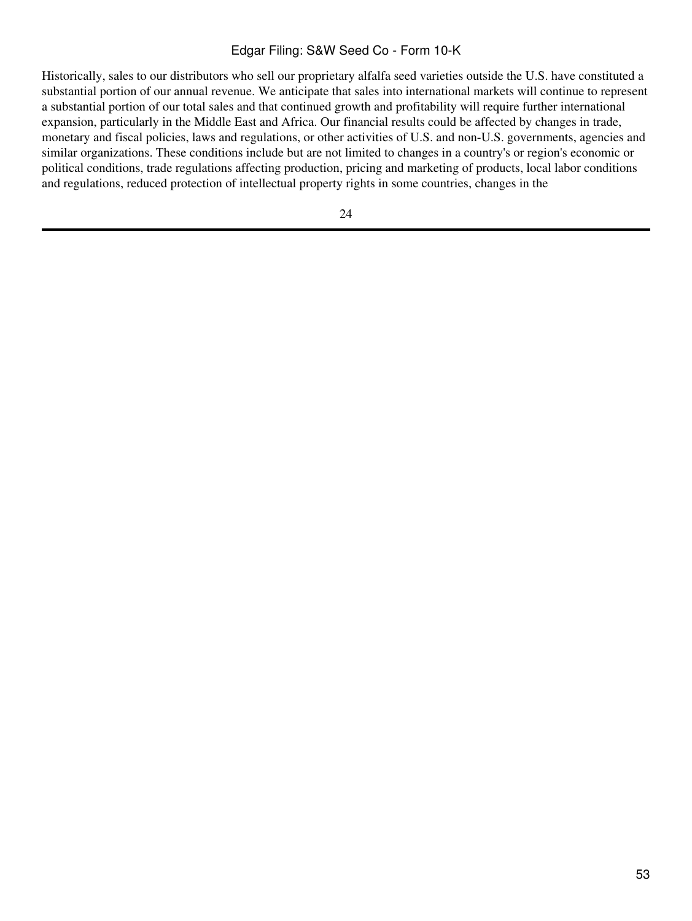Historically, sales to our distributors who sell our proprietary alfalfa seed varieties outside the U.S. have constituted a substantial portion of our annual revenue. We anticipate that sales into international markets will continue to represent a substantial portion of our total sales and that continued growth and profitability will require further international expansion, particularly in the Middle East and Africa. Our financial results could be affected by changes in trade, monetary and fiscal policies, laws and regulations, or other activities of U.S. and non-U.S. governments, agencies and similar organizations. These conditions include but are not limited to changes in a country's or region's economic or political conditions, trade regulations affecting production, pricing and marketing of products, local labor conditions and regulations, reduced protection of intellectual property rights in some countries, changes in the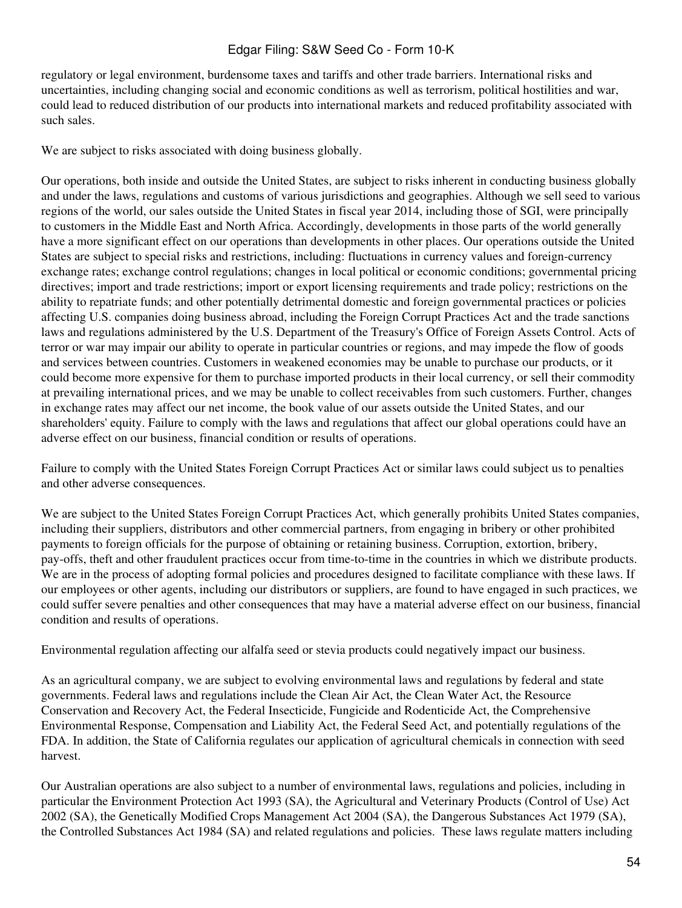regulatory or legal environment, burdensome taxes and tariffs and other trade barriers. International risks and uncertainties, including changing social and economic conditions as well as terrorism, political hostilities and war, could lead to reduced distribution of our products into international markets and reduced profitability associated with such sales.

We are subject to risks associated with doing business globally.

Our operations, both inside and outside the United States, are subject to risks inherent in conducting business globally and under the laws, regulations and customs of various jurisdictions and geographies. Although we sell seed to various regions of the world, our sales outside the United States in fiscal year 2014, including those of SGI, were principally to customers in the Middle East and North Africa. Accordingly, developments in those parts of the world generally have a more significant effect on our operations than developments in other places. Our operations outside the United States are subject to special risks and restrictions, including: fluctuations in currency values and foreign-currency exchange rates; exchange control regulations; changes in local political or economic conditions; governmental pricing directives; import and trade restrictions; import or export licensing requirements and trade policy; restrictions on the ability to repatriate funds; and other potentially detrimental domestic and foreign governmental practices or policies affecting U.S. companies doing business abroad, including the Foreign Corrupt Practices Act and the trade sanctions laws and regulations administered by the U.S. Department of the Treasury's Office of Foreign Assets Control. Acts of terror or war may impair our ability to operate in particular countries or regions, and may impede the flow of goods and services between countries. Customers in weakened economies may be unable to purchase our products, or it could become more expensive for them to purchase imported products in their local currency, or sell their commodity at prevailing international prices, and we may be unable to collect receivables from such customers. Further, changes in exchange rates may affect our net income, the book value of our assets outside the United States, and our shareholders' equity. Failure to comply with the laws and regulations that affect our global operations could have an adverse effect on our business, financial condition or results of operations.

Failure to comply with the United States Foreign Corrupt Practices Act or similar laws could subject us to penalties and other adverse consequences.

We are subject to the United States Foreign Corrupt Practices Act, which generally prohibits United States companies, including their suppliers, distributors and other commercial partners, from engaging in bribery or other prohibited payments to foreign officials for the purpose of obtaining or retaining business. Corruption, extortion, bribery, pay-offs, theft and other fraudulent practices occur from time-to-time in the countries in which we distribute products. We are in the process of adopting formal policies and procedures designed to facilitate compliance with these laws. If our employees or other agents, including our distributors or suppliers, are found to have engaged in such practices, we could suffer severe penalties and other consequences that may have a material adverse effect on our business, financial condition and results of operations.

Environmental regulation affecting our alfalfa seed or stevia products could negatively impact our business.

As an agricultural company, we are subject to evolving environmental laws and regulations by federal and state governments. Federal laws and regulations include the Clean Air Act, the Clean Water Act, the Resource Conservation and Recovery Act, the Federal Insecticide, Fungicide and Rodenticide Act, the Comprehensive Environmental Response, Compensation and Liability Act, the Federal Seed Act, and potentially regulations of the FDA. In addition, the State of California regulates our application of agricultural chemicals in connection with seed harvest.

Our Australian operations are also subject to a number of environmental laws, regulations and policies, including in particular the Environment Protection Act 1993 (SA), the Agricultural and Veterinary Products (Control of Use) Act 2002 (SA), the Genetically Modified Crops Management Act 2004 (SA), the Dangerous Substances Act 1979 (SA), the Controlled Substances Act 1984 (SA) and related regulations and policies. These laws regulate matters including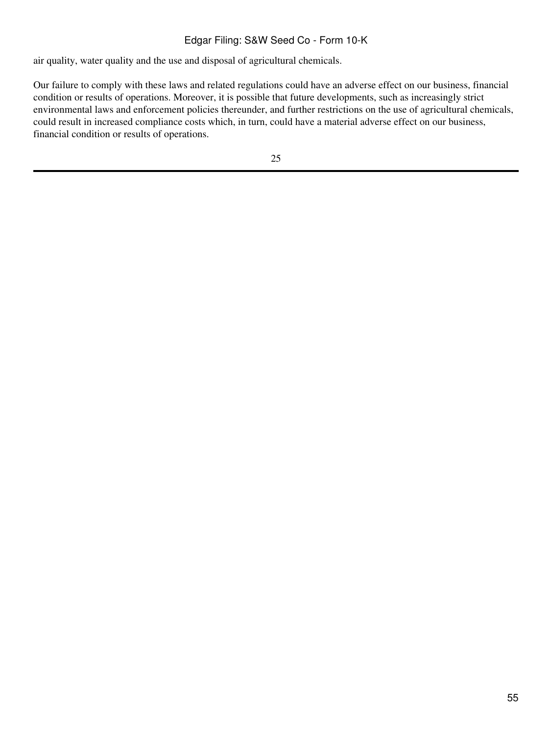air quality, water quality and the use and disposal of agricultural chemicals.

Our failure to comply with these laws and related regulations could have an adverse effect on our business, financial condition or results of operations. Moreover, it is possible that future developments, such as increasingly strict environmental laws and enforcement policies thereunder, and further restrictions on the use of agricultural chemicals, could result in increased compliance costs which, in turn, could have a material adverse effect on our business, financial condition or results of operations.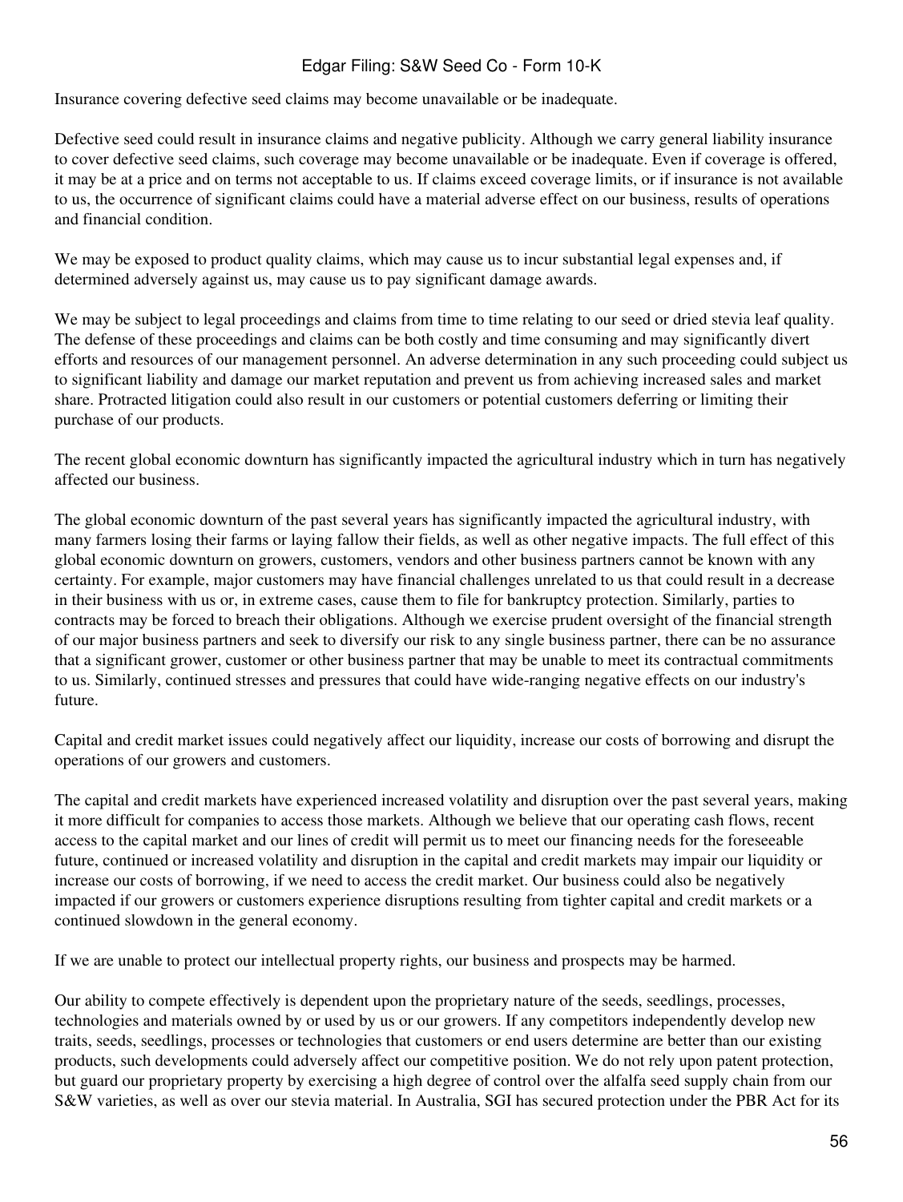Insurance covering defective seed claims may become unavailable or be inadequate.

Defective seed could result in insurance claims and negative publicity. Although we carry general liability insurance to cover defective seed claims, such coverage may become unavailable or be inadequate. Even if coverage is offered, it may be at a price and on terms not acceptable to us. If claims exceed coverage limits, or if insurance is not available to us, the occurrence of significant claims could have a material adverse effect on our business, results of operations and financial condition.

We may be exposed to product quality claims, which may cause us to incur substantial legal expenses and, if determined adversely against us, may cause us to pay significant damage awards.

We may be subject to legal proceedings and claims from time to time relating to our seed or dried stevia leaf quality. The defense of these proceedings and claims can be both costly and time consuming and may significantly divert efforts and resources of our management personnel. An adverse determination in any such proceeding could subject us to significant liability and damage our market reputation and prevent us from achieving increased sales and market share. Protracted litigation could also result in our customers or potential customers deferring or limiting their purchase of our products.

The recent global economic downturn has significantly impacted the agricultural industry which in turn has negatively affected our business.

The global economic downturn of the past several years has significantly impacted the agricultural industry, with many farmers losing their farms or laying fallow their fields, as well as other negative impacts. The full effect of this global economic downturn on growers, customers, vendors and other business partners cannot be known with any certainty. For example, major customers may have financial challenges unrelated to us that could result in a decrease in their business with us or, in extreme cases, cause them to file for bankruptcy protection. Similarly, parties to contracts may be forced to breach their obligations. Although we exercise prudent oversight of the financial strength of our major business partners and seek to diversify our risk to any single business partner, there can be no assurance that a significant grower, customer or other business partner that may be unable to meet its contractual commitments to us. Similarly, continued stresses and pressures that could have wide-ranging negative effects on our industry's future.

Capital and credit market issues could negatively affect our liquidity, increase our costs of borrowing and disrupt the operations of our growers and customers.

The capital and credit markets have experienced increased volatility and disruption over the past several years, making it more difficult for companies to access those markets. Although we believe that our operating cash flows, recent access to the capital market and our lines of credit will permit us to meet our financing needs for the foreseeable future, continued or increased volatility and disruption in the capital and credit markets may impair our liquidity or increase our costs of borrowing, if we need to access the credit market. Our business could also be negatively impacted if our growers or customers experience disruptions resulting from tighter capital and credit markets or a continued slowdown in the general economy.

If we are unable to protect our intellectual property rights, our business and prospects may be harmed.

Our ability to compete effectively is dependent upon the proprietary nature of the seeds, seedlings, processes, technologies and materials owned by or used by us or our growers. If any competitors independently develop new traits, seeds, seedlings, processes or technologies that customers or end users determine are better than our existing products, such developments could adversely affect our competitive position. We do not rely upon patent protection, but guard our proprietary property by exercising a high degree of control over the alfalfa seed supply chain from our S&W varieties, as well as over our stevia material. In Australia, SGI has secured protection under the PBR Act for its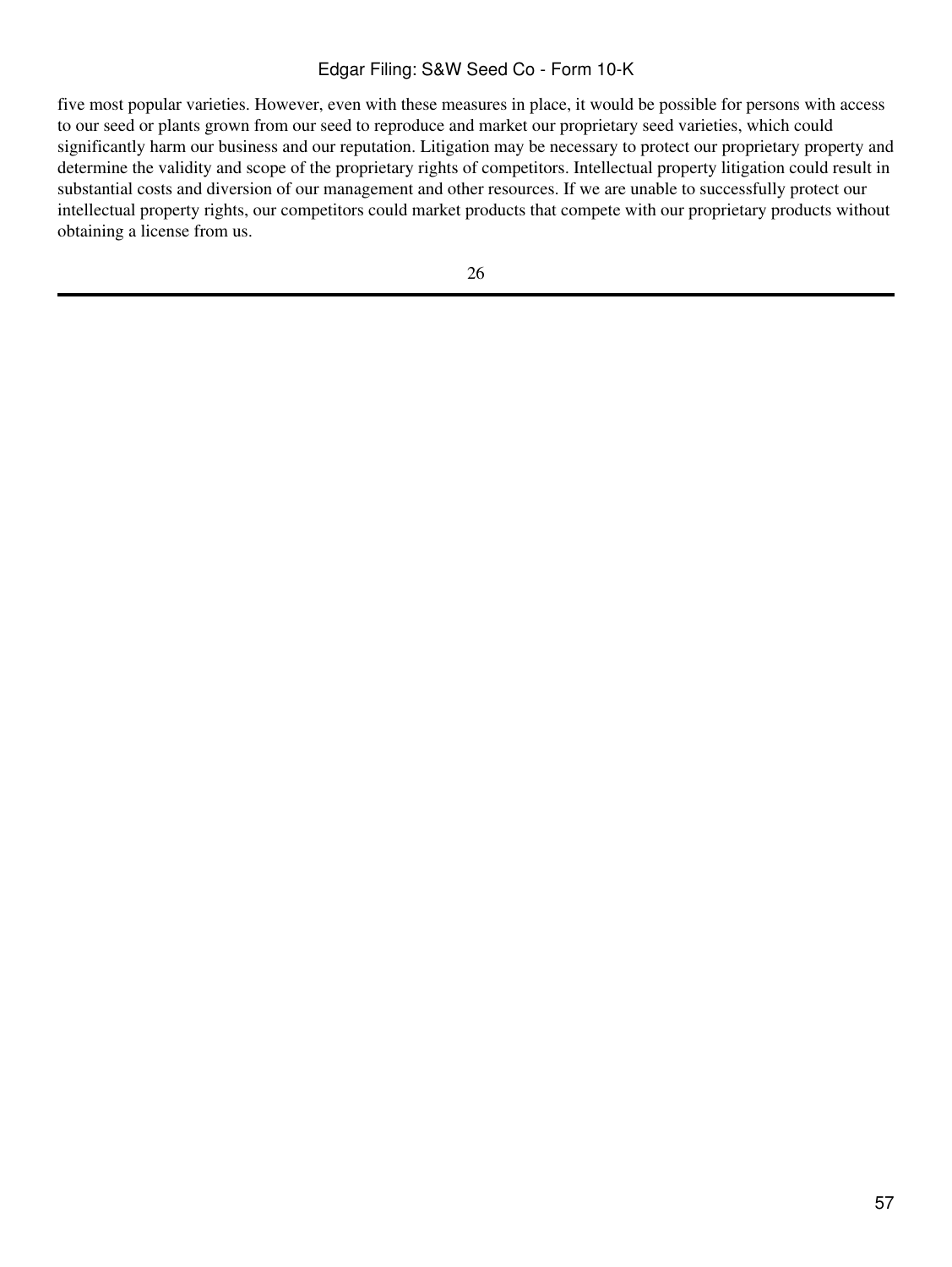five most popular varieties. However, even with these measures in place, it would be possible for persons with access to our seed or plants grown from our seed to reproduce and market our proprietary seed varieties, which could significantly harm our business and our reputation. Litigation may be necessary to protect our proprietary property and determine the validity and scope of the proprietary rights of competitors. Intellectual property litigation could result in substantial costs and diversion of our management and other resources. If we are unable to successfully protect our intellectual property rights, our competitors could market products that compete with our proprietary products without obtaining a license from us.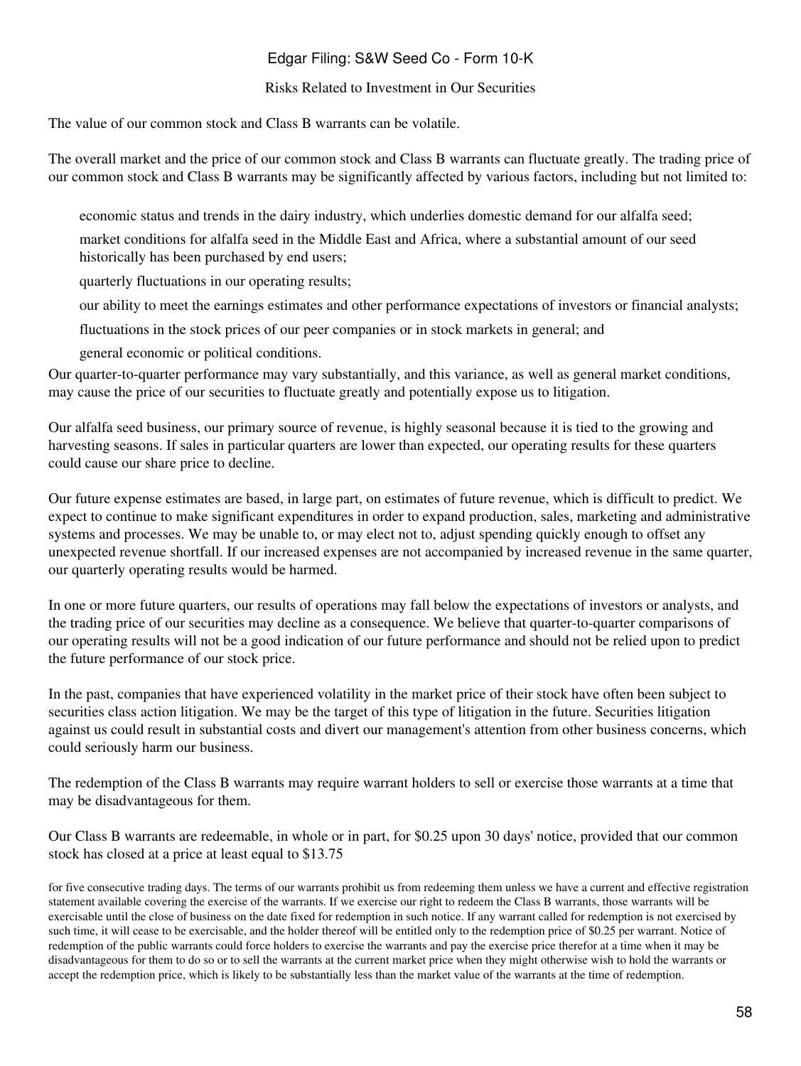## Risks Related to Investment in Our Securities

The value of our common stock and Class B warrants can be volatile.

The overall market and the price of our common stock and Class B warrants can fluctuate greatly. The trading price of our common stock and Class B warrants may be significantly affected by various factors, including but not limited to:

- economic status and trends in the dairy industry, which underlies domestic demand for our alfalfa seed;
- market conditions for alfalfa seed in the Middle East and Africa, where a substantial amount of our seed historically has been purchased by end users;
- quarterly fluctuations in our operating results;
- our ability to meet the earnings estimates and other performance expectations of investors or financial analysts;
- fluctuations in the stock prices of our peer companies or in stock markets in general; and
- general economic or political conditions.

Our quarter-to-quarter performance may vary substantially, and this variance, as well as general market conditions, may cause the price of our securities to fluctuate greatly and potentially expose us to litigation.

Our alfalfa seed business, our primary source of revenue, is highly seasonal because it is tied to the growing and harvesting seasons. If sales in particular quarters are lower than expected, our operating results for these quarters could cause our share price to decline.

Our future expense estimates are based, in large part, on estimates of future revenue, which is difficult to predict. We expect to continue to make significant expenditures in order to expand production, sales, marketing and administrative systems and processes. We may be unable to, or may elect not to, adjust spending quickly enough to offset any unexpected revenue shortfall. If our increased expenses are not accompanied by increased revenue in the same quarter, our quarterly operating results would be harmed.

In one or more future quarters, our results of operations may fall below the expectations of investors or analysts, and the trading price of our securities may decline as a consequence. We believe that quarter-to-quarter comparisons of our operating results will not be a good indication of our future performance and should not be relied upon to predict the future performance of our stock price.

In the past, companies that have experienced volatility in the market price of their stock have often been subject to securities class action litigation. We may be the target of this type of litigation in the future. Securities litigation against us could result in substantial costs and divert our management's attention from other business concerns, which could seriously harm our business.

The redemption of the Class B warrants may require warrant holders to sell or exercise those warrants at a time that may be disadvantageous for them.

Our Class B warrants are redeemable, in whole or in part, for $0.25 upon 30 days' notice, provided that our common stock has closed at a price at least equal to $13.75 for five consecutive trading days. The terms of our warrants prohibit us from redeeming them unless we have a current and effective registration statement available covering the exercise of the warrants. If we exercise our right to redeem the Class B warrants, those warrants will be exercisable until the close of business on the date fixed for redemption in such notice. If any warrant called for redemption is not exercised by such time, it will cease to be exercisable, and the holder thereof will be entitled only to the redemption price of $0.25 per warrant. Notice of redemption of the public warrants could force holders to exercise the warrants and pay the exercise price therefor at a time when it may be disadvantageous for them to do so or to sell the warrants at the current market price when they might otherwise wish to hold the warrants or accept the redemption price, which is likely to be substantially less than the market value of the warrants at the time of redemption.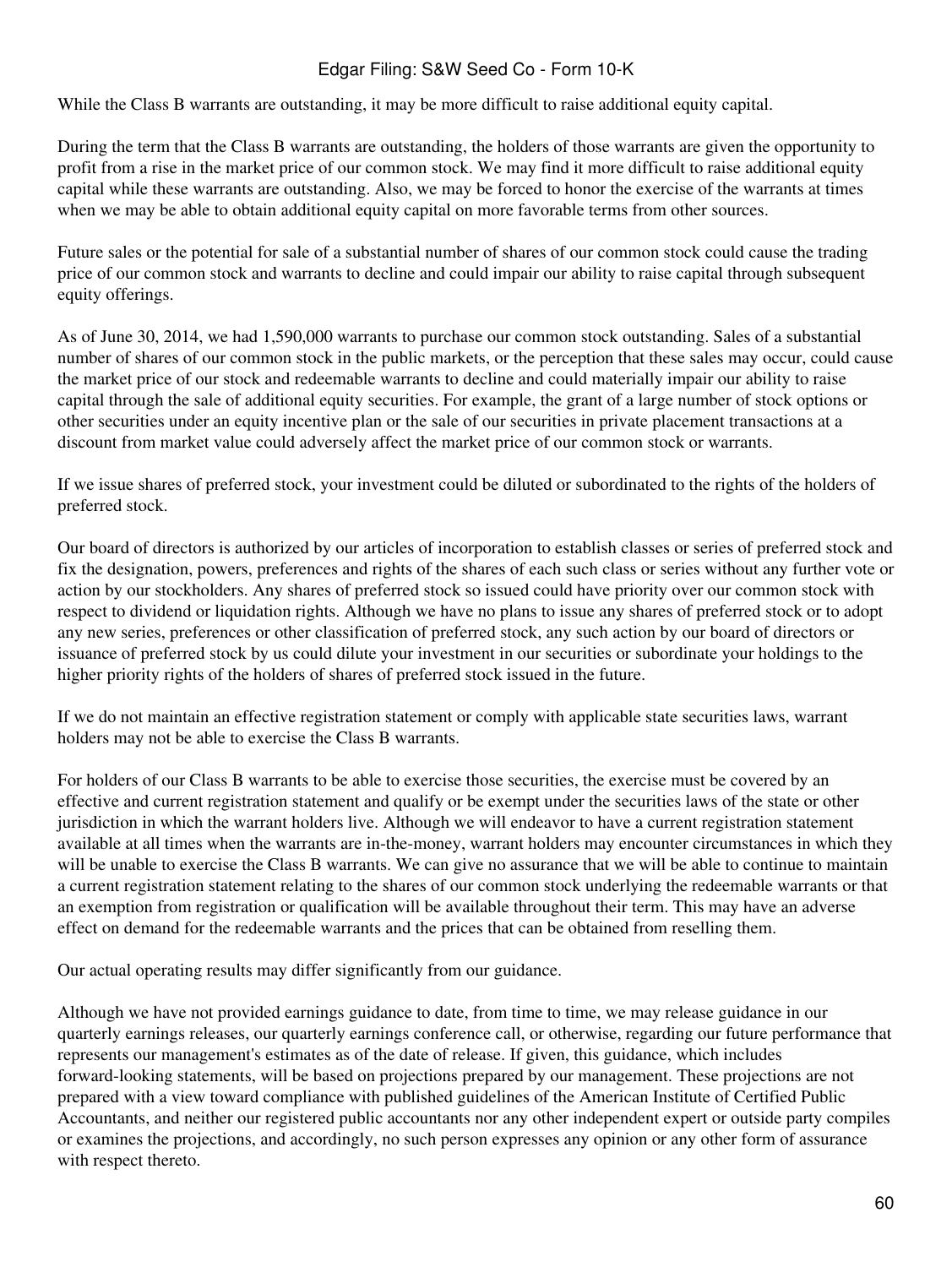While the Class B warrants are outstanding, it may be more difficult to raise additional equity capital.

During the term that the Class B warrants are outstanding, the holders of those warrants are given the opportunity to profit from a rise in the market price of our common stock. We may find it more difficult to raise additional equity capital while these warrants are outstanding. Also, we may be forced to honor the exercise of the warrants at times when we may be able to obtain additional equity capital on more favorable terms from other sources.

Future sales or the potential for sale of a substantial number of shares of our common stock could cause the trading price of our common stock and warrants to decline and could impair our ability to raise capital through subsequent equity offerings.

As of June 30, 2014, we had 1,590,000 warrants to purchase our common stock outstanding. Sales of a substantial number of shares of our common stock in the public markets, or the perception that these sales may occur, could cause the market price of our stock and redeemable warrants to decline and could materially impair our ability to raise capital through the sale of additional equity securities. For example, the grant of a large number of stock options or other securities under an equity incentive plan or the sale of our securities in private placement transactions at a discount from market value could adversely affect the market price of our common stock or warrants.

If we issue shares of preferred stock, your investment could be diluted or subordinated to the rights of the holders of preferred stock.

Our board of directors is authorized by our articles of incorporation to establish classes or series of preferred stock and fix the designation, powers, preferences and rights of the shares of each such class or series without any further vote or action by our stockholders. Any shares of preferred stock so issued could have priority over our common stock with respect to dividend or liquidation rights. Although we have no plans to issue any shares of preferred stock or to adopt any new series, preferences or other classification of preferred stock, any such action by our board of directors or issuance of preferred stock by us could dilute your investment in our securities or subordinate your holdings to the higher priority rights of the holders of shares of preferred stock issued in the future.

If we do not maintain an effective registration statement or comply with applicable state securities laws, warrant holders may not be able to exercise the Class B warrants.

For holders of our Class B warrants to be able to exercise those securities, the exercise must be covered by an effective and current registration statement and qualify or be exempt under the securities laws of the state or other jurisdiction in which the warrant holders live. Although we will endeavor to have a current registration statement available at all times when the warrants are in-the-money, warrant holders may encounter circumstances in which they will be unable to exercise the Class B warrants. We can give no assurance that we will be able to continue to maintain a current registration statement relating to the shares of our common stock underlying the redeemable warrants or that an exemption from registration or qualification will be available throughout their term. This may have an adverse effect on demand for the redeemable warrants and the prices that can be obtained from reselling them.

Our actual operating results may differ significantly from our guidance.

Although we have not provided earnings guidance to date, from time to time, we may release guidance in our quarterly earnings releases, our quarterly earnings conference call, or otherwise, regarding our future performance that represents our management's estimates as of the date of release. If given, this guidance, which includes forward-looking statements, will be based on projections prepared by our management. These projections are not prepared with a view toward compliance with published guidelines of the American Institute of Certified Public Accountants, and neither our registered public accountants nor any other independent expert or outside party compiles or examines the projections, and accordingly, no such person expresses any opinion or any other form of assurance with respect thereto.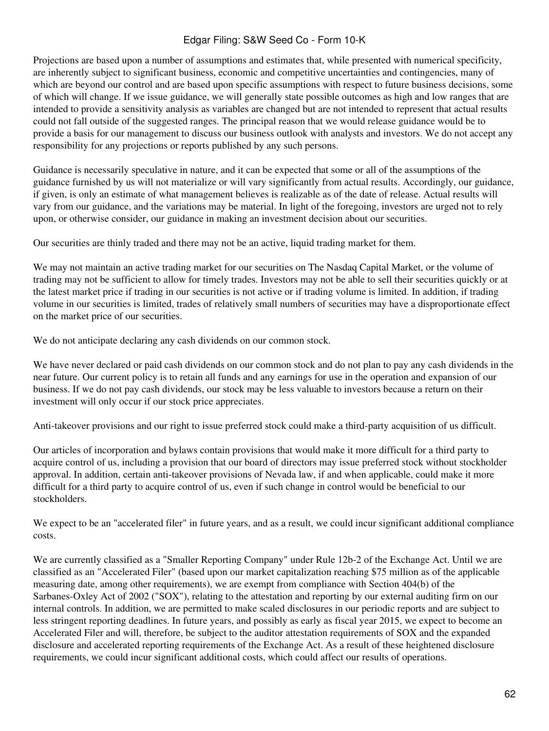Projections are based upon a number of assumptions and estimates that, while presented with numerical specificity, are inherently subject to significant business, economic and competitive uncertainties and contingencies, many of which are beyond our control and are based upon specific assumptions with respect to future business decisions, some of which will change. If we issue guidance, we will generally state possible outcomes as high and low ranges that are intended to provide a sensitivity analysis as variables are changed but are not intended to represent that actual results could not fall outside of the suggested ranges. The principal reason that we would release guidance would be to provide a basis for our management to discuss our business outlook with analysts and investors. We do not accept any responsibility for any projections or reports published by any such persons.

Guidance is necessarily speculative in nature, and it can be expected that some or all of the assumptions of the guidance furnished by us will not materialize or will vary significantly from actual results. Accordingly, our guidance, if given, is only an estimate of what management believes is realizable as of the date of release. Actual results will vary from our guidance, and the variations may be material. In light of the foregoing, investors are urged not to rely upon, or otherwise consider, our guidance in making an investment decision about our securities.

Our securities are thinly traded and there may not be an active, liquid trading market for them.

We may not maintain an active trading market for our securities on The Nasdaq Capital Market, or the volume of trading may not be sufficient to allow for timely trades. Investors may not be able to sell their securities quickly or at the latest market price if trading in our securities is not active or if trading volume is limited. In addition, if trading volume in our securities is limited, trades of relatively small numbers of securities may have a disproportionate effect on the market price of our securities.

We do not anticipate declaring any cash dividends on our common stock.

We have never declared or paid cash dividends on our common stock and do not plan to pay any cash dividends in the near future. Our current policy is to retain all funds and any earnings for use in the operation and expansion of our business. If we do not pay cash dividends, our stock may be less valuable to investors because a return on their investment will only occur if our stock price appreciates.

Anti-takeover provisions and our right to issue preferred stock could make a third-party acquisition of us difficult.

Our articles of incorporation and bylaws contain provisions that would make it more difficult for a third party to acquire control of us, including a provision that our board of directors may issue preferred stock without stockholder approval. In addition, certain anti-takeover provisions of Nevada law, if and when applicable, could make it more difficult for a third party to acquire control of us, even if such change in control would be beneficial to our stockholders.

We expect to be an "accelerated filer" in future years, and as a result, we could incur significant additional compliance costs.

We are currently classified as a "Smaller Reporting Company" under Rule 12b-2 of the Exchange Act. Until we are classified as an "Accelerated Filer" (based upon our market capitalization reaching $75 million as of the applicable measuring date, among other requirements), we are exempt from compliance with Section 404(b) of the Sarbanes-Oxley Act of 2002 ("SOX"), relating to the attestation and reporting by our external auditing firm on our internal controls. In addition, we are permitted to make scaled disclosures in our periodic reports and are subject to less stringent reporting deadlines. In future years, and possibly as early as fiscal year 2015, we expect to become an Accelerated Filer and will, therefore, be subject to the auditor attestation requirements of SOX and the expanded disclosure and accelerated reporting requirements of the Exchange Act. As a result of these heightened disclosure requirements, we could incur significant additional costs, which could affect our results of operations.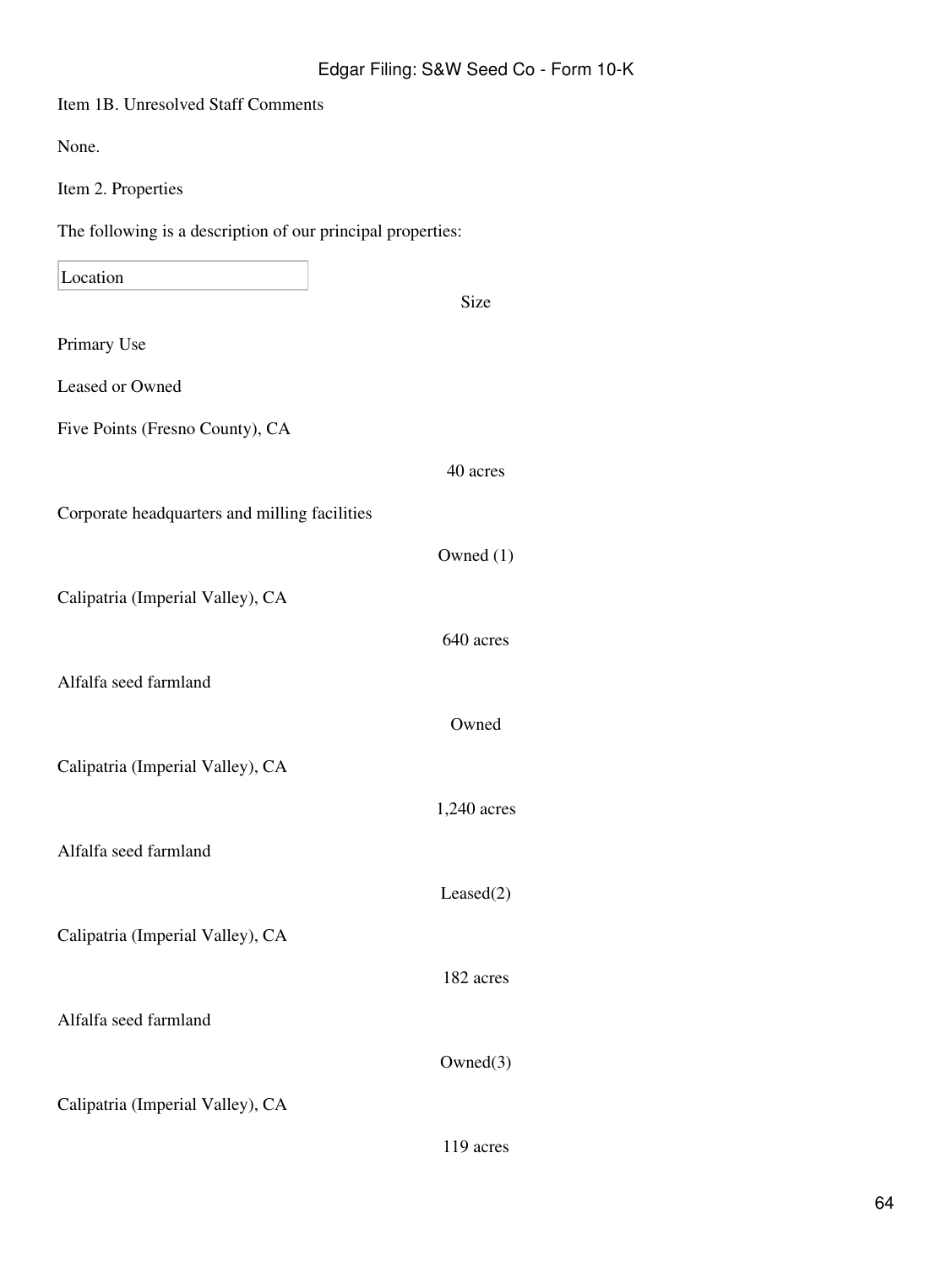Item 1B. Unresolved Staff Comments

None.

Item 2. Properties

The following is a description of our principal properties:

| Location | Size | Primary Use | Leased or Owned |
|---|---|---|---|
| Five Points (Fresno County), CA | 40 acres | Corporate headquarters and milling facilities | Owned (1) |
| Calipatria (Imperial Valley), CA | 640 acres | Alfalfa seed farmland | Owned |
| Calipatria (Imperial Valley), CA | 1,240 acres | Alfalfa seed farmland | Leased(2) |
| Calipatria (Imperial Valley), CA | 182 acres | Alfalfa seed farmland | Owned(3) |
| Calipatria (Imperial Valley), CA | 119 acres | | |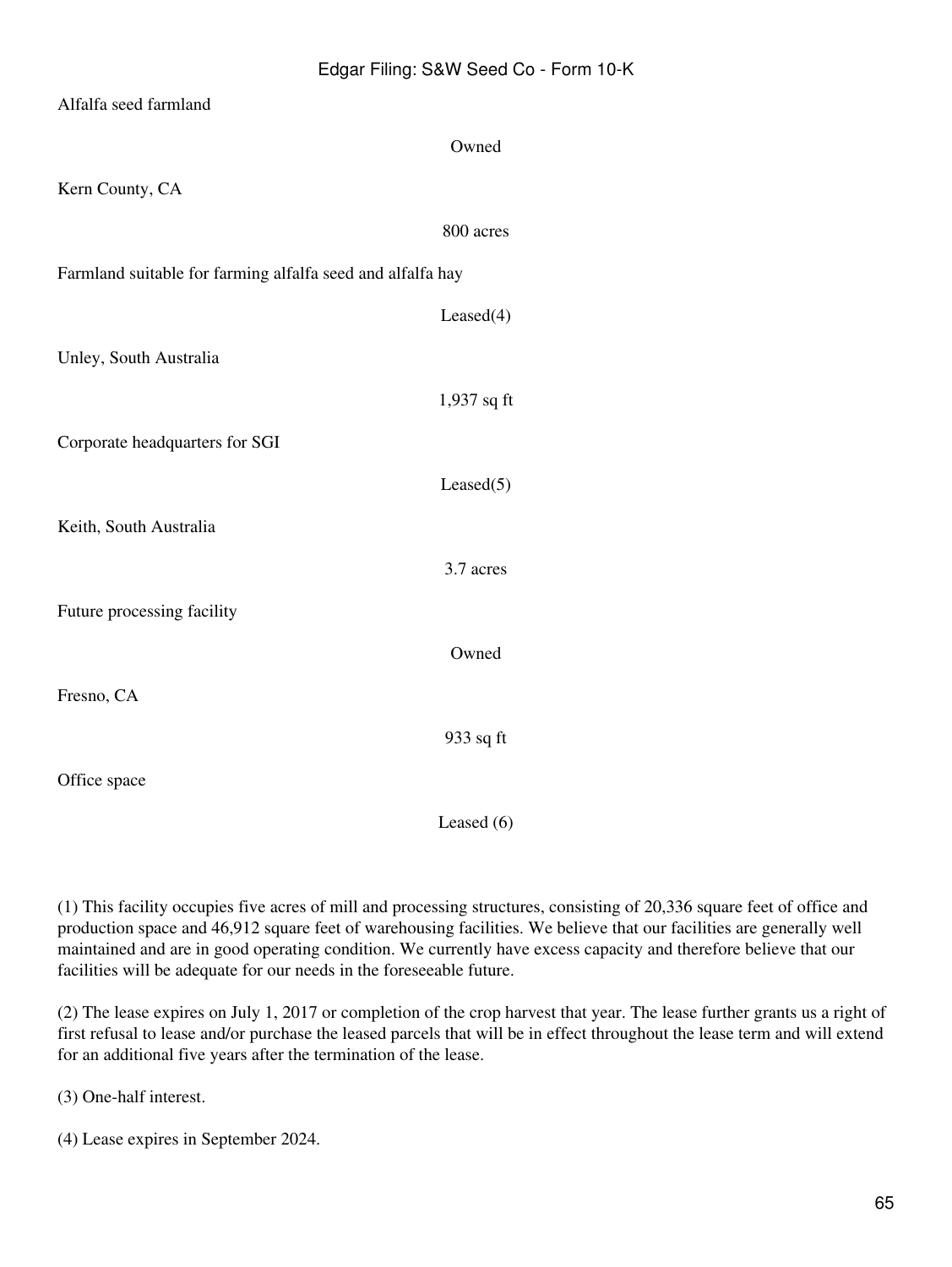| | |
|---|---|
| Alfalfa seed farmland | Owned |
| Kern County, CA | 800 acres |
| Farmland suitable for farming alfalfa seed and alfalfa hay | Leased(4) |
| Unley, South Australia | 1,937 sq ft |
| Corporate headquarters for SGI | Leased(5) |
| Keith, South Australia | 3.7 acres |
| Future processing facility | Owned |
| Fresno, CA | 933 sq ft |
| Office space | Leased (6) |

(1) This facility occupies five acres of mill and processing structures, consisting of 20,336 square feet of office and production space and 46,912 square feet of warehousing facilities. We believe that our facilities are generally well maintained and are in good operating condition. We currently have excess capacity and therefore believe that our facilities will be adequate for our needs in the foreseeable future.

(2) The lease expires on July 1, 2017 or completion of the crop harvest that year. The lease further grants us a right of first refusal to lease and/or purchase the leased parcels that will be in effect throughout the lease term and will extend for an additional five years after the termination of the lease.

(3) One-half interest.

(4) Lease expires in September 2024.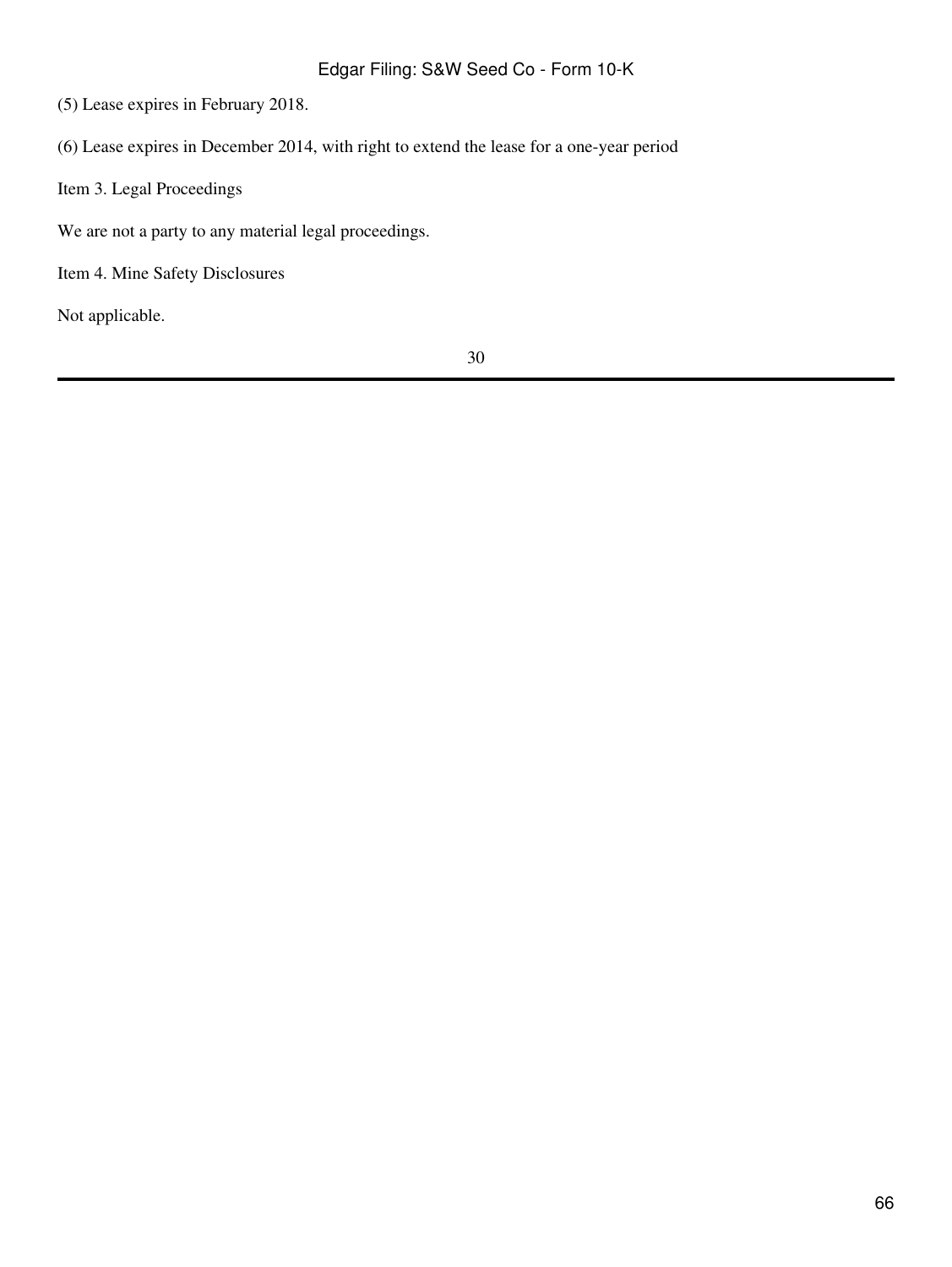(5) Lease expires in February 2018.

(6) Lease expires in December 2014, with right to extend the lease for a one-year period

## Item 3. Legal Proceedings

We are not a party to any material legal proceedings.

## Item 4. Mine Safety Disclosures

Not applicable.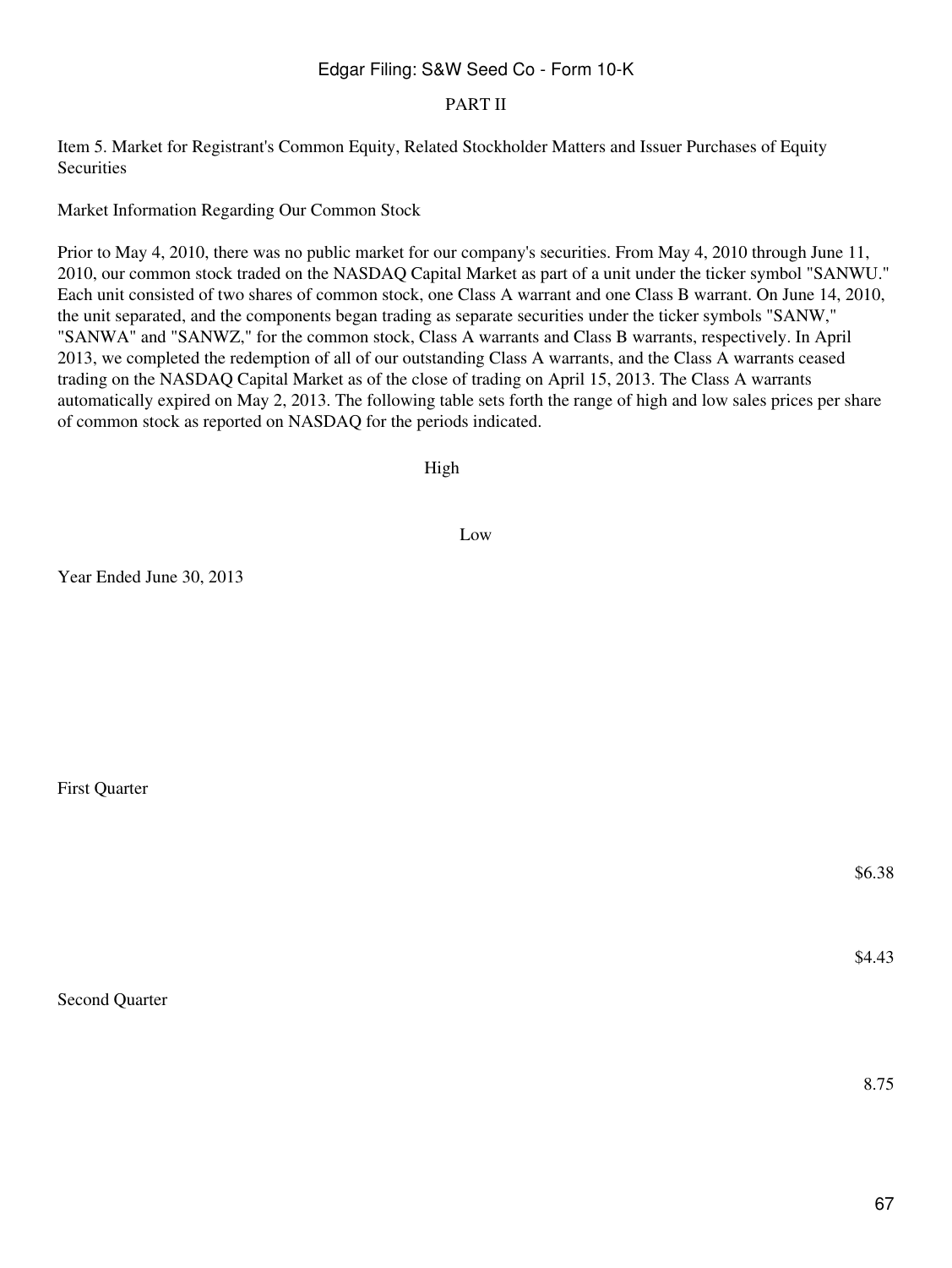PART II

Item 5. Market for Registrant's Common Equity, Related Stockholder Matters and Issuer Purchases of Equity Securities

Market Information Regarding Our Common Stock

Prior to May 4, 2010, there was no public market for our company's securities. From May 4, 2010 through June 11, 2010, our common stock traded on the NASDAQ Capital Market as part of a unit under the ticker symbol "SANWU." Each unit consisted of two shares of common stock, one Class A warrant and one Class B warrant. On June 14, 2010, the unit separated, and the components began trading as separate securities under the ticker symbols "SANW," "SANWA" and "SANWZ," for the common stock, Class A warrants and Class B warrants, respectively. In April 2013, we completed the redemption of all of our outstanding Class A warrants, and the Class A warrants ceased trading on the NASDAQ Capital Market as of the close of trading on April 15, 2013. The Class A warrants automatically expired on May 2, 2013. The following table sets forth the range of high and low sales prices per share of common stock as reported on NASDAQ for the periods indicated.

| | High | Low |
| --- | --- | --- |
| Year Ended June 30, 2013 | | |
| First Quarter | $6.38 | $4.43 |
| Second Quarter | 8.75 | |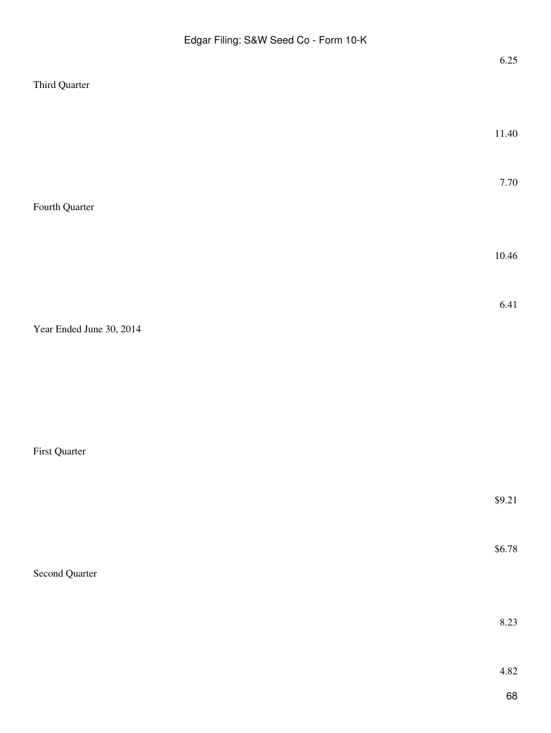| | | |
|---|---|---|
| | | 6.25 |
| Third Quarter | 11.40 | 7.70 |
| Fourth Quarter | 10.46 | 6.41 |
| Year Ended June 30, 2014 | | |
| First Quarter | $9.21 | $6.78 |
| Second Quarter | 8.23 | 4.82 |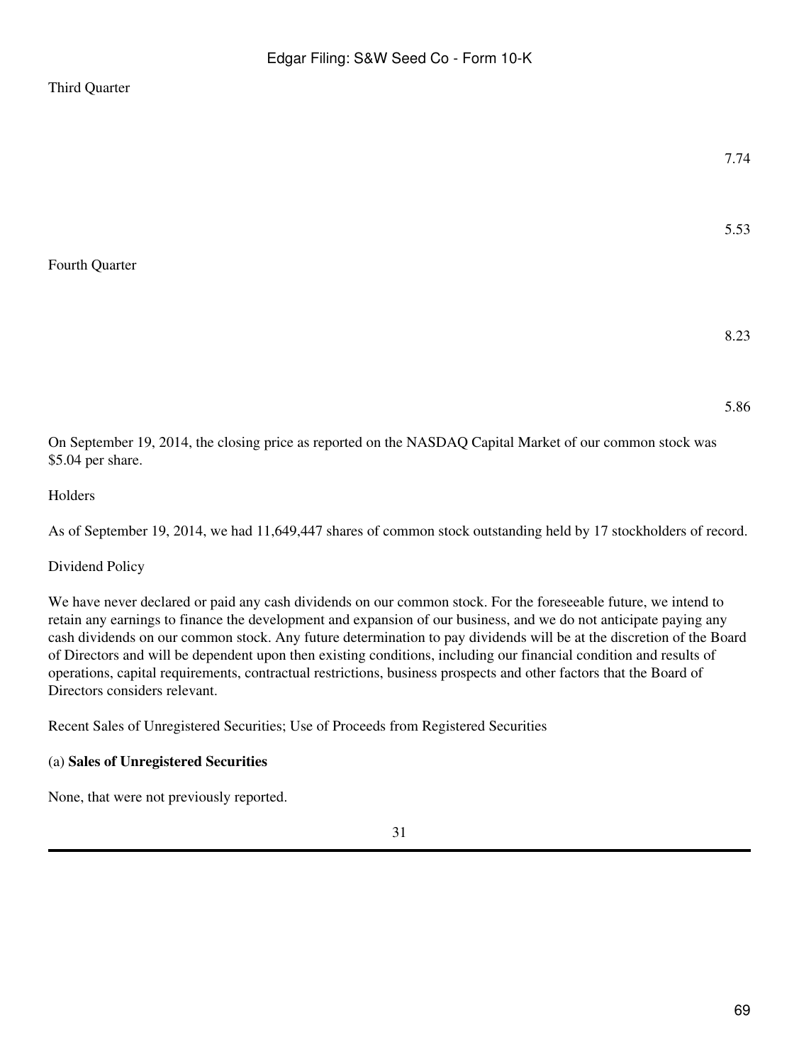| | High | Low |
|---|---|---|
| Third Quarter | 7.74 | 5.53 |
| Fourth Quarter | 8.23 | 5.86 |

On September 19, 2014, the closing price as reported on the NASDAQ Capital Market of our common stock was $5.04 per share.

Holders

As of September 19, 2014, we had 11,649,447 shares of common stock outstanding held by 17 stockholders of record.

Dividend Policy

We have never declared or paid any cash dividends on our common stock. For the foreseeable future, we intend to retain any earnings to finance the development and expansion of our business, and we do not anticipate paying any cash dividends on our common stock. Any future determination to pay dividends will be at the discretion of the Board of Directors and will be dependent upon then existing conditions, including our financial condition and results of operations, capital requirements, contractual restrictions, business prospects and other factors that the Board of Directors considers relevant.

Recent Sales of Unregistered Securities; Use of Proceeds from Registered Securities

(a) **Sales of Unregistered Securities**

None, that were not previously reported.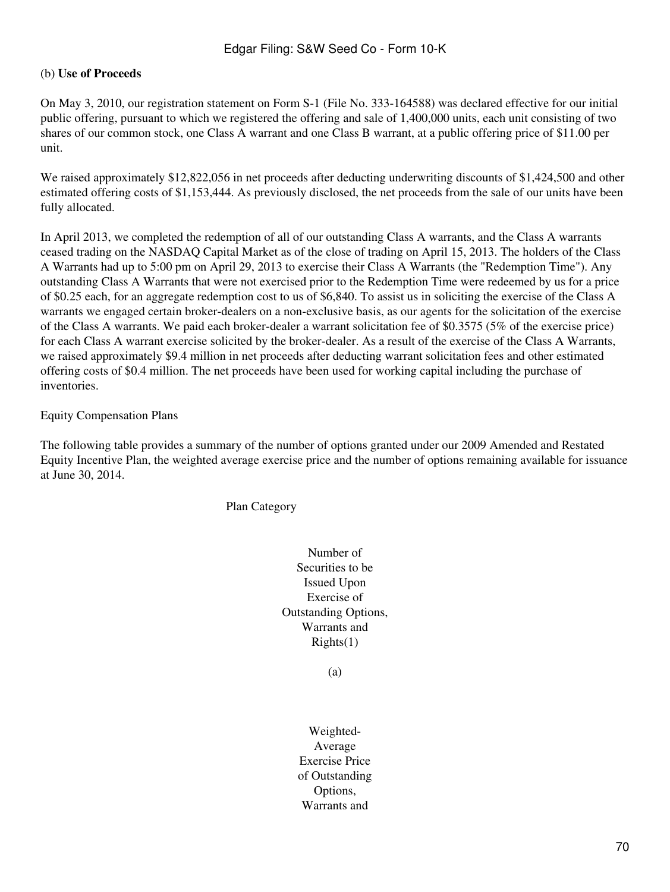(b) **Use of Proceeds**

On May 3, 2010, our registration statement on Form S-1 (File No. 333-164588) was declared effective for our initial public offering, pursuant to which we registered the offering and sale of 1,400,000 units, each unit consisting of two shares of our common stock, one Class A warrant and one Class B warrant, at a public offering price of $11.00 per unit.

We raised approximately $12,822,056 in net proceeds after deducting underwriting discounts of $1,424,500 and other estimated offering costs of $1,153,444. As previously disclosed, the net proceeds from the sale of our units have been fully allocated.

In April 2013, we completed the redemption of all of our outstanding Class A warrants, and the Class A warrants ceased trading on the NASDAQ Capital Market as of the close of trading on April 15, 2013. The holders of the Class A Warrants had up to 5:00 pm on April 29, 2013 to exercise their Class A Warrants (the "Redemption Time"). Any outstanding Class A Warrants that were not exercised prior to the Redemption Time were redeemed by us for a price of $0.25 each, for an aggregate redemption cost to us of $6,840. To assist us in soliciting the exercise of the Class A warrants we engaged certain broker-dealers on a non-exclusive basis, as our agents for the solicitation of the exercise of the Class A warrants. We paid each broker-dealer a warrant solicitation fee of $0.3575 (5% of the exercise price) for each Class A warrant exercise solicited by the broker-dealer. As a result of the exercise of the Class A Warrants, we raised approximately $9.4 million in net proceeds after deducting warrant solicitation fees and other estimated offering costs of $0.4 million. The net proceeds have been used for working capital including the purchase of inventories.

Equity Compensation Plans

The following table provides a summary of the number of options granted under our 2009 Amended and Restated Equity Incentive Plan, the weighted average exercise price and the number of options remaining available for issuance at June 30, 2014.

| Plan Category | Number of Securities to be Issued Upon Exercise of Outstanding Options, Warrants and Rights(1) | Weighted-Average Exercise Price of Outstanding Options, Warrants and |
|---|---|---|
| | (a) | |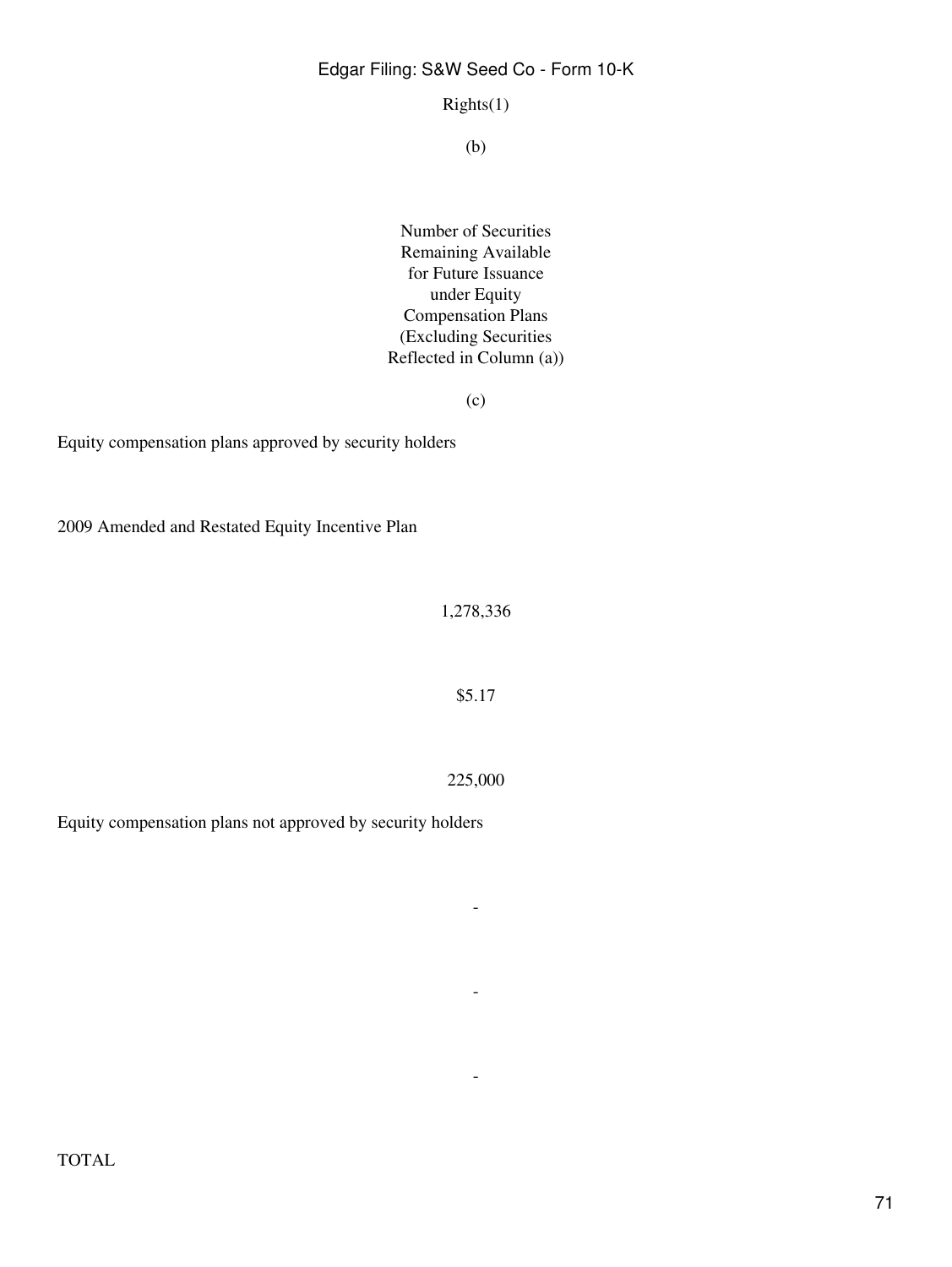Rights(1)

(b)

| | Number of Securities Remaining Available for Future Issuance under Equity Compensation Plans (Excluding Securities Reflected in Column (a)) |
|---|---|
| | (c) |
| Equity compensation plans approved by security holders | |
| 2009 Amended and Restated Equity Incentive Plan | 1,278,336 |
| | $5.17 |
| | 225,000 |
| Equity compensation plans not approved by security holders | - |
| | - |
| | - |
| TOTAL | |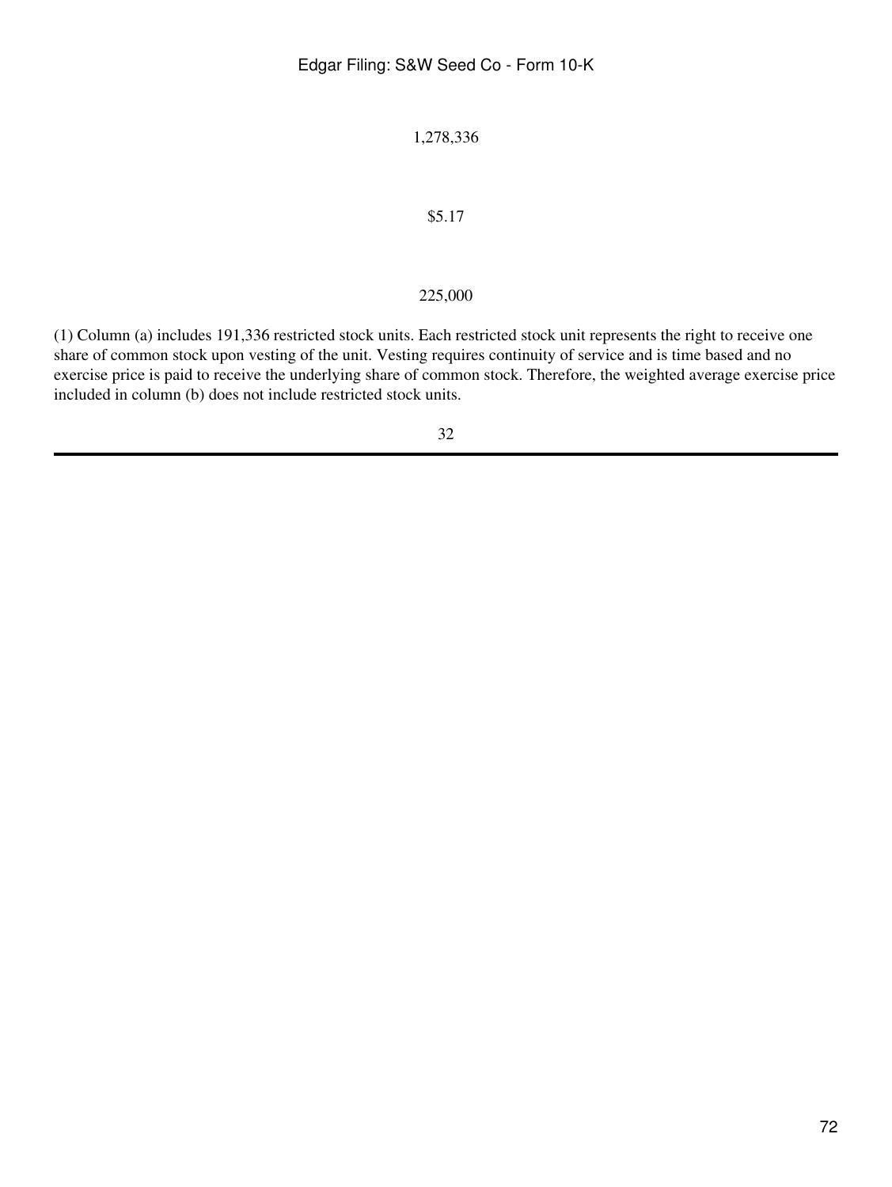1,278,336

$5.17

225,000

(1) Column (a) includes 191,336 restricted stock units. Each restricted stock unit represents the right to receive one share of common stock upon vesting of the unit. Vesting requires continuity of service and is time based and no exercise price is paid to receive the underlying share of common stock. Therefore, the weighted average exercise price included in column (b) does not include restricted stock units.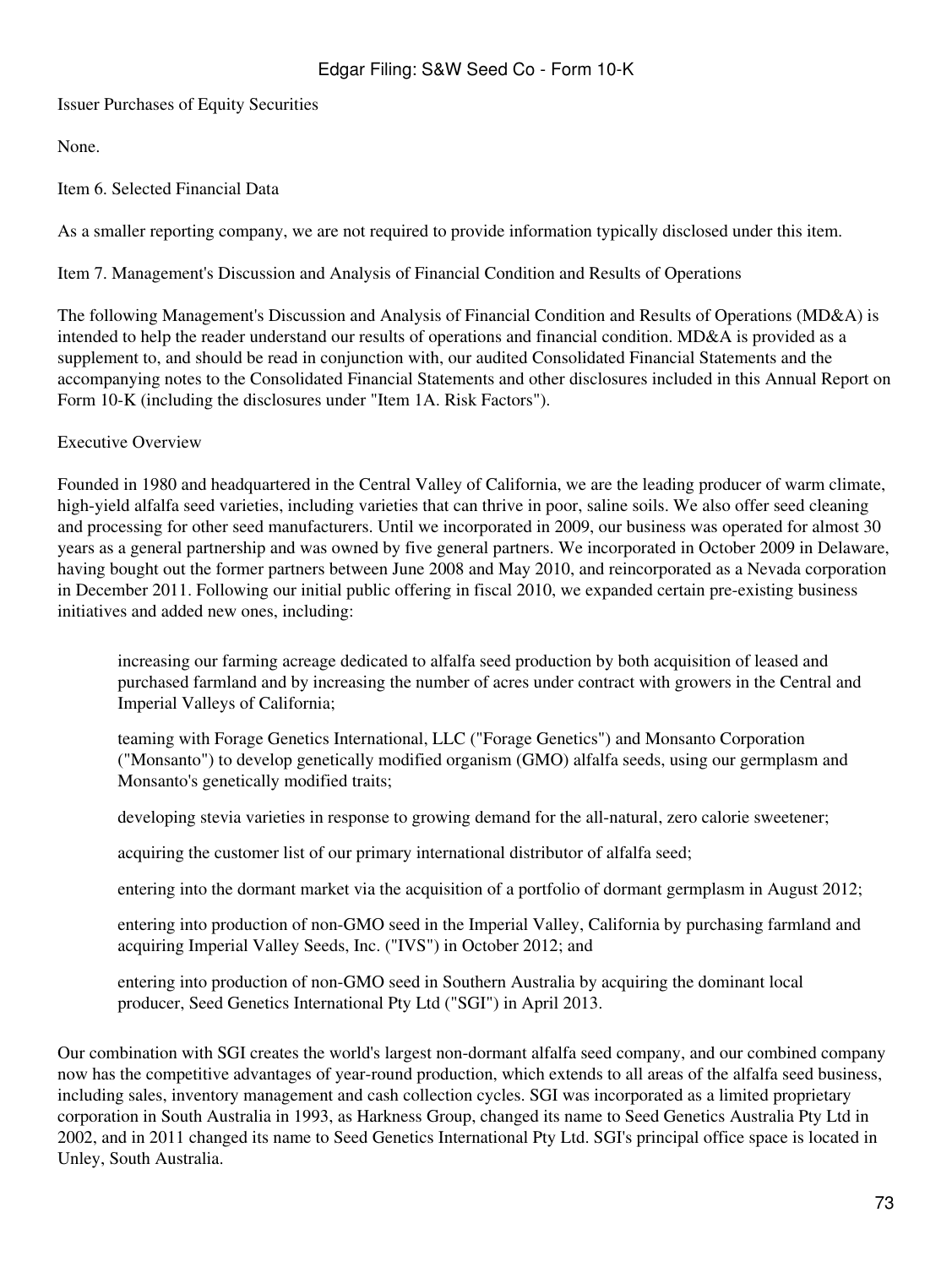Issuer Purchases of Equity Securities

None.

Item 6. Selected Financial Data

As a smaller reporting company, we are not required to provide information typically disclosed under this item.

Item 7. Management's Discussion and Analysis of Financial Condition and Results of Operations

The following Management's Discussion and Analysis of Financial Condition and Results of Operations (MD&A) is intended to help the reader understand our results of operations and financial condition. MD&A is provided as a supplement to, and should be read in conjunction with, our audited Consolidated Financial Statements and the accompanying notes to the Consolidated Financial Statements and other disclosures included in this Annual Report on Form 10-K (including the disclosures under "Item 1A. Risk Factors").

Executive Overview

Founded in 1980 and headquartered in the Central Valley of California, we are the leading producer of warm climate, high-yield alfalfa seed varieties, including varieties that can thrive in poor, saline soils. We also offer seed cleaning and processing for other seed manufacturers. Until we incorporated in 2009, our business was operated for almost 30 years as a general partnership and was owned by five general partners. We incorporated in October 2009 in Delaware, having bought out the former partners between June 2008 and May 2010, and reincorporated as a Nevada corporation in December 2011. Following our initial public offering in fiscal 2010, we expanded certain pre-existing business initiatives and added new ones, including:

- increasing our farming acreage dedicated to alfalfa seed production by both acquisition of leased and purchased farmland and by increasing the number of acres under contract with growers in the Central and Imperial Valleys of California;
- teaming with Forage Genetics International, LLC ("Forage Genetics") and Monsanto Corporation ("Monsanto") to develop genetically modified organism (GMO) alfalfa seeds, using our germplasm and Monsanto's genetically modified traits;
- developing stevia varieties in response to growing demand for the all-natural, zero calorie sweetener;
- acquiring the customer list of our primary international distributor of alfalfa seed;
- entering into the dormant market via the acquisition of a portfolio of dormant germplasm in August 2012;
- entering into production of non-GMO seed in the Imperial Valley, California by purchasing farmland and acquiring Imperial Valley Seeds, Inc. ("IVS") in October 2012; and
- entering into production of non-GMO seed in Southern Australia by acquiring the dominant local producer, Seed Genetics International Pty Ltd ("SGI") in April 2013.

Our combination with SGI creates the world's largest non-dormant alfalfa seed company, and our combined company now has the competitive advantages of year-round production, which extends to all areas of the alfalfa seed business, including sales, inventory management and cash collection cycles. SGI was incorporated as a limited proprietary corporation in South Australia in 1993, as Harkness Group, changed its name to Seed Genetics Australia Pty Ltd in 2002, and in 2011 changed its name to Seed Genetics International Pty Ltd. SGI's principal office space is located in Unley, South Australia.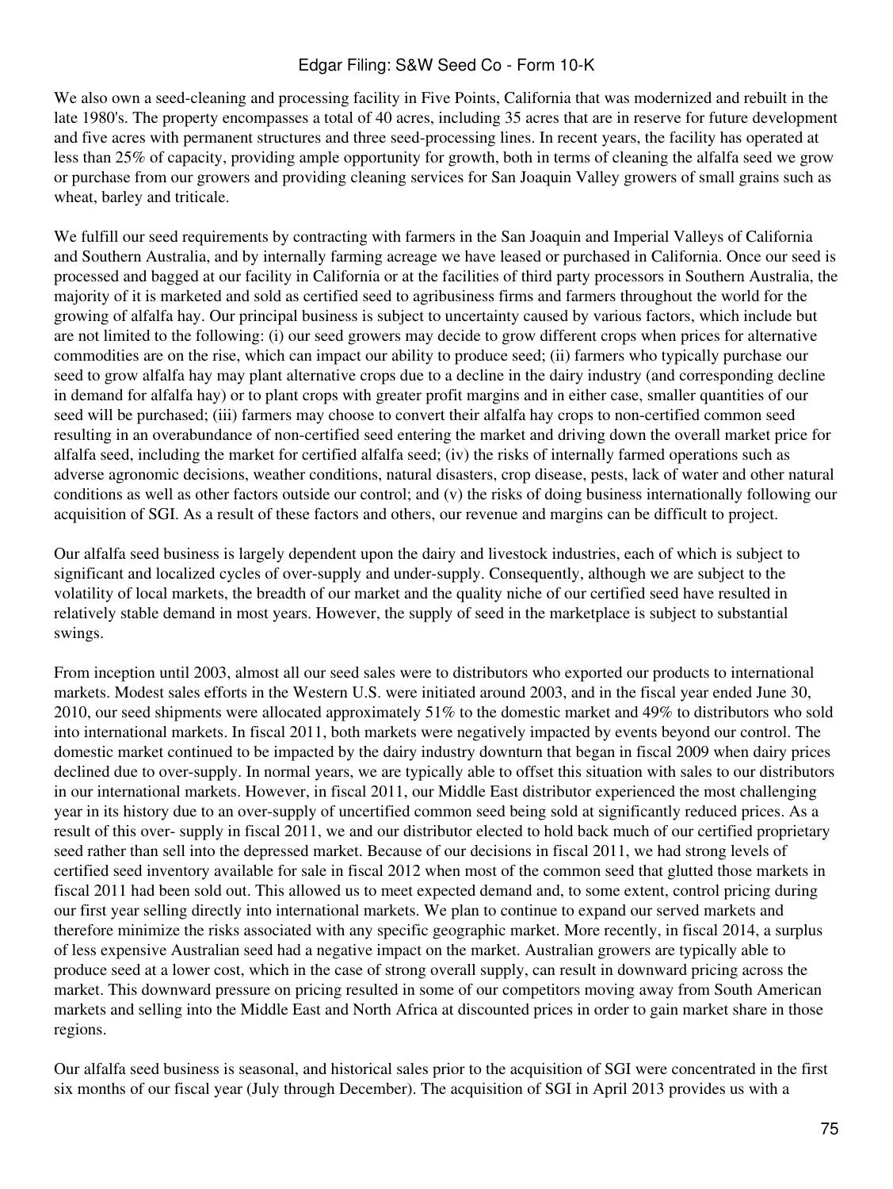We also own a seed-cleaning and processing facility in Five Points, California that was modernized and rebuilt in the late 1980's. The property encompasses a total of 40 acres, including 35 acres that are in reserve for future development and five acres with permanent structures and three seed-processing lines. In recent years, the facility has operated at less than 25% of capacity, providing ample opportunity for growth, both in terms of cleaning the alfalfa seed we grow or purchase from our growers and providing cleaning services for San Joaquin Valley growers of small grains such as wheat, barley and triticale.

We fulfill our seed requirements by contracting with farmers in the San Joaquin and Imperial Valleys of California and Southern Australia, and by internally farming acreage we have leased or purchased in California. Once our seed is processed and bagged at our facility in California or at the facilities of third party processors in Southern Australia, the majority of it is marketed and sold as certified seed to agribusiness firms and farmers throughout the world for the growing of alfalfa hay. Our principal business is subject to uncertainty caused by various factors, which include but are not limited to the following: (i) our seed growers may decide to grow different crops when prices for alternative commodities are on the rise, which can impact our ability to produce seed; (ii) farmers who typically purchase our seed to grow alfalfa hay may plant alternative crops due to a decline in the dairy industry (and corresponding decline in demand for alfalfa hay) or to plant crops with greater profit margins and in either case, smaller quantities of our seed will be purchased; (iii) farmers may choose to convert their alfalfa hay crops to non-certified common seed resulting in an overabundance of non-certified seed entering the market and driving down the overall market price for alfalfa seed, including the market for certified alfalfa seed; (iv) the risks of internally farmed operations such as adverse agronomic decisions, weather conditions, natural disasters, crop disease, pests, lack of water and other natural conditions as well as other factors outside our control; and (v) the risks of doing business internationally following our acquisition of SGI. As a result of these factors and others, our revenue and margins can be difficult to project.

Our alfalfa seed business is largely dependent upon the dairy and livestock industries, each of which is subject to significant and localized cycles of over-supply and under-supply. Consequently, although we are subject to the volatility of local markets, the breadth of our market and the quality niche of our certified seed have resulted in relatively stable demand in most years. However, the supply of seed in the marketplace is subject to substantial swings.

From inception until 2003, almost all our seed sales were to distributors who exported our products to international markets. Modest sales efforts in the Western U.S. were initiated around 2003, and in the fiscal year ended June 30, 2010, our seed shipments were allocated approximately 51% to the domestic market and 49% to distributors who sold into international markets. In fiscal 2011, both markets were negatively impacted by events beyond our control. The domestic market continued to be impacted by the dairy industry downturn that began in fiscal 2009 when dairy prices declined due to over-supply. In normal years, we are typically able to offset this situation with sales to our distributors in our international markets. However, in fiscal 2011, our Middle East distributor experienced the most challenging year in its history due to an over-supply of uncertified common seed being sold at significantly reduced prices. As a result of this over- supply in fiscal 2011, we and our distributor elected to hold back much of our certified proprietary seed rather than sell into the depressed market. Because of our decisions in fiscal 2011, we had strong levels of certified seed inventory available for sale in fiscal 2012 when most of the common seed that glutted those markets in fiscal 2011 had been sold out. This allowed us to meet expected demand and, to some extent, control pricing during our first year selling directly into international markets. We plan to continue to expand our served markets and therefore minimize the risks associated with any specific geographic market. More recently, in fiscal 2014, a surplus of less expensive Australian seed had a negative impact on the market. Australian growers are typically able to produce seed at a lower cost, which in the case of strong overall supply, can result in downward pricing across the market. This downward pressure on pricing resulted in some of our competitors moving away from South American markets and selling into the Middle East and North Africa at discounted prices in order to gain market share in those regions.

Our alfalfa seed business is seasonal, and historical sales prior to the acquisition of SGI were concentrated in the first six months of our fiscal year (July through December). The acquisition of SGI in April 2013 provides us with a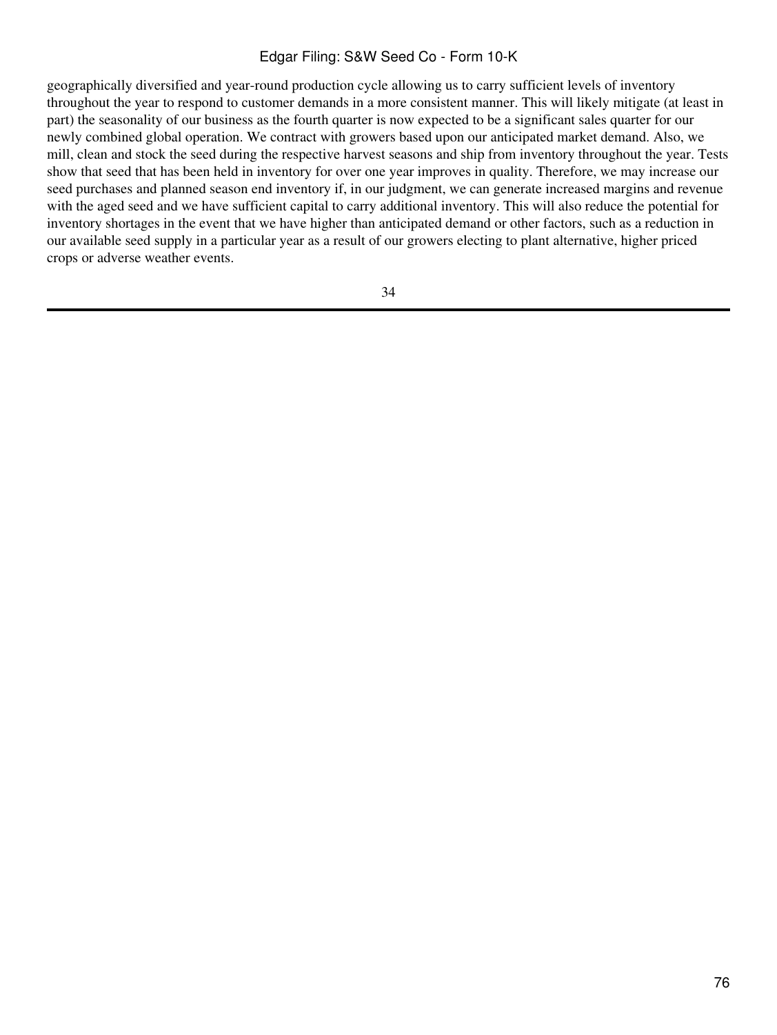geographically diversified and year-round production cycle allowing us to carry sufficient levels of inventory throughout the year to respond to customer demands in a more consistent manner. This will likely mitigate (at least in part) the seasonality of our business as the fourth quarter is now expected to be a significant sales quarter for our newly combined global operation. We contract with growers based upon our anticipated market demand. Also, we mill, clean and stock the seed during the respective harvest seasons and ship from inventory throughout the year. Tests show that seed that has been held in inventory for over one year improves in quality. Therefore, we may increase our seed purchases and planned season end inventory if, in our judgment, we can generate increased margins and revenue with the aged seed and we have sufficient capital to carry additional inventory. This will also reduce the potential for inventory shortages in the event that we have higher than anticipated demand or other factors, such as a reduction in our available seed supply in a particular year as a result of our growers electing to plant alternative, higher priced crops or adverse weather events.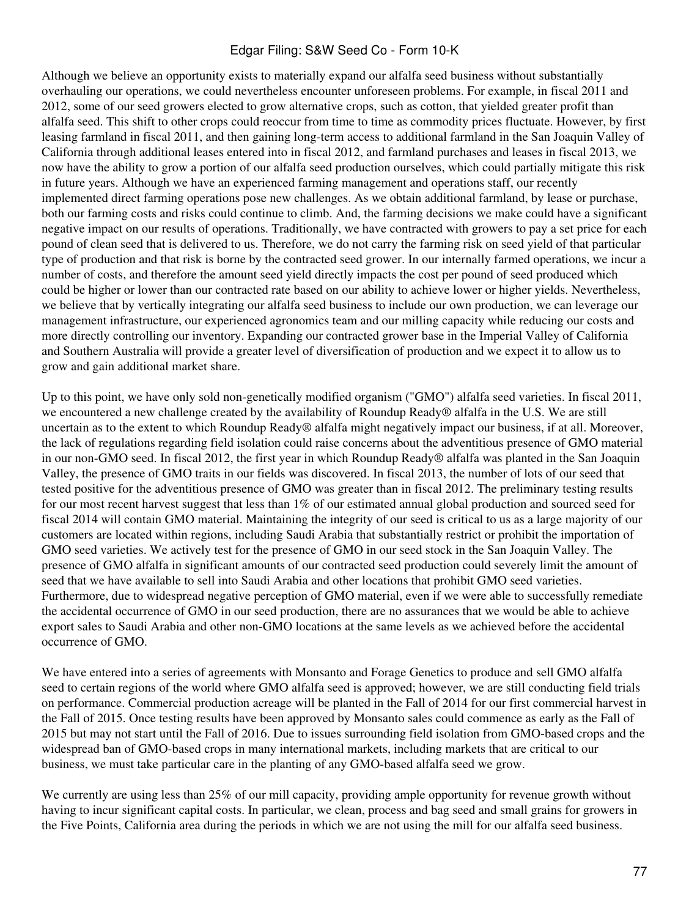Although we believe an opportunity exists to materially expand our alfalfa seed business without substantially overhauling our operations, we could nevertheless encounter unforeseen problems. For example, in fiscal 2011 and 2012, some of our seed growers elected to grow alternative crops, such as cotton, that yielded greater profit than alfalfa seed. This shift to other crops could reoccur from time to time as commodity prices fluctuate. However, by first leasing farmland in fiscal 2011, and then gaining long-term access to additional farmland in the San Joaquin Valley of California through additional leases entered into in fiscal 2012, and farmland purchases and leases in fiscal 2013, we now have the ability to grow a portion of our alfalfa seed production ourselves, which could partially mitigate this risk in future years. Although we have an experienced farming management and operations staff, our recently implemented direct farming operations pose new challenges. As we obtain additional farmland, by lease or purchase, both our farming costs and risks could continue to climb. And, the farming decisions we make could have a significant negative impact on our results of operations. Traditionally, we have contracted with growers to pay a set price for each pound of clean seed that is delivered to us. Therefore, we do not carry the farming risk on seed yield of that particular type of production and that risk is borne by the contracted seed grower. In our internally farmed operations, we incur a number of costs, and therefore the amount seed yield directly impacts the cost per pound of seed produced which could be higher or lower than our contracted rate based on our ability to achieve lower or higher yields. Nevertheless, we believe that by vertically integrating our alfalfa seed business to include our own production, we can leverage our management infrastructure, our experienced agronomics team and our milling capacity while reducing our costs and more directly controlling our inventory. Expanding our contracted grower base in the Imperial Valley of California and Southern Australia will provide a greater level of diversification of production and we expect it to allow us to grow and gain additional market share.

Up to this point, we have only sold non-genetically modified organism ("GMO") alfalfa seed varieties. In fiscal 2011, we encountered a new challenge created by the availability of Roundup Ready® alfalfa in the U.S. We are still uncertain as to the extent to which Roundup Ready® alfalfa might negatively impact our business, if at all. Moreover, the lack of regulations regarding field isolation could raise concerns about the adventitious presence of GMO material in our non-GMO seed. In fiscal 2012, the first year in which Roundup Ready® alfalfa was planted in the San Joaquin Valley, the presence of GMO traits in our fields was discovered. In fiscal 2013, the number of lots of our seed that tested positive for the adventitious presence of GMO was greater than in fiscal 2012. The preliminary testing results for our most recent harvest suggest that less than 1% of our estimated annual global production and sourced seed for fiscal 2014 will contain GMO material. Maintaining the integrity of our seed is critical to us as a large majority of our customers are located within regions, including Saudi Arabia that substantially restrict or prohibit the importation of GMO seed varieties. We actively test for the presence of GMO in our seed stock in the San Joaquin Valley. The presence of GMO alfalfa in significant amounts of our contracted seed production could severely limit the amount of seed that we have available to sell into Saudi Arabia and other locations that prohibit GMO seed varieties. Furthermore, due to widespread negative perception of GMO material, even if we were able to successfully remediate the accidental occurrence of GMO in our seed production, there are no assurances that we would be able to achieve export sales to Saudi Arabia and other non-GMO locations at the same levels as we achieved before the accidental occurrence of GMO.

We have entered into a series of agreements with Monsanto and Forage Genetics to produce and sell GMO alfalfa seed to certain regions of the world where GMO alfalfa seed is approved; however, we are still conducting field trials on performance. Commercial production acreage will be planted in the Fall of 2014 for our first commercial harvest in the Fall of 2015. Once testing results have been approved by Monsanto sales could commence as early as the Fall of 2015 but may not start until the Fall of 2016. Due to issues surrounding field isolation from GMO-based crops and the widespread ban of GMO-based crops in many international markets, including markets that are critical to our business, we must take particular care in the planting of any GMO-based alfalfa seed we grow.

We currently are using less than 25% of our mill capacity, providing ample opportunity for revenue growth without having to incur significant capital costs. In particular, we clean, process and bag seed and small grains for growers in the Five Points, California area during the periods in which we are not using the mill for our alfalfa seed business.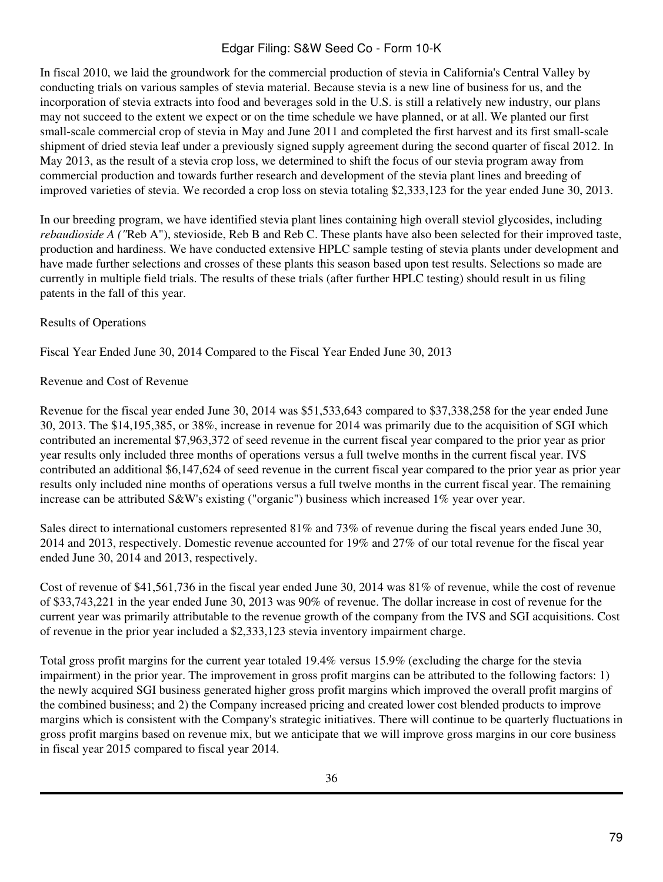In fiscal 2010, we laid the groundwork for the commercial production of stevia in California's Central Valley by conducting trials on various samples of stevia material. Because stevia is a new line of business for us, and the incorporation of stevia extracts into food and beverages sold in the U.S. is still a relatively new industry, our plans may not succeed to the extent we expect or on the time schedule we have planned, or at all. We planted our first small-scale commercial crop of stevia in May and June 2011 and completed the first harvest and its first small-scale shipment of dried stevia leaf under a previously signed supply agreement during the second quarter of fiscal 2012. In May 2013, as the result of a stevia crop loss, we determined to shift the focus of our stevia program away from commercial production and towards further research and development of the stevia plant lines and breeding of improved varieties of stevia. We recorded a crop loss on stevia totaling $2,333,123 for the year ended June 30, 2013.

In our breeding program, we have identified stevia plant lines containing high overall steviol glycosides, including *rebaudioside A ("*Reb A"), stevioside, Reb B and Reb C. These plants have also been selected for their improved taste, production and hardiness. We have conducted extensive HPLC sample testing of stevia plants under development and have made further selections and crosses of these plants this season based upon test results. Selections so made are currently in multiple field trials. The results of these trials (after further HPLC testing) should result in us filing patents in the fall of this year.

Results of Operations

Fiscal Year Ended June 30, 2014 Compared to the Fiscal Year Ended June 30, 2013

Revenue and Cost of Revenue

Revenue for the fiscal year ended June 30, 2014 was $51,533,643 compared to $37,338,258 for the year ended June 30, 2013. The $14,195,385, or 38%, increase in revenue for 2014 was primarily due to the acquisition of SGI which contributed an incremental $7,963,372 of seed revenue in the current fiscal year compared to the prior year as prior year results only included three months of operations versus a full twelve months in the current fiscal year. IVS contributed an additional $6,147,624 of seed revenue in the current fiscal year compared to the prior year as prior year results only included nine months of operations versus a full twelve months in the current fiscal year. The remaining increase can be attributed S&W's existing ("organic") business which increased 1% year over year.

Sales direct to international customers represented 81% and 73% of revenue during the fiscal years ended June 30, 2014 and 2013, respectively. Domestic revenue accounted for 19% and 27% of our total revenue for the fiscal year ended June 30, 2014 and 2013, respectively.

Cost of revenue of $41,561,736 in the fiscal year ended June 30, 2014 was 81% of revenue, while the cost of revenue of $33,743,221 in the year ended June 30, 2013 was 90% of revenue. The dollar increase in cost of revenue for the current year was primarily attributable to the revenue growth of the company from the IVS and SGI acquisitions. Cost of revenue in the prior year included a $2,333,123 stevia inventory impairment charge.

Total gross profit margins for the current year totaled 19.4% versus 15.9% (excluding the charge for the stevia impairment) in the prior year. The improvement in gross profit margins can be attributed to the following factors: 1) the newly acquired SGI business generated higher gross profit margins which improved the overall profit margins of the combined business; and 2) the Company increased pricing and created lower cost blended products to improve margins which is consistent with the Company's strategic initiatives. There will continue to be quarterly fluctuations in gross profit margins based on revenue mix, but we anticipate that we will improve gross margins in our core business in fiscal year 2015 compared to fiscal year 2014.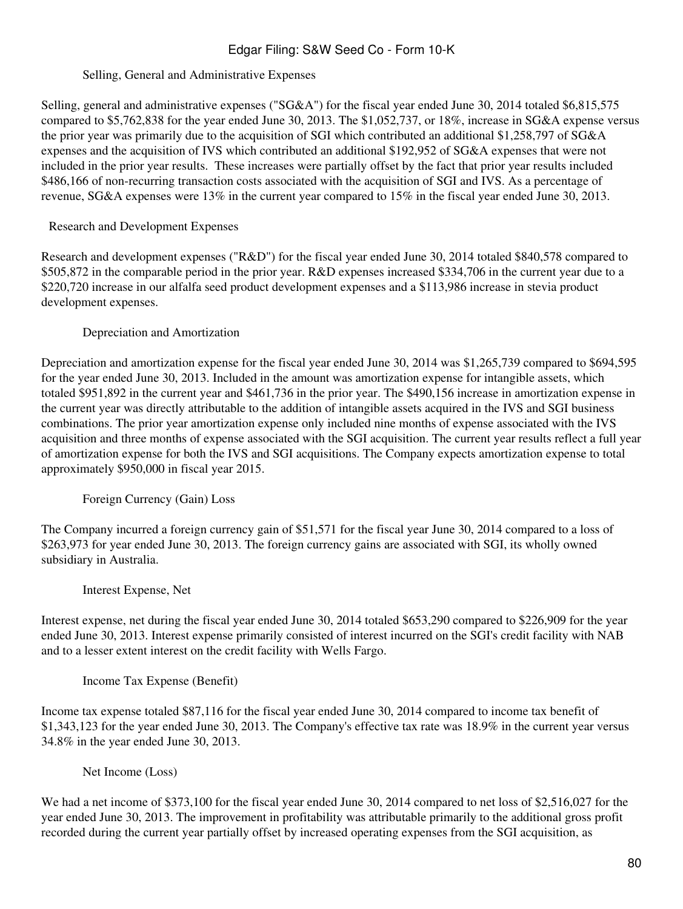### Selling, General and Administrative Expenses

Selling, general and administrative expenses ("SG&A") for the fiscal year ended June 30, 2014 totaled $6,815,575 compared to $5,762,838 for the year ended June 30, 2013. The $1,052,737, or 18%, increase in SG&A expense versus the prior year was primarily due to the acquisition of SGI which contributed an additional $1,258,797 of SG&A expenses and the acquisition of IVS which contributed an additional $192,952 of SG&A expenses that were not included in the prior year results. These increases were partially offset by the fact that prior year results included $486,166 of non-recurring transaction costs associated with the acquisition of SGI and IVS. As a percentage of revenue, SG&A expenses were 13% in the current year compared to 15% in the fiscal year ended June 30, 2013.

### Research and Development Expenses

Research and development expenses ("R&D") for the fiscal year ended June 30, 2014 totaled $840,578 compared to $505,872 in the comparable period in the prior year. R&D expenses increased $334,706 in the current year due to a $220,720 increase in our alfalfa seed product development expenses and a $113,986 increase in stevia product development expenses.

### Depreciation and Amortization

Depreciation and amortization expense for the fiscal year ended June 30, 2014 was $1,265,739 compared to $694,595 for the year ended June 30, 2013. Included in the amount was amortization expense for intangible assets, which totaled $951,892 in the current year and $461,736 in the prior year. The $490,156 increase in amortization expense in the current year was directly attributable to the addition of intangible assets acquired in the IVS and SGI business combinations. The prior year amortization expense only included nine months of expense associated with the IVS acquisition and three months of expense associated with the SGI acquisition. The current year results reflect a full year of amortization expense for both the IVS and SGI acquisitions. The Company expects amortization expense to total approximately $950,000 in fiscal year 2015.

### Foreign Currency (Gain) Loss

The Company incurred a foreign currency gain of $51,571 for the fiscal year June 30, 2014 compared to a loss of $263,973 for year ended June 30, 2013. The foreign currency gains are associated with SGI, its wholly owned subsidiary in Australia.

### Interest Expense, Net

Interest expense, net during the fiscal year ended June 30, 2014 totaled $653,290 compared to $226,909 for the year ended June 30, 2013. Interest expense primarily consisted of interest incurred on the SGI's credit facility with NAB and to a lesser extent interest on the credit facility with Wells Fargo.

### Income Tax Expense (Benefit)

Income tax expense totaled $87,116 for the fiscal year ended June 30, 2014 compared to income tax benefit of $1,343,123 for the year ended June 30, 2013. The Company's effective tax rate was 18.9% in the current year versus 34.8% in the year ended June 30, 2013.

### Net Income (Loss)

We had a net income of $373,100 for the fiscal year ended June 30, 2014 compared to net loss of $2,516,027 for the year ended June 30, 2013. The improvement in profitability was attributable primarily to the additional gross profit recorded during the current year partially offset by increased operating expenses from the SGI acquisition, as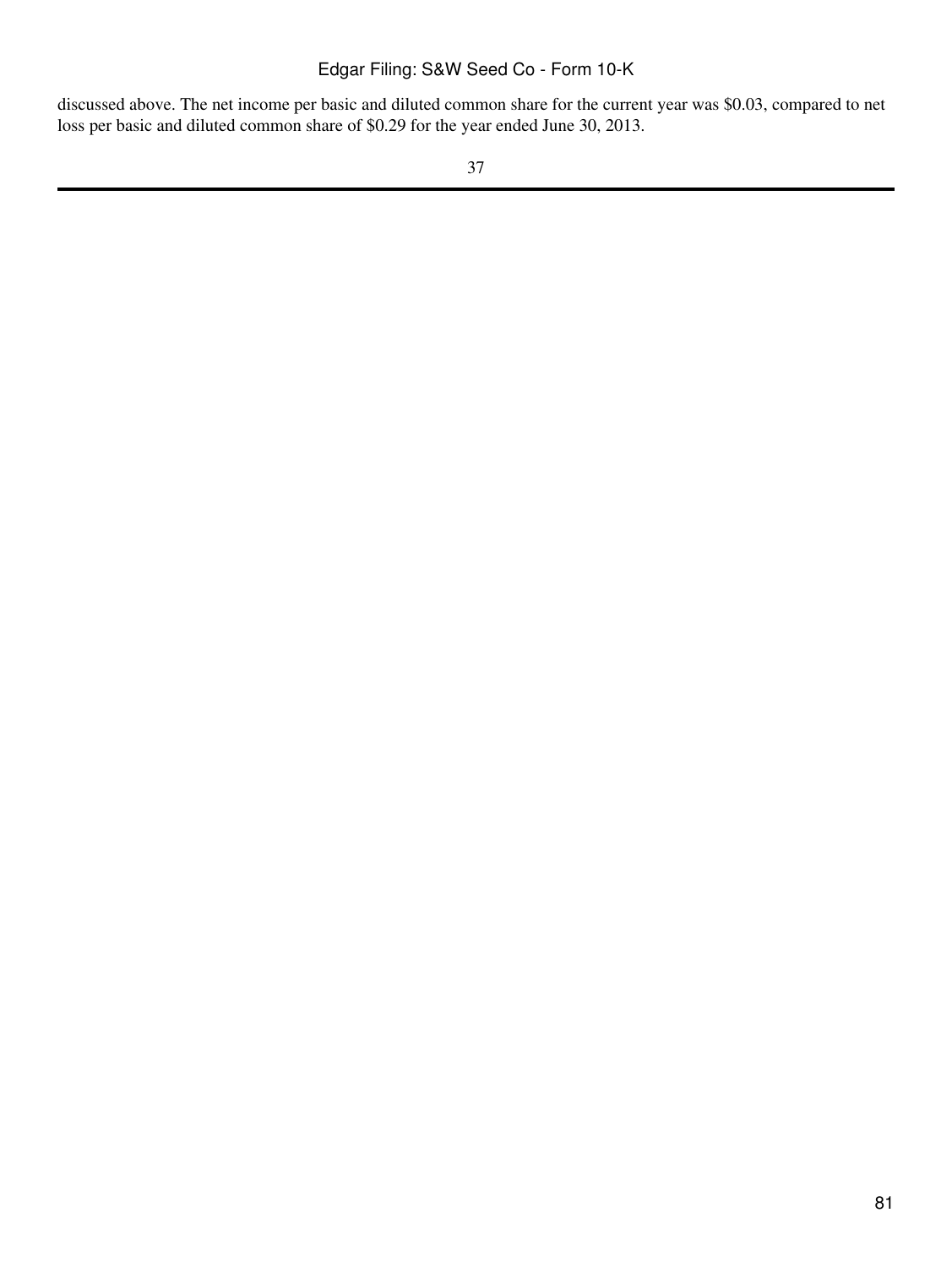discussed above. The net income per basic and diluted common share for the current year was $0.03, compared to net loss per basic and diluted common share of $0.29 for the year ended June 30, 2013.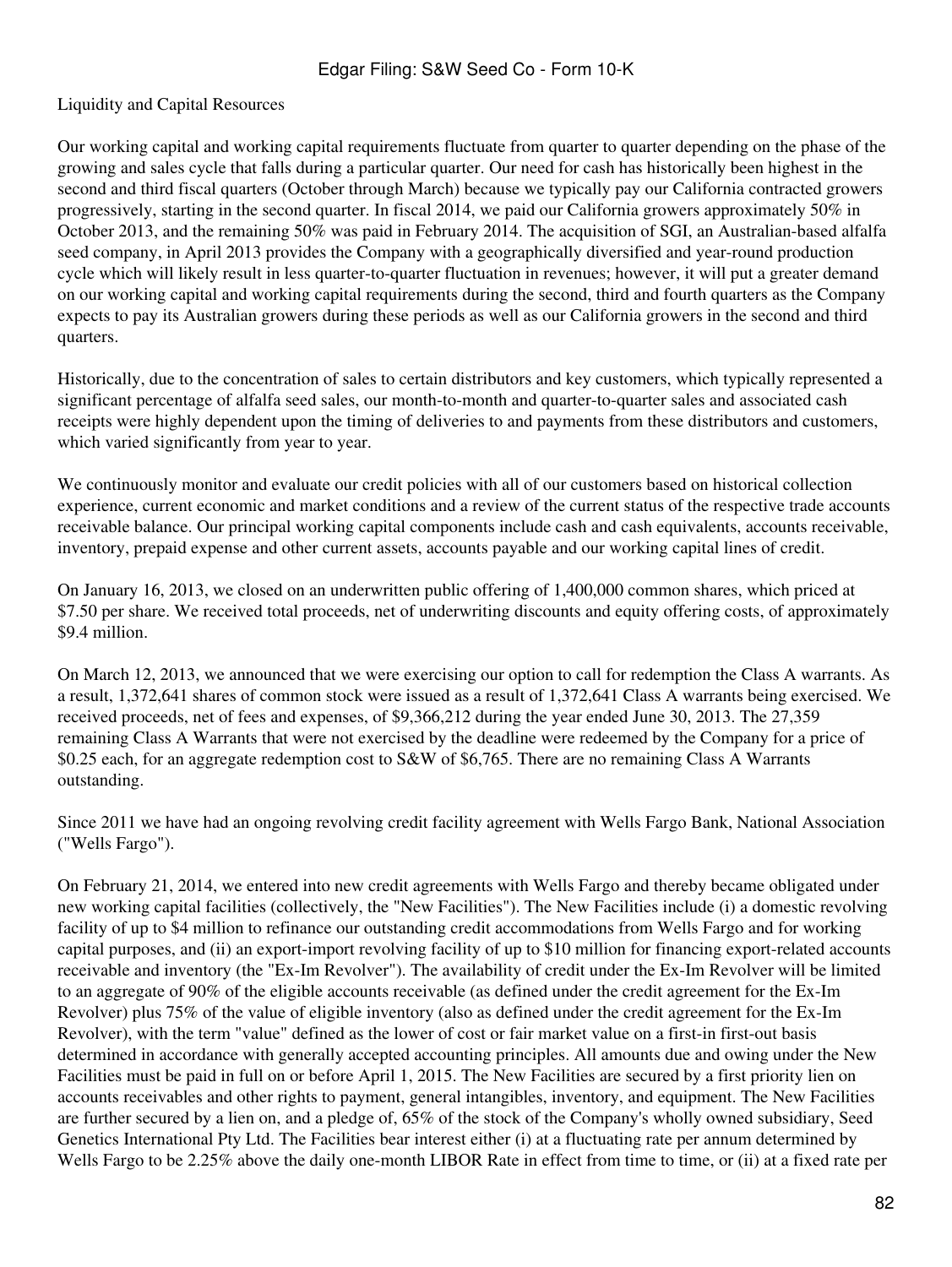Liquidity and Capital Resources

Our working capital and working capital requirements fluctuate from quarter to quarter depending on the phase of the growing and sales cycle that falls during a particular quarter. Our need for cash has historically been highest in the second and third fiscal quarters (October through March) because we typically pay our California contracted growers progressively, starting in the second quarter. In fiscal 2014, we paid our California growers approximately 50% in October 2013, and the remaining 50% was paid in February 2014. The acquisition of SGI, an Australian-based alfalfa seed company, in April 2013 provides the Company with a geographically diversified and year-round production cycle which will likely result in less quarter-to-quarter fluctuation in revenues; however, it will put a greater demand on our working capital and working capital requirements during the second, third and fourth quarters as the Company expects to pay its Australian growers during these periods as well as our California growers in the second and third quarters.

Historically, due to the concentration of sales to certain distributors and key customers, which typically represented a significant percentage of alfalfa seed sales, our month-to-month and quarter-to-quarter sales and associated cash receipts were highly dependent upon the timing of deliveries to and payments from these distributors and customers, which varied significantly from year to year.

We continuously monitor and evaluate our credit policies with all of our customers based on historical collection experience, current economic and market conditions and a review of the current status of the respective trade accounts receivable balance. Our principal working capital components include cash and cash equivalents, accounts receivable, inventory, prepaid expense and other current assets, accounts payable and our working capital lines of credit.

On January 16, 2013, we closed on an underwritten public offering of 1,400,000 common shares, which priced at $7.50 per share. We received total proceeds, net of underwriting discounts and equity offering costs, of approximately $9.4 million.

On March 12, 2013, we announced that we were exercising our option to call for redemption the Class A warrants. As a result, 1,372,641 shares of common stock were issued as a result of 1,372,641 Class A warrants being exercised. We received proceeds, net of fees and expenses, of $9,366,212 during the year ended June 30, 2013. The 27,359 remaining Class A Warrants that were not exercised by the deadline were redeemed by the Company for a price of $0.25 each, for an aggregate redemption cost to S&W of $6,765. There are no remaining Class A Warrants outstanding.

Since 2011 we have had an ongoing revolving credit facility agreement with Wells Fargo Bank, National Association ("Wells Fargo").

On February 21, 2014, we entered into new credit agreements with Wells Fargo and thereby became obligated under new working capital facilities (collectively, the "New Facilities"). The New Facilities include (i) a domestic revolving facility of up to $4 million to refinance our outstanding credit accommodations from Wells Fargo and for working capital purposes, and (ii) an export-import revolving facility of up to $10 million for financing export-related accounts receivable and inventory (the "Ex-Im Revolver"). The availability of credit under the Ex-Im Revolver will be limited to an aggregate of 90% of the eligible accounts receivable (as defined under the credit agreement for the Ex-Im Revolver) plus 75% of the value of eligible inventory (also as defined under the credit agreement for the Ex-Im Revolver), with the term "value" defined as the lower of cost or fair market value on a first-in first-out basis determined in accordance with generally accepted accounting principles. All amounts due and owing under the New Facilities must be paid in full on or before April 1, 2015. The New Facilities are secured by a first priority lien on accounts receivables and other rights to payment, general intangibles, inventory, and equipment. The New Facilities are further secured by a lien on, and a pledge of, 65% of the stock of the Company's wholly owned subsidiary, Seed Genetics International Pty Ltd. The Facilities bear interest either (i) at a fluctuating rate per annum determined by Wells Fargo to be 2.25% above the daily one-month LIBOR Rate in effect from time to time, or (ii) at a fixed rate per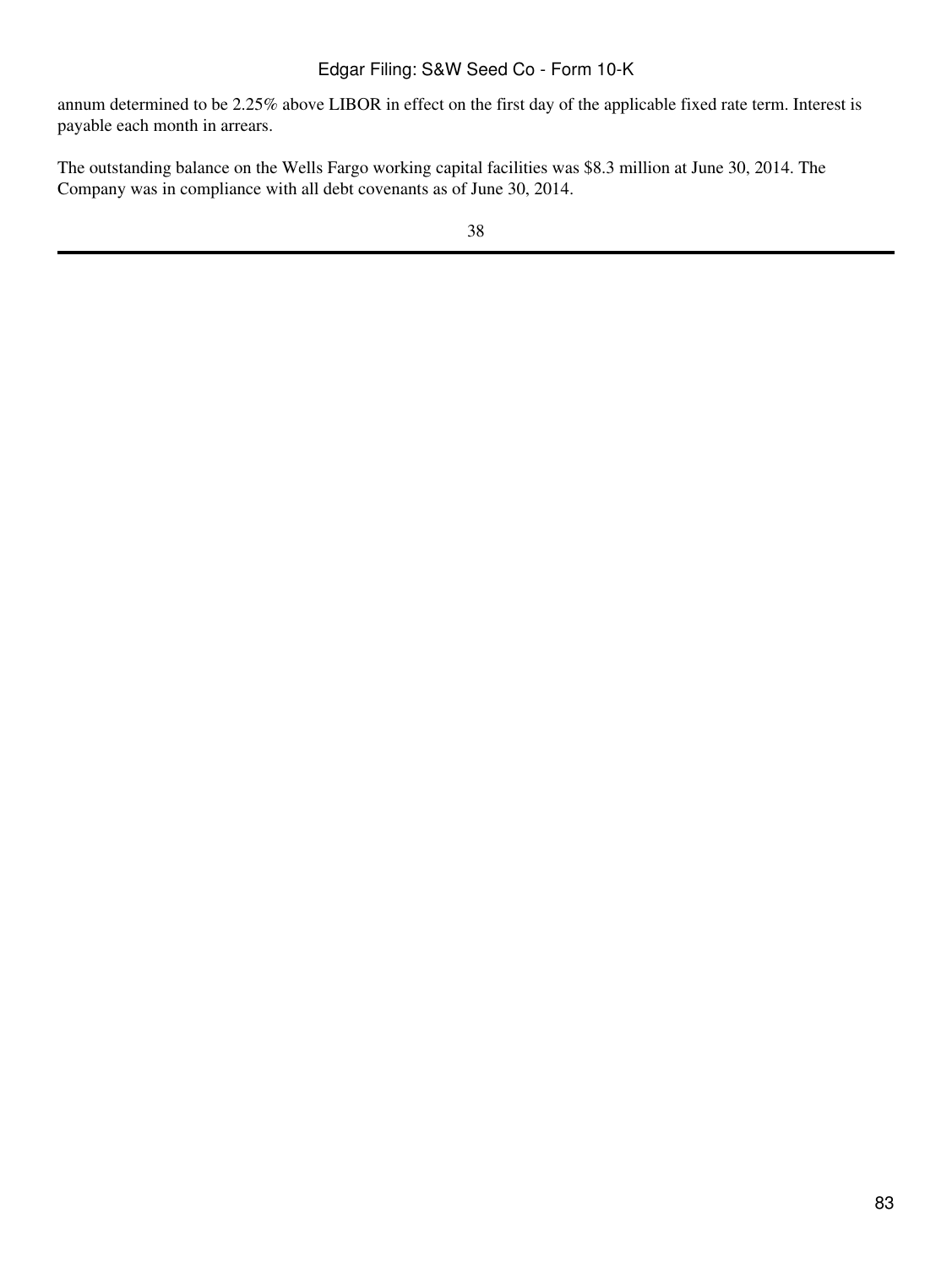annum determined to be 2.25% above LIBOR in effect on the first day of the applicable fixed rate term. Interest is payable each month in arrears.

The outstanding balance on the Wells Fargo working capital facilities was $8.3 million at June 30, 2014. The Company was in compliance with all debt covenants as of June 30, 2014.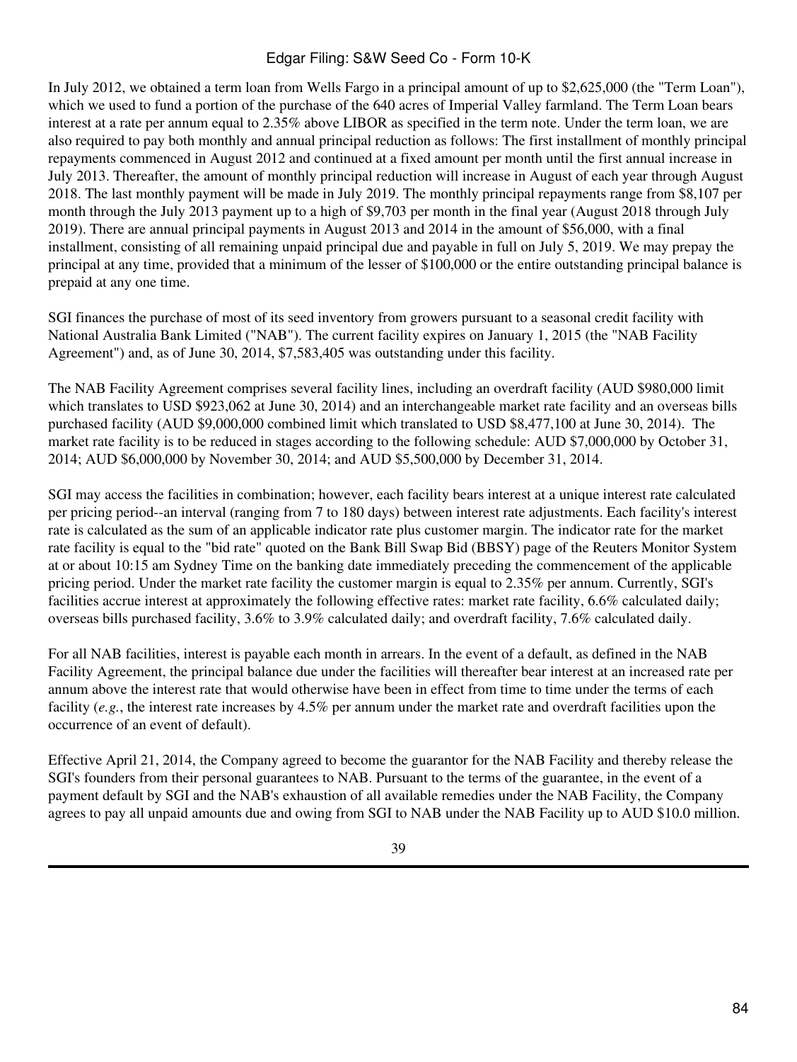In July 2012, we obtained a term loan from Wells Fargo in a principal amount of up to $2,625,000 (the "Term Loan"), which we used to fund a portion of the purchase of the 640 acres of Imperial Valley farmland. The Term Loan bears interest at a rate per annum equal to 2.35% above LIBOR as specified in the term note. Under the term loan, we are also required to pay both monthly and annual principal reduction as follows: The first installment of monthly principal repayments commenced in August 2012 and continued at a fixed amount per month until the first annual increase in July 2013. Thereafter, the amount of monthly principal reduction will increase in August of each year through August 2018. The last monthly payment will be made in July 2019. The monthly principal repayments range from $8,107 per month through the July 2013 payment up to a high of $9,703 per month in the final year (August 2018 through July 2019). There are annual principal payments in August 2013 and 2014 in the amount of $56,000, with a final installment, consisting of all remaining unpaid principal due and payable in full on July 5, 2019. We may prepay the principal at any time, provided that a minimum of the lesser of $100,000 or the entire outstanding principal balance is prepaid at any one time.

SGI finances the purchase of most of its seed inventory from growers pursuant to a seasonal credit facility with National Australia Bank Limited ("NAB"). The current facility expires on January 1, 2015 (the "NAB Facility Agreement") and, as of June 30, 2014, $7,583,405 was outstanding under this facility.

The NAB Facility Agreement comprises several facility lines, including an overdraft facility (AUD $980,000 limit which translates to USD $923,062 at June 30, 2014) and an interchangeable market rate facility and an overseas bills purchased facility (AUD $9,000,000 combined limit which translated to USD $8,477,100 at June 30, 2014). The market rate facility is to be reduced in stages according to the following schedule: AUD $7,000,000 by October 31, 2014; AUD $6,000,000 by November 30, 2014; and AUD $5,500,000 by December 31, 2014.

SGI may access the facilities in combination; however, each facility bears interest at a unique interest rate calculated per pricing period--an interval (ranging from 7 to 180 days) between interest rate adjustments. Each facility's interest rate is calculated as the sum of an applicable indicator rate plus customer margin. The indicator rate for the market rate facility is equal to the "bid rate" quoted on the Bank Bill Swap Bid (BBSY) page of the Reuters Monitor System at or about 10:15 am Sydney Time on the banking date immediately preceding the commencement of the applicable pricing period. Under the market rate facility the customer margin is equal to 2.35% per annum. Currently, SGI's facilities accrue interest at approximately the following effective rates: market rate facility, 6.6% calculated daily; overseas bills purchased facility, 3.6% to 3.9% calculated daily; and overdraft facility, 7.6% calculated daily.

For all NAB facilities, interest is payable each month in arrears. In the event of a default, as defined in the NAB Facility Agreement, the principal balance due under the facilities will thereafter bear interest at an increased rate per annum above the interest rate that would otherwise have been in effect from time to time under the terms of each facility (*e.g.*, the interest rate increases by 4.5% per annum under the market rate and overdraft facilities upon the occurrence of an event of default).

Effective April 21, 2014, the Company agreed to become the guarantor for the NAB Facility and thereby release the SGI's founders from their personal guarantees to NAB. Pursuant to the terms of the guarantee, in the event of a payment default by SGI and the NAB's exhaustion of all available remedies under the NAB Facility, the Company agrees to pay all unpaid amounts due and owing from SGI to NAB under the NAB Facility up to AUD $10.0 million.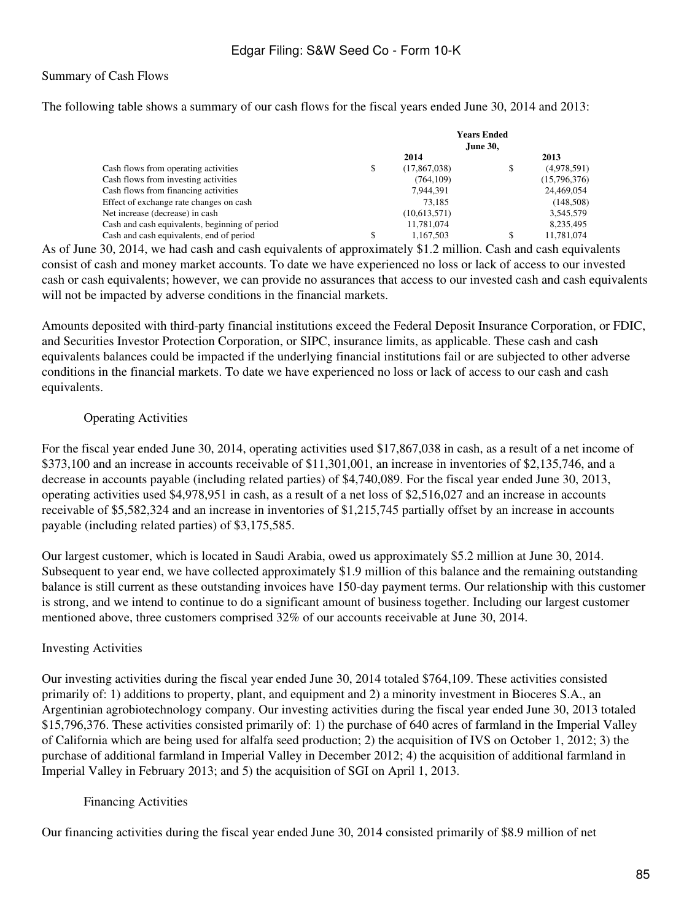Summary of Cash Flows

The following table shows a summary of our cash flows for the fiscal years ended June 30, 2014 and 2013:

| | Years Ended June 30, | |
|---|---|---|
| | 2014 | 2013 |
| Cash flows from operating activities | $ (17,867,038) | $ (4,978,591) |
| Cash flows from investing activities | (764,109) | (15,796,376) |
| Cash flows from financing activities | 7,944,391 | 24,469,054 |
| Effect of exchange rate changes on cash | 73,185 | (148,508) |
| Net increase (decrease) in cash | (10,613,571) | 3,545,579 |
| Cash and cash equivalents, beginning of period | 11,781,074 | 8,235,495 |
| Cash and cash equivalents, end of period | $ 1,167,503 | $ 11,781,074 |

As of June 30, 2014, we had cash and cash equivalents of approximately $1.2 million. Cash and cash equivalents consist of cash and money market accounts. To date we have experienced no loss or lack of access to our invested cash or cash equivalents; however, we can provide no assurances that access to our invested cash and cash equivalents will not be impacted by adverse conditions in the financial markets.

Amounts deposited with third-party financial institutions exceed the Federal Deposit Insurance Corporation, or FDIC, and Securities Investor Protection Corporation, or SIPC, insurance limits, as applicable. These cash and cash equivalents balances could be impacted if the underlying financial institutions fail or are subjected to other adverse conditions in the financial markets. To date we have experienced no loss or lack of access to our cash and cash equivalents.

Operating Activities

For the fiscal year ended June 30, 2014, operating activities used $17,867,038 in cash, as a result of a net income of $373,100 and an increase in accounts receivable of $11,301,001, an increase in inventories of $2,135,746, and a decrease in accounts payable (including related parties) of $4,740,089. For the fiscal year ended June 30, 2013, operating activities used $4,978,951 in cash, as a result of a net loss of $2,516,027 and an increase in accounts receivable of $5,582,324 and an increase in inventories of $1,215,745 partially offset by an increase in accounts payable (including related parties) of $3,175,585.

Our largest customer, which is located in Saudi Arabia, owed us approximately $5.2 million at June 30, 2014. Subsequent to year end, we have collected approximately $1.9 million of this balance and the remaining outstanding balance is still current as these outstanding invoices have 150-day payment terms. Our relationship with this customer is strong, and we intend to continue to do a significant amount of business together. Including our largest customer mentioned above, three customers comprised 32% of our accounts receivable at June 30, 2014.

Investing Activities

Our investing activities during the fiscal year ended June 30, 2014 totaled $764,109. These activities consisted primarily of: 1) additions to property, plant, and equipment and 2) a minority investment in Bioceres S.A., an Argentinian agrobiotechnology company. Our investing activities during the fiscal year ended June 30, 2013 totaled $15,796,376. These activities consisted primarily of: 1) the purchase of 640 acres of farmland in the Imperial Valley of California which are being used for alfalfa seed production; 2) the acquisition of IVS on October 1, 2012; 3) the purchase of additional farmland in Imperial Valley in December 2012; 4) the acquisition of additional farmland in Imperial Valley in February 2013; and 5) the acquisition of SGI on April 1, 2013.

Financing Activities

Our financing activities during the fiscal year ended June 30, 2014 consisted primarily of $8.9 million of net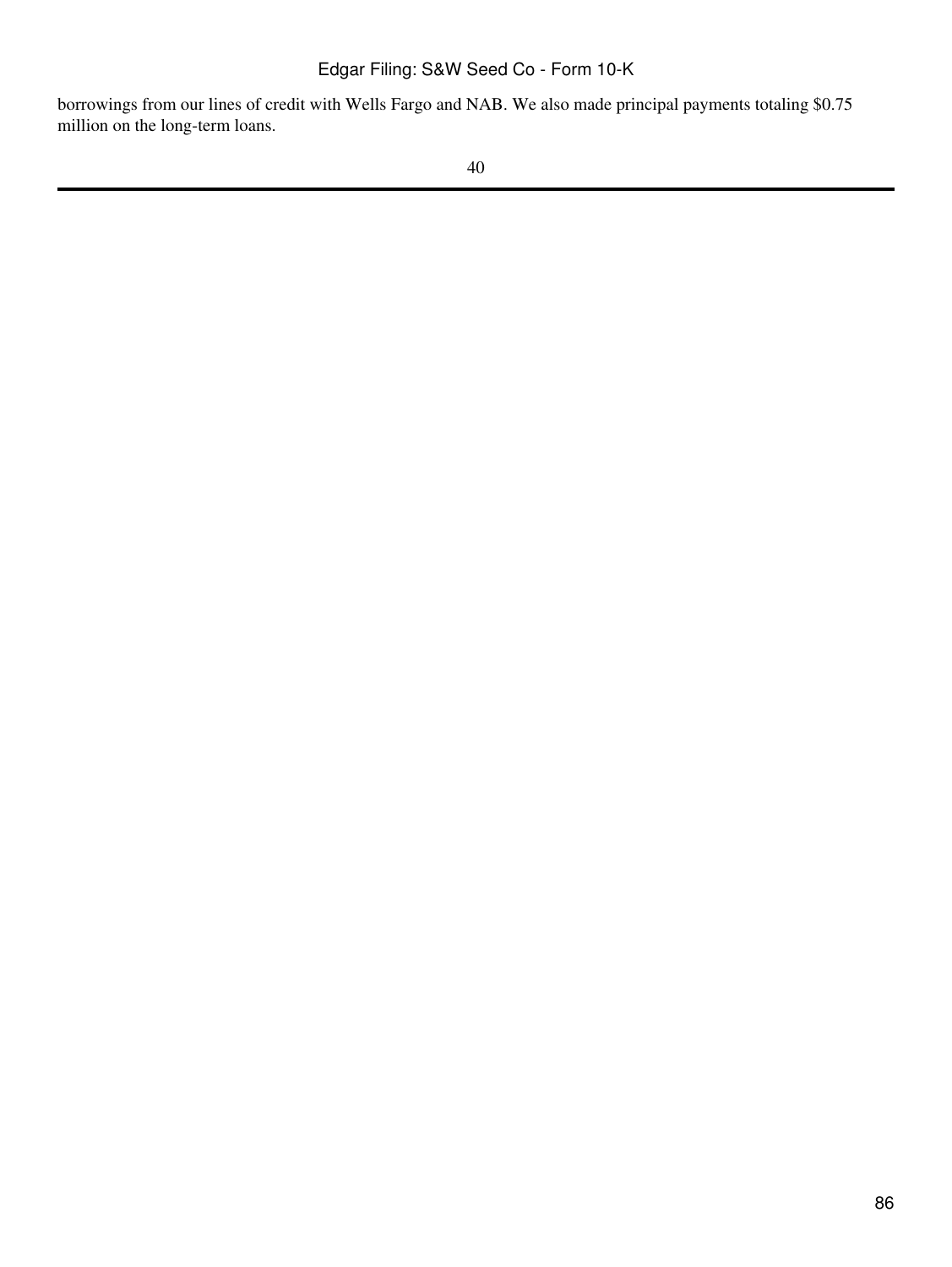borrowings from our lines of credit with Wells Fargo and NAB. We also made principal payments totaling $0.75 million on the long-term loans.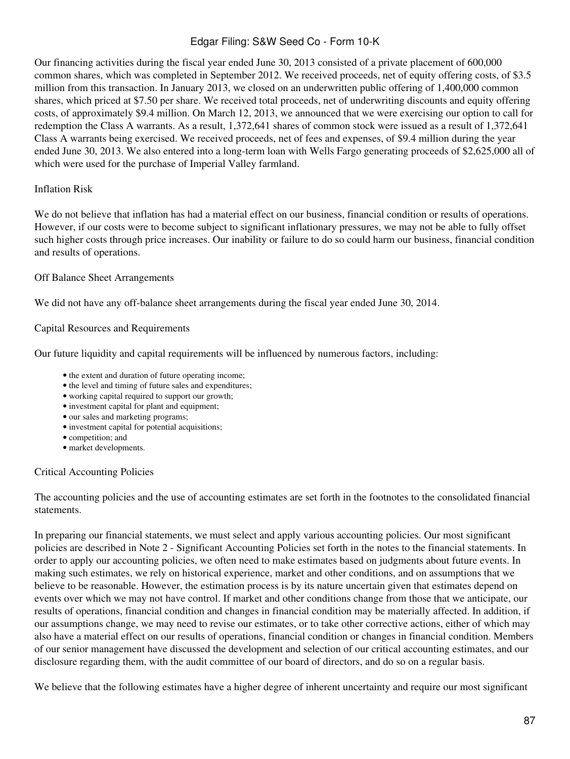Our financing activities during the fiscal year ended June 30, 2013 consisted of a private placement of 600,000 common shares, which was completed in September 2012. We received proceeds, net of equity offering costs, of $3.5 million from this transaction. In January 2013, we closed on an underwritten public offering of 1,400,000 common shares, which priced at $7.50 per share. We received total proceeds, net of underwriting discounts and equity offering costs, of approximately $9.4 million. On March 12, 2013, we announced that we were exercising our option to call for redemption the Class A warrants. As a result, 1,372,641 shares of common stock were issued as a result of 1,372,641 Class A warrants being exercised. We received proceeds, net of fees and expenses, of $9.4 million during the year ended June 30, 2013. We also entered into a long-term loan with Wells Fargo generating proceeds of $2,625,000 all of which were used for the purchase of Imperial Valley farmland.

Inflation Risk

We do not believe that inflation has had a material effect on our business, financial condition or results of operations. However, if our costs were to become subject to significant inflationary pressures, we may not be able to fully offset such higher costs through price increases. Our inability or failure to do so could harm our business, financial condition and results of operations.

Off Balance Sheet Arrangements

We did not have any off-balance sheet arrangements during the fiscal year ended June 30, 2014.

Capital Resources and Requirements

Our future liquidity and capital requirements will be influenced by numerous factors, including:

- the extent and duration of future operating income;
- the level and timing of future sales and expenditures;
- working capital required to support our growth;
- investment capital for plant and equipment;
- our sales and marketing programs;
- investment capital for potential acquisitions;
- competition; and
- market developments.

Critical Accounting Policies

The accounting policies and the use of accounting estimates are set forth in the footnotes to the consolidated financial statements.

In preparing our financial statements, we must select and apply various accounting policies. Our most significant policies are described in Note 2 - Significant Accounting Policies set forth in the notes to the financial statements. In order to apply our accounting policies, we often need to make estimates based on judgments about future events. In making such estimates, we rely on historical experience, market and other conditions, and on assumptions that we believe to be reasonable. However, the estimation process is by its nature uncertain given that estimates depend on events over which we may not have control. If market and other conditions change from those that we anticipate, our results of operations, financial condition and changes in financial condition may be materially affected. In addition, if our assumptions change, we may need to revise our estimates, or to take other corrective actions, either of which may also have a material effect on our results of operations, financial condition or changes in financial condition. Members of our senior management have discussed the development and selection of our critical accounting estimates, and our disclosure regarding them, with the audit committee of our board of directors, and do so on a regular basis.

We believe that the following estimates have a higher degree of inherent uncertainty and require our most significant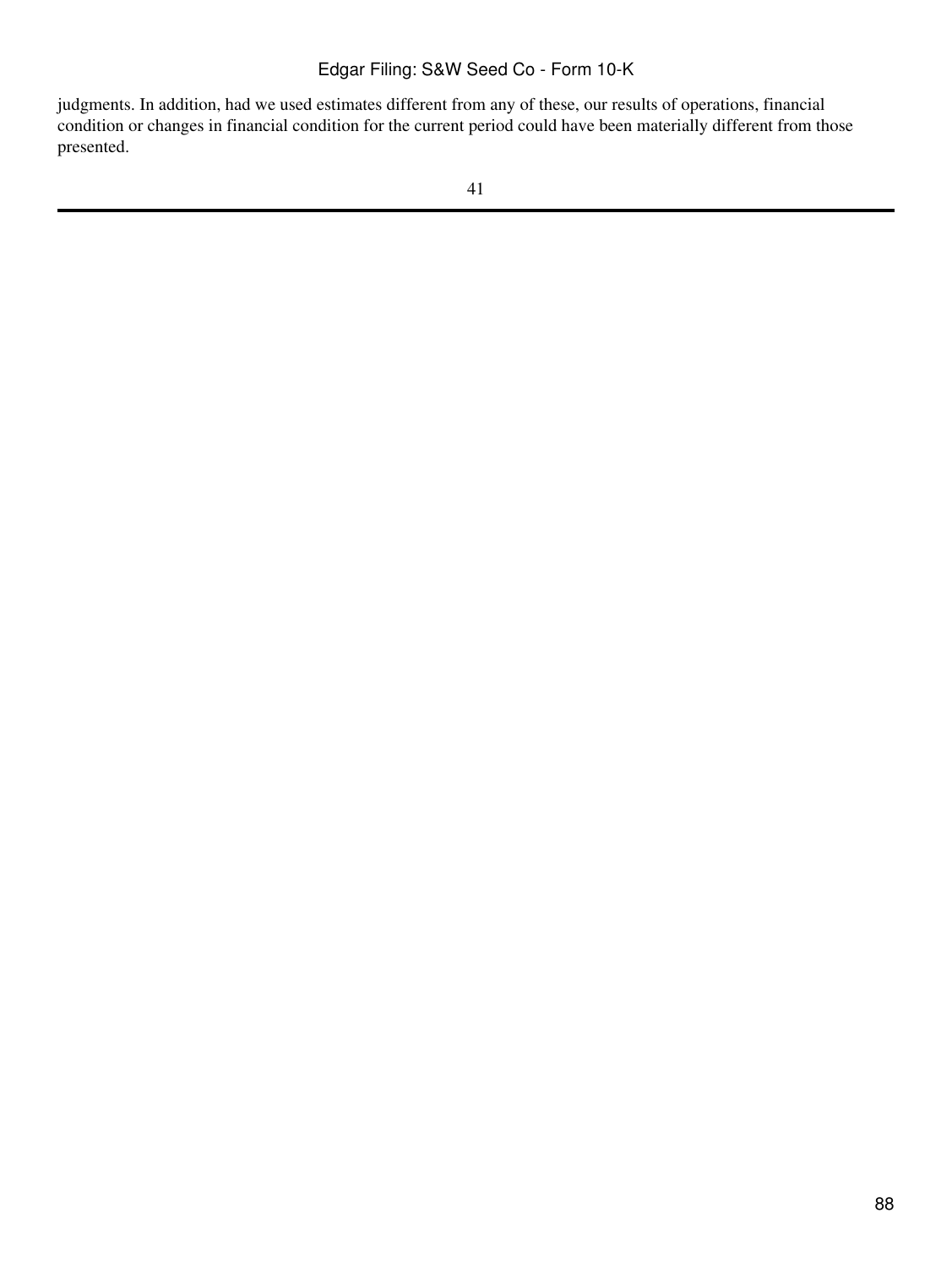judgments. In addition, had we used estimates different from any of these, our results of operations, financial condition or changes in financial condition for the current period could have been materially different from those presented.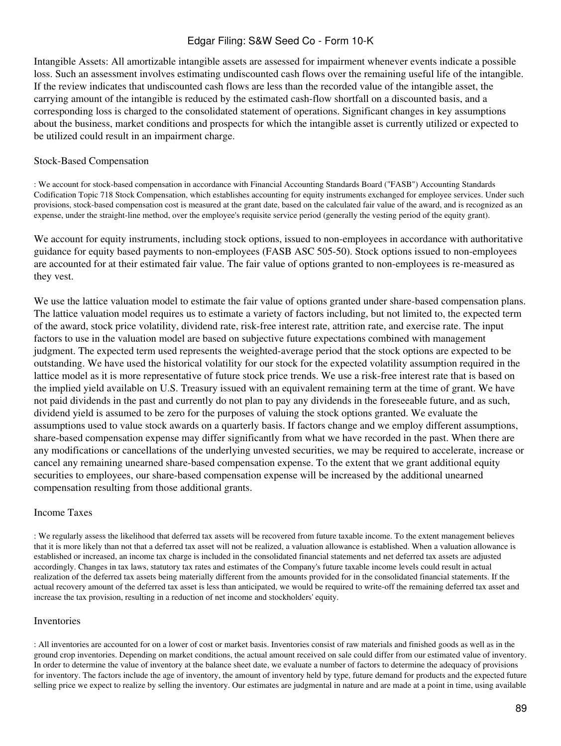Intangible Assets: All amortizable intangible assets are assessed for impairment whenever events indicate a possible loss. Such an assessment involves estimating undiscounted cash flows over the remaining useful life of the intangible. If the review indicates that undiscounted cash flows are less than the recorded value of the intangible asset, the carrying amount of the intangible is reduced by the estimated cash-flow shortfall on a discounted basis, and a corresponding loss is charged to the consolidated statement of operations. Significant changes in key assumptions about the business, market conditions and prospects for which the intangible asset is currently utilized or expected to be utilized could result in an impairment charge.

Stock-Based Compensation

: We account for stock-based compensation in accordance with Financial Accounting Standards Board ("FASB") Accounting Standards Codification Topic 718 Stock Compensation, which establishes accounting for equity instruments exchanged for employee services. Under such provisions, stock-based compensation cost is measured at the grant date, based on the calculated fair value of the award, and is recognized as an expense, under the straight-line method, over the employee's requisite service period (generally the vesting period of the equity grant).

We account for equity instruments, including stock options, issued to non-employees in accordance with authoritative guidance for equity based payments to non-employees (FASB ASC 505-50). Stock options issued to non-employees are accounted for at their estimated fair value. The fair value of options granted to non-employees is re-measured as they vest.

We use the lattice valuation model to estimate the fair value of options granted under share-based compensation plans. The lattice valuation model requires us to estimate a variety of factors including, but not limited to, the expected term of the award, stock price volatility, dividend rate, risk-free interest rate, attrition rate, and exercise rate. The input factors to use in the valuation model are based on subjective future expectations combined with management judgment. The expected term used represents the weighted-average period that the stock options are expected to be outstanding. We have used the historical volatility for our stock for the expected volatility assumption required in the lattice model as it is more representative of future stock price trends. We use a risk-free interest rate that is based on the implied yield available on U.S. Treasury issued with an equivalent remaining term at the time of grant. We have not paid dividends in the past and currently do not plan to pay any dividends in the foreseeable future, and as such, dividend yield is assumed to be zero for the purposes of valuing the stock options granted. We evaluate the assumptions used to value stock awards on a quarterly basis. If factors change and we employ different assumptions, share-based compensation expense may differ significantly from what we have recorded in the past. When there are any modifications or cancellations of the underlying unvested securities, we may be required to accelerate, increase or cancel any remaining unearned share-based compensation expense. To the extent that we grant additional equity securities to employees, our share-based compensation expense will be increased by the additional unearned compensation resulting from those additional grants.

Income Taxes

: We regularly assess the likelihood that deferred tax assets will be recovered from future taxable income. To the extent management believes that it is more likely than not that a deferred tax asset will not be realized, a valuation allowance is established. When a valuation allowance is established or increased, an income tax charge is included in the consolidated financial statements and net deferred tax assets are adjusted accordingly. Changes in tax laws, statutory tax rates and estimates of the Company's future taxable income levels could result in actual realization of the deferred tax assets being materially different from the amounts provided for in the consolidated financial statements. If the actual recovery amount of the deferred tax asset is less than anticipated, we would be required to write-off the remaining deferred tax asset and increase the tax provision, resulting in a reduction of net income and stockholders' equity.

Inventories

: All inventories are accounted for on a lower of cost or market basis. Inventories consist of raw materials and finished goods as well as in the ground crop inventories. Depending on market conditions, the actual amount received on sale could differ from our estimated value of inventory. In order to determine the value of inventory at the balance sheet date, we evaluate a number of factors to determine the adequacy of provisions for inventory. The factors include the age of inventory, the amount of inventory held by type, future demand for products and the expected future selling price we expect to realize by selling the inventory. Our estimates are judgmental in nature and are made at a point in time, using available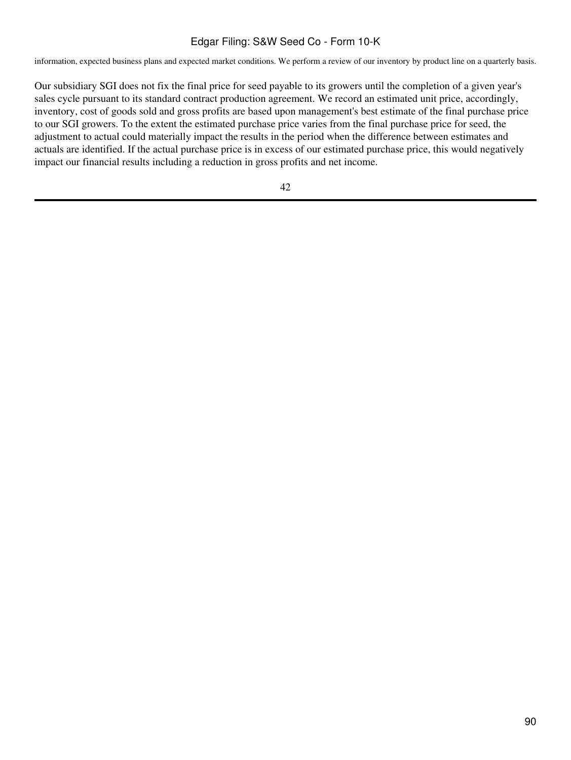information, expected business plans and expected market conditions. We perform a review of our inventory by product line on a quarterly basis.

Our subsidiary SGI does not fix the final price for seed payable to its growers until the completion of a given year's sales cycle pursuant to its standard contract production agreement. We record an estimated unit price, accordingly, inventory, cost of goods sold and gross profits are based upon management's best estimate of the final purchase price to our SGI growers. To the extent the estimated purchase price varies from the final purchase price for seed, the adjustment to actual could materially impact the results in the period when the difference between estimates and actuals are identified. If the actual purchase price is in excess of our estimated purchase price, this would negatively impact our financial results including a reduction in gross profits and net income.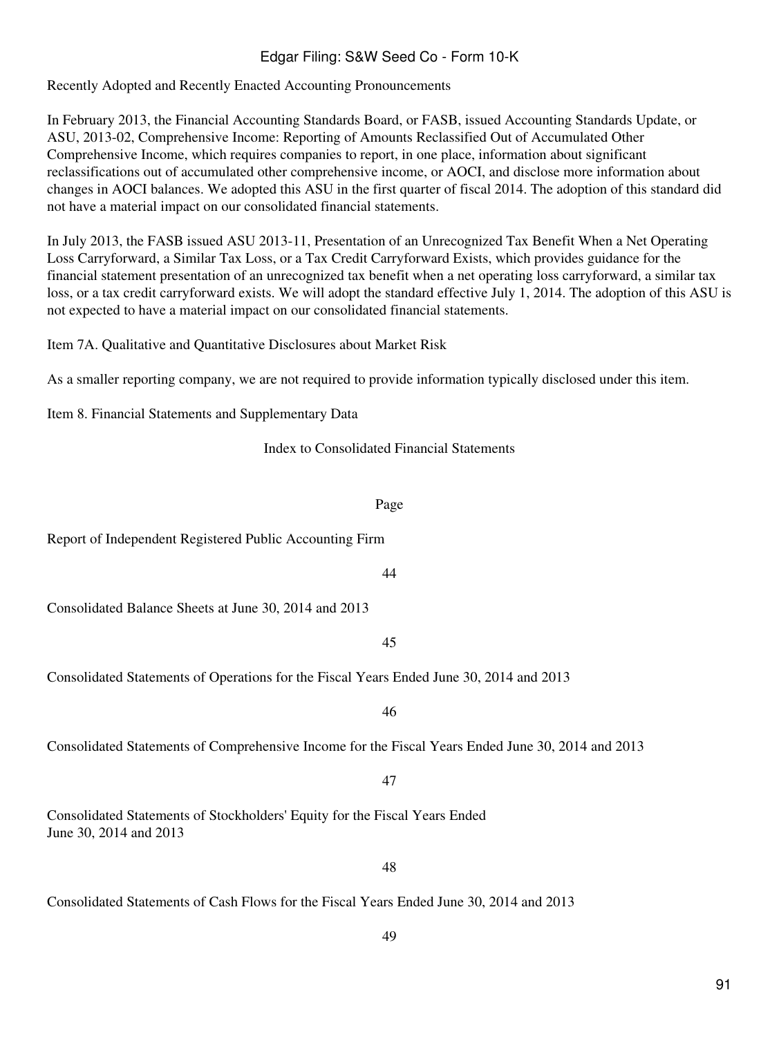Recently Adopted and Recently Enacted Accounting Pronouncements

In February 2013, the Financial Accounting Standards Board, or FASB, issued Accounting Standards Update, or ASU, 2013-02, Comprehensive Income: Reporting of Amounts Reclassified Out of Accumulated Other Comprehensive Income, which requires companies to report, in one place, information about significant reclassifications out of accumulated other comprehensive income, or AOCI, and disclose more information about changes in AOCI balances. We adopted this ASU in the first quarter of fiscal 2014. The adoption of this standard did not have a material impact on our consolidated financial statements.

In July 2013, the FASB issued ASU 2013-11, Presentation of an Unrecognized Tax Benefit When a Net Operating Loss Carryforward, a Similar Tax Loss, or a Tax Credit Carryforward Exists, which provides guidance for the financial statement presentation of an unrecognized tax benefit when a net operating loss carryforward, a similar tax loss, or a tax credit carryforward exists. We will adopt the standard effective July 1, 2014. The adoption of this ASU is not expected to have a material impact on our consolidated financial statements.

## Item 7A. Qualitative and Quantitative Disclosures about Market Risk

As a smaller reporting company, we are not required to provide information typically disclosed under this item.

## Item 8. Financial Statements and Supplementary Data

### Index to Consolidated Financial Statements

| | Page |
|---|---|
| Report of Independent Registered Public Accounting Firm | 44 |
| Consolidated Balance Sheets at June 30, 2014 and 2013 | 45 |
| Consolidated Statements of Operations for the Fiscal Years Ended June 30, 2014 and 2013 | 46 |
| Consolidated Statements of Comprehensive Income for the Fiscal Years Ended June 30, 2014 and 2013 | 47 |
| Consolidated Statements of Stockholders' Equity for the Fiscal Years Ended June 30, 2014 and 2013 | 48 |
| Consolidated Statements of Cash Flows for the Fiscal Years Ended June 30, 2014 and 2013 | 49 |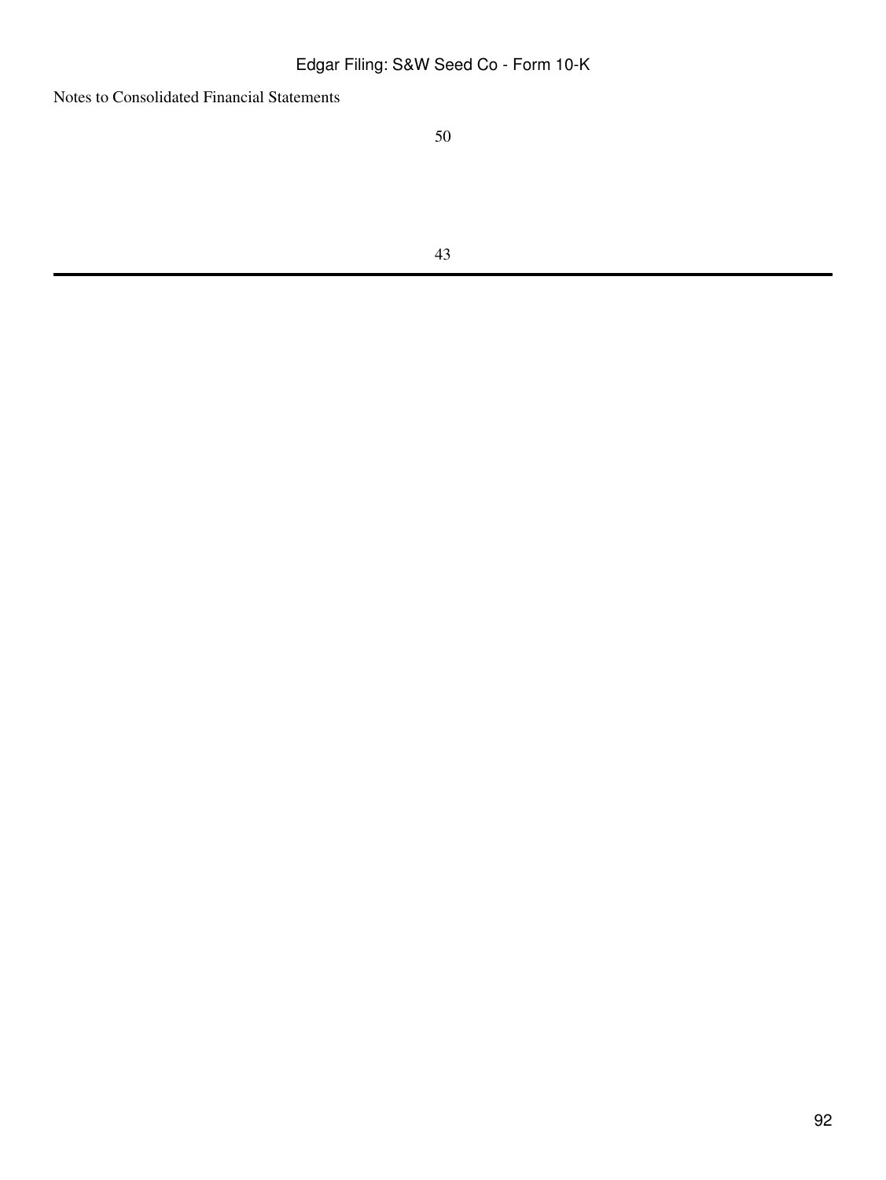Notes to Consolidated Financial Statements

50

43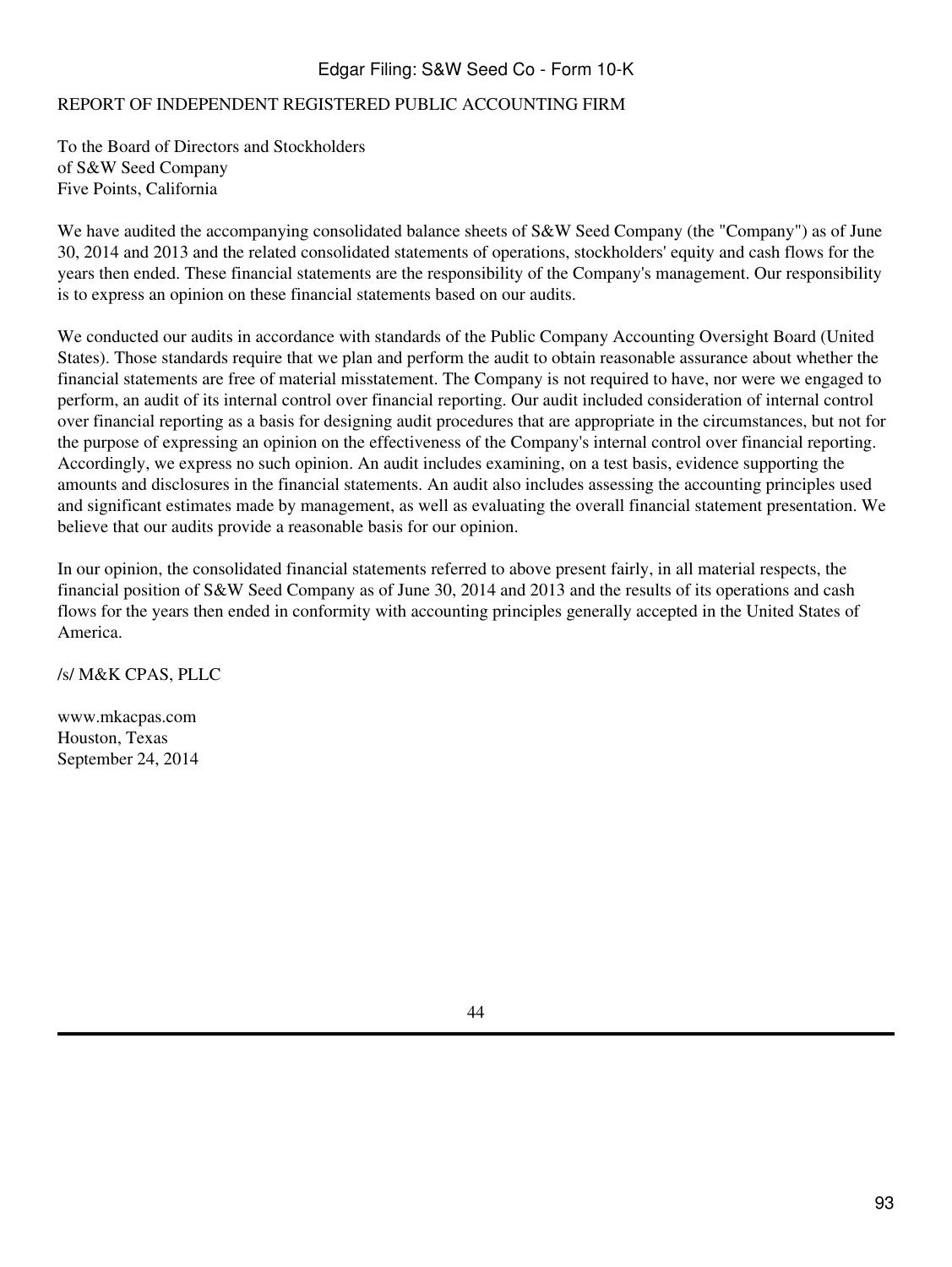# REPORT OF INDEPENDENT REGISTERED PUBLIC ACCOUNTING FIRM

To the Board of Directors and Stockholders
of S&W Seed Company
Five Points, California

We have audited the accompanying consolidated balance sheets of S&W Seed Company (the "Company") as of June 30, 2014 and 2013 and the related consolidated statements of operations, stockholders' equity and cash flows for the years then ended. These financial statements are the responsibility of the Company's management. Our responsibility is to express an opinion on these financial statements based on our audits.

We conducted our audits in accordance with standards of the Public Company Accounting Oversight Board (United States). Those standards require that we plan and perform the audit to obtain reasonable assurance about whether the financial statements are free of material misstatement. The Company is not required to have, nor were we engaged to perform, an audit of its internal control over financial reporting. Our audit included consideration of internal control over financial reporting as a basis for designing audit procedures that are appropriate in the circumstances, but not for the purpose of expressing an opinion on the effectiveness of the Company's internal control over financial reporting. Accordingly, we express no such opinion. An audit includes examining, on a test basis, evidence supporting the amounts and disclosures in the financial statements. An audit also includes assessing the accounting principles used and significant estimates made by management, as well as evaluating the overall financial statement presentation. We believe that our audits provide a reasonable basis for our opinion.

In our opinion, the consolidated financial statements referred to above present fairly, in all material respects, the financial position of S&W Seed Company as of June 30, 2014 and 2013 and the results of its operations and cash flows for the years then ended in conformity with accounting principles generally accepted in the United States of America.

/s/ M&K CPAS, PLLC

www.mkacpas.com
Houston, Texas
September 24, 2014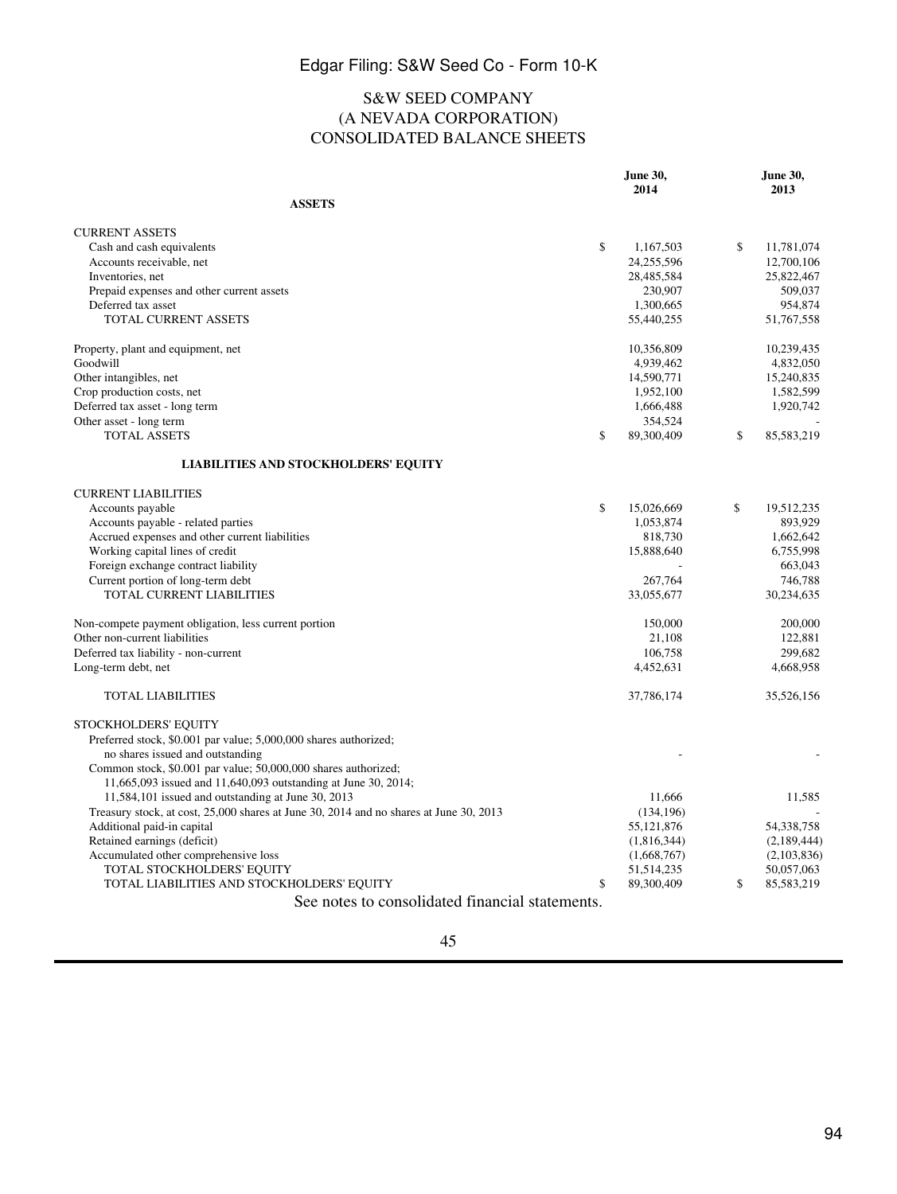# S&W SEED COMPANY
## (A NEVADA CORPORATION)
## CONSOLIDATED BALANCE SHEETS

| | June 30, 2014 | June 30, 2013 |
|---|---|---|
| **ASSETS** | | |
| CURRENT ASSETS | | |
| Cash and cash equivalents | $ 1,167,503 | $ 11,781,074 |
| Accounts receivable, net | 24,255,596 | 12,700,106 |
| Inventories, net | 28,485,584 | 25,822,467 |
| Prepaid expenses and other current assets | 230,907 | 509,037 |
| Deferred tax asset | 1,300,665 | 954,874 |
| TOTAL CURRENT ASSETS | 55,440,255 | 51,767,558 |
| Property, plant and equipment, net | 10,356,809 | 10,239,435 |
| Goodwill | 4,939,462 | 4,832,050 |
| Other intangibles, net | 14,590,771 | 15,240,835 |
| Crop production costs, net | 1,952,100 | 1,582,599 |
| Deferred tax asset - long term | 1,666,488 | 1,920,742 |
| Other asset - long term | 354,524 | - |
| TOTAL ASSETS | $ 89,300,409 | $ 85,583,219 |
| **LIABILITIES AND STOCKHOLDERS' EQUITY** | | |
| CURRENT LIABILITIES | | |
| Accounts payable | $ 15,026,669 | $ 19,512,235 |
| Accounts payable - related parties | 1,053,874 | 893,929 |
| Accrued expenses and other current liabilities | 818,730 | 1,662,642 |
| Working capital lines of credit | 15,888,640 | 6,755,998 |
| Foreign exchange contract liability | - | 663,043 |
| Current portion of long-term debt | 267,764 | 746,788 |
| TOTAL CURRENT LIABILITIES | 33,055,677 | 30,234,635 |
| Non-compete payment obligation, less current portion | 150,000 | 200,000 |
| Other non-current liabilities | 21,108 | 122,881 |
| Deferred tax liability - non-current | 106,758 | 299,682 |
| Long-term debt, net | 4,452,631 | 4,668,958 |
| TOTAL LIABILITIES | 37,786,174 | 35,526,156 |
| STOCKHOLDERS' EQUITY | | |
| Preferred stock, $0.001 par value; 5,000,000 shares authorized; no shares issued and outstanding | - | - |
| Common stock, $0.001 par value; 50,000,000 shares authorized; 11,665,093 issued and 11,640,093 outstanding at June 30, 2014; 11,584,101 issued and outstanding at June 30, 2013 | 11,666 | 11,585 |
| Treasury stock, at cost, 25,000 shares at June 30, 2014 and no shares at June 30, 2013 | (134,196) | - |
| Additional paid-in capital | 55,121,876 | 54,338,758 |
| Retained earnings (deficit) | (1,816,344) | (2,189,444) |
| Accumulated other comprehensive loss | (1,668,767) | (2,103,836) |
| TOTAL STOCKHOLDERS' EQUITY | 51,514,235 | 50,057,063 |
| TOTAL LIABILITIES AND STOCKHOLDERS' EQUITY | $ 89,300,409 | $ 85,583,219 |

See notes to consolidated financial statements.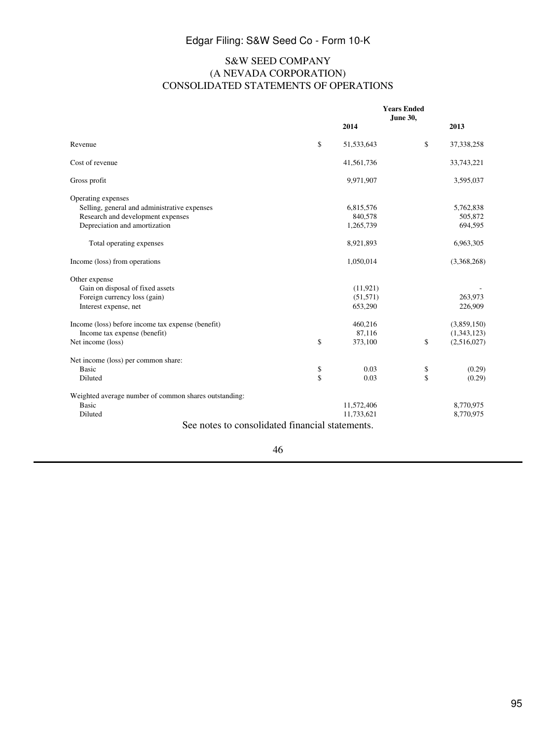# S&W SEED COMPANY
# (A NEVADA CORPORATION)
# CONSOLIDATED STATEMENTS OF OPERATIONS

| | Years Ended June 30, 2014 | 2013 |
|---|---|---|
| Revenue | $ 51,533,643 | $ 37,338,258 |
| Cost of revenue | 41,561,736 | 33,743,221 |
| Gross profit | 9,971,907 | 3,595,037 |
| Operating expenses | | |
| Selling, general and administrative expenses | 6,815,576 | 5,762,838 |
| Research and development expenses | 840,578 | 505,872 |
| Depreciation and amortization | 1,265,739 | 694,595 |
| Total operating expenses | 8,921,893 | 6,963,305 |
| Income (loss) from operations | 1,050,014 | (3,368,268) |
| Other expense | | |
| Gain on disposal of fixed assets | (11,921) | - |
| Foreign currency loss (gain) | (51,571) | 263,973 |
| Interest expense, net | 653,290 | 226,909 |
| Income (loss) before income tax expense (benefit) | 460,216 | (3,859,150) |
| Income tax expense (benefit) | 87,116 | (1,343,123) |
| Net income (loss) | $ 373,100 | $ (2,516,027) |
| Net income (loss) per common share: | | |
| Basic | $ 0.03 | $ (0.29) |
| Diluted | $ 0.03 | $ (0.29) |
| Weighted average number of common shares outstanding: | | |
| Basic | 11,572,406 | 8,770,975 |
| Diluted | 11,733,621 | 8,770,975 |

See notes to consolidated financial statements.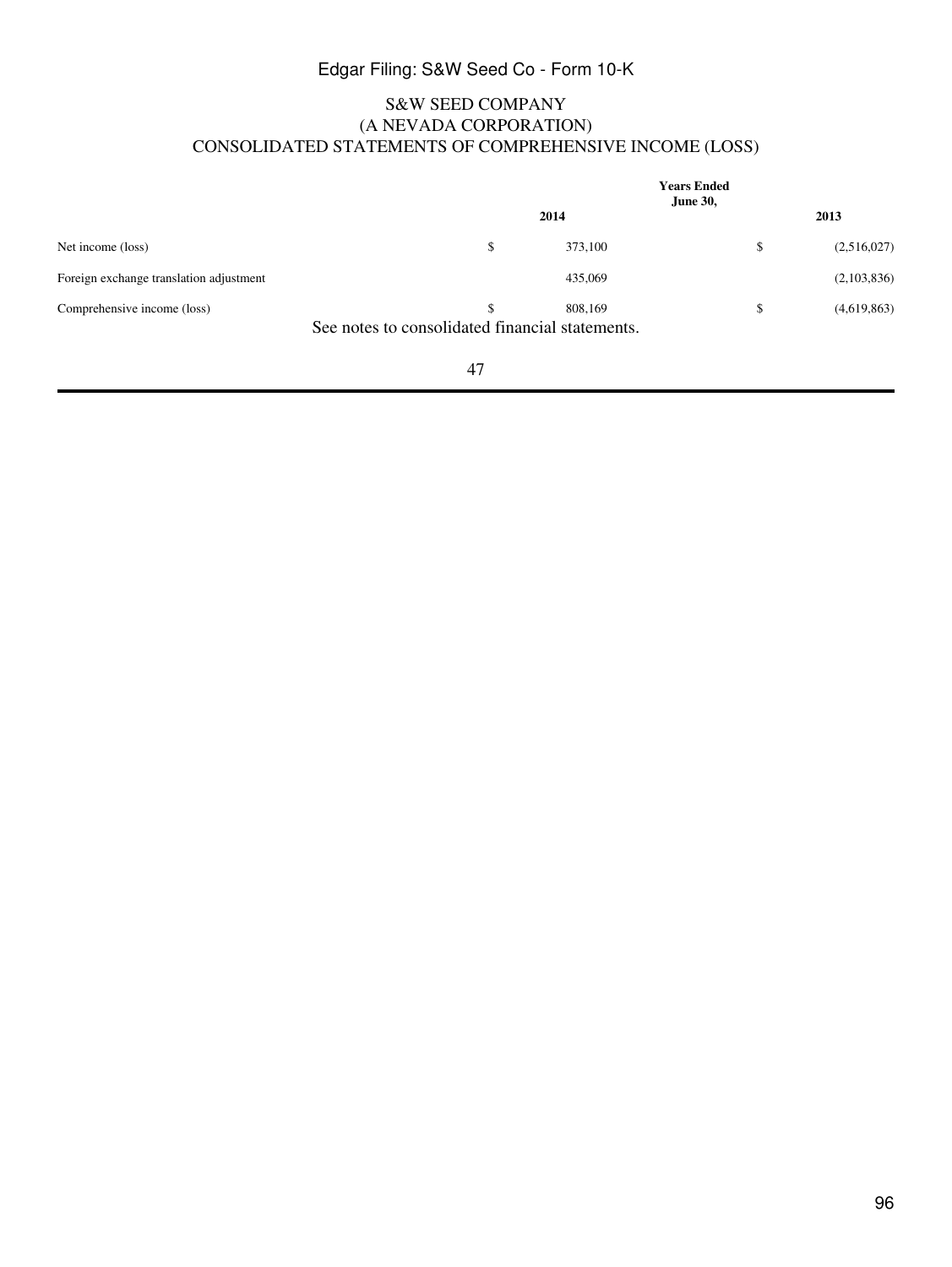# S&W SEED COMPANY

## (A NEVADA CORPORATION)

## CONSOLIDATED STATEMENTS OF COMPREHENSIVE INCOME (LOSS)

| | Years Ended June 30, 2014 | 2013 |
|---|---|---|
| Net income (loss) | $ 373,100 | $ (2,516,027) |
| Foreign exchange translation adjustment | 435,069 | (2,103,836) |
| Comprehensive income (loss) | $ 808,169 | $ (4,619,863) |

See notes to consolidated financial statements.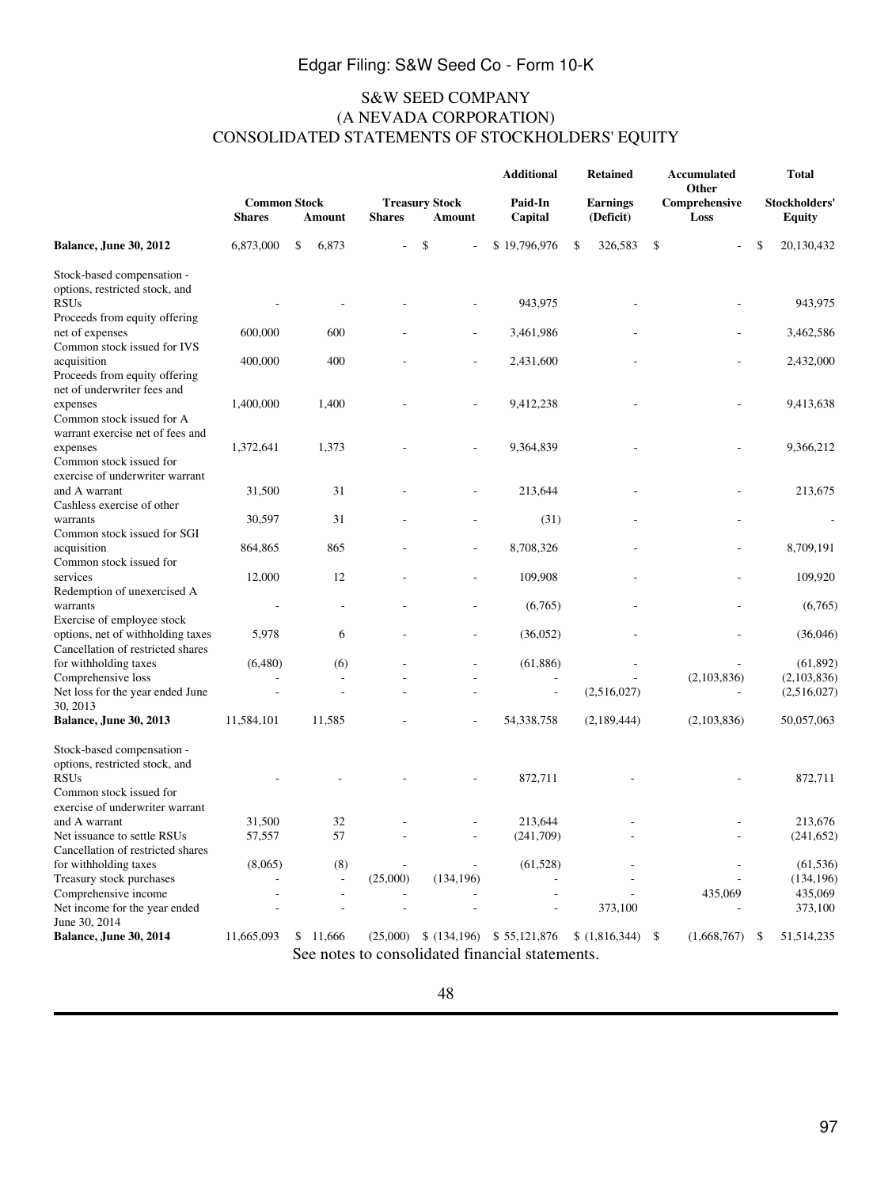# S&W SEED COMPANY
## (A NEVADA CORPORATION)
## CONSOLIDATED STATEMENTS OF STOCKHOLDERS' EQUITY

| | Common Stock | | Treasury Stock | | Additional Paid-In | Retained Earnings | Accumulated Other Comprehensive | Total Stockholders' |
|---|---|---|---|---|---|---|---|---|
| | Shares | Amount | Shares | Amount | Capital | (Deficit) | Loss | Equity |
| **Balance, June 30, 2012** | 6,873,000 | $ 6,873 | - | $ - | $ 19,796,976 | $ 326,583 | $ - | $ 20,130,432 |
| Stock-based compensation - options, restricted stock, and RSUs | - | - | - | - | 943,975 | - | - | 943,975 |
| Proceeds from equity offering net of expenses | 600,000 | 600 | - | - | 3,461,986 | - | - | 3,462,586 |
| Common stock issued for IVS acquisition | 400,000 | 400 | - | - | 2,431,600 | - | - | 2,432,000 |
| Proceeds from equity offering net of underwriter fees and expenses | 1,400,000 | 1,400 | - | - | 9,412,238 | - | - | 9,413,638 |
| Common stock issued for A warrant exercise net of fees and expenses | 1,372,641 | 1,373 | - | - | 9,364,839 | - | - | 9,366,212 |
| Common stock issued for exercise of underwriter warrant and A warrant | 31,500 | 31 | - | - | 213,644 | - | - | 213,675 |
| Cashless exercise of other warrants | 30,597 | 31 | - | - | (31) | - | - | - |
| Common stock issued for SGI acquisition | 864,865 | 865 | - | - | 8,708,326 | - | - | 8,709,191 |
| Common stock issued for services | 12,000 | 12 | - | - | 109,908 | - | - | 109,920 |
| Redemption of unexercised A warrants | - | - | - | - | (6,765) | - | - | (6,765) |
| Exercise of employee stock options, net of withholding taxes | 5,978 | 6 | - | - | (36,052) | - | - | (36,046) |
| Cancellation of restricted shares for withholding taxes | (6,480) | (6) | - | - | (61,886) | - | - | (61,892) |
| Comprehensive loss | - | - | - | - | - | - | (2,103,836) | (2,103,836) |
| Net loss for the year ended June 30, 2013 | - | - | - | - | - | (2,516,027) | - | (2,516,027) |
| **Balance, June 30, 2013** | 11,584,101 | 11,585 | - | - | 54,338,758 | (2,189,444) | (2,103,836) | 50,057,063 |
| Stock-based compensation - options, restricted stock, and RSUs | - | - | - | - | 872,711 | - | - | 872,711 |
| Common stock issued for exercise of underwriter warrant and A warrant | 31,500 | 32 | - | - | 213,644 | - | - | 213,676 |
| Net issuance to settle RSUs | 57,557 | 57 | - | - | (241,709) | - | - | (241,652) |
| Cancellation of restricted shares for withholding taxes | (8,065) | (8) | - | - | (61,528) | - | - | (61,536) |
| Treasury stock purchases | - | - | (25,000) | (134,196) | - | - | - | (134,196) |
| Comprehensive income | - | - | - | - | - | - | 435,069 | 435,069 |
| Net income for the year ended June 30, 2014 | - | - | - | - | - | 373,100 | - | 373,100 |
| **Balance, June 30, 2014** | 11,665,093 | $ 11,666 | (25,000) | $ (134,196) | $ 55,121,876 | $ (1,816,344) | $ (1,668,767) | $ 51,514,235 |

See notes to consolidated financial statements.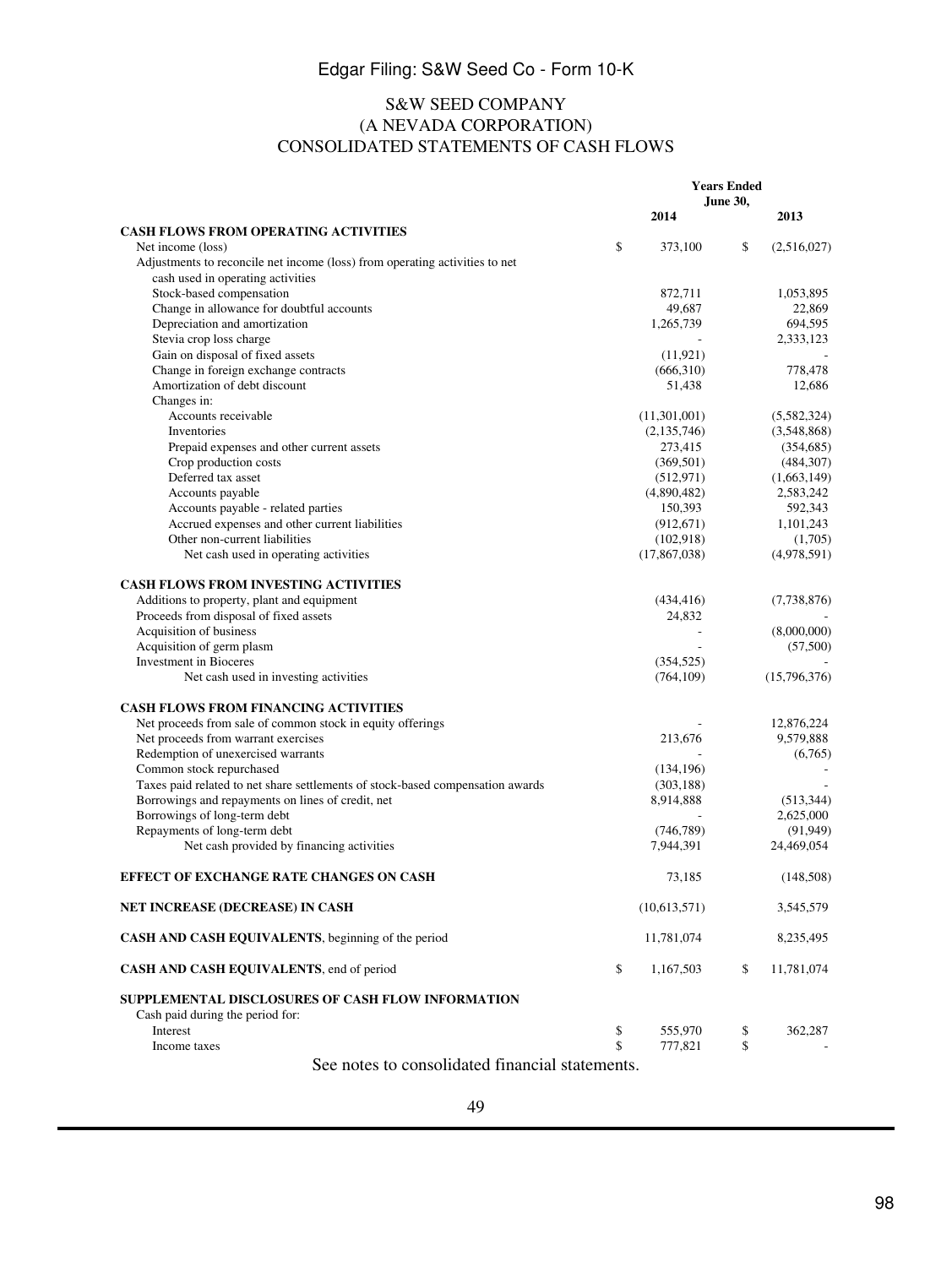# S&W SEED COMPANY
## (A NEVADA CORPORATION)
## CONSOLIDATED STATEMENTS OF CASH FLOWS

| | Years Ended June 30, 2014 | 2013 |
|---|---|---|
| **CASH FLOWS FROM OPERATING ACTIVITIES** | | |
| Net income (loss) | $ 373,100 | $ (2,516,027) |
| Adjustments to reconcile net income (loss) from operating activities to net cash used in operating activities | | |
| Stock-based compensation | 872,711 | 1,053,895 |
| Change in allowance for doubtful accounts | 49,687 | 22,869 |
| Depreciation and amortization | 1,265,739 | 694,595 |
| Stevia crop loss charge | - | 2,333,123 |
| Gain on disposal of fixed assets | (11,921) | - |
| Change in foreign exchange contracts | (666,310) | 778,478 |
| Amortization of debt discount | 51,438 | 12,686 |
| Changes in: | | |
| Accounts receivable | (11,301,001) | (5,582,324) |
| Inventories | (2,135,746) | (3,548,868) |
| Prepaid expenses and other current assets | 273,415 | (354,685) |
| Crop production costs | (369,501) | (484,307) |
| Deferred tax asset | (512,971) | (1,663,149) |
| Accounts payable | (4,890,482) | 2,583,242 |
| Accounts payable - related parties | 150,393 | 592,343 |
| Accrued expenses and other current liabilities | (912,671) | 1,101,243 |
| Other non-current liabilities | (102,918) | (1,705) |
| Net cash used in operating activities | (17,867,038) | (4,978,591) |
| **CASH FLOWS FROM INVESTING ACTIVITIES** | | |
| Additions to property, plant and equipment | (434,416) | (7,738,876) |
| Proceeds from disposal of fixed assets | 24,832 | - |
| Acquisition of business | - | (8,000,000) |
| Acquisition of germ plasm | - | (57,500) |
| Investment in Bioceres | (354,525) | - |
| Net cash used in investing activities | (764,109) | (15,796,376) |
| **CASH FLOWS FROM FINANCING ACTIVITIES** | | |
| Net proceeds from sale of common stock in equity offerings | - | 12,876,224 |
| Net proceeds from warrant exercises | 213,676 | 9,579,888 |
| Redemption of unexercised warrants | - | (6,765) |
| Common stock repurchased | (134,196) | - |
| Taxes paid related to net share settlements of stock-based compensation awards | (303,188) | - |
| Borrowings and repayments on lines of credit, net | 8,914,888 | (513,344) |
| Borrowings of long-term debt | - | 2,625,000 |
| Repayments of long-term debt | (746,789) | (91,949) |
| Net cash provided by financing activities | 7,944,391 | 24,469,054 |
| **EFFECT OF EXCHANGE RATE CHANGES ON CASH** | 73,185 | (148,508) |
| **NET INCREASE (DECREASE) IN CASH** | (10,613,571) | 3,545,579 |
| **CASH AND CASH EQUIVALENTS**, beginning of the period | 11,781,074 | 8,235,495 |
| **CASH AND CASH EQUIVALENTS**, end of period | $ 1,167,503 | $ 11,781,074 |
| **SUPPLEMENTAL DISCLOSURES OF CASH FLOW INFORMATION** | | |
| Cash paid during the period for: | | |
| Interest | $ 555,970 | $ 362,287 |
| Income taxes | $ 777,821 | $ - |

See notes to consolidated financial statements.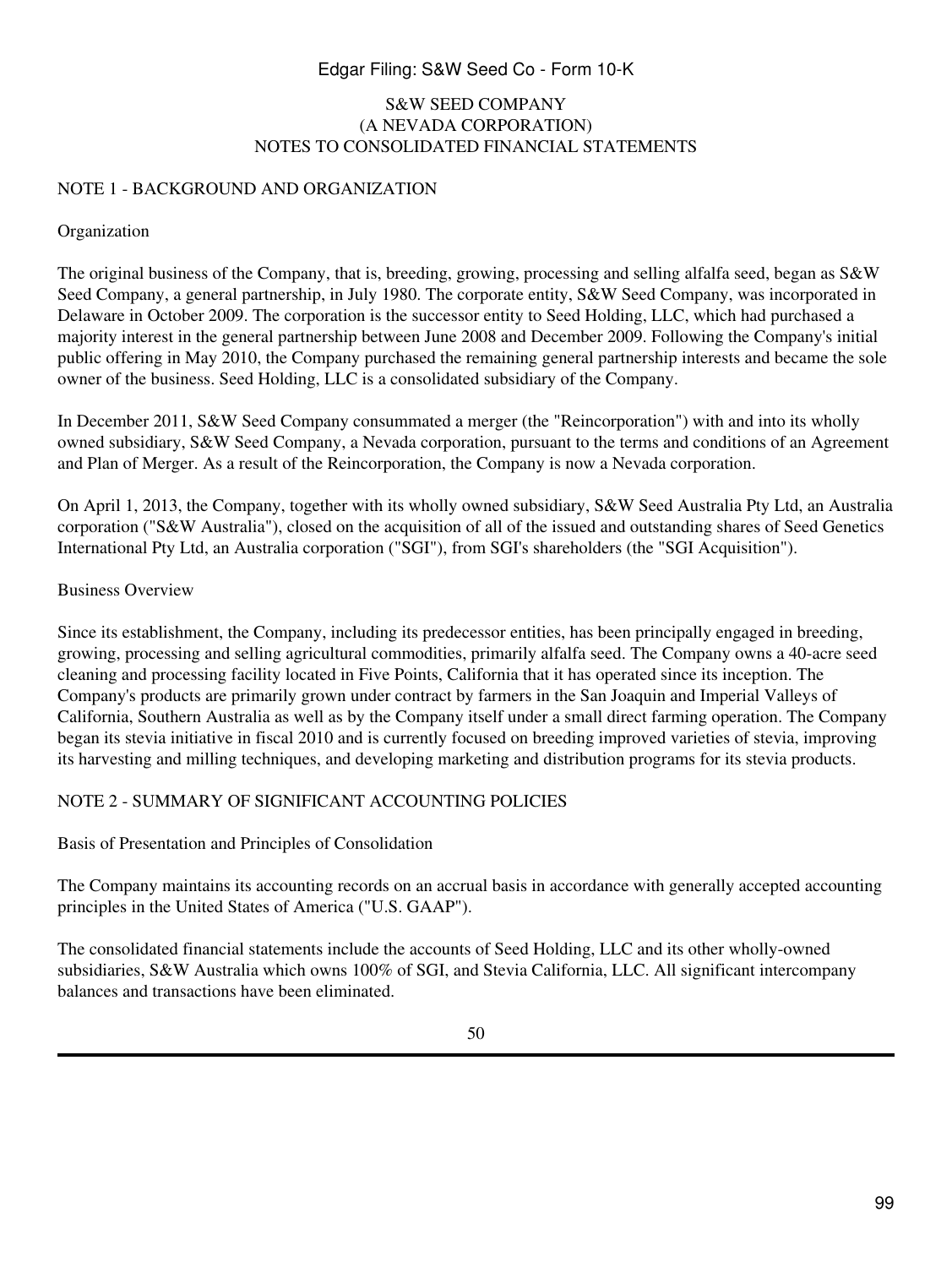S&W SEED COMPANY
(A NEVADA CORPORATION)
NOTES TO CONSOLIDATED FINANCIAL STATEMENTS

## NOTE 1 - BACKGROUND AND ORGANIZATION

### Organization

The original business of the Company, that is, breeding, growing, processing and selling alfalfa seed, began as S&W Seed Company, a general partnership, in July 1980. The corporate entity, S&W Seed Company, was incorporated in Delaware in October 2009. The corporation is the successor entity to Seed Holding, LLC, which had purchased a majority interest in the general partnership between June 2008 and December 2009. Following the Company's initial public offering in May 2010, the Company purchased the remaining general partnership interests and became the sole owner of the business. Seed Holding, LLC is a consolidated subsidiary of the Company.

In December 2011, S&W Seed Company consummated a merger (the "Reincorporation") with and into its wholly owned subsidiary, S&W Seed Company, a Nevada corporation, pursuant to the terms and conditions of an Agreement and Plan of Merger. As a result of the Reincorporation, the Company is now a Nevada corporation.

On April 1, 2013, the Company, together with its wholly owned subsidiary, S&W Seed Australia Pty Ltd, an Australia corporation ("S&W Australia"), closed on the acquisition of all of the issued and outstanding shares of Seed Genetics International Pty Ltd, an Australia corporation ("SGI"), from SGI's shareholders (the "SGI Acquisition").

### Business Overview

Since its establishment, the Company, including its predecessor entities, has been principally engaged in breeding, growing, processing and selling agricultural commodities, primarily alfalfa seed. The Company owns a 40-acre seed cleaning and processing facility located in Five Points, California that it has operated since its inception. The Company's products are primarily grown under contract by farmers in the San Joaquin and Imperial Valleys of California, Southern Australia as well as by the Company itself under a small direct farming operation. The Company began its stevia initiative in fiscal 2010 and is currently focused on breeding improved varieties of stevia, improving its harvesting and milling techniques, and developing marketing and distribution programs for its stevia products.

## NOTE 2 - SUMMARY OF SIGNIFICANT ACCOUNTING POLICIES

### Basis of Presentation and Principles of Consolidation

The Company maintains its accounting records on an accrual basis in accordance with generally accepted accounting principles in the United States of America ("U.S. GAAP").

The consolidated financial statements include the accounts of Seed Holding, LLC and its other wholly-owned subsidiaries, S&W Australia which owns 100% of SGI, and Stevia California, LLC. All significant intercompany balances and transactions have been eliminated.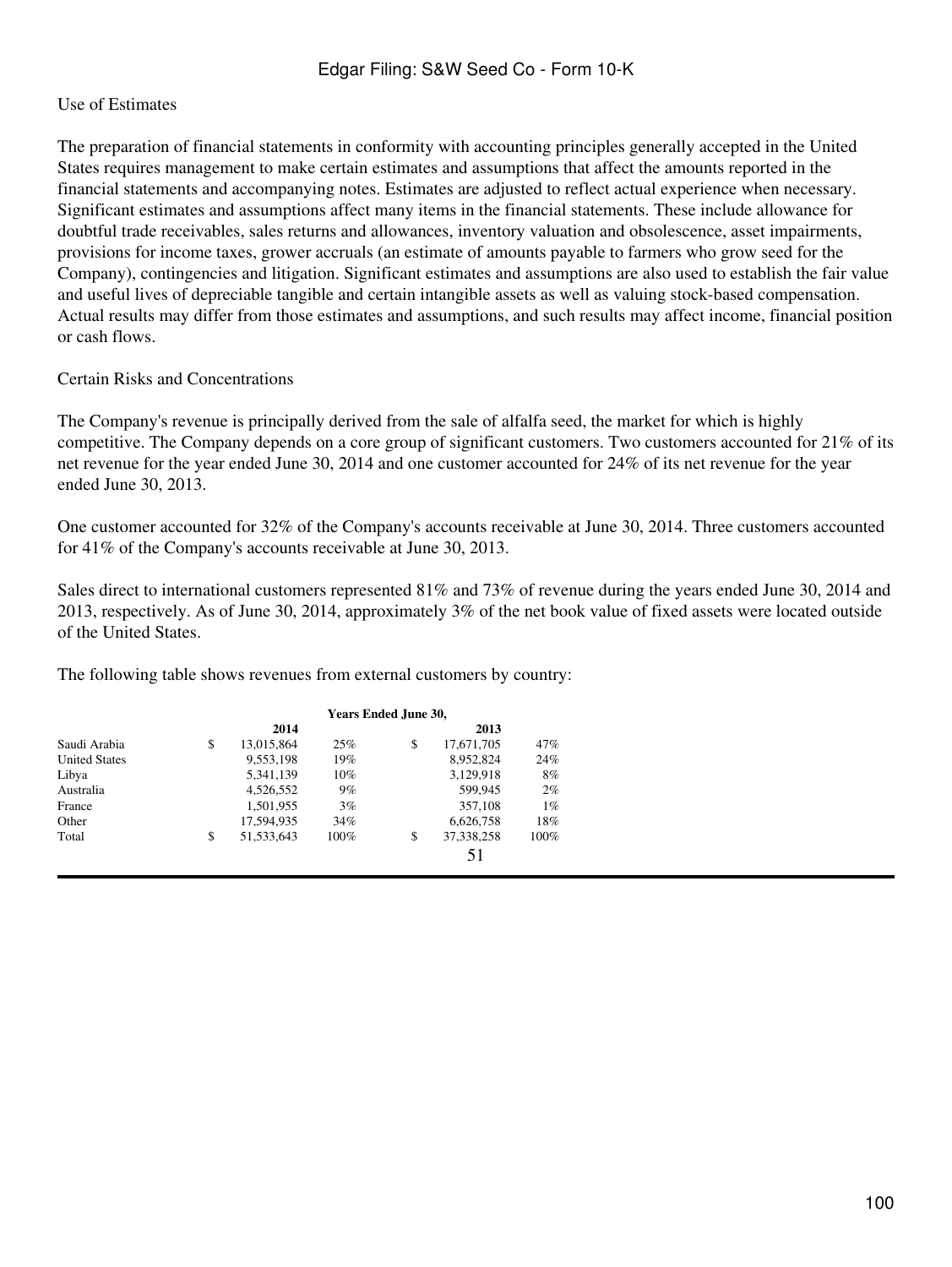Use of Estimates

The preparation of financial statements in conformity with accounting principles generally accepted in the United States requires management to make certain estimates and assumptions that affect the amounts reported in the financial statements and accompanying notes. Estimates are adjusted to reflect actual experience when necessary. Significant estimates and assumptions affect many items in the financial statements. These include allowance for doubtful trade receivables, sales returns and allowances, inventory valuation and obsolescence, asset impairments, provisions for income taxes, grower accruals (an estimate of amounts payable to farmers who grow seed for the Company), contingencies and litigation. Significant estimates and assumptions are also used to establish the fair value and useful lives of depreciable tangible and certain intangible assets as well as valuing stock-based compensation. Actual results may differ from those estimates and assumptions, and such results may affect income, financial position or cash flows.

Certain Risks and Concentrations

The Company's revenue is principally derived from the sale of alfalfa seed, the market for which is highly competitive. The Company depends on a core group of significant customers. Two customers accounted for 21% of its net revenue for the year ended June 30, 2014 and one customer accounted for 24% of its net revenue for the year ended June 30, 2013.

One customer accounted for 32% of the Company's accounts receivable at June 30, 2014. Three customers accounted for 41% of the Company's accounts receivable at June 30, 2013.

Sales direct to international customers represented 81% and 73% of revenue during the years ended June 30, 2014 and 2013, respectively. As of June 30, 2014, approximately 3% of the net book value of fixed assets were located outside of the United States.

The following table shows revenues from external customers by country:

| | Years Ended June 30, | | | |
|---|---|---|---|---|
| | 2014 | | 2013 | |
| Saudi Arabia | $ 13,015,864 | 25% | $ 17,671,705 | 47% |
| United States | 9,553,198 | 19% | 8,952,824 | 24% |
| Libya | 5,341,139 | 10% | 3,129,918 | 8% |
| Australia | 4,526,552 | 9% | 599,945 | 2% |
| France | 1,501,955 | 3% | 357,108 | 1% |
| Other | 17,594,935 | 34% | 6,626,758 | 18% |
| Total | $ 51,533,643 | 100% | $ 37,338,258 | 100% |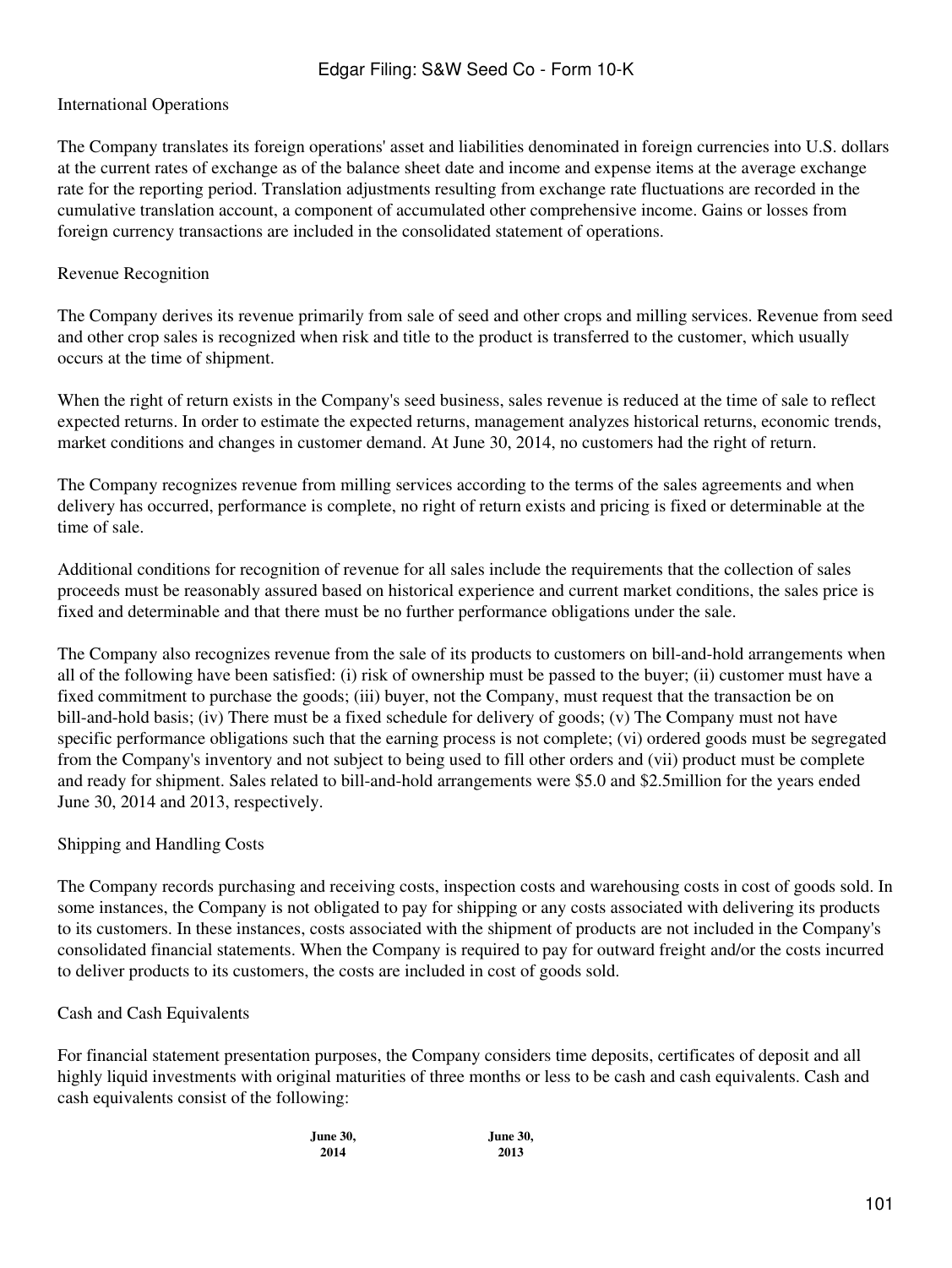International Operations

The Company translates its foreign operations' asset and liabilities denominated in foreign currencies into U.S. dollars at the current rates of exchange as of the balance sheet date and income and expense items at the average exchange rate for the reporting period. Translation adjustments resulting from exchange rate fluctuations are recorded in the cumulative translation account, a component of accumulated other comprehensive income. Gains or losses from foreign currency transactions are included in the consolidated statement of operations.

Revenue Recognition

The Company derives its revenue primarily from sale of seed and other crops and milling services. Revenue from seed and other crop sales is recognized when risk and title to the product is transferred to the customer, which usually occurs at the time of shipment.

When the right of return exists in the Company's seed business, sales revenue is reduced at the time of sale to reflect expected returns. In order to estimate the expected returns, management analyzes historical returns, economic trends, market conditions and changes in customer demand. At June 30, 2014, no customers had the right of return.

The Company recognizes revenue from milling services according to the terms of the sales agreements and when delivery has occurred, performance is complete, no right of return exists and pricing is fixed or determinable at the time of sale.

Additional conditions for recognition of revenue for all sales include the requirements that the collection of sales proceeds must be reasonably assured based on historical experience and current market conditions, the sales price is fixed and determinable and that there must be no further performance obligations under the sale.

The Company also recognizes revenue from the sale of its products to customers on bill-and-hold arrangements when all of the following have been satisfied: (i) risk of ownership must be passed to the buyer; (ii) customer must have a fixed commitment to purchase the goods; (iii) buyer, not the Company, must request that the transaction be on bill-and-hold basis; (iv) There must be a fixed schedule for delivery of goods; (v) The Company must not have specific performance obligations such that the earning process is not complete; (vi) ordered goods must be segregated from the Company's inventory and not subject to being used to fill other orders and (vii) product must be complete and ready for shipment. Sales related to bill-and-hold arrangements were $5.0 and $2.5million for the years ended June 30, 2014 and 2013, respectively.

Shipping and Handling Costs

The Company records purchasing and receiving costs, inspection costs and warehousing costs in cost of goods sold. In some instances, the Company is not obligated to pay for shipping or any costs associated with delivering its products to its customers. In these instances, costs associated with the shipment of products are not included in the Company's consolidated financial statements. When the Company is required to pay for outward freight and/or the costs incurred to deliver products to its customers, the costs are included in cost of goods sold.

Cash and Cash Equivalents

For financial statement presentation purposes, the Company considers time deposits, certificates of deposit and all highly liquid investments with original maturities of three months or less to be cash and cash equivalents. Cash and cash equivalents consist of the following:

| | June 30, 2014 | June 30, 2013 |
|---|---|---|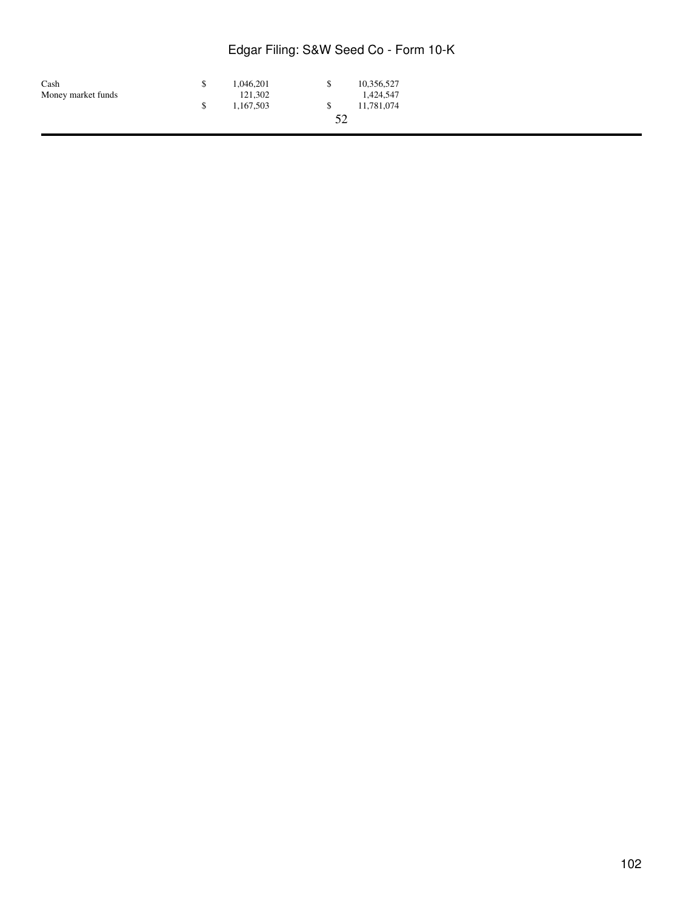| | | |
|---|---|---|
| Cash | $ 1,046,201 | $ 10,356,527 |
| Money market funds | 121,302 | 1,424,547 |
| | $ 1,167,503 | $ 11,781,074 |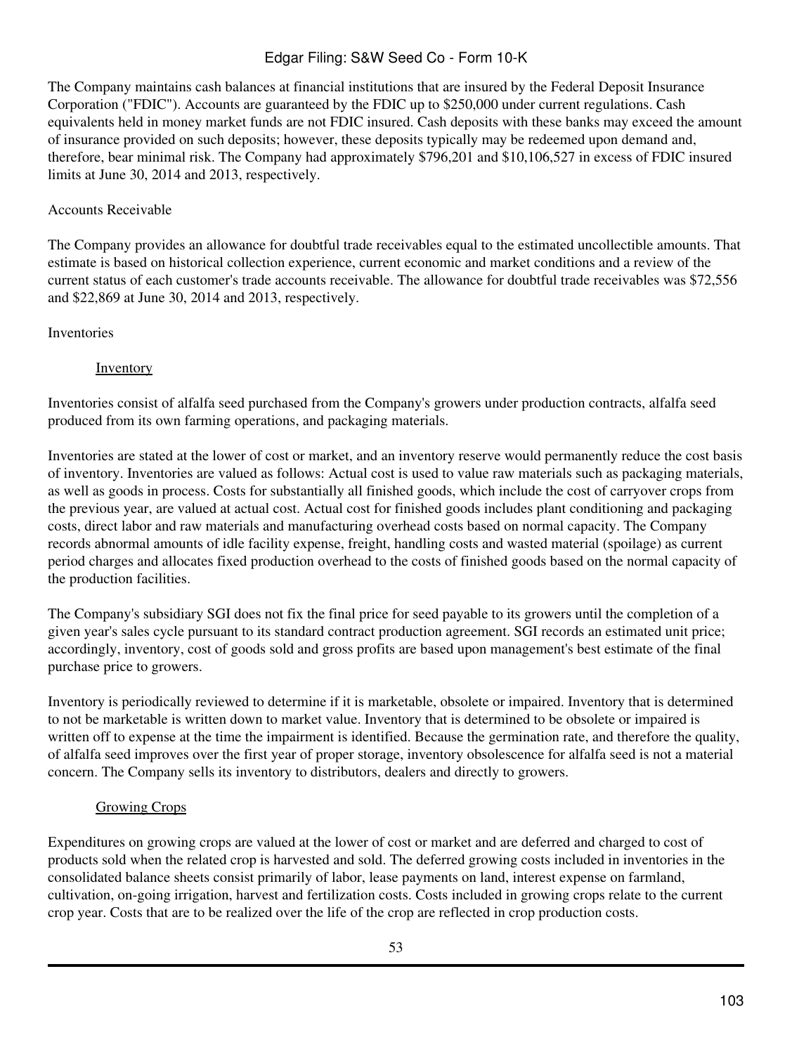The Company maintains cash balances at financial institutions that are insured by the Federal Deposit Insurance Corporation ("FDIC"). Accounts are guaranteed by the FDIC up to $250,000 under current regulations. Cash equivalents held in money market funds are not FDIC insured. Cash deposits with these banks may exceed the amount of insurance provided on such deposits; however, these deposits typically may be redeemed upon demand and, therefore, bear minimal risk. The Company had approximately $796,201 and $10,106,527 in excess of FDIC insured limits at June 30, 2014 and 2013, respectively.

Accounts Receivable

The Company provides an allowance for doubtful trade receivables equal to the estimated uncollectible amounts. That estimate is based on historical collection experience, current economic and market conditions and a review of the current status of each customer's trade accounts receivable. The allowance for doubtful trade receivables was $72,556 and $22,869 at June 30, 2014 and 2013, respectively.

Inventories

Inventory

Inventories consist of alfalfa seed purchased from the Company's growers under production contracts, alfalfa seed produced from its own farming operations, and packaging materials.

Inventories are stated at the lower of cost or market, and an inventory reserve would permanently reduce the cost basis of inventory. Inventories are valued as follows: Actual cost is used to value raw materials such as packaging materials, as well as goods in process. Costs for substantially all finished goods, which include the cost of carryover crops from the previous year, are valued at actual cost. Actual cost for finished goods includes plant conditioning and packaging costs, direct labor and raw materials and manufacturing overhead costs based on normal capacity. The Company records abnormal amounts of idle facility expense, freight, handling costs and wasted material (spoilage) as current period charges and allocates fixed production overhead to the costs of finished goods based on the normal capacity of the production facilities.

The Company's subsidiary SGI does not fix the final price for seed payable to its growers until the completion of a given year's sales cycle pursuant to its standard contract production agreement. SGI records an estimated unit price; accordingly, inventory, cost of goods sold and gross profits are based upon management's best estimate of the final purchase price to growers.

Inventory is periodically reviewed to determine if it is marketable, obsolete or impaired. Inventory that is determined to not be marketable is written down to market value. Inventory that is determined to be obsolete or impaired is written off to expense at the time the impairment is identified. Because the germination rate, and therefore the quality, of alfalfa seed improves over the first year of proper storage, inventory obsolescence for alfalfa seed is not a material concern. The Company sells its inventory to distributors, dealers and directly to growers.

Growing Crops

Expenditures on growing crops are valued at the lower of cost or market and are deferred and charged to cost of products sold when the related crop is harvested and sold. The deferred growing costs included in inventories in the consolidated balance sheets consist primarily of labor, lease payments on land, interest expense on farmland, cultivation, on-going irrigation, harvest and fertilization costs. Costs included in growing crops relate to the current crop year. Costs that are to be realized over the life of the crop are reflected in crop production costs.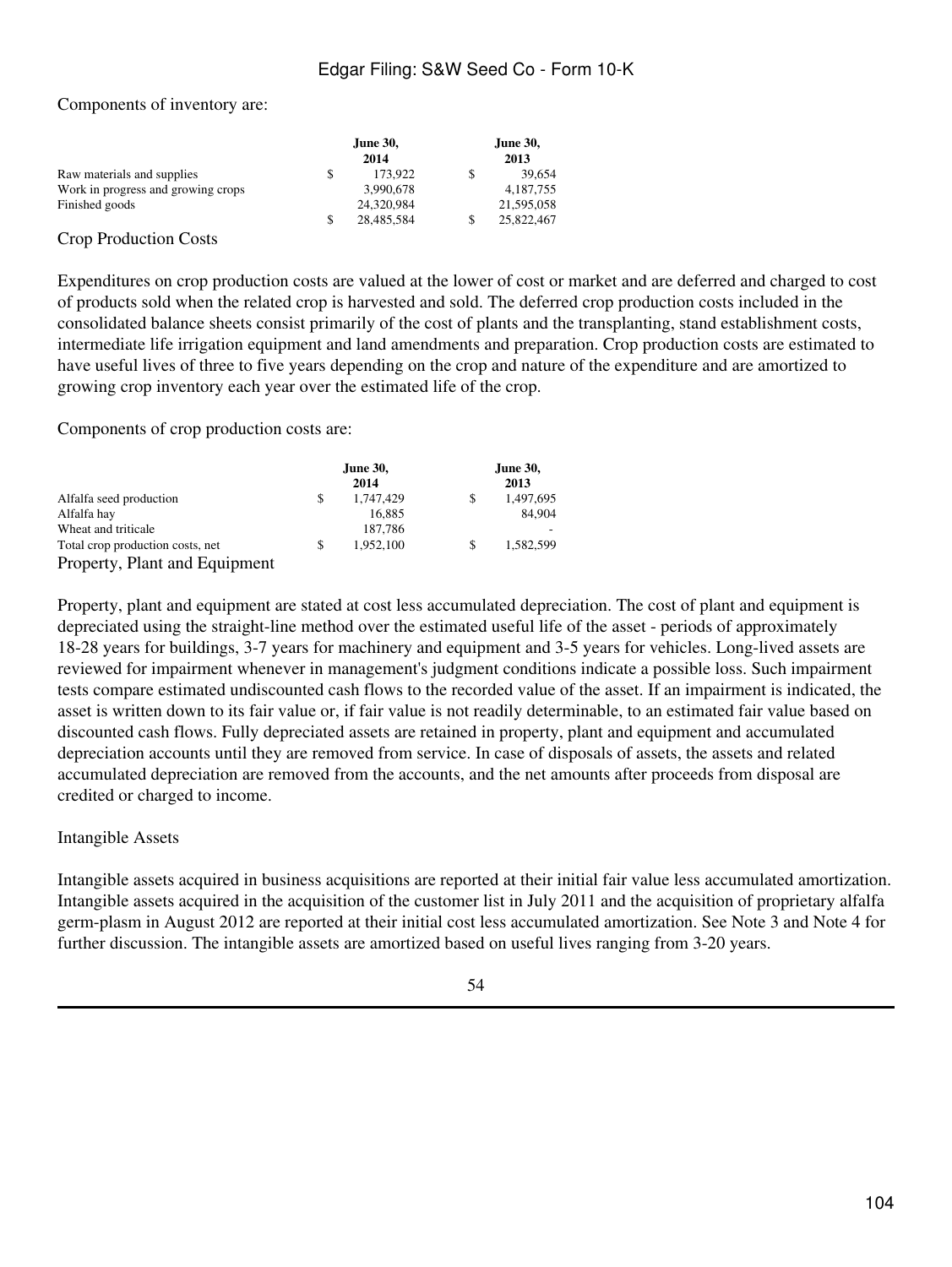Components of inventory are:

| | June 30, 2014 | June 30, 2013 |
|---|---|---|
| Raw materials and supplies | $ 173,922 | $ 39,654 |
| Work in progress and growing crops | 3,990,678 | 4,187,755 |
| Finished goods | 24,320,984 | 21,595,058 |
| | $ 28,485,584 | $ 25,822,467 |

Crop Production Costs

Expenditures on crop production costs are valued at the lower of cost or market and are deferred and charged to cost of products sold when the related crop is harvested and sold. The deferred crop production costs included in the consolidated balance sheets consist primarily of the cost of plants and the transplanting, stand establishment costs, intermediate life irrigation equipment and land amendments and preparation. Crop production costs are estimated to have useful lives of three to five years depending on the crop and nature of the expenditure and are amortized to growing crop inventory each year over the estimated life of the crop.

Components of crop production costs are:

| | June 30, 2014 | June 30, 2013 |
|---|---|---|
| Alfalfa seed production | $ 1,747,429 | $ 1,497,695 |
| Alfalfa hay | 16,885 | 84,904 |
| Wheat and triticale | 187,786 | - |
| Total crop production costs, net | $ 1,952,100 | $ 1,582,599 |

Property, Plant and Equipment

Property, plant and equipment are stated at cost less accumulated depreciation. The cost of plant and equipment is depreciated using the straight-line method over the estimated useful life of the asset - periods of approximately 18-28 years for buildings, 3-7 years for machinery and equipment and 3-5 years for vehicles. Long-lived assets are reviewed for impairment whenever in management's judgment conditions indicate a possible loss. Such impairment tests compare estimated undiscounted cash flows to the recorded value of the asset. If an impairment is indicated, the asset is written down to its fair value or, if fair value is not readily determinable, to an estimated fair value based on discounted cash flows. Fully depreciated assets are retained in property, plant and equipment and accumulated depreciation accounts until they are removed from service. In case of disposals of assets, the assets and related accumulated depreciation are removed from the accounts, and the net amounts after proceeds from disposal are credited or charged to income.

Intangible Assets

Intangible assets acquired in business acquisitions are reported at their initial fair value less accumulated amortization. Intangible assets acquired in the acquisition of the customer list in July 2011 and the acquisition of proprietary alfalfa germ-plasm in August 2012 are reported at their initial cost less accumulated amortization. See Note 3 and Note 4 for further discussion. The intangible assets are amortized based on useful lives ranging from 3-20 years.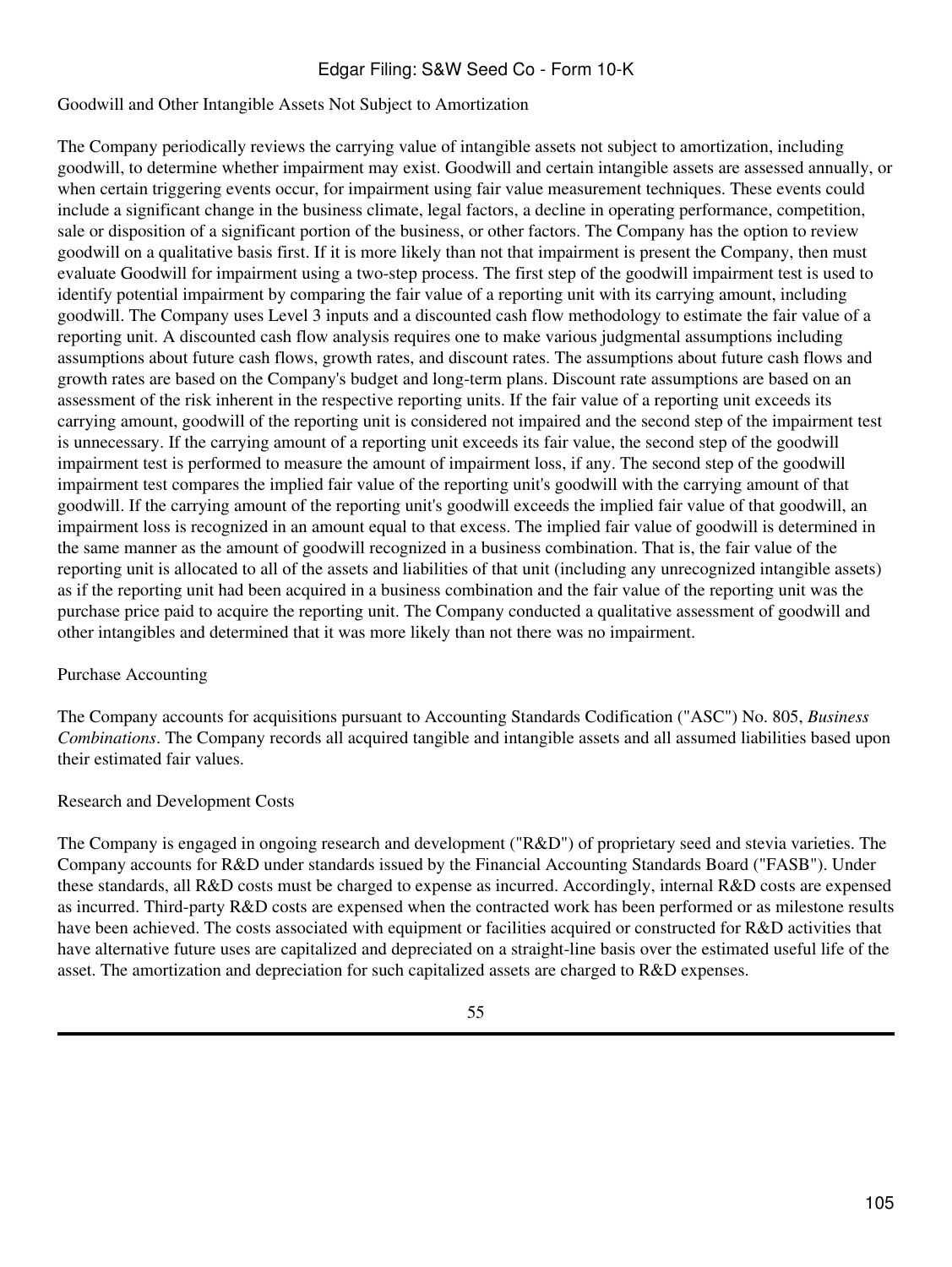## Goodwill and Other Intangible Assets Not Subject to Amortization

The Company periodically reviews the carrying value of intangible assets not subject to amortization, including goodwill, to determine whether impairment may exist. Goodwill and certain intangible assets are assessed annually, or when certain triggering events occur, for impairment using fair value measurement techniques. These events could include a significant change in the business climate, legal factors, a decline in operating performance, competition, sale or disposition of a significant portion of the business, or other factors. The Company has the option to review goodwill on a qualitative basis first. If it is more likely than not that impairment is present the Company, then must evaluate Goodwill for impairment using a two-step process. The first step of the goodwill impairment test is used to identify potential impairment by comparing the fair value of a reporting unit with its carrying amount, including goodwill. The Company uses Level 3 inputs and a discounted cash flow methodology to estimate the fair value of a reporting unit. A discounted cash flow analysis requires one to make various judgmental assumptions including assumptions about future cash flows, growth rates, and discount rates. The assumptions about future cash flows and growth rates are based on the Company's budget and long-term plans. Discount rate assumptions are based on an assessment of the risk inherent in the respective reporting units. If the fair value of a reporting unit exceeds its carrying amount, goodwill of the reporting unit is considered not impaired and the second step of the impairment test is unnecessary. If the carrying amount of a reporting unit exceeds its fair value, the second step of the goodwill impairment test is performed to measure the amount of impairment loss, if any. The second step of the goodwill impairment test compares the implied fair value of the reporting unit's goodwill with the carrying amount of that goodwill. If the carrying amount of the reporting unit's goodwill exceeds the implied fair value of that goodwill, an impairment loss is recognized in an amount equal to that excess. The implied fair value of goodwill is determined in the same manner as the amount of goodwill recognized in a business combination. That is, the fair value of the reporting unit is allocated to all of the assets and liabilities of that unit (including any unrecognized intangible assets) as if the reporting unit had been acquired in a business combination and the fair value of the reporting unit was the purchase price paid to acquire the reporting unit. The Company conducted a qualitative assessment of goodwill and other intangibles and determined that it was more likely than not there was no impairment.

## Purchase Accounting

The Company accounts for acquisitions pursuant to Accounting Standards Codification ("ASC") No. 805, *Business Combinations*. The Company records all acquired tangible and intangible assets and all assumed liabilities based upon their estimated fair values.

## Research and Development Costs

The Company is engaged in ongoing research and development ("R&D") of proprietary seed and stevia varieties. The Company accounts for R&D under standards issued by the Financial Accounting Standards Board ("FASB"). Under these standards, all R&D costs must be charged to expense as incurred. Accordingly, internal R&D costs are expensed as incurred. Third-party R&D costs are expensed when the contracted work has been performed or as milestone results have been achieved. The costs associated with equipment or facilities acquired or constructed for R&D activities that have alternative future uses are capitalized and depreciated on a straight-line basis over the estimated useful life of the asset. The amortization and depreciation for such capitalized assets are charged to R&D expenses.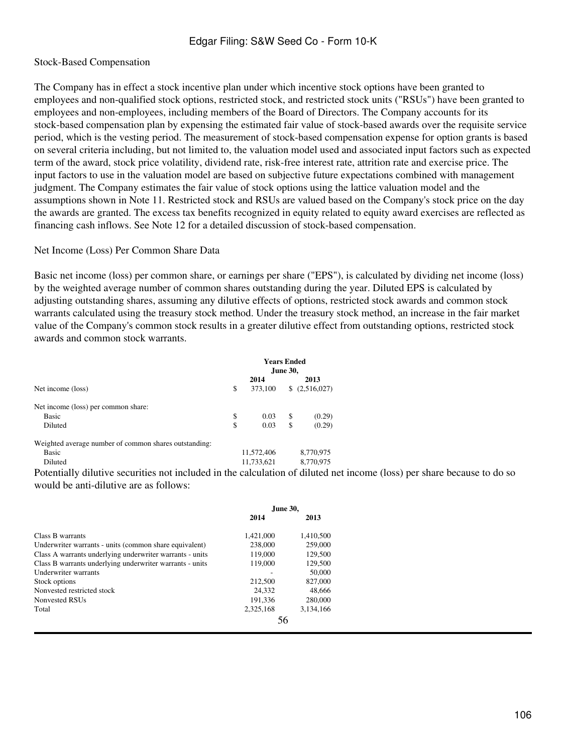Stock-Based Compensation

The Company has in effect a stock incentive plan under which incentive stock options have been granted to employees and non-qualified stock options, restricted stock, and restricted stock units ("RSUs") have been granted to employees and non-employees, including members of the Board of Directors. The Company accounts for its stock-based compensation plan by expensing the estimated fair value of stock-based awards over the requisite service period, which is the vesting period. The measurement of stock-based compensation expense for option grants is based on several criteria including, but not limited to, the valuation model used and associated input factors such as expected term of the award, stock price volatility, dividend rate, risk-free interest rate, attrition rate and exercise price. The input factors to use in the valuation model are based on subjective future expectations combined with management judgment. The Company estimates the fair value of stock options using the lattice valuation model and the assumptions shown in Note 11. Restricted stock and RSUs are valued based on the Company's stock price on the day the awards are granted. The excess tax benefits recognized in equity related to equity award exercises are reflected as financing cash inflows. See Note 12 for a detailed discussion of stock-based compensation.

Net Income (Loss) Per Common Share Data

Basic net income (loss) per common share, or earnings per share ("EPS"), is calculated by dividing net income (loss) by the weighted average number of common shares outstanding during the year. Diluted EPS is calculated by adjusting outstanding shares, assuming any dilutive effects of options, restricted stock awards and common stock warrants calculated using the treasury stock method. Under the treasury stock method, an increase in the fair market value of the Company's common stock results in a greater dilutive effect from outstanding options, restricted stock awards and common stock warrants.

| | Years Ended June 30, | |
|---|---|---|
| | 2014 | 2013 |
| Net income (loss) | $ 373,100 | $ (2,516,027) |
| Net income (loss) per common share: | | |
| Basic | $ 0.03 | $ (0.29) |
| Diluted | $ 0.03 | $ (0.29) |
| Weighted average number of common shares outstanding: | | |
| Basic | 11,572,406 | 8,770,975 |
| Diluted | 11,733,621 | 8,770,975 |

Potentially dilutive securities not included in the calculation of diluted net income (loss) per share because to do so would be anti-dilutive are as follows:

| | June 30, | |
|---|---|---|
| | 2014 | 2013 |
| Class B warrants | 1,421,000 | 1,410,500 |
| Underwriter warrants - units (common share equivalent) | 238,000 | 259,000 |
| Class A warrants underlying underwriter warrants - units | 119,000 | 129,500 |
| Class B warrants underlying underwriter warrants - units | 119,000 | 129,500 |
| Underwriter warrants | - | 50,000 |
| Stock options | 212,500 | 827,000 |
| Nonvested restricted stock | 24,332 | 48,666 |
| Nonvested RSUs | 191,336 | 280,000 |
| Total | 2,325,168 | 3,134,166 |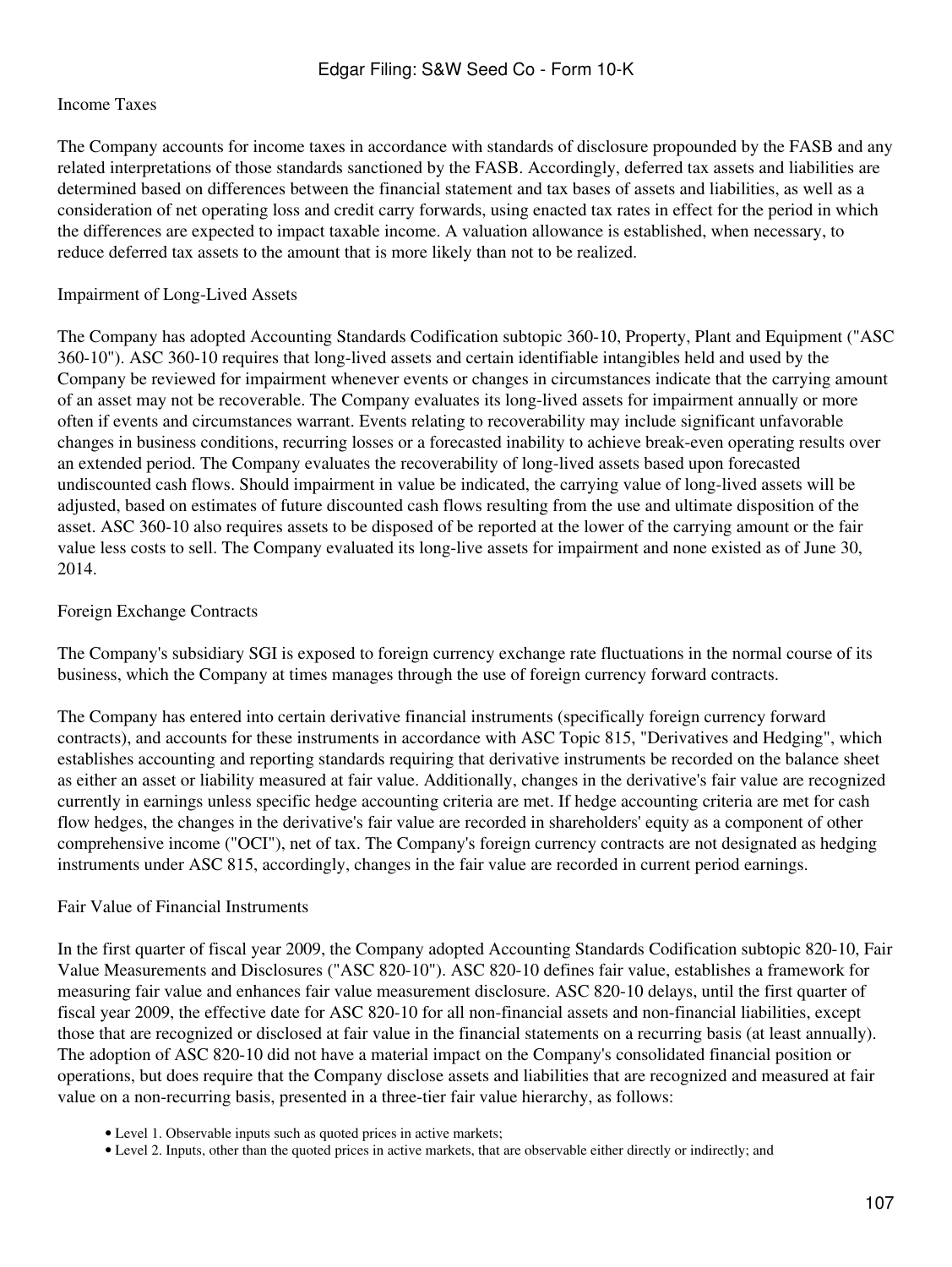### Income Taxes

The Company accounts for income taxes in accordance with standards of disclosure propounded by the FASB and any related interpretations of those standards sanctioned by the FASB. Accordingly, deferred tax assets and liabilities are determined based on differences between the financial statement and tax bases of assets and liabilities, as well as a consideration of net operating loss and credit carry forwards, using enacted tax rates in effect for the period in which the differences are expected to impact taxable income. A valuation allowance is established, when necessary, to reduce deferred tax assets to the amount that is more likely than not to be realized.

### Impairment of Long-Lived Assets

The Company has adopted Accounting Standards Codification subtopic 360-10, Property, Plant and Equipment ("ASC 360-10"). ASC 360-10 requires that long-lived assets and certain identifiable intangibles held and used by the Company be reviewed for impairment whenever events or changes in circumstances indicate that the carrying amount of an asset may not be recoverable. The Company evaluates its long-lived assets for impairment annually or more often if events and circumstances warrant. Events relating to recoverability may include significant unfavorable changes in business conditions, recurring losses or a forecasted inability to achieve break-even operating results over an extended period. The Company evaluates the recoverability of long-lived assets based upon forecasted undiscounted cash flows. Should impairment in value be indicated, the carrying value of long-lived assets will be adjusted, based on estimates of future discounted cash flows resulting from the use and ultimate disposition of the asset. ASC 360-10 also requires assets to be disposed of be reported at the lower of the carrying amount or the fair value less costs to sell. The Company evaluated its long-live assets for impairment and none existed as of June 30, 2014.

### Foreign Exchange Contracts

The Company's subsidiary SGI is exposed to foreign currency exchange rate fluctuations in the normal course of its business, which the Company at times manages through the use of foreign currency forward contracts.

The Company has entered into certain derivative financial instruments (specifically foreign currency forward contracts), and accounts for these instruments in accordance with ASC Topic 815, "Derivatives and Hedging", which establishes accounting and reporting standards requiring that derivative instruments be recorded on the balance sheet as either an asset or liability measured at fair value. Additionally, changes in the derivative's fair value are recognized currently in earnings unless specific hedge accounting criteria are met. If hedge accounting criteria are met for cash flow hedges, the changes in the derivative's fair value are recorded in shareholders' equity as a component of other comprehensive income ("OCI"), net of tax. The Company's foreign currency contracts are not designated as hedging instruments under ASC 815, accordingly, changes in the fair value are recorded in current period earnings.

### Fair Value of Financial Instruments

In the first quarter of fiscal year 2009, the Company adopted Accounting Standards Codification subtopic 820-10, Fair Value Measurements and Disclosures ("ASC 820-10"). ASC 820-10 defines fair value, establishes a framework for measuring fair value and enhances fair value measurement disclosure. ASC 820-10 delays, until the first quarter of fiscal year 2009, the effective date for ASC 820-10 for all non-financial assets and non-financial liabilities, except those that are recognized or disclosed at fair value in the financial statements on a recurring basis (at least annually). The adoption of ASC 820-10 did not have a material impact on the Company's consolidated financial position or operations, but does require that the Company disclose assets and liabilities that are recognized and measured at fair value on a non-recurring basis, presented in a three-tier fair value hierarchy, as follows:

- Level 1. Observable inputs such as quoted prices in active markets;
- Level 2. Inputs, other than the quoted prices in active markets, that are observable either directly or indirectly; and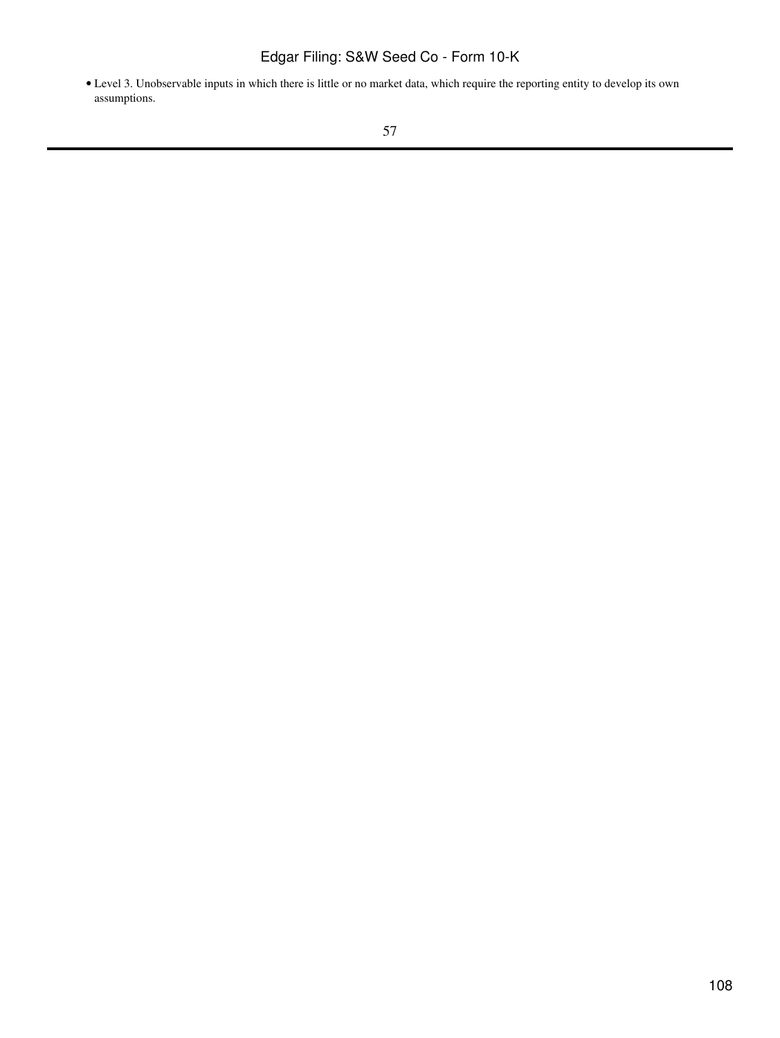- Level 3. Unobservable inputs in which there is little or no market data, which require the reporting entity to develop its own assumptions.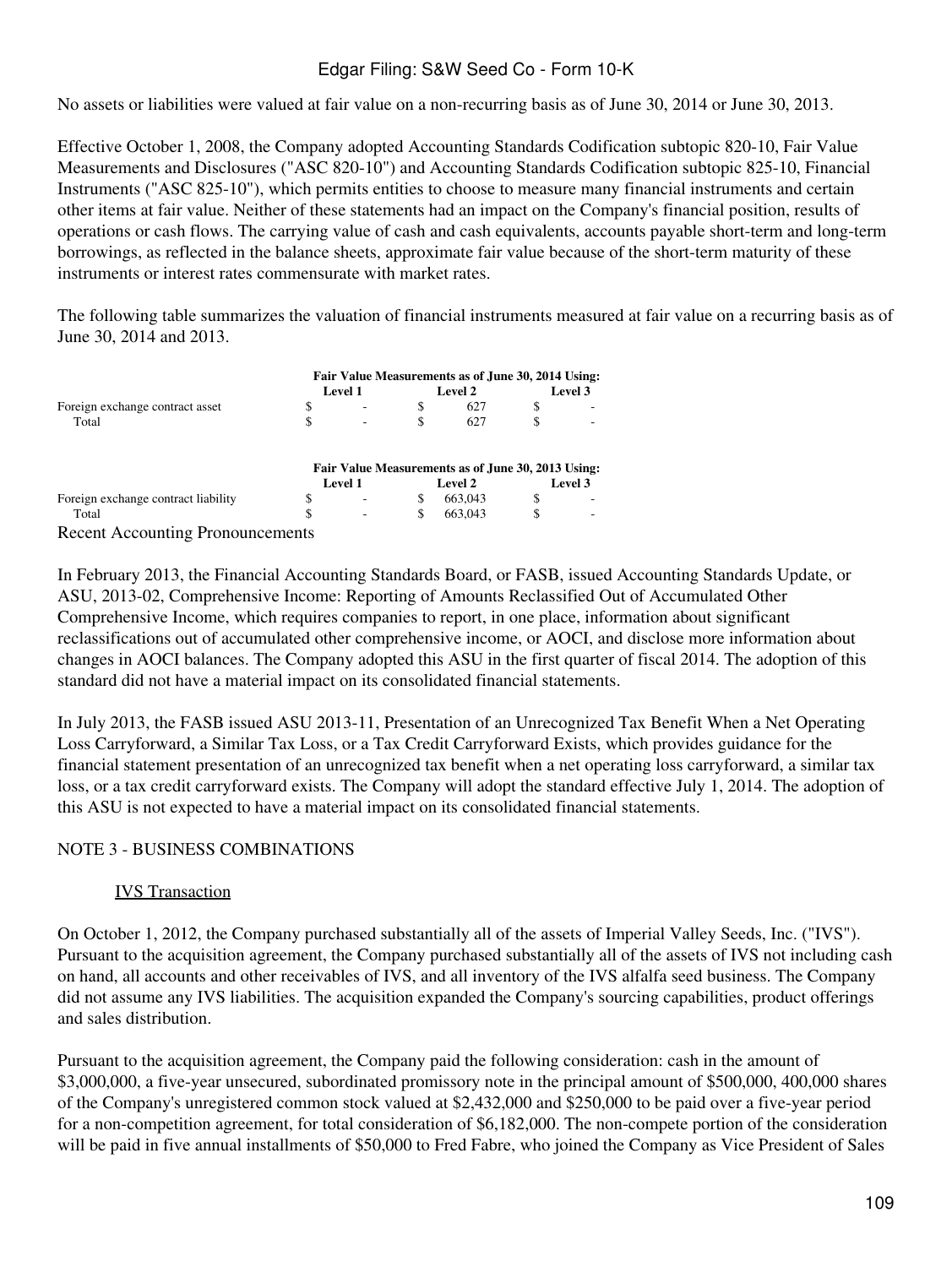No assets or liabilities were valued at fair value on a non-recurring basis as of June 30, 2014 or June 30, 2013.

Effective October 1, 2008, the Company adopted Accounting Standards Codification subtopic 820-10, Fair Value Measurements and Disclosures ("ASC 820-10") and Accounting Standards Codification subtopic 825-10, Financial Instruments ("ASC 825-10"), which permits entities to choose to measure many financial instruments and certain other items at fair value. Neither of these statements had an impact on the Company's financial position, results of operations or cash flows. The carrying value of cash and cash equivalents, accounts payable short-term and long-term borrowings, as reflected in the balance sheets, approximate fair value because of the short-term maturity of these instruments or interest rates commensurate with market rates.

The following table summarizes the valuation of financial instruments measured at fair value on a recurring basis as of June 30, 2014 and 2013.

| | Fair Value Measurements as of June 30, 2014 Using: | | |
|---|---|---|---|
| | Level 1 | Level 2 | Level 3 |
| Foreign exchange contract asset | $ - | $ 627 | $ - |
| Total | $ - | $ 627 | $ - |

| | Fair Value Measurements as of June 30, 2013 Using: | | |
|---|---|---|---|
| | Level 1 | Level 2 | Level 3 |
| Foreign exchange contract liability | $ - | $ 663,043 | $ - |
| Total | $ - | $ 663,043 | $ - |

Recent Accounting Pronouncements

In February 2013, the Financial Accounting Standards Board, or FASB, issued Accounting Standards Update, or ASU, 2013-02, Comprehensive Income: Reporting of Amounts Reclassified Out of Accumulated Other Comprehensive Income, which requires companies to report, in one place, information about significant reclassifications out of accumulated other comprehensive income, or AOCI, and disclose more information about changes in AOCI balances. The Company adopted this ASU in the first quarter of fiscal 2014. The adoption of this standard did not have a material impact on its consolidated financial statements.

In July 2013, the FASB issued ASU 2013-11, Presentation of an Unrecognized Tax Benefit When a Net Operating Loss Carryforward, a Similar Tax Loss, or a Tax Credit Carryforward Exists, which provides guidance for the financial statement presentation of an unrecognized tax benefit when a net operating loss carryforward, a similar tax loss, or a tax credit carryforward exists. The Company will adopt the standard effective July 1, 2014. The adoption of this ASU is not expected to have a material impact on its consolidated financial statements.

NOTE 3 - BUSINESS COMBINATIONS

IVS Transaction

On October 1, 2012, the Company purchased substantially all of the assets of Imperial Valley Seeds, Inc. ("IVS"). Pursuant to the acquisition agreement, the Company purchased substantially all of the assets of IVS not including cash on hand, all accounts and other receivables of IVS, and all inventory of the IVS alfalfa seed business. The Company did not assume any IVS liabilities. The acquisition expanded the Company's sourcing capabilities, product offerings and sales distribution.

Pursuant to the acquisition agreement, the Company paid the following consideration: cash in the amount of $3,000,000, a five-year unsecured, subordinated promissory note in the principal amount of $500,000, 400,000 shares of the Company's unregistered common stock valued at $2,432,000 and $250,000 to be paid over a five-year period for a non-competition agreement, for total consideration of $6,182,000. The non-compete portion of the consideration will be paid in five annual installments of $50,000 to Fred Fabre, who joined the Company as Vice President of Sales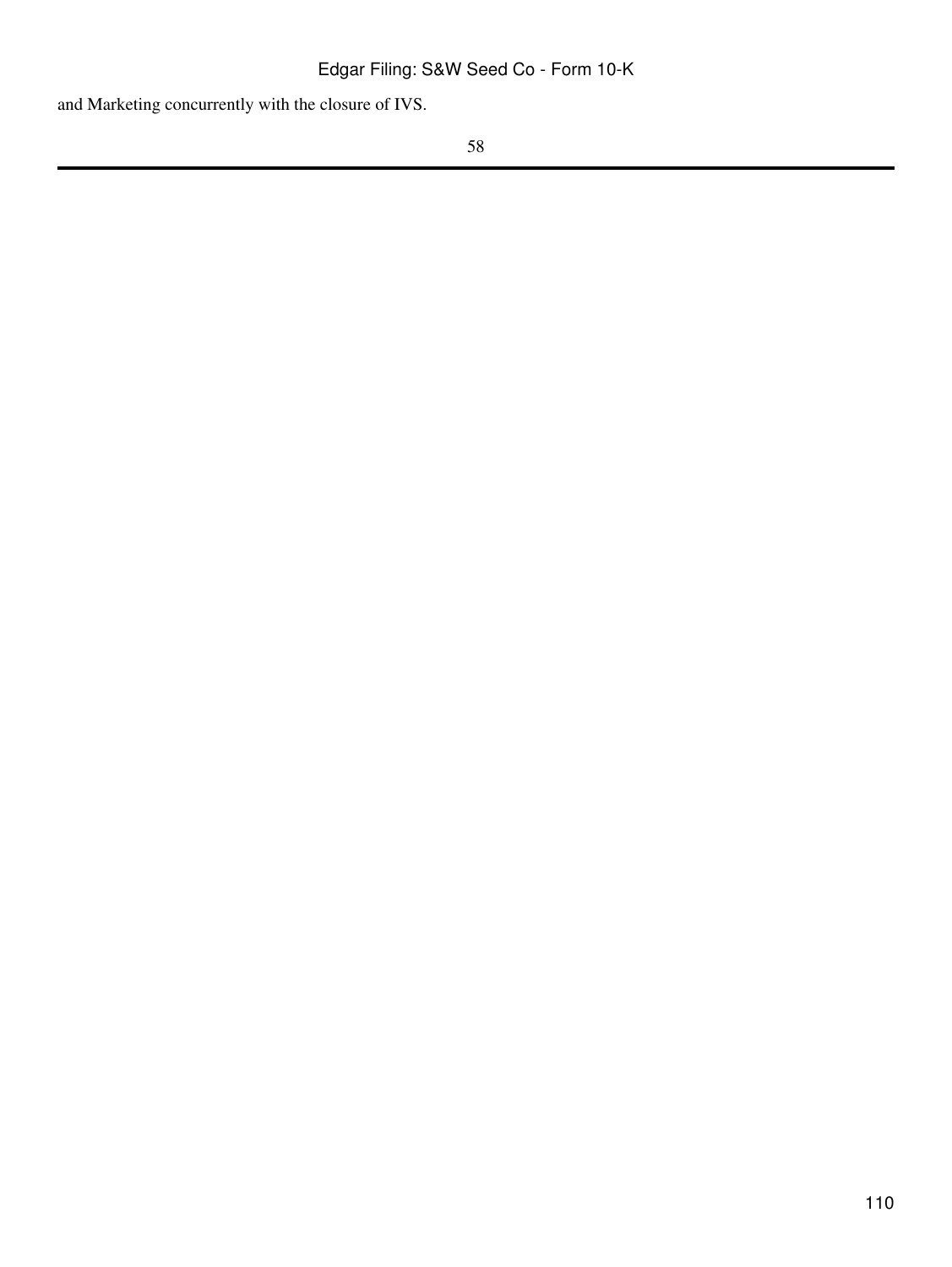and Marketing concurrently with the closure of IVS.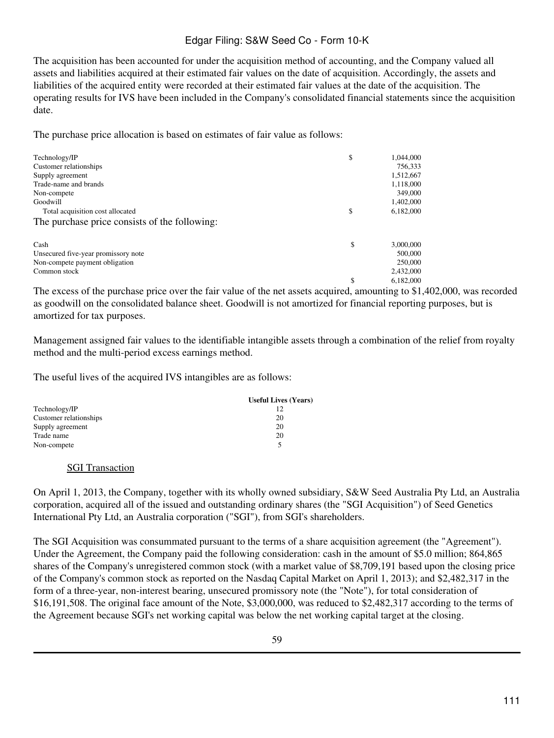The acquisition has been accounted for under the acquisition method of accounting, and the Company valued all assets and liabilities acquired at their estimated fair values on the date of acquisition. Accordingly, the assets and liabilities of the acquired entity were recorded at their estimated fair values at the date of the acquisition. The operating results for IVS have been included in the Company's consolidated financial statements since the acquisition date.

The purchase price allocation is based on estimates of fair value as follows:

| | | |
|---|---|---|
| Technology/IP | $ | 1,044,000 |
| Customer relationships | | 756,333 |
| Supply agreement | | 1,512,667 |
| Trade-name and brands | | 1,118,000 |
| Non-compete | | 349,000 |
| Goodwill | | 1,402,000 |
| Total acquisition cost allocated | $ | 6,182,000 |

The purchase price consists of the following:

| | | |
|---|---|---|
| Cash | $ | 3,000,000 |
| Unsecured five-year promissory note | | 500,000 |
| Non-compete payment obligation | | 250,000 |
| Common stock | | 2,432,000 |
| | $ | 6,182,000 |

The excess of the purchase price over the fair value of the net assets acquired, amounting to $1,402,000, was recorded as goodwill on the consolidated balance sheet. Goodwill is not amortized for financial reporting purposes, but is amortized for tax purposes.

Management assigned fair values to the identifiable intangible assets through a combination of the relief from royalty method and the multi-period excess earnings method.

The useful lives of the acquired IVS intangibles are as follows:

| | Useful Lives (Years) |
|---|---|
| Technology/IP | 12 |
| Customer relationships | 20 |
| Supply agreement | 20 |
| Trade name | 20 |
| Non-compete | 5 |

SGI Transaction

On April 1, 2013, the Company, together with its wholly owned subsidiary, S&W Seed Australia Pty Ltd, an Australia corporation, acquired all of the issued and outstanding ordinary shares (the "SGI Acquisition") of Seed Genetics International Pty Ltd, an Australia corporation ("SGI"), from SGI's shareholders.

The SGI Acquisition was consummated pursuant to the terms of a share acquisition agreement (the "Agreement"). Under the Agreement, the Company paid the following consideration: cash in the amount of $5.0 million; 864,865 shares of the Company's unregistered common stock (with a market value of $8,709,191 based upon the closing price of the Company's common stock as reported on the Nasdaq Capital Market on April 1, 2013); and $2,482,317 in the form of a three-year, non-interest bearing, unsecured promissory note (the "Note"), for total consideration of $16,191,508. The original face amount of the Note, $3,000,000, was reduced to $2,482,317 according to the terms of the Agreement because SGI's net working capital was below the net working capital target at the closing.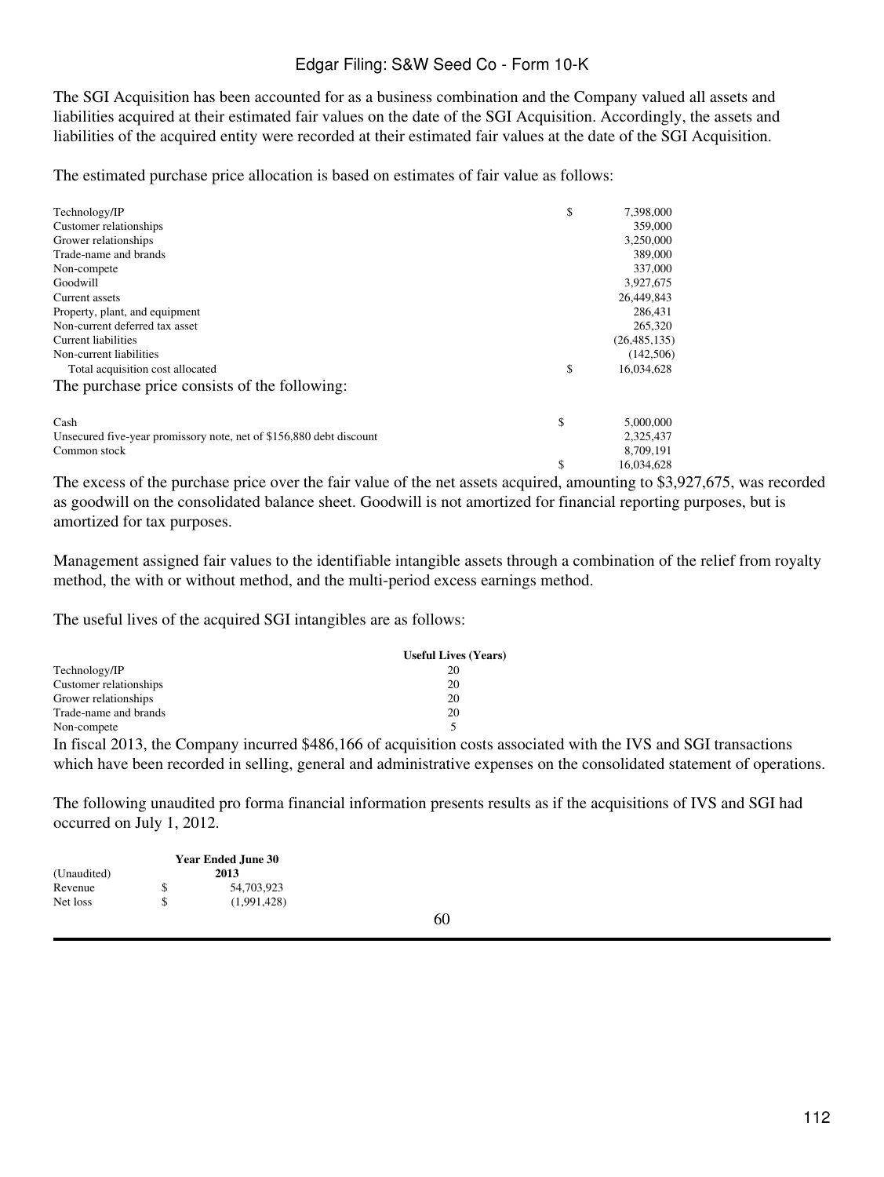The SGI Acquisition has been accounted for as a business combination and the Company valued all assets and liabilities acquired at their estimated fair values on the date of the SGI Acquisition. Accordingly, the assets and liabilities of the acquired entity were recorded at their estimated fair values at the date of the SGI Acquisition.

The estimated purchase price allocation is based on estimates of fair value as follows:

| | | |
|---|---|---|
| Technology/IP | $ | 7,398,000 |
| Customer relationships | | 359,000 |
| Grower relationships | | 3,250,000 |
| Trade-name and brands | | 389,000 |
| Non-compete | | 337,000 |
| Goodwill | | 3,927,675 |
| Current assets | | 26,449,843 |
| Property, plant, and equipment | | 286,431 |
| Non-current deferred tax asset | | 265,320 |
| Current liabilities | | (26,485,135) |
| Non-current liabilities | | (142,506) |
| Total acquisition cost allocated | $ | 16,034,628 |

The purchase price consists of the following:

| | | |
|---|---|---|
| Cash | $ | 5,000,000 |
| Unsecured five-year promissory note, net of $156,880 debt discount | | 2,325,437 |
| Common stock | | 8,709,191 |
| | $ | 16,034,628 |

The excess of the purchase price over the fair value of the net assets acquired, amounting to $3,927,675, was recorded as goodwill on the consolidated balance sheet. Goodwill is not amortized for financial reporting purposes, but is amortized for tax purposes.

Management assigned fair values to the identifiable intangible assets through a combination of the relief from royalty method, the with or without method, and the multi-period excess earnings method.

The useful lives of the acquired SGI intangibles are as follows:

| | Useful Lives (Years) |
|---|---|
| Technology/IP | 20 |
| Customer relationships | 20 |
| Grower relationships | 20 |
| Trade-name and brands | 20 |
| Non-compete | 5 |

In fiscal 2013, the Company incurred $486,166 of acquisition costs associated with the IVS and SGI transactions which have been recorded in selling, general and administrative expenses on the consolidated statement of operations.

The following unaudited pro forma financial information presents results as if the acquisitions of IVS and SGI had occurred on July 1, 2012.

| (Unaudited) | | Year Ended June 30 2013 |
|---|---|---|
| Revenue | $ | 54,703,923 |
| Net loss | $ | (1,991,428) |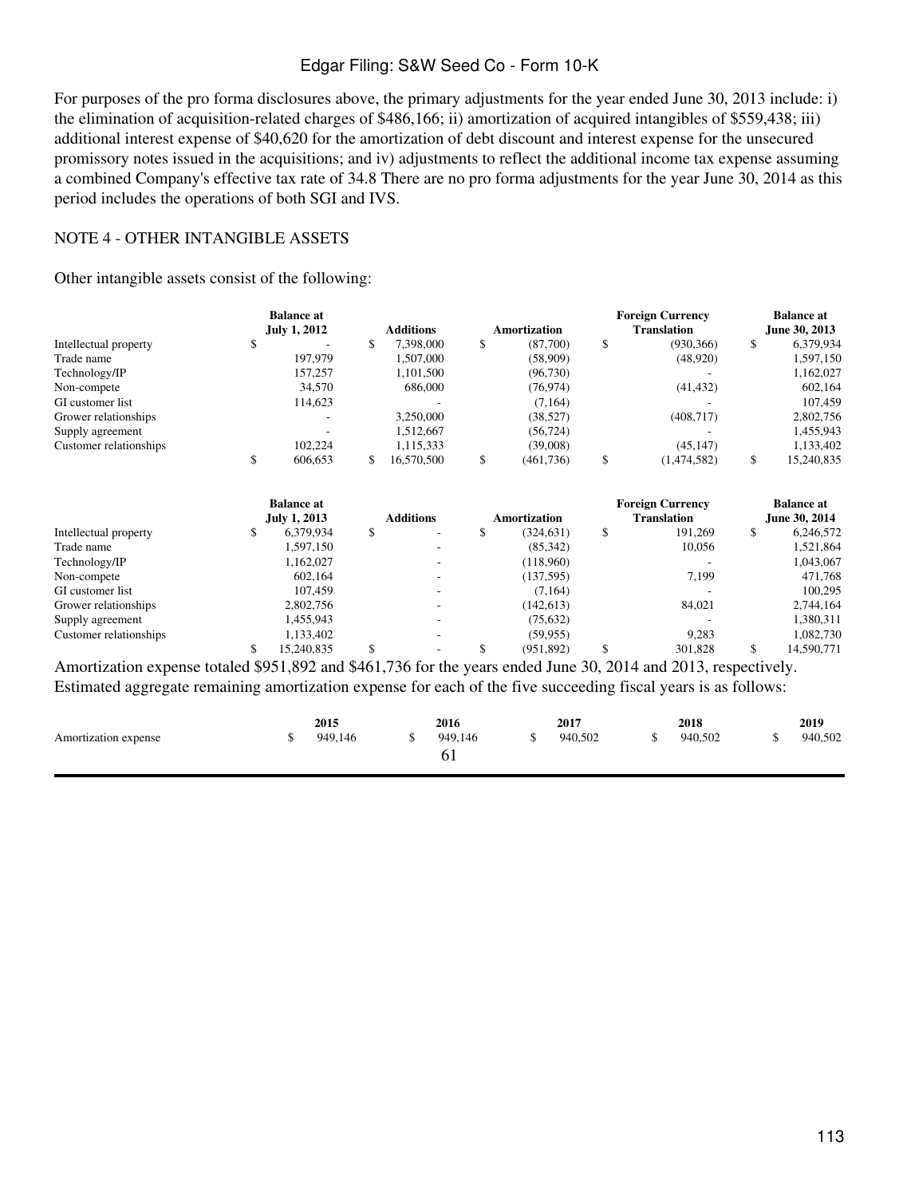For purposes of the pro forma disclosures above, the primary adjustments for the year ended June 30, 2013 include: i) the elimination of acquisition-related charges of $486,166; ii) amortization of acquired intangibles of $559,438; iii) additional interest expense of $40,620 for the amortization of debt discount and interest expense for the unsecured promissory notes issued in the acquisitions; and iv) adjustments to reflect the additional income tax expense assuming a combined Company's effective tax rate of 34.8 There are no pro forma adjustments for the year June 30, 2014 as this period includes the operations of both SGI and IVS.

NOTE 4 - OTHER INTANGIBLE ASSETS

Other intangible assets consist of the following:

| | Balance at July 1, 2012 | Additions | Amortization | Foreign Currency Translation | Balance at June 30, 2013 |
|---|---|---|---|---|---|
| Intellectual property | $ - | $ 7,398,000 | $ (87,700) | $ (930,366) | $ 6,379,934 |
| Trade name | 197,979 | 1,507,000 | (58,909) | (48,920) | 1,597,150 |
| Technology/IP | 157,257 | 1,101,500 | (96,730) | - | 1,162,027 |
| Non-compete | 34,570 | 686,000 | (76,974) | (41,432) | 602,164 |
| GI customer list | 114,623 | - | (7,164) | - | 107,459 |
| Grower relationships | - | 3,250,000 | (38,527) | (408,717) | 2,802,756 |
| Supply agreement | - | 1,512,667 | (56,724) | - | 1,455,943 |
| Customer relationships | 102,224 | 1,115,333 | (39,008) | (45,147) | 1,133,402 |
| | $ 606,653 | $ 16,570,500 | $ (461,736) | $ (1,474,582) | $ 15,240,835 |

| | Balance at July 1, 2013 | Additions | Amortization | Foreign Currency Translation | Balance at June 30, 2014 |
|---|---|---|---|---|---|
| Intellectual property | $ 6,379,934 | $ - | $ (324,631) | $ 191,269 | $ 6,246,572 |
| Trade name | 1,597,150 | - | (85,342) | 10,056 | 1,521,864 |
| Technology/IP | 1,162,027 | - | (118,960) | - | 1,043,067 |
| Non-compete | 602,164 | - | (137,595) | 7,199 | 471,768 |
| GI customer list | 107,459 | - | (7,164) | - | 100,295 |
| Grower relationships | 2,802,756 | - | (142,613) | 84,021 | 2,744,164 |
| Supply agreement | 1,455,943 | - | (75,632) | - | 1,380,311 |
| Customer relationships | 1,133,402 | - | (59,955) | 9,283 | 1,082,730 |
| | $ 15,240,835 | $ - | $ (951,892) | $ 301,828 | $ 14,590,771 |

Amortization expense totaled $951,892 and $461,736 for the years ended June 30, 2014 and 2013, respectively. Estimated aggregate remaining amortization expense for each of the five succeeding fiscal years is as follows:

| | 2015 | 2016 | 2017 | 2018 | 2019 |
|---|---|---|---|---|---|
| Amortization expense | $ 949,146 | $ 949,146 | $ 940,502 | $ 940,502 | $ 940,502 |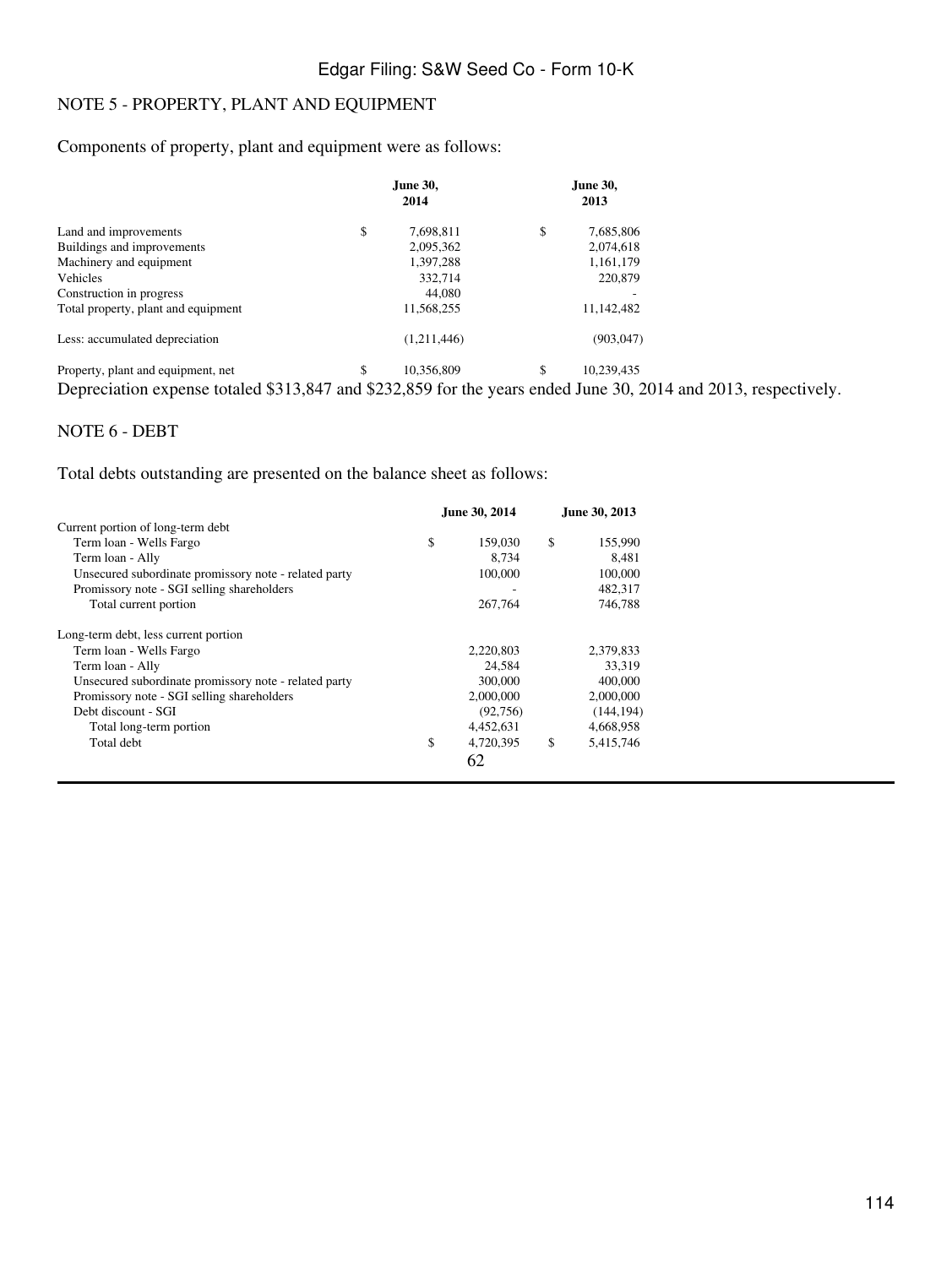## NOTE 5 - PROPERTY, PLANT AND EQUIPMENT

Components of property, plant and equipment were as follows:

| | June 30, 2014 | June 30, 2013 |
|---|---|---|
| Land and improvements | $ 7,698,811 | $ 7,685,806 |
| Buildings and improvements | 2,095,362 | 2,074,618 |
| Machinery and equipment | 1,397,288 | 1,161,179 |
| Vehicles | 332,714 | 220,879 |
| Construction in progress | 44,080 | - |
| Total property, plant and equipment | 11,568,255 | 11,142,482 |
| Less: accumulated depreciation | (1,211,446) | (903,047) |
| Property, plant and equipment, net | $ 10,356,809 | $ 10,239,435 |

Depreciation expense totaled $313,847 and $232,859 for the years ended June 30, 2014 and 2013, respectively.

## NOTE 6 - DEBT

Total debts outstanding are presented on the balance sheet as follows:

| | June 30, 2014 | June 30, 2013 |
|---|---|---|
| Current portion of long-term debt | | |
| Term loan - Wells Fargo | $ 159,030 | $ 155,990 |
| Term loan - Ally | 8,734 | 8,481 |
| Unsecured subordinate promissory note - related party | 100,000 | 100,000 |
| Promissory note - SGI selling shareholders | - | 482,317 |
| Total current portion | 267,764 | 746,788 |
| Long-term debt, less current portion | | |
| Term loan - Wells Fargo | 2,220,803 | 2,379,833 |
| Term loan - Ally | 24,584 | 33,319 |
| Unsecured subordinate promissory note - related party | 300,000 | 400,000 |
| Promissory note - SGI selling shareholders | 2,000,000 | 2,000,000 |
| Debt discount - SGI | (92,756) | (144,194) |
| Total long-term portion | 4,452,631 | 4,668,958 |
| Total debt | $ 4,720,395 | $ 5,415,746 |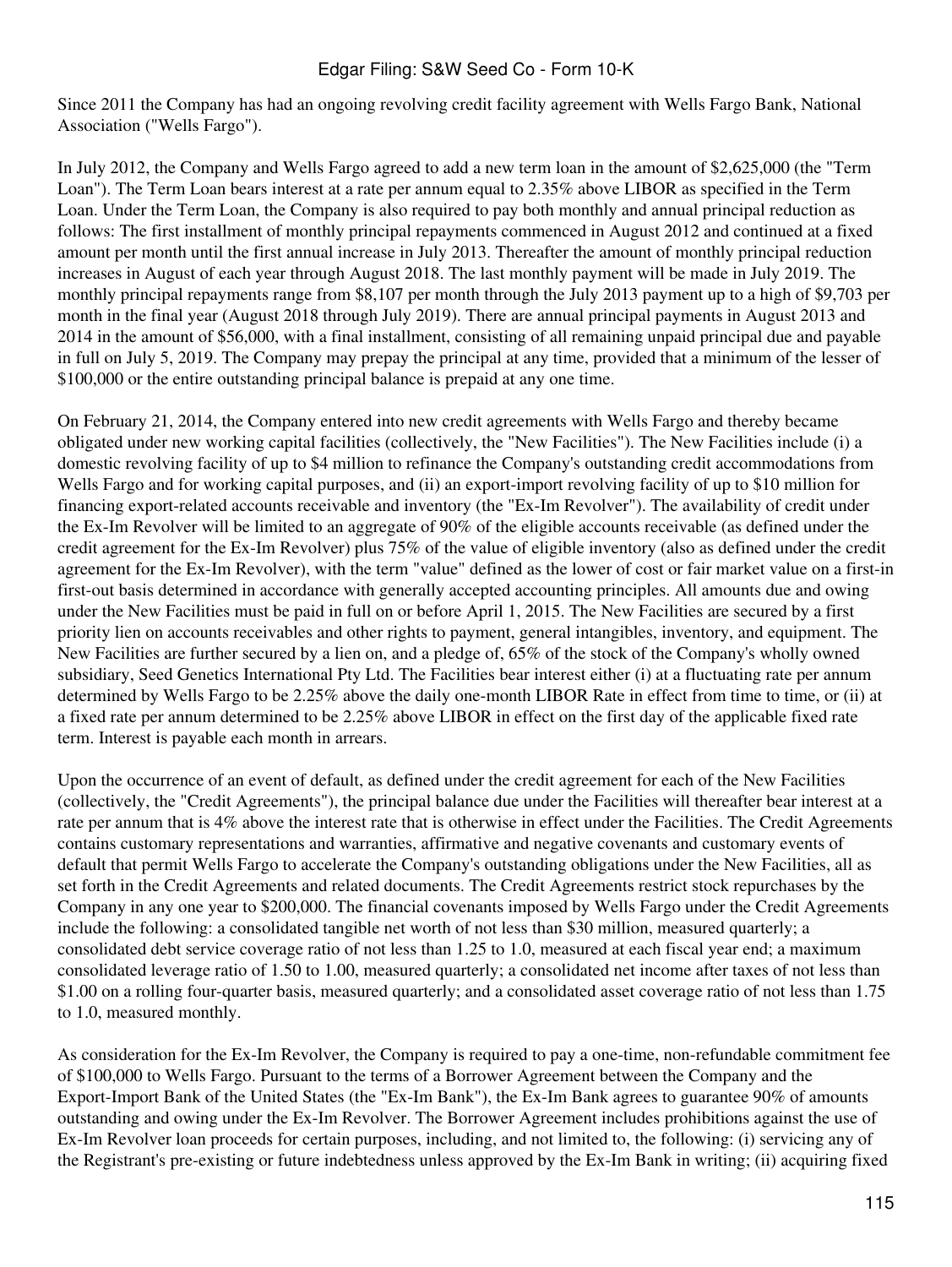Since 2011 the Company has had an ongoing revolving credit facility agreement with Wells Fargo Bank, National Association ("Wells Fargo").

In July 2012, the Company and Wells Fargo agreed to add a new term loan in the amount of $2,625,000 (the "Term Loan"). The Term Loan bears interest at a rate per annum equal to 2.35% above LIBOR as specified in the Term Loan. Under the Term Loan, the Company is also required to pay both monthly and annual principal reduction as follows: The first installment of monthly principal repayments commenced in August 2012 and continued at a fixed amount per month until the first annual increase in July 2013. Thereafter the amount of monthly principal reduction increases in August of each year through August 2018. The last monthly payment will be made in July 2019. The monthly principal repayments range from $8,107 per month through the July 2013 payment up to a high of $9,703 per month in the final year (August 2018 through July 2019). There are annual principal payments in August 2013 and 2014 in the amount of $56,000, with a final installment, consisting of all remaining unpaid principal due and payable in full on July 5, 2019. The Company may prepay the principal at any time, provided that a minimum of the lesser of $100,000 or the entire outstanding principal balance is prepaid at any one time.

On February 21, 2014, the Company entered into new credit agreements with Wells Fargo and thereby became obligated under new working capital facilities (collectively, the "New Facilities"). The New Facilities include (i) a domestic revolving facility of up to $4 million to refinance the Company's outstanding credit accommodations from Wells Fargo and for working capital purposes, and (ii) an export-import revolving facility of up to $10 million for financing export-related accounts receivable and inventory (the "Ex-Im Revolver"). The availability of credit under the Ex-Im Revolver will be limited to an aggregate of 90% of the eligible accounts receivable (as defined under the credit agreement for the Ex-Im Revolver) plus 75% of the value of eligible inventory (also as defined under the credit agreement for the Ex-Im Revolver), with the term "value" defined as the lower of cost or fair market value on a first-in first-out basis determined in accordance with generally accepted accounting principles. All amounts due and owing under the New Facilities must be paid in full on or before April 1, 2015. The New Facilities are secured by a first priority lien on accounts receivables and other rights to payment, general intangibles, inventory, and equipment. The New Facilities are further secured by a lien on, and a pledge of, 65% of the stock of the Company's wholly owned subsidiary, Seed Genetics International Pty Ltd. The Facilities bear interest either (i) at a fluctuating rate per annum determined by Wells Fargo to be 2.25% above the daily one-month LIBOR Rate in effect from time to time, or (ii) at a fixed rate per annum determined to be 2.25% above LIBOR in effect on the first day of the applicable fixed rate term. Interest is payable each month in arrears.

Upon the occurrence of an event of default, as defined under the credit agreement for each of the New Facilities (collectively, the "Credit Agreements"), the principal balance due under the Facilities will thereafter bear interest at a rate per annum that is 4% above the interest rate that is otherwise in effect under the Facilities. The Credit Agreements contains customary representations and warranties, affirmative and negative covenants and customary events of default that permit Wells Fargo to accelerate the Company's outstanding obligations under the New Facilities, all as set forth in the Credit Agreements and related documents. The Credit Agreements restrict stock repurchases by the Company in any one year to $200,000. The financial covenants imposed by Wells Fargo under the Credit Agreements include the following: a consolidated tangible net worth of not less than $30 million, measured quarterly; a consolidated debt service coverage ratio of not less than 1.25 to 1.0, measured at each fiscal year end; a maximum consolidated leverage ratio of 1.50 to 1.00, measured quarterly; a consolidated net income after taxes of not less than $1.00 on a rolling four-quarter basis, measured quarterly; and a consolidated asset coverage ratio of not less than 1.75 to 1.0, measured monthly.

As consideration for the Ex-Im Revolver, the Company is required to pay a one-time, non-refundable commitment fee of $100,000 to Wells Fargo. Pursuant to the terms of a Borrower Agreement between the Company and the Export-Import Bank of the United States (the "Ex-Im Bank"), the Ex-Im Bank agrees to guarantee 90% of amounts outstanding and owing under the Ex-Im Revolver. The Borrower Agreement includes prohibitions against the use of Ex-Im Revolver loan proceeds for certain purposes, including, and not limited to, the following: (i) servicing any of the Registrant's pre-existing or future indebtedness unless approved by the Ex-Im Bank in writing; (ii) acquiring fixed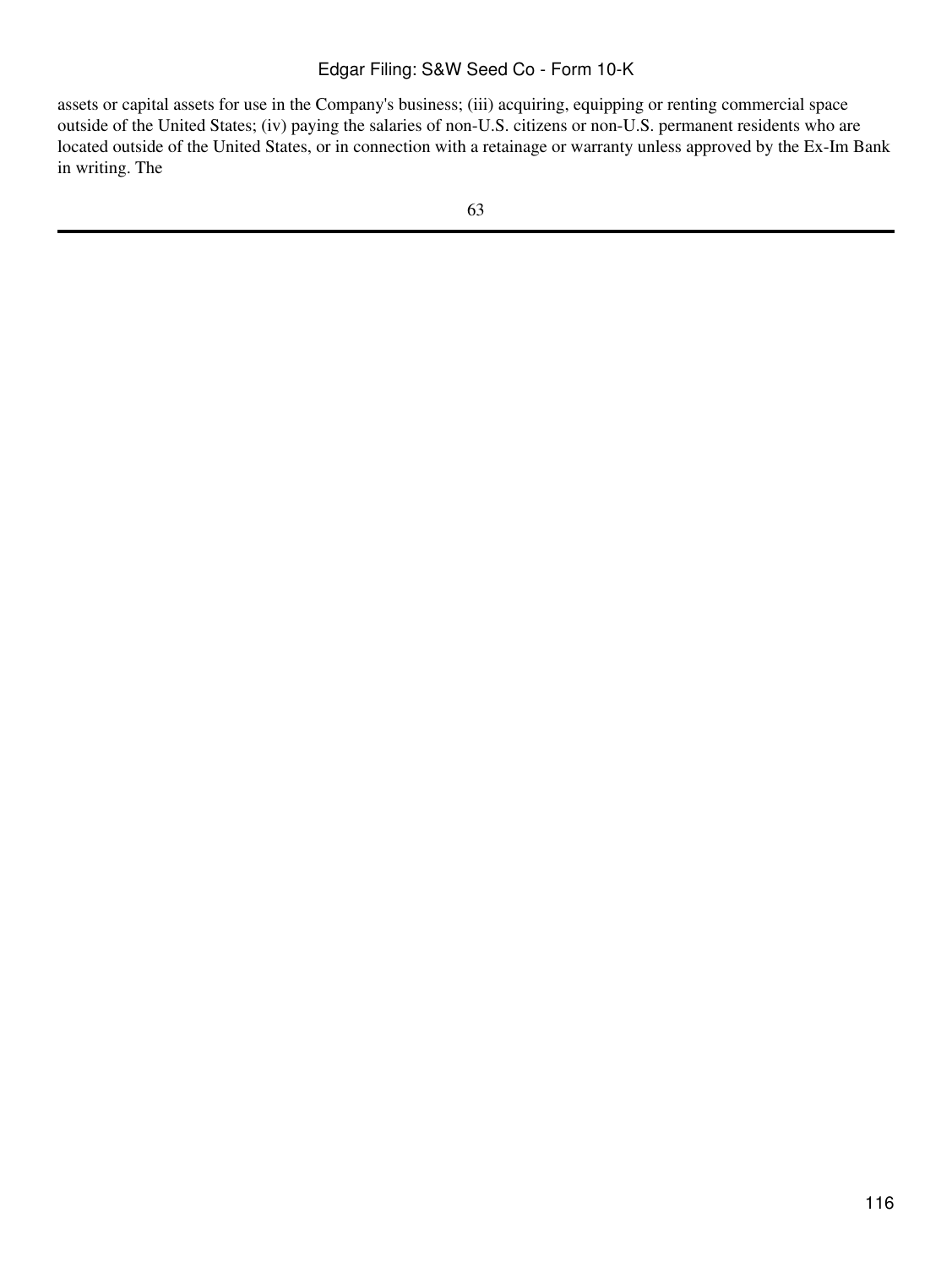assets or capital assets for use in the Company's business; (iii) acquiring, equipping or renting commercial space outside of the United States; (iv) paying the salaries of non-U.S. citizens or non-U.S. permanent residents who are located outside of the United States, or in connection with a retainage or warranty unless approved by the Ex-Im Bank in writing. The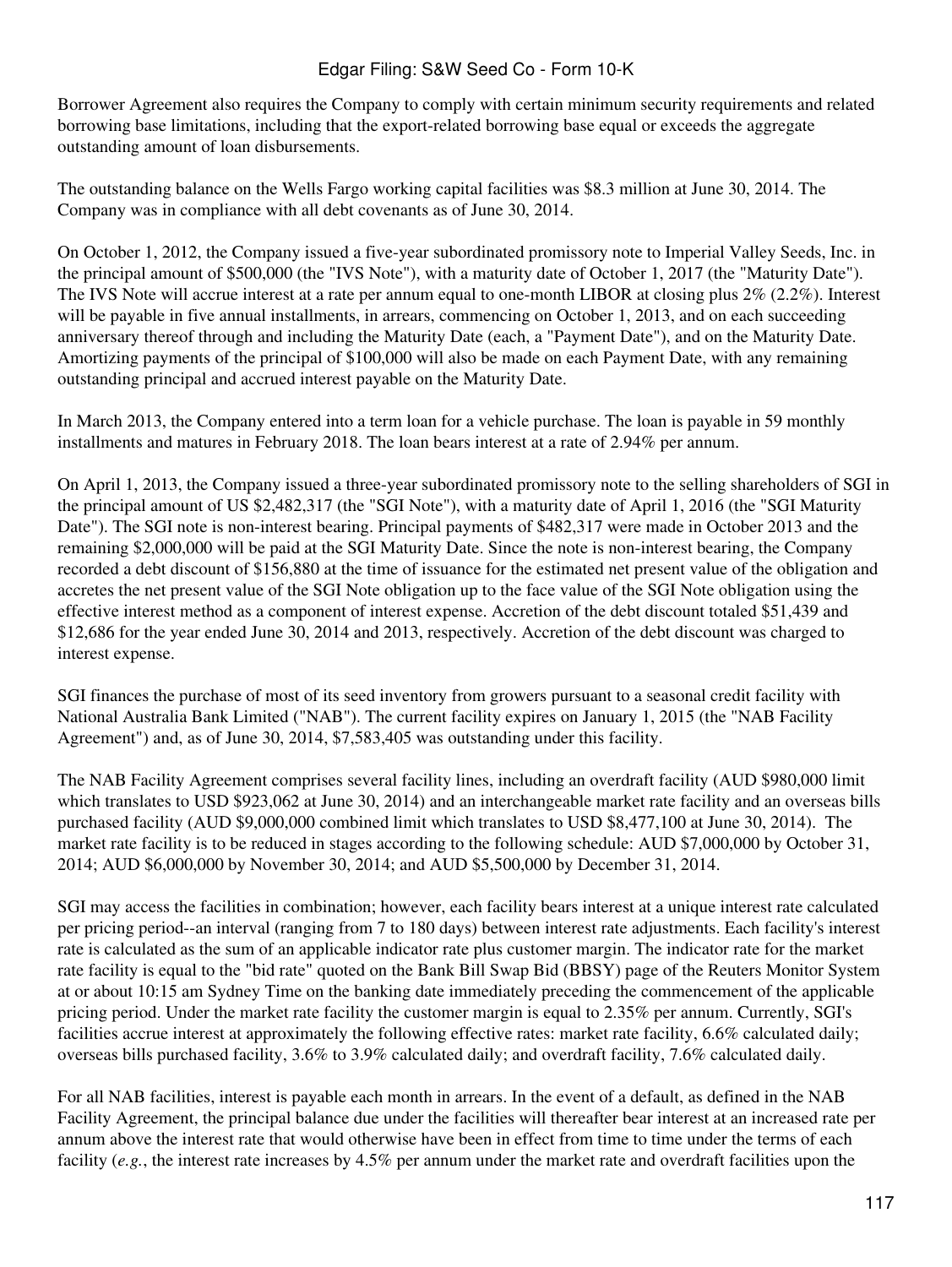Borrower Agreement also requires the Company to comply with certain minimum security requirements and related borrowing base limitations, including that the export-related borrowing base equal or exceeds the aggregate outstanding amount of loan disbursements.

The outstanding balance on the Wells Fargo working capital facilities was $8.3 million at June 30, 2014. The Company was in compliance with all debt covenants as of June 30, 2014.

On October 1, 2012, the Company issued a five-year subordinated promissory note to Imperial Valley Seeds, Inc. in the principal amount of $500,000 (the "IVS Note"), with a maturity date of October 1, 2017 (the "Maturity Date"). The IVS Note will accrue interest at a rate per annum equal to one-month LIBOR at closing plus 2% (2.2%). Interest will be payable in five annual installments, in arrears, commencing on October 1, 2013, and on each succeeding anniversary thereof through and including the Maturity Date (each, a "Payment Date"), and on the Maturity Date. Amortizing payments of the principal of $100,000 will also be made on each Payment Date, with any remaining outstanding principal and accrued interest payable on the Maturity Date.

In March 2013, the Company entered into a term loan for a vehicle purchase. The loan is payable in 59 monthly installments and matures in February 2018. The loan bears interest at a rate of 2.94% per annum.

On April 1, 2013, the Company issued a three-year subordinated promissory note to the selling shareholders of SGI in the principal amount of US $2,482,317 (the "SGI Note"), with a maturity date of April 1, 2016 (the "SGI Maturity Date"). The SGI note is non-interest bearing. Principal payments of $482,317 were made in October 2013 and the remaining $2,000,000 will be paid at the SGI Maturity Date. Since the note is non-interest bearing, the Company recorded a debt discount of $156,880 at the time of issuance for the estimated net present value of the obligation and accretes the net present value of the SGI Note obligation up to the face value of the SGI Note obligation using the effective interest method as a component of interest expense. Accretion of the debt discount totaled $51,439 and $12,686 for the year ended June 30, 2014 and 2013, respectively. Accretion of the debt discount was charged to interest expense.

SGI finances the purchase of most of its seed inventory from growers pursuant to a seasonal credit facility with National Australia Bank Limited ("NAB"). The current facility expires on January 1, 2015 (the "NAB Facility Agreement") and, as of June 30, 2014, $7,583,405 was outstanding under this facility.

The NAB Facility Agreement comprises several facility lines, including an overdraft facility (AUD $980,000 limit which translates to USD $923,062 at June 30, 2014) and an interchangeable market rate facility and an overseas bills purchased facility (AUD $9,000,000 combined limit which translates to USD $8,477,100 at June 30, 2014). The market rate facility is to be reduced in stages according to the following schedule: AUD $7,000,000 by October 31, 2014; AUD $6,000,000 by November 30, 2014; and AUD $5,500,000 by December 31, 2014.

SGI may access the facilities in combination; however, each facility bears interest at a unique interest rate calculated per pricing period--an interval (ranging from 7 to 180 days) between interest rate adjustments. Each facility's interest rate is calculated as the sum of an applicable indicator rate plus customer margin. The indicator rate for the market rate facility is equal to the "bid rate" quoted on the Bank Bill Swap Bid (BBSY) page of the Reuters Monitor System at or about 10:15 am Sydney Time on the banking date immediately preceding the commencement of the applicable pricing period. Under the market rate facility the customer margin is equal to 2.35% per annum. Currently, SGI's facilities accrue interest at approximately the following effective rates: market rate facility, 6.6% calculated daily; overseas bills purchased facility, 3.6% to 3.9% calculated daily; and overdraft facility, 7.6% calculated daily.

For all NAB facilities, interest is payable each month in arrears. In the event of a default, as defined in the NAB Facility Agreement, the principal balance due under the facilities will thereafter bear interest at an increased rate per annum above the interest rate that would otherwise have been in effect from time to time under the terms of each facility (*e.g.*, the interest rate increases by 4.5% per annum under the market rate and overdraft facilities upon the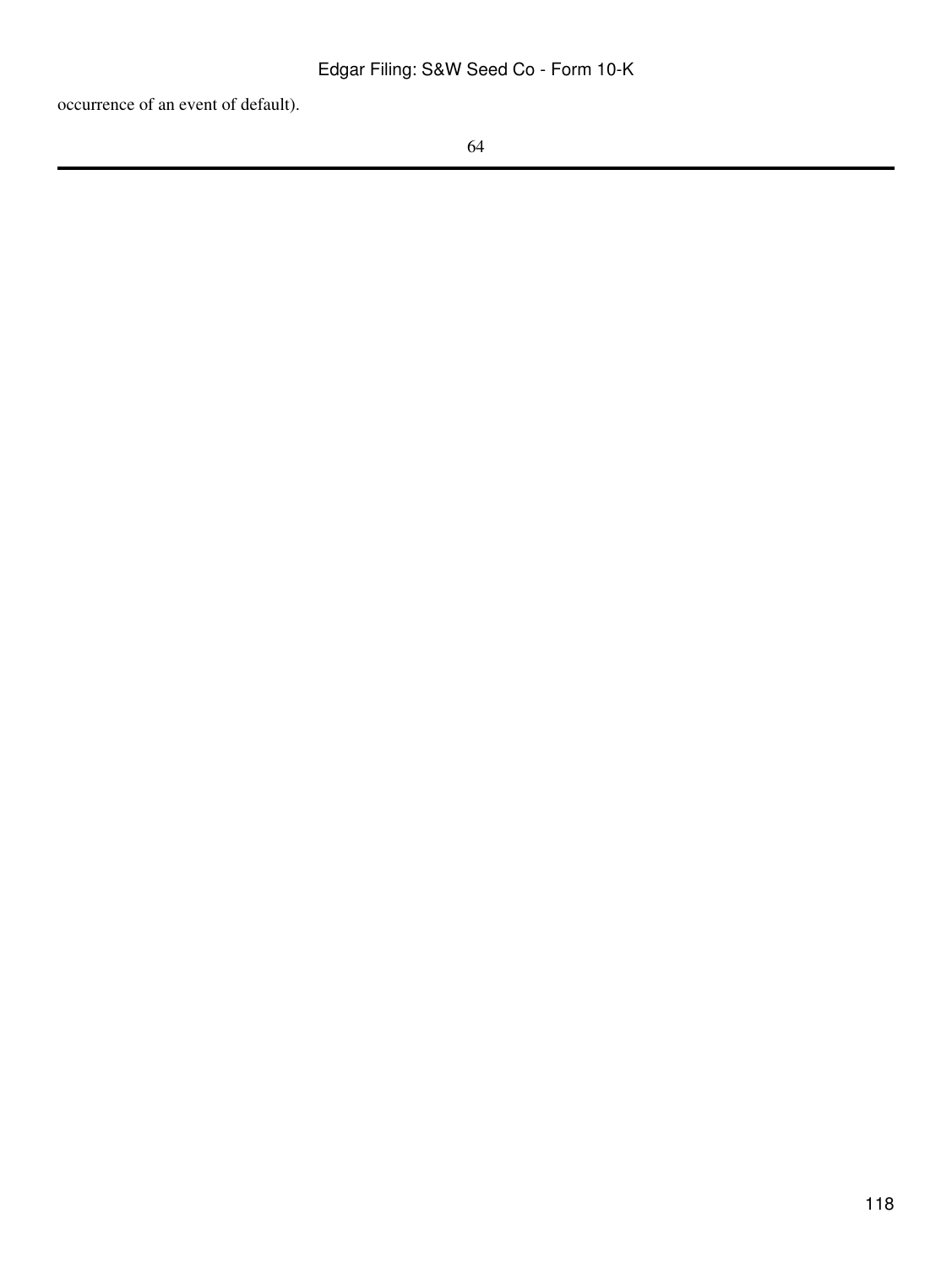occurrence of an event of default).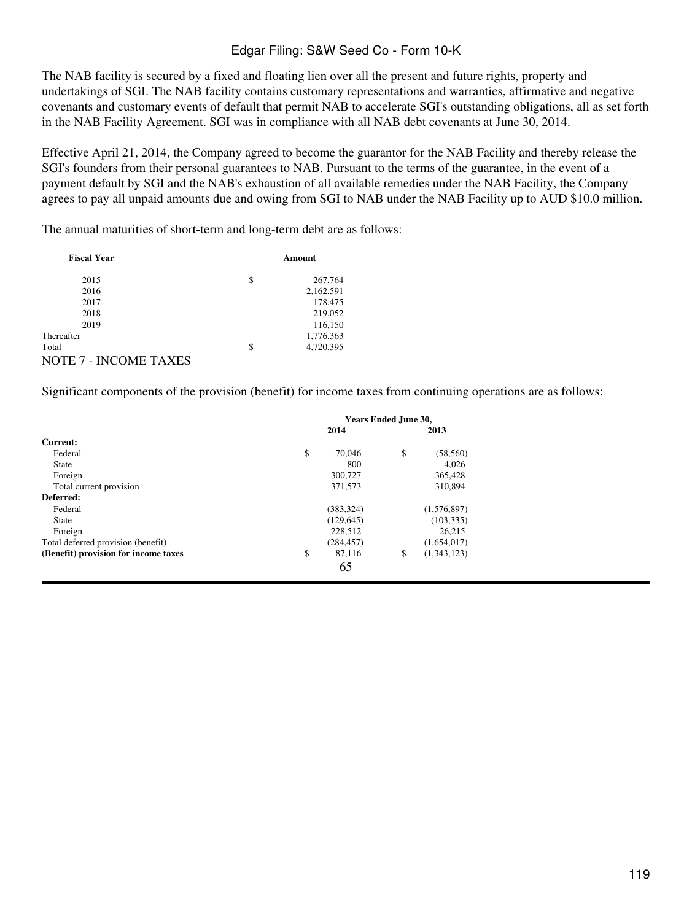The NAB facility is secured by a fixed and floating lien over all the present and future rights, property and undertakings of SGI. The NAB facility contains customary representations and warranties, affirmative and negative covenants and customary events of default that permit NAB to accelerate SGI's outstanding obligations, all as set forth in the NAB Facility Agreement. SGI was in compliance with all NAB debt covenants at June 30, 2014.

Effective April 21, 2014, the Company agreed to become the guarantor for the NAB Facility and thereby release the SGI's founders from their personal guarantees to NAB. Pursuant to the terms of the guarantee, in the event of a payment default by SGI and the NAB's exhaustion of all available remedies under the NAB Facility, the Company agrees to pay all unpaid amounts due and owing from SGI to NAB under the NAB Facility up to AUD $10.0 million.

The annual maturities of short-term and long-term debt are as follows:

| Fiscal Year | Amount |
|---|---|
| 2015 | $ 267,764 |
| 2016 | 2,162,591 |
| 2017 | 178,475 |
| 2018 | 219,052 |
| 2019 | 116,150 |
| Thereafter | 1,776,363 |
| Total | $ 4,720,395 |

## NOTE 7 - INCOME TAXES

Significant components of the provision (benefit) for income taxes from continuing operations are as follows:

| | Years Ended June 30, | |
|---|---|---|
| | 2014 | 2013 |
| **Current:** | | |
| Federal | $ 70,046 | $ (58,560) |
| State | 800 | 4,026 |
| Foreign | 300,727 | 365,428 |
| Total current provision | 371,573 | 310,894 |
| **Deferred:** | | |
| Federal | (383,324) | (1,576,897) |
| State | (129,645) | (103,335) |
| Foreign | 228,512 | 26,215 |
| Total deferred provision (benefit) | (284,457) | (1,654,017) |
| **(Benefit) provision for income taxes** | $ 87,116 | $ (1,343,123) |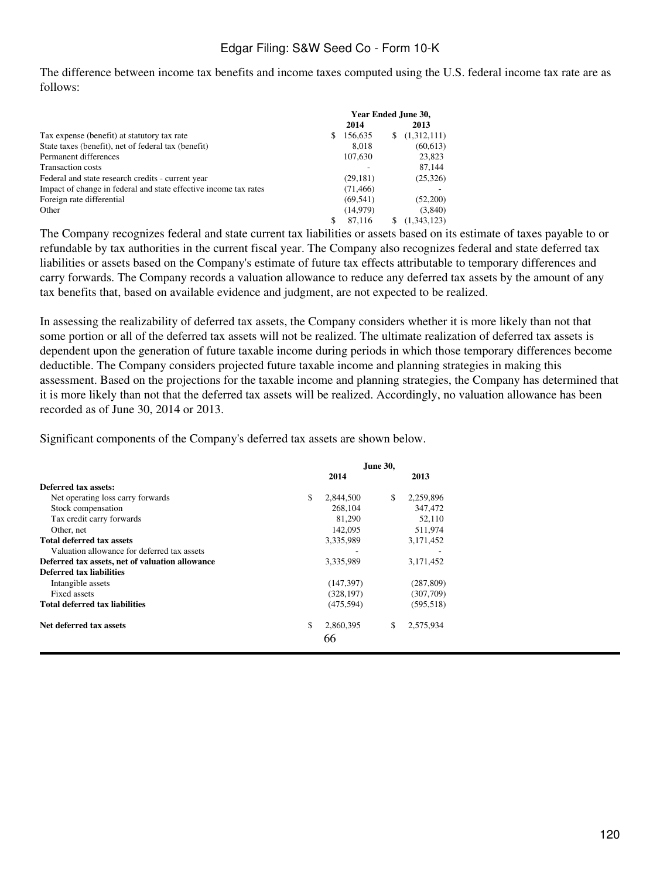The difference between income tax benefits and income taxes computed using the U.S. federal income tax rate are as follows:

| | Year Ended June 30, | |
|---|---|---|
| | 2014 | 2013 |
| Tax expense (benefit) at statutory tax rate | $ 156,635 | $ (1,312,111) |
| State taxes (benefit), net of federal tax (benefit) | 8,018 | (60,613) |
| Permanent differences | 107,630 | 23,823 |
| Transaction costs | - | 87,144 |
| Federal and state research credits - current year | (29,181) | (25,326) |
| Impact of change in federal and state effective income tax rates | (71,466) | - |
| Foreign rate differential | (69,541) | (52,200) |
| Other | (14,979) | (3,840) |
| | $ 87,116 | $ (1,343,123) |

The Company recognizes federal and state current tax liabilities or assets based on its estimate of taxes payable to or refundable by tax authorities in the current fiscal year. The Company also recognizes federal and state deferred tax liabilities or assets based on the Company's estimate of future tax effects attributable to temporary differences and carry forwards. The Company records a valuation allowance to reduce any deferred tax assets by the amount of any tax benefits that, based on available evidence and judgment, are not expected to be realized.

In assessing the realizability of deferred tax assets, the Company considers whether it is more likely than not that some portion or all of the deferred tax assets will not be realized. The ultimate realization of deferred tax assets is dependent upon the generation of future taxable income during periods in which those temporary differences become deductible. The Company considers projected future taxable income and planning strategies in making this assessment. Based on the projections for the taxable income and planning strategies, the Company has determined that it is more likely than not that the deferred tax assets will be realized. Accordingly, no valuation allowance has been recorded as of June 30, 2014 or 2013.

Significant components of the Company's deferred tax assets are shown below.

| | June 30, | |
|---|---|---|
| | 2014 | 2013 |
| **Deferred tax assets:** | | |
| Net operating loss carry forwards | $ 2,844,500 | $ 2,259,896 |
| Stock compensation | 268,104 | 347,472 |
| Tax credit carry forwards | 81,290 | 52,110 |
| Other, net | 142,095 | 511,974 |
| **Total deferred tax assets** | 3,335,989 | 3,171,452 |
| Valuation allowance for deferred tax assets | - | - |
| **Deferred tax assets, net of valuation allowance** | 3,335,989 | 3,171,452 |
| **Deferred tax liabilities** | | |
| Intangible assets | (147,397) | (287,809) |
| Fixed assets | (328,197) | (307,709) |
| **Total deferred tax liabilities** | (475,594) | (595,518) |
| **Net deferred tax assets** | $ 2,860,395 | $ 2,575,934 |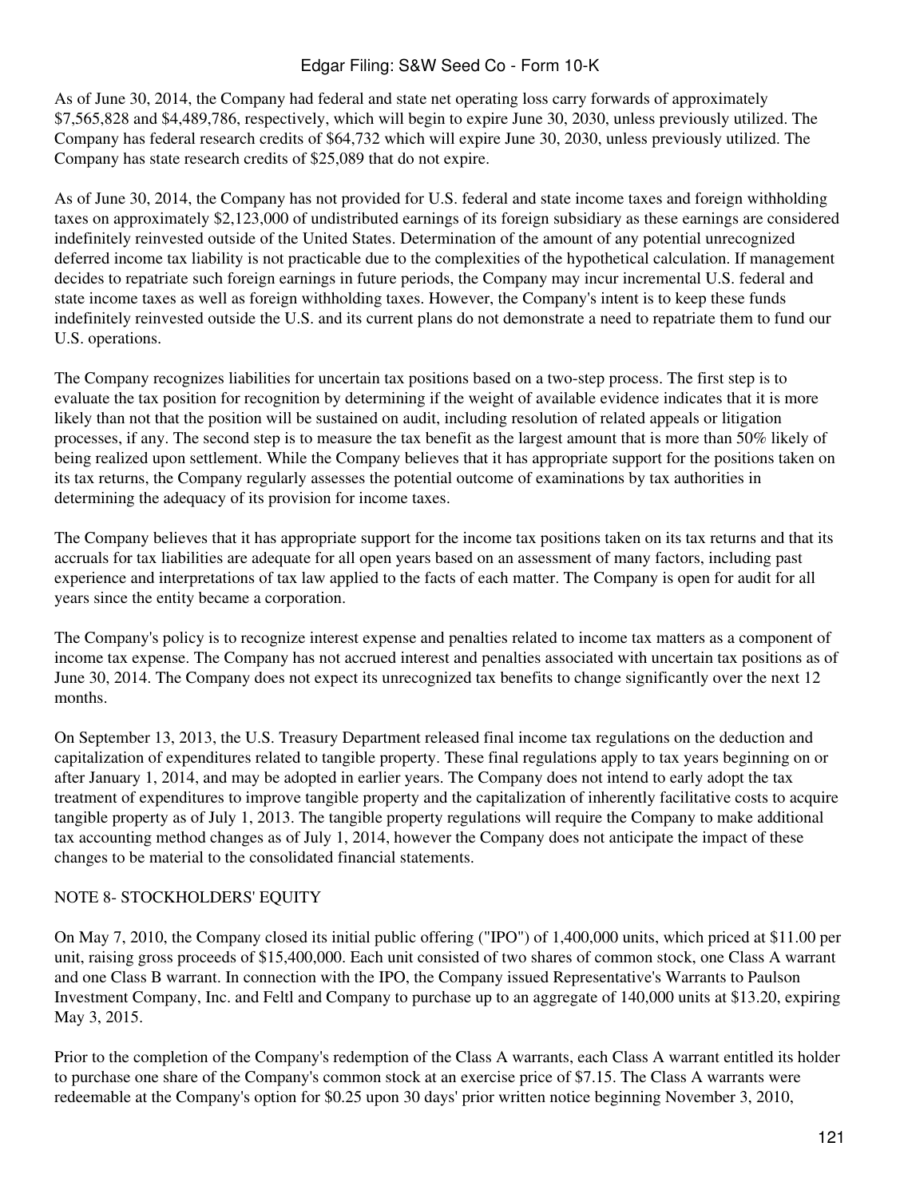As of June 30, 2014, the Company had federal and state net operating loss carry forwards of approximately $7,565,828 and $4,489,786, respectively, which will begin to expire June 30, 2030, unless previously utilized. The Company has federal research credits of $64,732 which will expire June 30, 2030, unless previously utilized. The Company has state research credits of $25,089 that do not expire.

As of June 30, 2014, the Company has not provided for U.S. federal and state income taxes and foreign withholding taxes on approximately $2,123,000 of undistributed earnings of its foreign subsidiary as these earnings are considered indefinitely reinvested outside of the United States. Determination of the amount of any potential unrecognized deferred income tax liability is not practicable due to the complexities of the hypothetical calculation. If management decides to repatriate such foreign earnings in future periods, the Company may incur incremental U.S. federal and state income taxes as well as foreign withholding taxes. However, the Company's intent is to keep these funds indefinitely reinvested outside the U.S. and its current plans do not demonstrate a need to repatriate them to fund our U.S. operations.

The Company recognizes liabilities for uncertain tax positions based on a two-step process. The first step is to evaluate the tax position for recognition by determining if the weight of available evidence indicates that it is more likely than not that the position will be sustained on audit, including resolution of related appeals or litigation processes, if any. The second step is to measure the tax benefit as the largest amount that is more than 50% likely of being realized upon settlement. While the Company believes that it has appropriate support for the positions taken on its tax returns, the Company regularly assesses the potential outcome of examinations by tax authorities in determining the adequacy of its provision for income taxes.

The Company believes that it has appropriate support for the income tax positions taken on its tax returns and that its accruals for tax liabilities are adequate for all open years based on an assessment of many factors, including past experience and interpretations of tax law applied to the facts of each matter. The Company is open for audit for all years since the entity became a corporation.

The Company's policy is to recognize interest expense and penalties related to income tax matters as a component of income tax expense. The Company has not accrued interest and penalties associated with uncertain tax positions as of June 30, 2014. The Company does not expect its unrecognized tax benefits to change significantly over the next 12 months.

On September 13, 2013, the U.S. Treasury Department released final income tax regulations on the deduction and capitalization of expenditures related to tangible property. These final regulations apply to tax years beginning on or after January 1, 2014, and may be adopted in earlier years. The Company does not intend to early adopt the tax treatment of expenditures to improve tangible property and the capitalization of inherently facilitative costs to acquire tangible property as of July 1, 2013. The tangible property regulations will require the Company to make additional tax accounting method changes as of July 1, 2014, however the Company does not anticipate the impact of these changes to be material to the consolidated financial statements.

## NOTE 8- STOCKHOLDERS' EQUITY

On May 7, 2010, the Company closed its initial public offering ("IPO") of 1,400,000 units, which priced at $11.00 per unit, raising gross proceeds of $15,400,000. Each unit consisted of two shares of common stock, one Class A warrant and one Class B warrant. In connection with the IPO, the Company issued Representative's Warrants to Paulson Investment Company, Inc. and Feltl and Company to purchase up to an aggregate of 140,000 units at $13.20, expiring May 3, 2015.

Prior to the completion of the Company's redemption of the Class A warrants, each Class A warrant entitled its holder to purchase one share of the Company's common stock at an exercise price of $7.15. The Class A warrants were redeemable at the Company's option for $0.25 upon 30 days' prior written notice beginning November 3, 2010,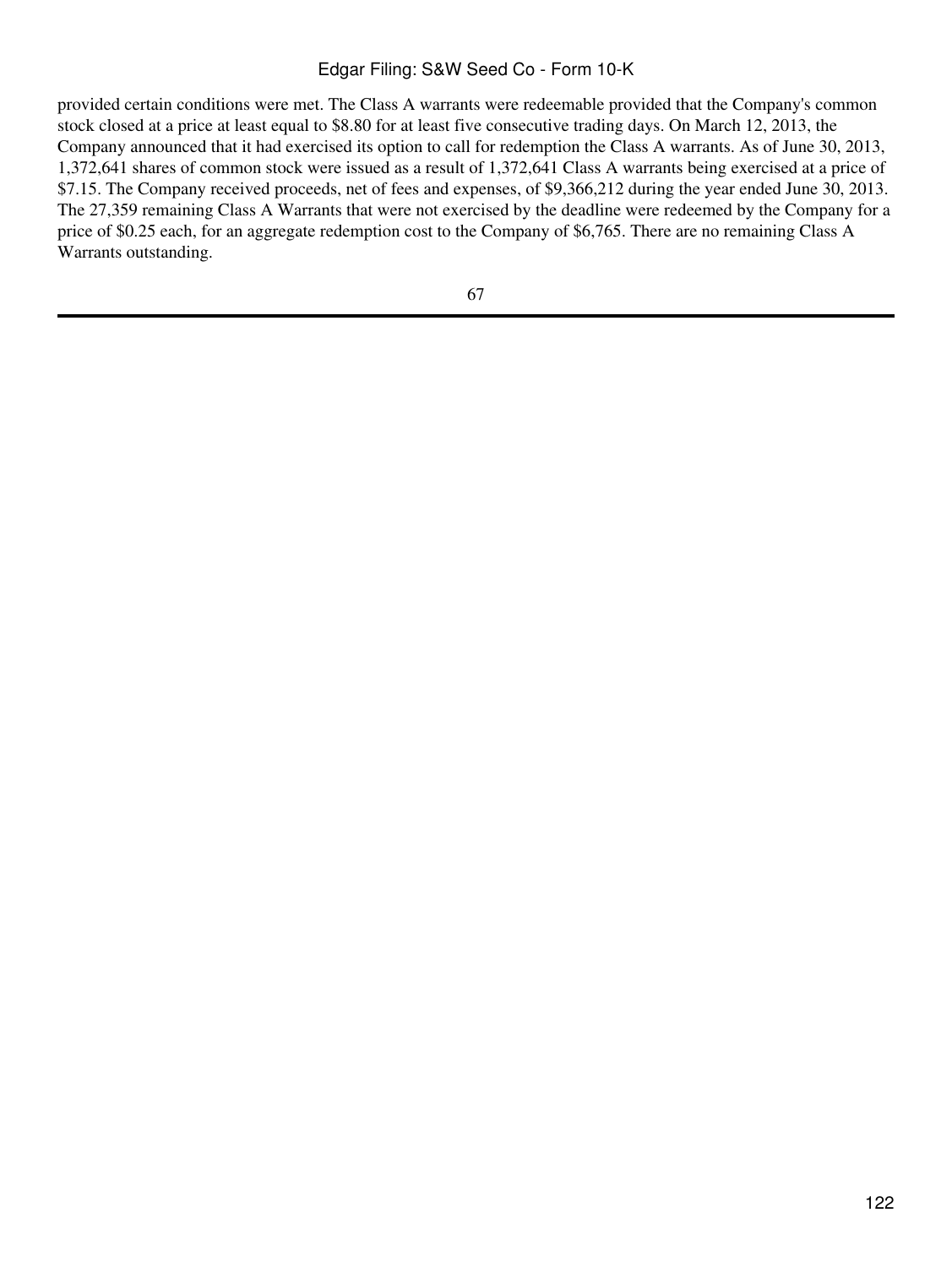provided certain conditions were met. The Class A warrants were redeemable provided that the Company's common stock closed at a price at least equal to $8.80 for at least five consecutive trading days. On March 12, 2013, the Company announced that it had exercised its option to call for redemption the Class A warrants. As of June 30, 2013, 1,372,641 shares of common stock were issued as a result of 1,372,641 Class A warrants being exercised at a price of $7.15. The Company received proceeds, net of fees and expenses, of $9,366,212 during the year ended June 30, 2013. The 27,359 remaining Class A Warrants that were not exercised by the deadline were redeemed by the Company for a price of $0.25 each, for an aggregate redemption cost to the Company of $6,765. There are no remaining Class A Warrants outstanding.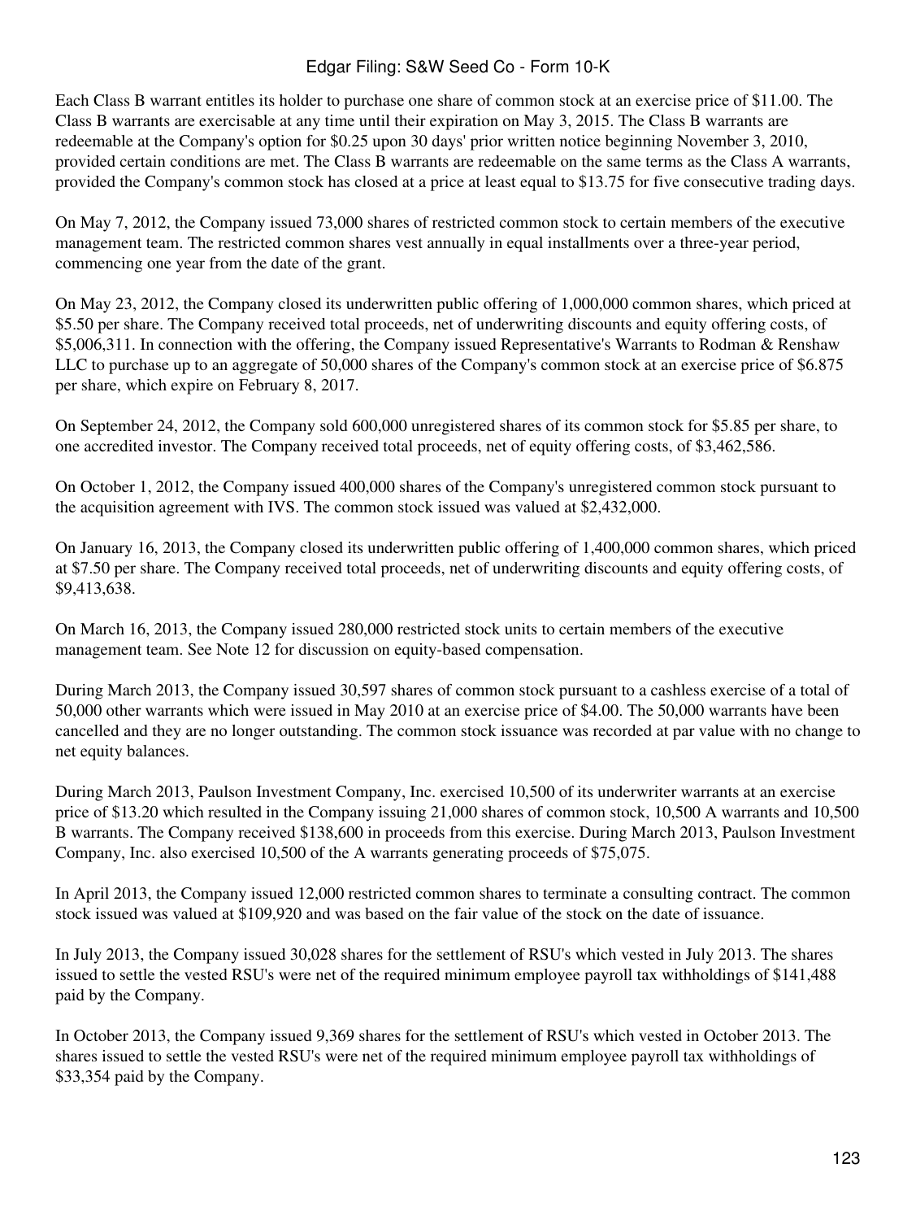Each Class B warrant entitles its holder to purchase one share of common stock at an exercise price of $11.00. The Class B warrants are exercisable at any time until their expiration on May 3, 2015. The Class B warrants are redeemable at the Company's option for $0.25 upon 30 days' prior written notice beginning November 3, 2010, provided certain conditions are met. The Class B warrants are redeemable on the same terms as the Class A warrants, provided the Company's common stock has closed at a price at least equal to $13.75 for five consecutive trading days.

On May 7, 2012, the Company issued 73,000 shares of restricted common stock to certain members of the executive management team. The restricted common shares vest annually in equal installments over a three-year period, commencing one year from the date of the grant.

On May 23, 2012, the Company closed its underwritten public offering of 1,000,000 common shares, which priced at $5.50 per share. The Company received total proceeds, net of underwriting discounts and equity offering costs, of $5,006,311. In connection with the offering, the Company issued Representative's Warrants to Rodman & Renshaw LLC to purchase up to an aggregate of 50,000 shares of the Company's common stock at an exercise price of $6.875 per share, which expire on February 8, 2017.

On September 24, 2012, the Company sold 600,000 unregistered shares of its common stock for $5.85 per share, to one accredited investor. The Company received total proceeds, net of equity offering costs, of $3,462,586.

On October 1, 2012, the Company issued 400,000 shares of the Company's unregistered common stock pursuant to the acquisition agreement with IVS. The common stock issued was valued at $2,432,000.

On January 16, 2013, the Company closed its underwritten public offering of 1,400,000 common shares, which priced at $7.50 per share. The Company received total proceeds, net of underwriting discounts and equity offering costs, of $9,413,638.

On March 16, 2013, the Company issued 280,000 restricted stock units to certain members of the executive management team. See Note 12 for discussion on equity-based compensation.

During March 2013, the Company issued 30,597 shares of common stock pursuant to a cashless exercise of a total of 50,000 other warrants which were issued in May 2010 at an exercise price of $4.00. The 50,000 warrants have been cancelled and they are no longer outstanding. The common stock issuance was recorded at par value with no change to net equity balances.

During March 2013, Paulson Investment Company, Inc. exercised 10,500 of its underwriter warrants at an exercise price of $13.20 which resulted in the Company issuing 21,000 shares of common stock, 10,500 A warrants and 10,500 B warrants. The Company received $138,600 in proceeds from this exercise. During March 2013, Paulson Investment Company, Inc. also exercised 10,500 of the A warrants generating proceeds of $75,075.

In April 2013, the Company issued 12,000 restricted common shares to terminate a consulting contract. The common stock issued was valued at $109,920 and was based on the fair value of the stock on the date of issuance.

In July 2013, the Company issued 30,028 shares for the settlement of RSU's which vested in July 2013. The shares issued to settle the vested RSU's were net of the required minimum employee payroll tax withholdings of $141,488 paid by the Company.

In October 2013, the Company issued 9,369 shares for the settlement of RSU's which vested in October 2013. The shares issued to settle the vested RSU's were net of the required minimum employee payroll tax withholdings of $33,354 paid by the Company.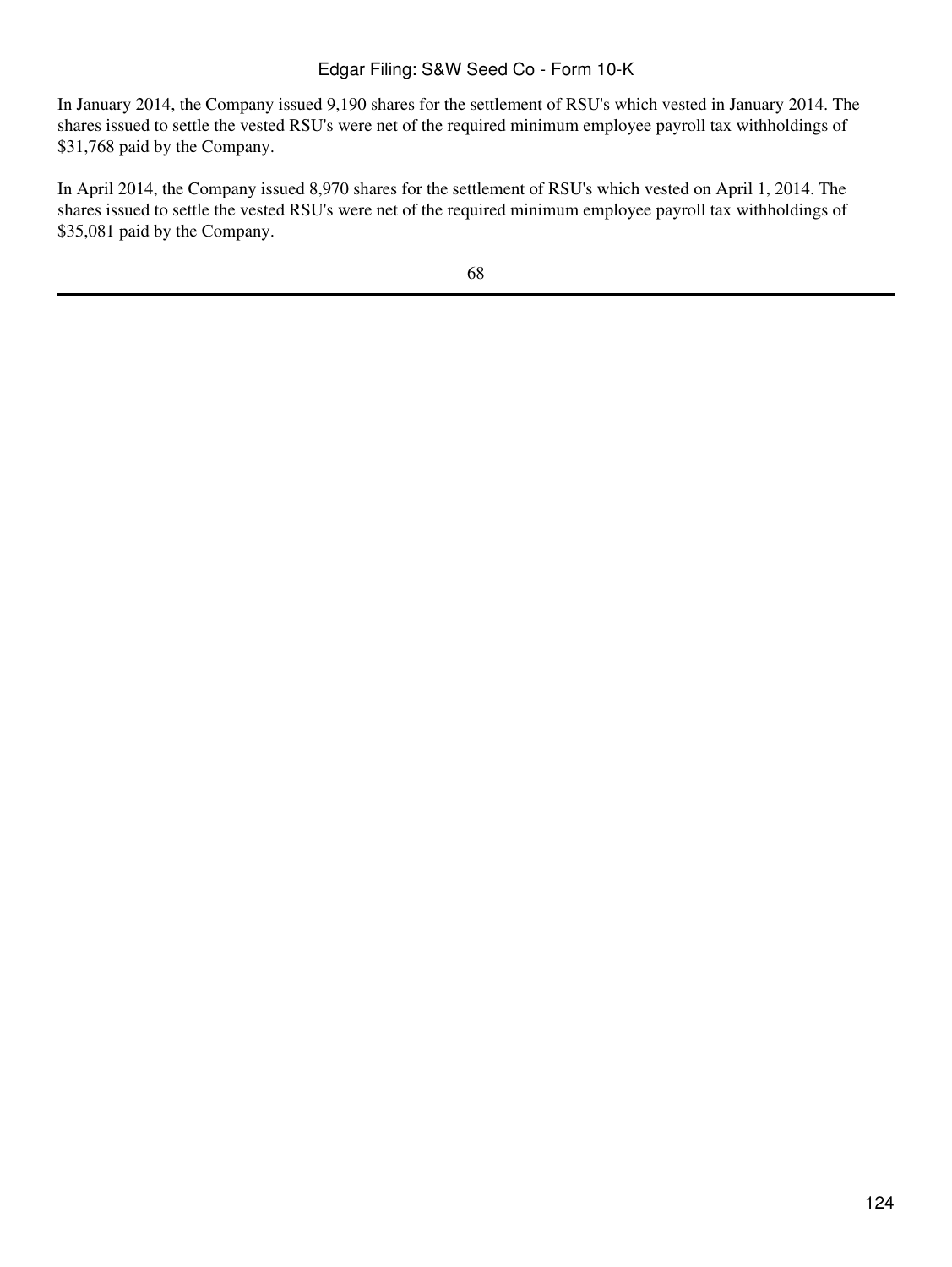In January 2014, the Company issued 9,190 shares for the settlement of RSU's which vested in January 2014. The shares issued to settle the vested RSU's were net of the required minimum employee payroll tax withholdings of $31,768 paid by the Company.

In April 2014, the Company issued 8,970 shares for the settlement of RSU's which vested on April 1, 2014. The shares issued to settle the vested RSU's were net of the required minimum employee payroll tax withholdings of $35,081 paid by the Company.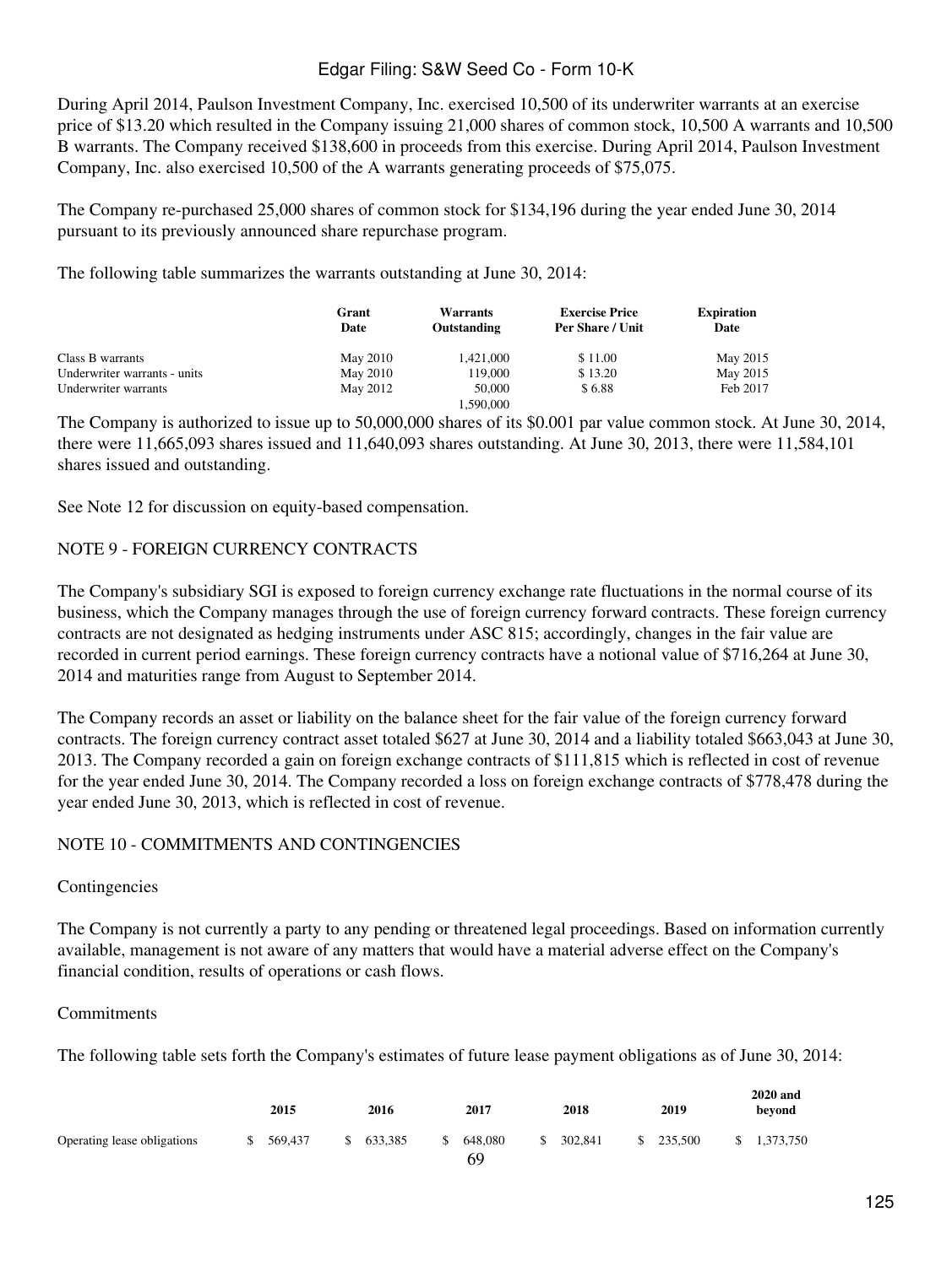During April 2014, Paulson Investment Company, Inc. exercised 10,500 of its underwriter warrants at an exercise price of $13.20 which resulted in the Company issuing 21,000 shares of common stock, 10,500 A warrants and 10,500 B warrants. The Company received $138,600 in proceeds from this exercise. During April 2014, Paulson Investment Company, Inc. also exercised 10,500 of the A warrants generating proceeds of $75,075.

The Company re-purchased 25,000 shares of common stock for $134,196 during the year ended June 30, 2014 pursuant to its previously announced share repurchase program.

The following table summarizes the warrants outstanding at June 30, 2014:

| | Grant Date | Warrants Outstanding | Exercise Price Per Share / Unit | Expiration Date |
|---|---|---|---|---|
| Class B warrants | May 2010 | 1,421,000 | $ 11.00 | May 2015 |
| Underwriter warrants - units | May 2010 | 119,000 | $ 13.20 | May 2015 |
| Underwriter warrants | May 2012 | 50,000 | $ 6.88 | Feb 2017 |
| | | 1,590,000 | | |

The Company is authorized to issue up to 50,000,000 shares of its $0.001 par value common stock. At June 30, 2014, there were 11,665,093 shares issued and 11,640,093 shares outstanding. At June 30, 2013, there were 11,584,101 shares issued and outstanding.

See Note 12 for discussion on equity-based compensation.

## NOTE 9 - FOREIGN CURRENCY CONTRACTS

The Company's subsidiary SGI is exposed to foreign currency exchange rate fluctuations in the normal course of its business, which the Company manages through the use of foreign currency forward contracts. These foreign currency contracts are not designated as hedging instruments under ASC 815; accordingly, changes in the fair value are recorded in current period earnings. These foreign currency contracts have a notional value of $716,264 at June 30, 2014 and maturities range from August to September 2014.

The Company records an asset or liability on the balance sheet for the fair value of the foreign currency forward contracts. The foreign currency contract asset totaled $627 at June 30, 2014 and a liability totaled $663,043 at June 30, 2013. The Company recorded a gain on foreign exchange contracts of $111,815 which is reflected in cost of revenue for the year ended June 30, 2014. The Company recorded a loss on foreign exchange contracts of $778,478 during the year ended June 30, 2013, which is reflected in cost of revenue.

## NOTE 10 - COMMITMENTS AND CONTINGENCIES

### Contingencies

The Company is not currently a party to any pending or threatened legal proceedings. Based on information currently available, management is not aware of any matters that would have a material adverse effect on the Company's financial condition, results of operations or cash flows.

### Commitments

The following table sets forth the Company's estimates of future lease payment obligations as of June 30, 2014:

| | 2015 | 2016 | 2017 | 2018 | 2019 | 2020 and beyond |
|---|---|---|---|---|---|---|
| Operating lease obligations | $ 569,437 | $ 633,385 | $ 648,080 | $ 302,841 | $ 235,500 | $ 1,373,750 |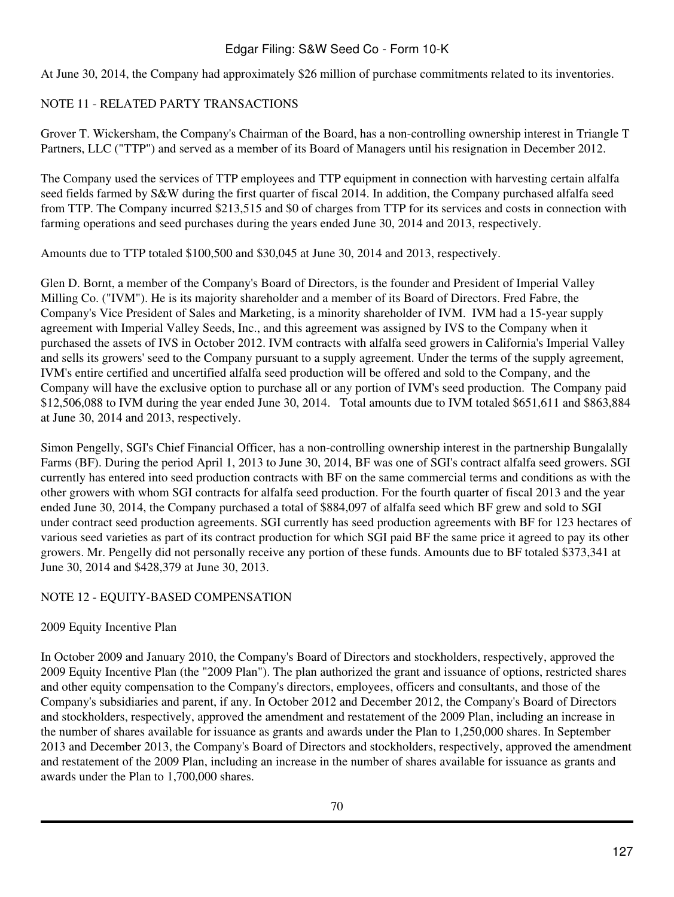At June 30, 2014, the Company had approximately $26 million of purchase commitments related to its inventories.

## NOTE 11 - RELATED PARTY TRANSACTIONS

Grover T. Wickersham, the Company's Chairman of the Board, has a non-controlling ownership interest in Triangle T Partners, LLC ("TTP") and served as a member of its Board of Managers until his resignation in December 2012.

The Company used the services of TTP employees and TTP equipment in connection with harvesting certain alfalfa seed fields farmed by S&W during the first quarter of fiscal 2014. In addition, the Company purchased alfalfa seed from TTP. The Company incurred $213,515 and $0 of charges from TTP for its services and costs in connection with farming operations and seed purchases during the years ended June 30, 2014 and 2013, respectively.

Amounts due to TTP totaled $100,500 and $30,045 at June 30, 2014 and 2013, respectively.

Glen D. Bornt, a member of the Company's Board of Directors, is the founder and President of Imperial Valley Milling Co. ("IVM"). He is its majority shareholder and a member of its Board of Directors. Fred Fabre, the Company's Vice President of Sales and Marketing, is a minority shareholder of IVM. IVM had a 15-year supply agreement with Imperial Valley Seeds, Inc., and this agreement was assigned by IVS to the Company when it purchased the assets of IVS in October 2012. IVM contracts with alfalfa seed growers in California's Imperial Valley and sells its growers' seed to the Company pursuant to a supply agreement. Under the terms of the supply agreement, IVM's entire certified and uncertified alfalfa seed production will be offered and sold to the Company, and the Company will have the exclusive option to purchase all or any portion of IVM's seed production. The Company paid $12,506,088 to IVM during the year ended June 30, 2014. Total amounts due to IVM totaled $651,611 and $863,884 at June 30, 2014 and 2013, respectively.

Simon Pengelly, SGI's Chief Financial Officer, has a non-controlling ownership interest in the partnership Bungalally Farms (BF). During the period April 1, 2013 to June 30, 2014, BF was one of SGI's contract alfalfa seed growers. SGI currently has entered into seed production contracts with BF on the same commercial terms and conditions as with the other growers with whom SGI contracts for alfalfa seed production. For the fourth quarter of fiscal 2013 and the year ended June 30, 2014, the Company purchased a total of $884,097 of alfalfa seed which BF grew and sold to SGI under contract seed production agreements. SGI currently has seed production agreements with BF for 123 hectares of various seed varieties as part of its contract production for which SGI paid BF the same price it agreed to pay its other growers. Mr. Pengelly did not personally receive any portion of these funds. Amounts due to BF totaled $373,341 at June 30, 2014 and $428,379 at June 30, 2013.

## NOTE 12 - EQUITY-BASED COMPENSATION

### 2009 Equity Incentive Plan

In October 2009 and January 2010, the Company's Board of Directors and stockholders, respectively, approved the 2009 Equity Incentive Plan (the "2009 Plan"). The plan authorized the grant and issuance of options, restricted shares and other equity compensation to the Company's directors, employees, officers and consultants, and those of the Company's subsidiaries and parent, if any. In October 2012 and December 2012, the Company's Board of Directors and stockholders, respectively, approved the amendment and restatement of the 2009 Plan, including an increase in the number of shares available for issuance as grants and awards under the Plan to 1,250,000 shares. In September 2013 and December 2013, the Company's Board of Directors and stockholders, respectively, approved the amendment and restatement of the 2009 Plan, including an increase in the number of shares available for issuance as grants and awards under the Plan to 1,700,000 shares.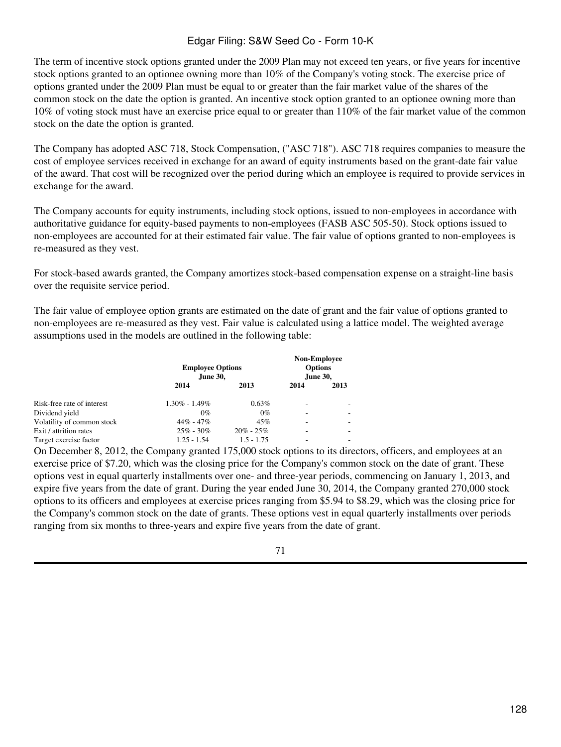The term of incentive stock options granted under the 2009 Plan may not exceed ten years, or five years for incentive stock options granted to an optionee owning more than 10% of the Company's voting stock. The exercise price of options granted under the 2009 Plan must be equal to or greater than the fair market value of the shares of the common stock on the date the option is granted. An incentive stock option granted to an optionee owning more than 10% of voting stock must have an exercise price equal to or greater than 110% of the fair market value of the common stock on the date the option is granted.

The Company has adopted ASC 718, Stock Compensation, ("ASC 718"). ASC 718 requires companies to measure the cost of employee services received in exchange for an award of equity instruments based on the grant-date fair value of the award. That cost will be recognized over the period during which an employee is required to provide services in exchange for the award.

The Company accounts for equity instruments, including stock options, issued to non-employees in accordance with authoritative guidance for equity-based payments to non-employees (FASB ASC 505-50). Stock options issued to non-employees are accounted for at their estimated fair value. The fair value of options granted to non-employees is re-measured as they vest.

For stock-based awards granted, the Company amortizes stock-based compensation expense on a straight-line basis over the requisite service period.

The fair value of employee option grants are estimated on the date of grant and the fair value of options granted to non-employees are re-measured as they vest. Fair value is calculated using a lattice model. The weighted average assumptions used in the models are outlined in the following table:

| | Employee Options June 30, | | Non-Employee Options June 30, | |
|---|---|---|---|---|
| | 2014 | 2013 | 2014 | 2013 |
| Risk-free rate of interest | 1.30% - 1.49% | 0.63% | - | - |
| Dividend yield | 0% | 0% | - | - |
| Volatility of common stock | 44% - 47% | 45% | - | - |
| Exit / attrition rates | 25% - 30% | 20% - 25% | - | - |
| Target exercise factor | 1.25 - 1.54 | 1.5 - 1.75 | - | - |

On December 8, 2012, the Company granted 175,000 stock options to its directors, officers, and employees at an exercise price of $7.20, which was the closing price for the Company's common stock on the date of grant. These options vest in equal quarterly installments over one- and three-year periods, commencing on January 1, 2013, and expire five years from the date of grant. During the year ended June 30, 2014, the Company granted 270,000 stock options to its officers and employees at exercise prices ranging from $5.94 to $8.29, which was the closing price for the Company's common stock on the date of grants. These options vest in equal quarterly installments over periods ranging from six months to three-years and expire five years from the date of grant.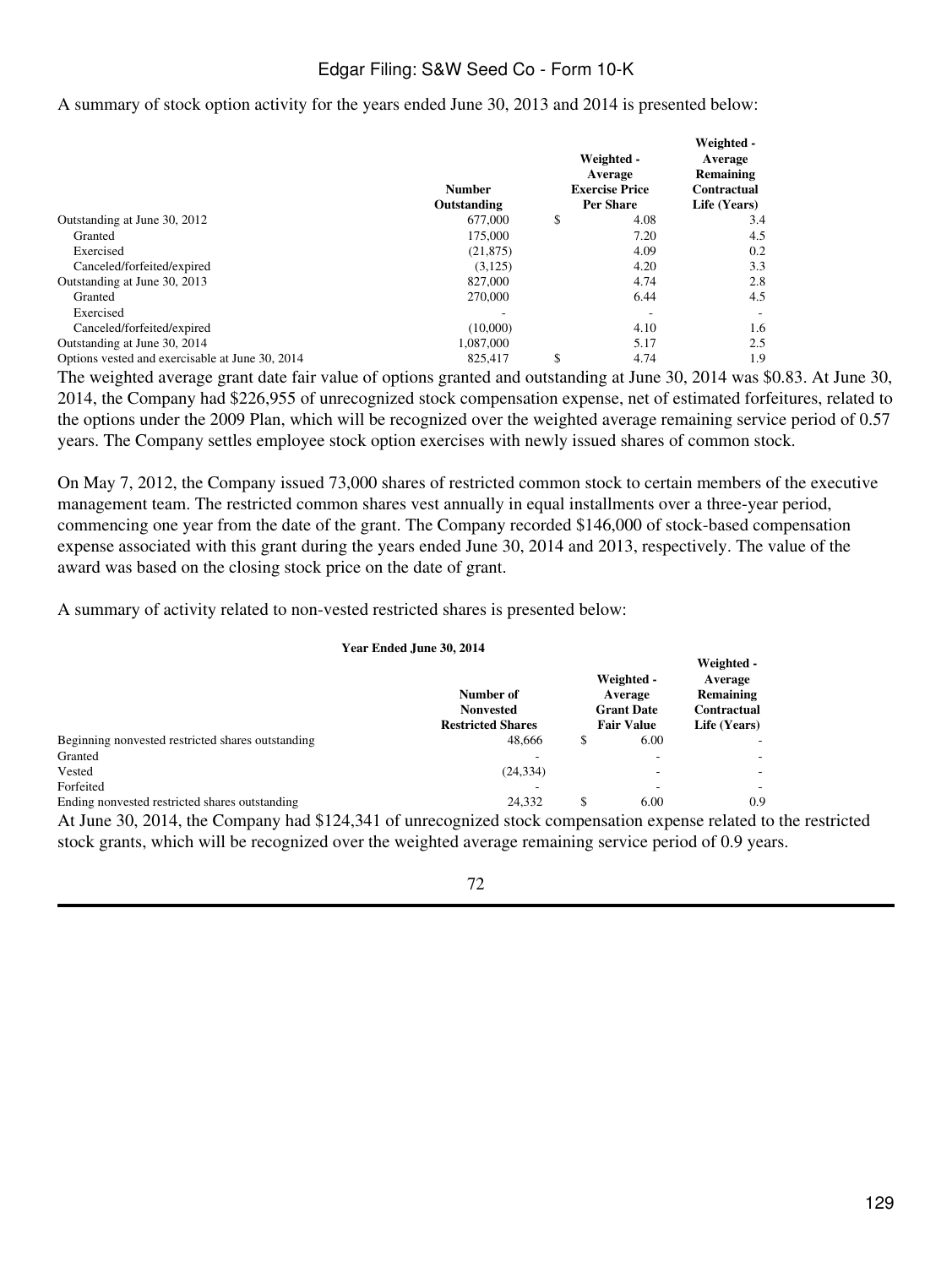A summary of stock option activity for the years ended June 30, 2013 and 2014 is presented below:

| | Number Outstanding | Weighted - Average Exercise Price Per Share | Weighted - Average Remaining Contractual Life (Years) |
|---|---|---|---|
| Outstanding at June 30, 2012 | 677,000 | $ 4.08 | 3.4 |
| Granted | 175,000 | 7.20 | 4.5 |
| Exercised | (21,875) | 4.09 | 0.2 |
| Canceled/forfeited/expired | (3,125) | 4.20 | 3.3 |
| Outstanding at June 30, 2013 | 827,000 | 4.74 | 2.8 |
| Granted | 270,000 | 6.44 | 4.5 |
| Exercised | - | - | - |
| Canceled/forfeited/expired | (10,000) | 4.10 | 1.6 |
| Outstanding at June 30, 2014 | 1,087,000 | 5.17 | 2.5 |
| Options vested and exercisable at June 30, 2014 | 825,417 | $ 4.74 | 1.9 |

The weighted average grant date fair value of options granted and outstanding at June 30, 2014 was $0.83. At June 30, 2014, the Company had $226,955 of unrecognized stock compensation expense, net of estimated forfeitures, related to the options under the 2009 Plan, which will be recognized over the weighted average remaining service period of 0.57 years. The Company settles employee stock option exercises with newly issued shares of common stock.

On May 7, 2012, the Company issued 73,000 shares of restricted common stock to certain members of the executive management team. The restricted common shares vest annually in equal installments over a three-year period, commencing one year from the date of the grant. The Company recorded $146,000 of stock-based compensation expense associated with this grant during the years ended June 30, 2014 and 2013, respectively. The value of the award was based on the closing stock price on the date of grant.

A summary of activity related to non-vested restricted shares is presented below:

| Year Ended June 30, 2014 | Number of Nonvested Restricted Shares | Weighted - Average Grant Date Fair Value | Weighted - Average Remaining Contractual Life (Years) |
|---|---|---|---|
| Beginning nonvested restricted shares outstanding | 48,666 | $ 6.00 | - |
| Granted | - | - | - |
| Vested | (24,334) | - | - |
| Forfeited | - | - | - |
| Ending nonvested restricted shares outstanding | 24,332 | $ 6.00 | 0.9 |

At June 30, 2014, the Company had $124,341 of unrecognized stock compensation expense related to the restricted stock grants, which will be recognized over the weighted average remaining service period of 0.9 years.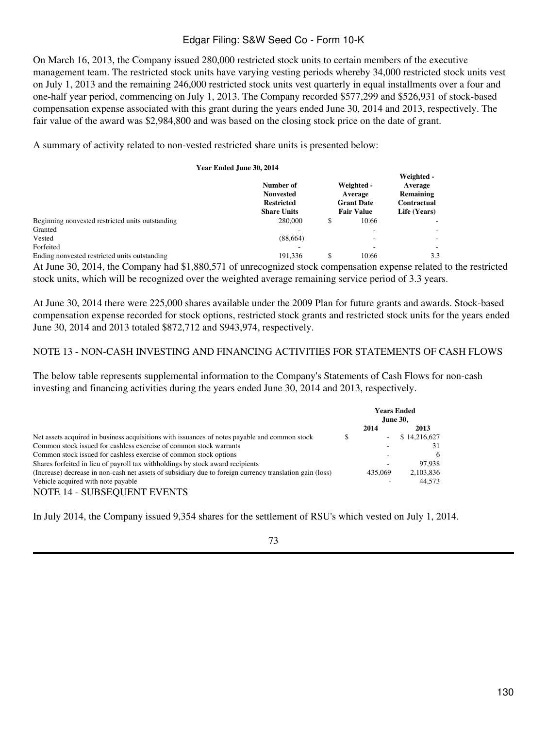On March 16, 2013, the Company issued 280,000 restricted stock units to certain members of the executive management team. The restricted stock units have varying vesting periods whereby 34,000 restricted stock units vest on July 1, 2013 and the remaining 246,000 restricted stock units vest quarterly in equal installments over a four and one-half year period, commencing on July 1, 2013. The Company recorded $577,299 and $526,931 of stock-based compensation expense associated with this grant during the years ended June 30, 2014 and 2013, respectively. The fair value of the award was $2,984,800 and was based on the closing stock price on the date of grant.

A summary of activity related to non-vested restricted share units is presented below:

**Year Ended June 30, 2014**

| | Number of Nonvested Restricted Share Units | Weighted - Average Grant Date Fair Value | Weighted - Average Remaining Contractual Life (Years) |
|---|---|---|---|
| Beginning nonvested restricted units outstanding | 280,000 | $ 10.66 | - |
| Granted | - | - | - |
| Vested | (88,664) | - | - |
| Forfeited | - | - | - |
| Ending nonvested restricted units outstanding | 191,336 | $ 10.66 | 3.3 |

At June 30, 2014, the Company had $1,880,571 of unrecognized stock compensation expense related to the restricted stock units, which will be recognized over the weighted average remaining service period of 3.3 years.

At June 30, 2014 there were 225,000 shares available under the 2009 Plan for future grants and awards. Stock-based compensation expense recorded for stock options, restricted stock grants and restricted stock units for the years ended June 30, 2014 and 2013 totaled $872,712 and $943,974, respectively.

## NOTE 13 - NON-CASH INVESTING AND FINANCING ACTIVITIES FOR STATEMENTS OF CASH FLOWS

The below table represents supplemental information to the Company's Statements of Cash Flows for non-cash investing and financing activities during the years ended June 30, 2014 and 2013, respectively.

| | Years Ended June 30, 2014 | Years Ended June 30, 2013 |
|---|---|---|
| Net assets acquired in business acquisitions with issuances of notes payable and common stock | $ - | $ 14,216,627 |
| Common stock issued for cashless exercise of common stock warrants | - | 31 |
| Common stock issued for cashless exercise of common stock options | - | 6 |
| Shares forfeited in lieu of payroll tax withholdings by stock award recipients | - | 97,938 |
| (Increase) decrease in non-cash net assets of subsidiary due to foreign currency translation gain (loss) | 435,069 | 2,103,836 |
| Vehicle acquired with note payable | - | 44,573 |

## NOTE 14 - SUBSEQUENT EVENTS

In July 2014, the Company issued 9,354 shares for the settlement of RSU's which vested on July 1, 2014.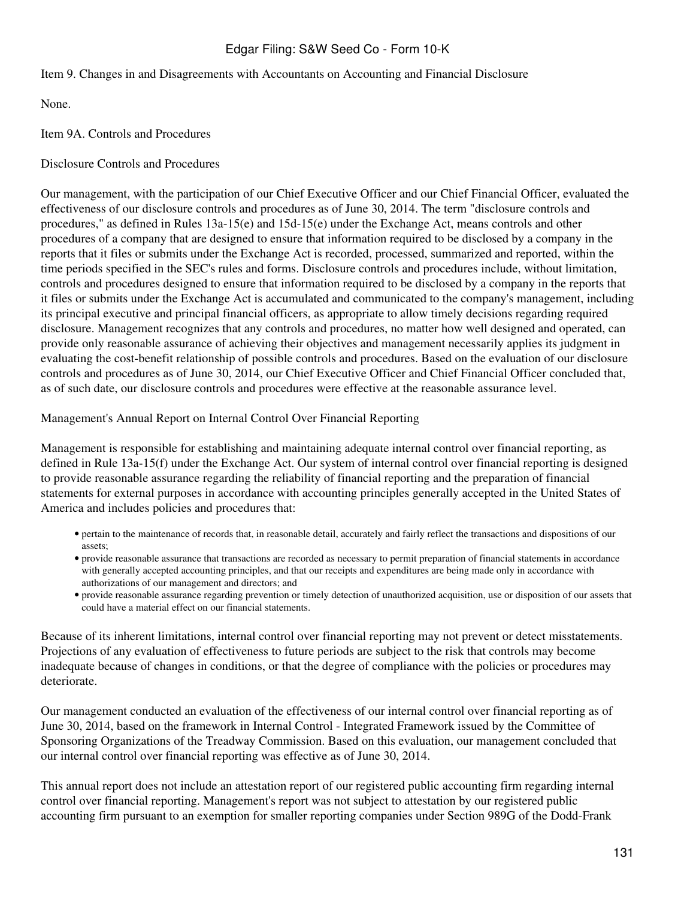## Item 9. Changes in and Disagreements with Accountants on Accounting and Financial Disclosure

None.

## Item 9A. Controls and Procedures

### Disclosure Controls and Procedures

Our management, with the participation of our Chief Executive Officer and our Chief Financial Officer, evaluated the effectiveness of our disclosure controls and procedures as of June 30, 2014. The term "disclosure controls and procedures," as defined in Rules 13a-15(e) and 15d-15(e) under the Exchange Act, means controls and other procedures of a company that are designed to ensure that information required to be disclosed by a company in the reports that it files or submits under the Exchange Act is recorded, processed, summarized and reported, within the time periods specified in the SEC's rules and forms. Disclosure controls and procedures include, without limitation, controls and procedures designed to ensure that information required to be disclosed by a company in the reports that it files or submits under the Exchange Act is accumulated and communicated to the company's management, including its principal executive and principal financial officers, as appropriate to allow timely decisions regarding required disclosure. Management recognizes that any controls and procedures, no matter how well designed and operated, can provide only reasonable assurance of achieving their objectives and management necessarily applies its judgment in evaluating the cost-benefit relationship of possible controls and procedures. Based on the evaluation of our disclosure controls and procedures as of June 30, 2014, our Chief Executive Officer and Chief Financial Officer concluded that, as of such date, our disclosure controls and procedures were effective at the reasonable assurance level.

### Management's Annual Report on Internal Control Over Financial Reporting

Management is responsible for establishing and maintaining adequate internal control over financial reporting, as defined in Rule 13a-15(f) under the Exchange Act. Our system of internal control over financial reporting is designed to provide reasonable assurance regarding the reliability of financial reporting and the preparation of financial statements for external purposes in accordance with accounting principles generally accepted in the United States of America and includes policies and procedures that:

- pertain to the maintenance of records that, in reasonable detail, accurately and fairly reflect the transactions and dispositions of our assets;
- provide reasonable assurance that transactions are recorded as necessary to permit preparation of financial statements in accordance with generally accepted accounting principles, and that our receipts and expenditures are being made only in accordance with authorizations of our management and directors; and
- provide reasonable assurance regarding prevention or timely detection of unauthorized acquisition, use or disposition of our assets that could have a material effect on our financial statements.

Because of its inherent limitations, internal control over financial reporting may not prevent or detect misstatements. Projections of any evaluation of effectiveness to future periods are subject to the risk that controls may become inadequate because of changes in conditions, or that the degree of compliance with the policies or procedures may deteriorate.

Our management conducted an evaluation of the effectiveness of our internal control over financial reporting as of June 30, 2014, based on the framework in Internal Control - Integrated Framework issued by the Committee of Sponsoring Organizations of the Treadway Commission. Based on this evaluation, our management concluded that our internal control over financial reporting was effective as of June 30, 2014.

This annual report does not include an attestation report of our registered public accounting firm regarding internal control over financial reporting. Management's report was not subject to attestation by our registered public accounting firm pursuant to an exemption for smaller reporting companies under Section 989G of the Dodd-Frank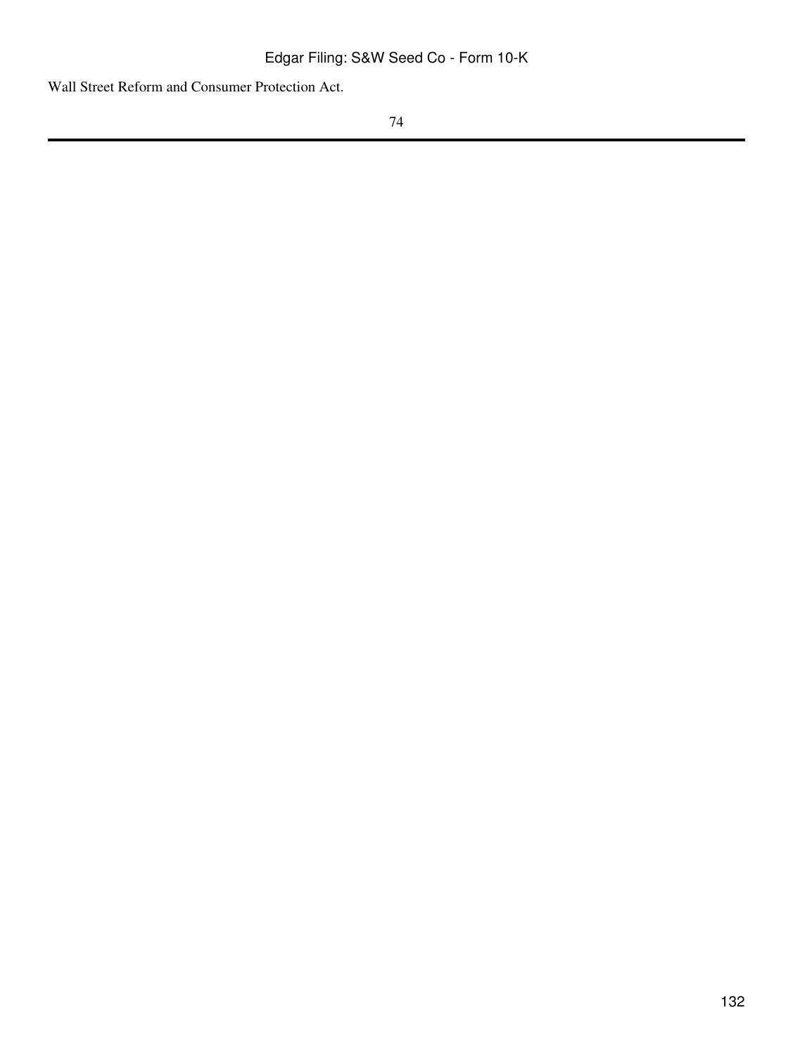Wall Street Reform and Consumer Protection Act.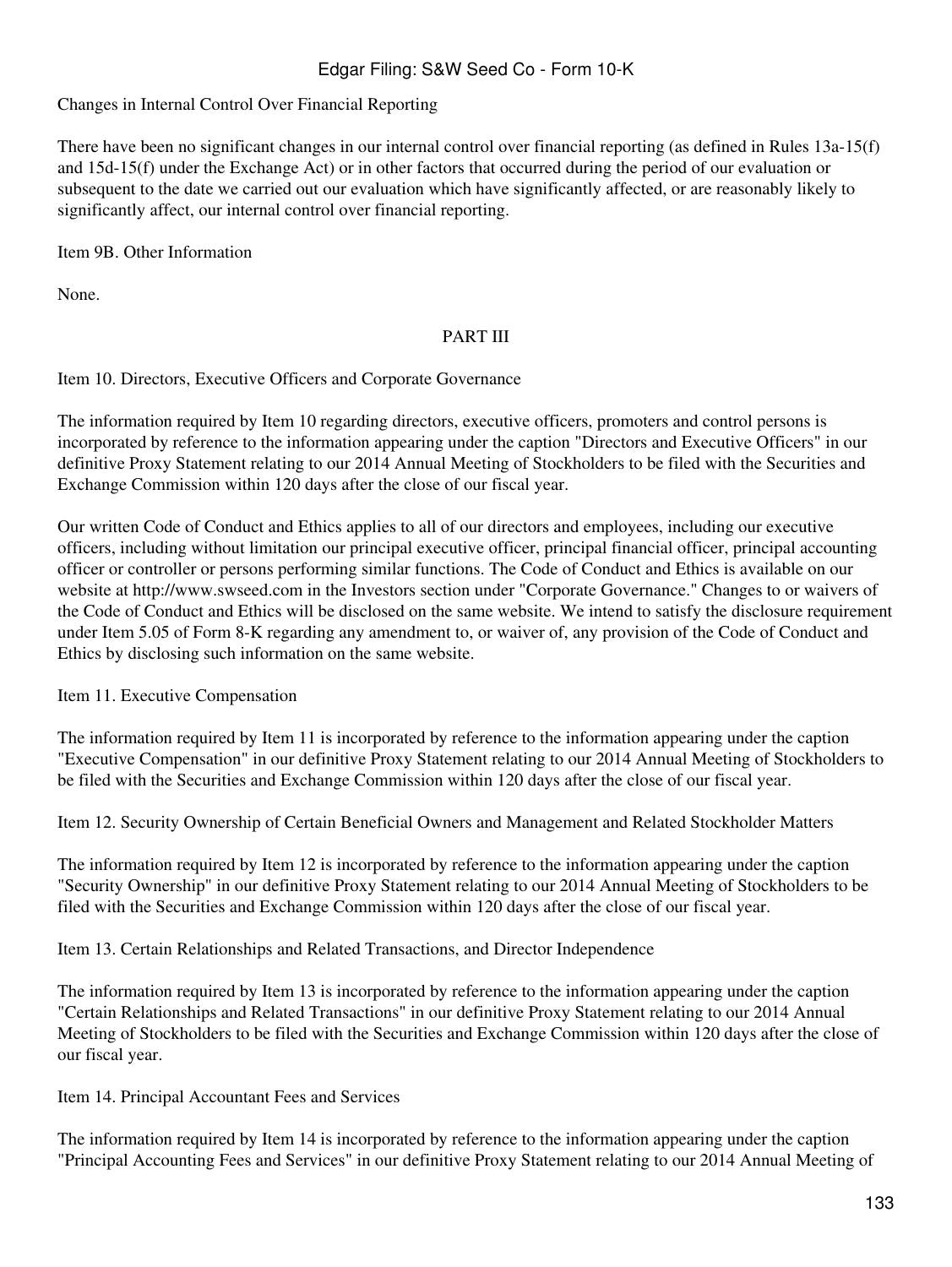Changes in Internal Control Over Financial Reporting

There have been no significant changes in our internal control over financial reporting (as defined in Rules 13a-15(f) and 15d-15(f) under the Exchange Act) or in other factors that occurred during the period of our evaluation or subsequent to the date we carried out our evaluation which have significantly affected, or are reasonably likely to significantly affect, our internal control over financial reporting.

Item 9B. Other Information

None.

# PART III

Item 10. Directors, Executive Officers and Corporate Governance

The information required by Item 10 regarding directors, executive officers, promoters and control persons is incorporated by reference to the information appearing under the caption "Directors and Executive Officers" in our definitive Proxy Statement relating to our 2014 Annual Meeting of Stockholders to be filed with the Securities and Exchange Commission within 120 days after the close of our fiscal year.

Our written Code of Conduct and Ethics applies to all of our directors and employees, including our executive officers, including without limitation our principal executive officer, principal financial officer, principal accounting officer or controller or persons performing similar functions. The Code of Conduct and Ethics is available on our website at http://www.swseed.com in the Investors section under "Corporate Governance." Changes to or waivers of the Code of Conduct and Ethics will be disclosed on the same website. We intend to satisfy the disclosure requirement under Item 5.05 of Form 8-K regarding any amendment to, or waiver of, any provision of the Code of Conduct and Ethics by disclosing such information on the same website.

Item 11. Executive Compensation

The information required by Item 11 is incorporated by reference to the information appearing under the caption "Executive Compensation" in our definitive Proxy Statement relating to our 2014 Annual Meeting of Stockholders to be filed with the Securities and Exchange Commission within 120 days after the close of our fiscal year.

Item 12. Security Ownership of Certain Beneficial Owners and Management and Related Stockholder Matters

The information required by Item 12 is incorporated by reference to the information appearing under the caption "Security Ownership" in our definitive Proxy Statement relating to our 2014 Annual Meeting of Stockholders to be filed with the Securities and Exchange Commission within 120 days after the close of our fiscal year.

Item 13. Certain Relationships and Related Transactions, and Director Independence

The information required by Item 13 is incorporated by reference to the information appearing under the caption "Certain Relationships and Related Transactions" in our definitive Proxy Statement relating to our 2014 Annual Meeting of Stockholders to be filed with the Securities and Exchange Commission within 120 days after the close of our fiscal year.

Item 14. Principal Accountant Fees and Services

The information required by Item 14 is incorporated by reference to the information appearing under the caption "Principal Accounting Fees and Services" in our definitive Proxy Statement relating to our 2014 Annual Meeting of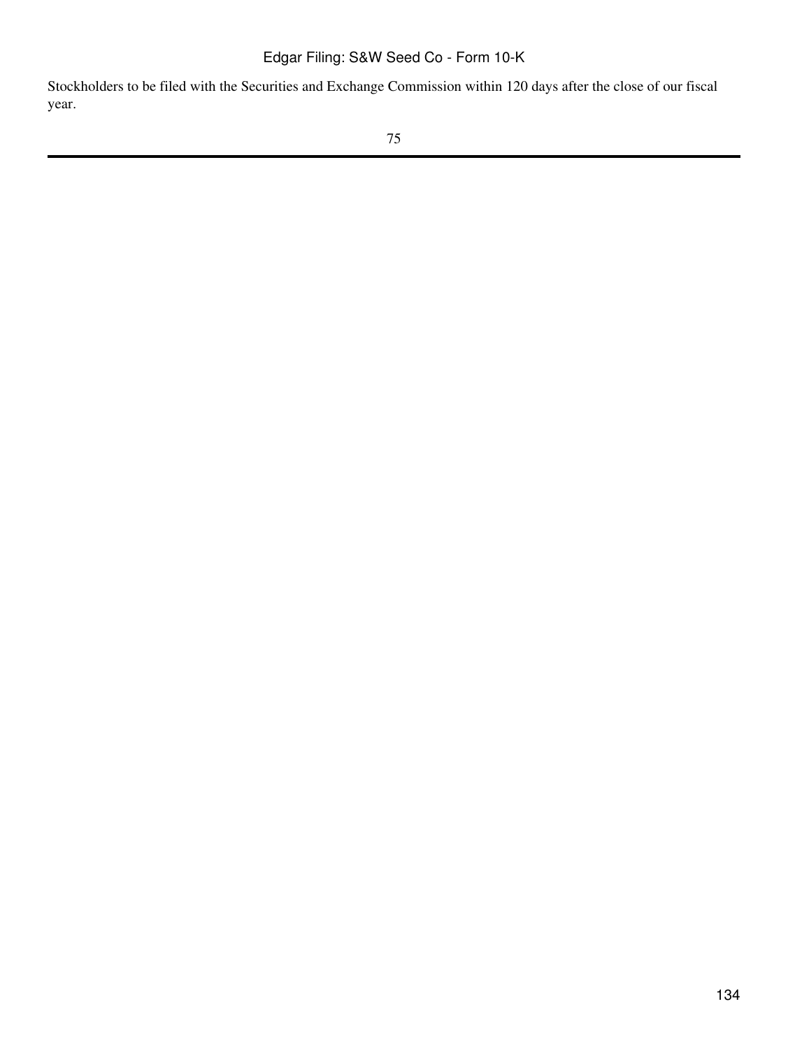Stockholders to be filed with the Securities and Exchange Commission within 120 days after the close of our fiscal year.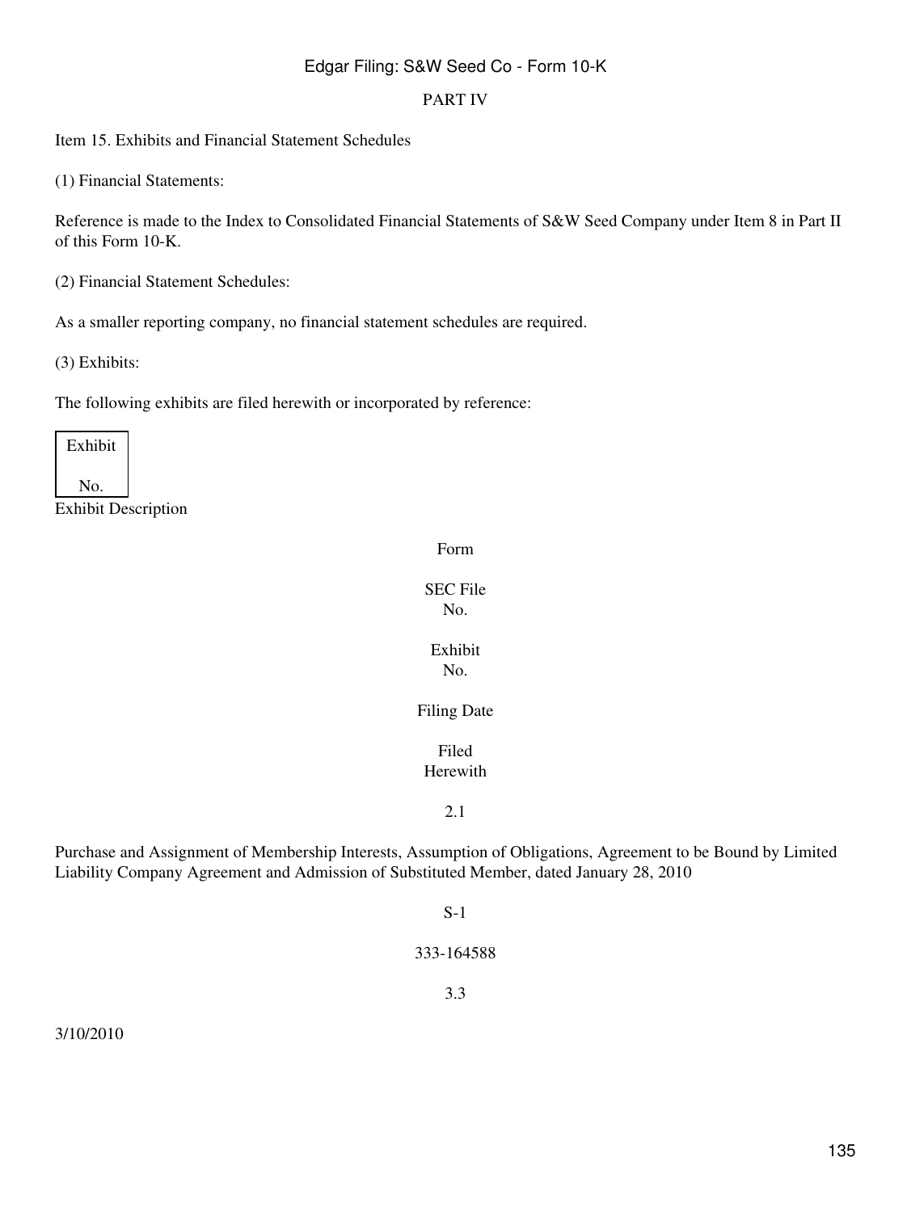PART IV

Item 15. Exhibits and Financial Statement Schedules

(1) Financial Statements:

Reference is made to the Index to Consolidated Financial Statements of S&W Seed Company under Item 8 in Part II of this Form 10-K.

(2) Financial Statement Schedules:

As a smaller reporting company, no financial statement schedules are required.

(3) Exhibits:

The following exhibits are filed herewith or incorporated by reference:

| Exhibit No. | Exhibit Description | Form | SEC File No. | Exhibit No. | Filing Date | Filed Herewith |
| --- | --- | --- | --- | --- | --- | --- |
| 2.1 | Purchase and Assignment of Membership Interests, Assumption of Obligations, Agreement to be Bound by Limited Liability Company Agreement and Admission of Substituted Member, dated January 28, 2010 | S-1 | 333-164588 | 3.3 | 3/10/2010 | |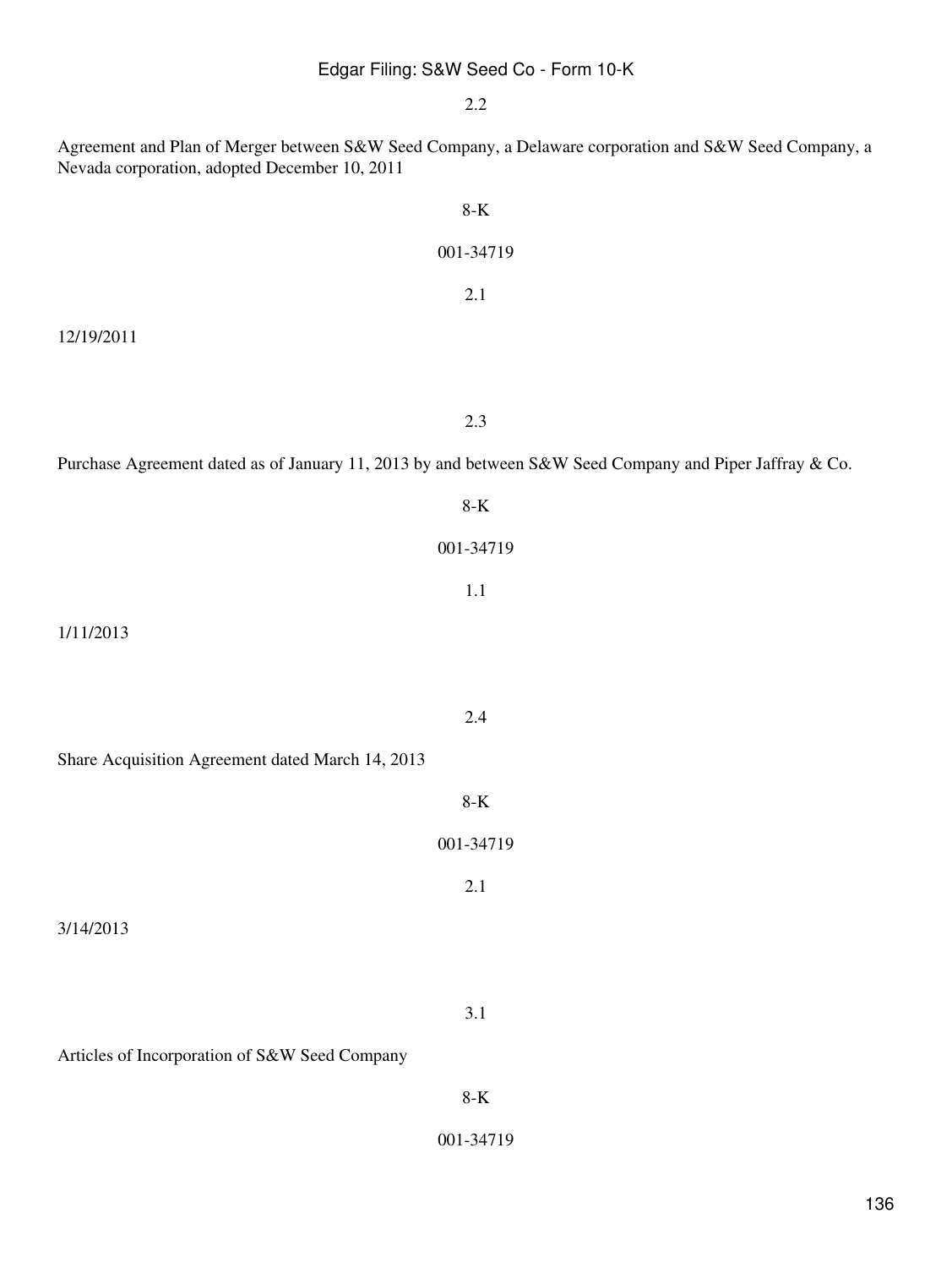| Exhibit | Description | Form | File No. | Exhibit | Filing Date |
|---|---|---|---|---|---|
| 2.2 | Agreement and Plan of Merger between S&W Seed Company, a Delaware corporation and S&W Seed Company, a Nevada corporation, adopted December 10, 2011 | 8-K | 001-34719 | 2.1 | 12/19/2011 |
| 2.3 | Purchase Agreement dated as of January 11, 2013 by and between S&W Seed Company and Piper Jaffray & Co. | 8-K | 001-34719 | 1.1 | 1/11/2013 |
| 2.4 | Share Acquisition Agreement dated March 14, 2013 | 8-K | 001-34719 | 2.1 | 3/14/2013 |
| 3.1 | Articles of Incorporation of S&W Seed Company | 8-K | 001-34719 | | |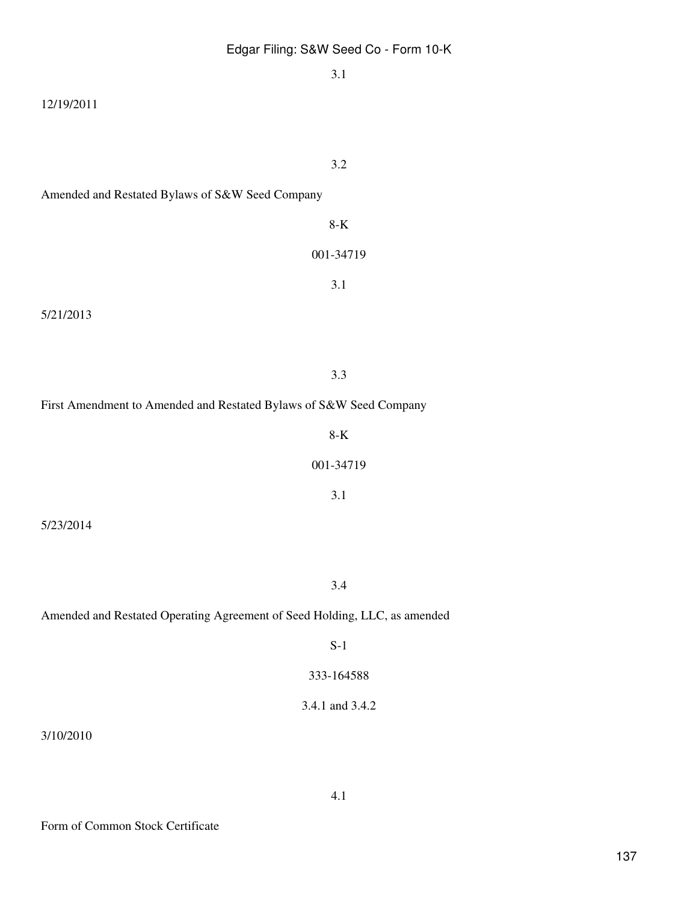| | | | | | |
|---|---|---|---|---|---|
| | | | 3.1 | 12/19/2011 | |
| 3.2 | Amended and Restated Bylaws of S&W Seed Company | 8-K | 001-34719 | 3.1 | 5/21/2013 |
| 3.3 | First Amendment to Amended and Restated Bylaws of S&W Seed Company | 8-K | 001-34719 | 3.1 | 5/23/2014 |
| 3.4 | Amended and Restated Operating Agreement of Seed Holding, LLC, as amended | S-1 | 333-164588 | 3.4.1 and 3.4.2 | 3/10/2010 |
| 4.1 | Form of Common Stock Certificate | | | | |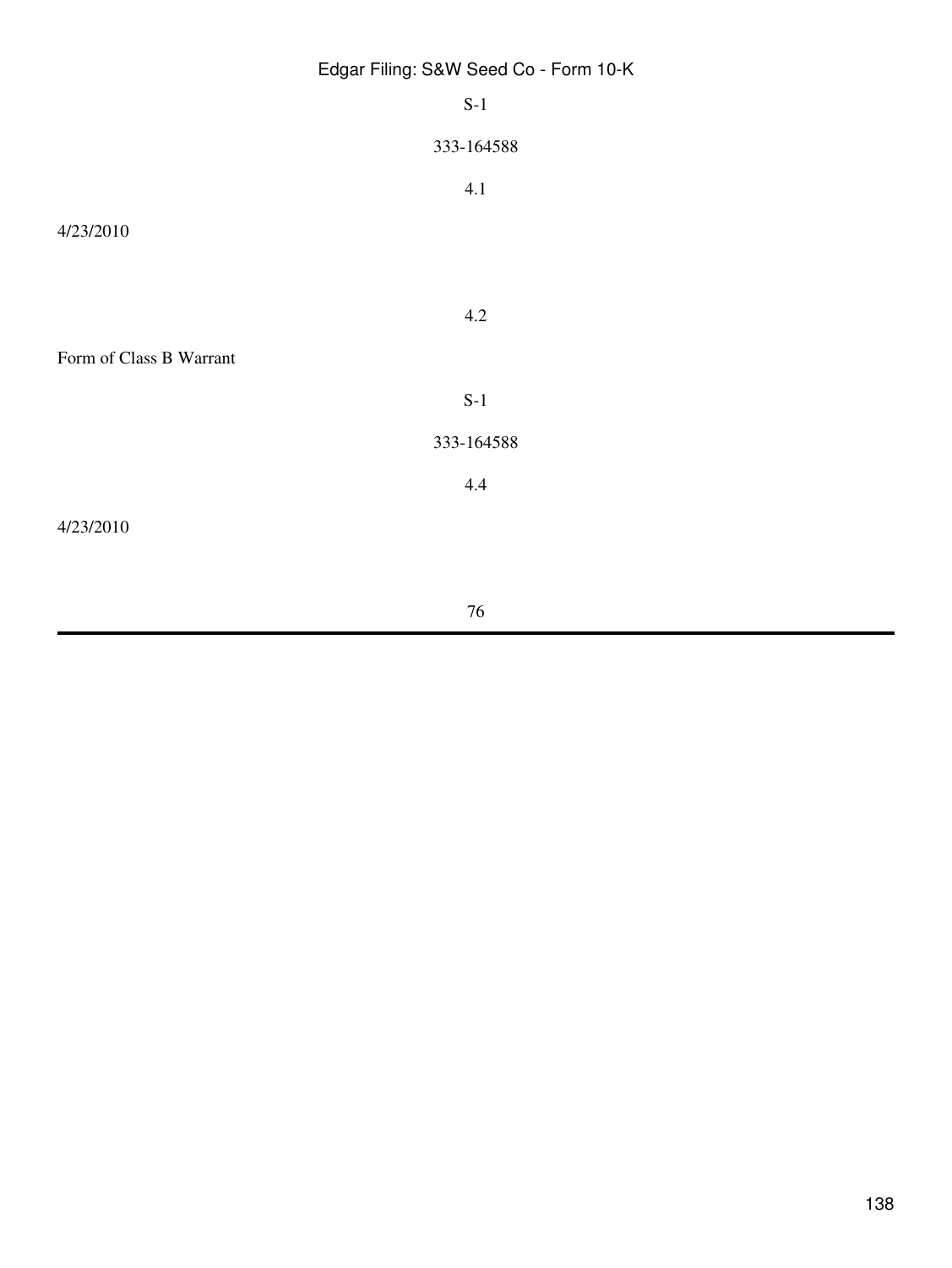S-1

333-164588

4.1

4/23/2010

4.2

Form of Class B Warrant

S-1

333-164588

4.4

4/23/2010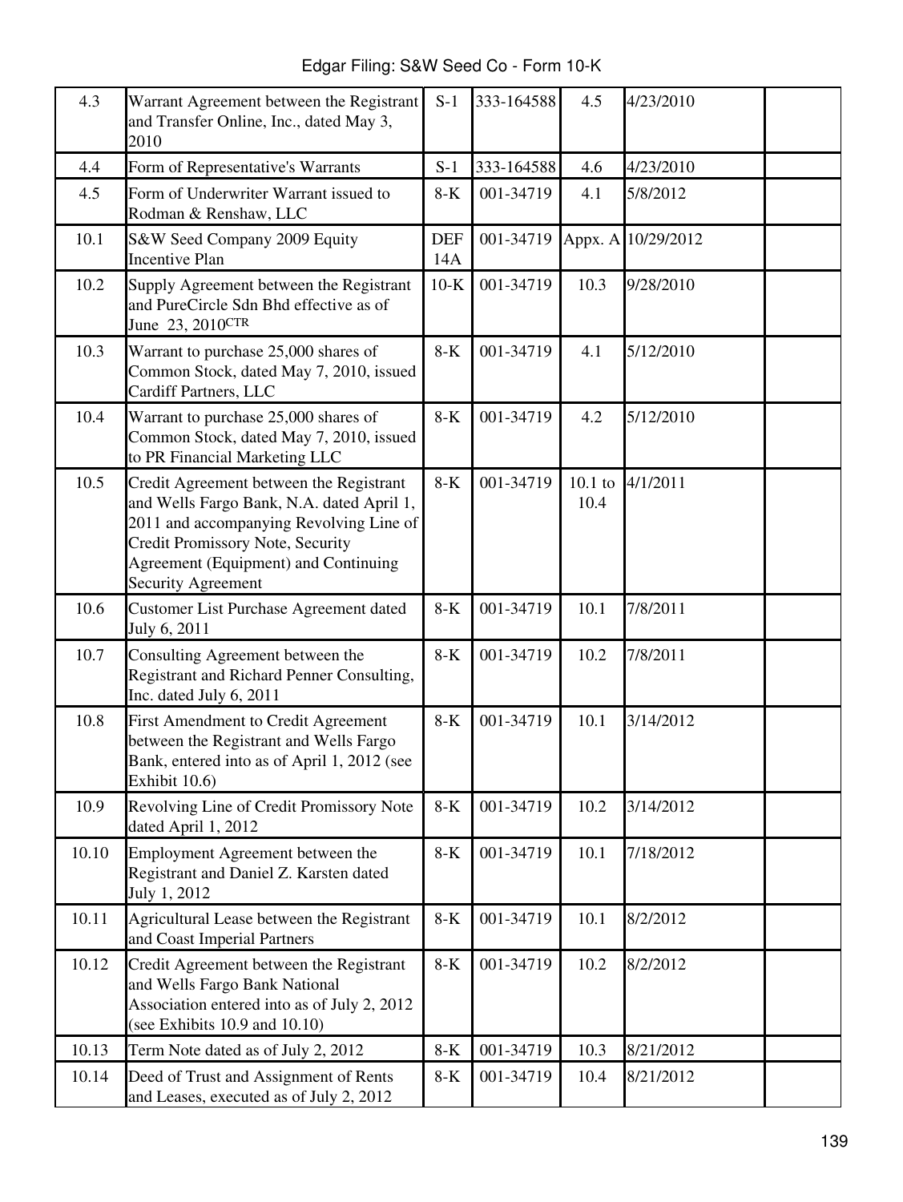| 4.3 | Warrant Agreement between the Registrant and Transfer Online, Inc., dated May 3, 2010 | S-1 | 333-164588 | 4.5 | 4/23/2010 | |
|---|---|---|---|---|---|---|
| 4.4 | Form of Representative's Warrants | S-1 | 333-164588 | 4.6 | 4/23/2010 | |
| 4.5 | Form of Underwriter Warrant issued to Rodman & Renshaw, LLC | 8-K | 001-34719 | 4.1 | 5/8/2012 | |
| 10.1 | S&W Seed Company 2009 Equity Incentive Plan | DEF 14A | 001-34719 | Appx. A | 10/29/2012 | |
| 10.2 | Supply Agreement between the Registrant and PureCircle Sdn Bhd effective as of June 23, 2010[CTR] | 10-K | 001-34719 | 10.3 | 9/28/2010 | |
| 10.3 | Warrant to purchase 25,000 shares of Common Stock, dated May 7, 2010, issued Cardiff Partners, LLC | 8-K | 001-34719 | 4.1 | 5/12/2010 | |
| 10.4 | Warrant to purchase 25,000 shares of Common Stock, dated May 7, 2010, issued to PR Financial Marketing LLC | 8-K | 001-34719 | 4.2 | 5/12/2010 | |
| 10.5 | Credit Agreement between the Registrant and Wells Fargo Bank, N.A. dated April 1, 2011 and accompanying Revolving Line of Credit Promissory Note, Security Agreement (Equipment) and Continuing Security Agreement | 8-K | 001-34719 | 10.1 to 10.4 | 4/1/2011 | |
| 10.6 | Customer List Purchase Agreement dated July 6, 2011 | 8-K | 001-34719 | 10.1 | 7/8/2011 | |
| 10.7 | Consulting Agreement between the Registrant and Richard Penner Consulting, Inc. dated July 6, 2011 | 8-K | 001-34719 | 10.2 | 7/8/2011 | |
| 10.8 | First Amendment to Credit Agreement between the Registrant and Wells Fargo Bank, entered into as of April 1, 2012 (see Exhibit 10.6) | 8-K | 001-34719 | 10.1 | 3/14/2012 | |
| 10.9 | Revolving Line of Credit Promissory Note dated April 1, 2012 | 8-K | 001-34719 | 10.2 | 3/14/2012 | |
| 10.10 | Employment Agreement between the Registrant and Daniel Z. Karsten dated July 1, 2012 | 8-K | 001-34719 | 10.1 | 7/18/2012 | |
| 10.11 | Agricultural Lease between the Registrant and Coast Imperial Partners | 8-K | 001-34719 | 10.1 | 8/2/2012 | |
| 10.12 | Credit Agreement between the Registrant and Wells Fargo Bank National Association entered into as of July 2, 2012 (see Exhibits 10.9 and 10.10) | 8-K | 001-34719 | 10.2 | 8/2/2012 | |
| 10.13 | Term Note dated as of July 2, 2012 | 8-K | 001-34719 | 10.3 | 8/21/2012 | |
| 10.14 | Deed of Trust and Assignment of Rents and Leases, executed as of July 2, 2012 | 8-K | 001-34719 | 10.4 | 8/21/2012 | |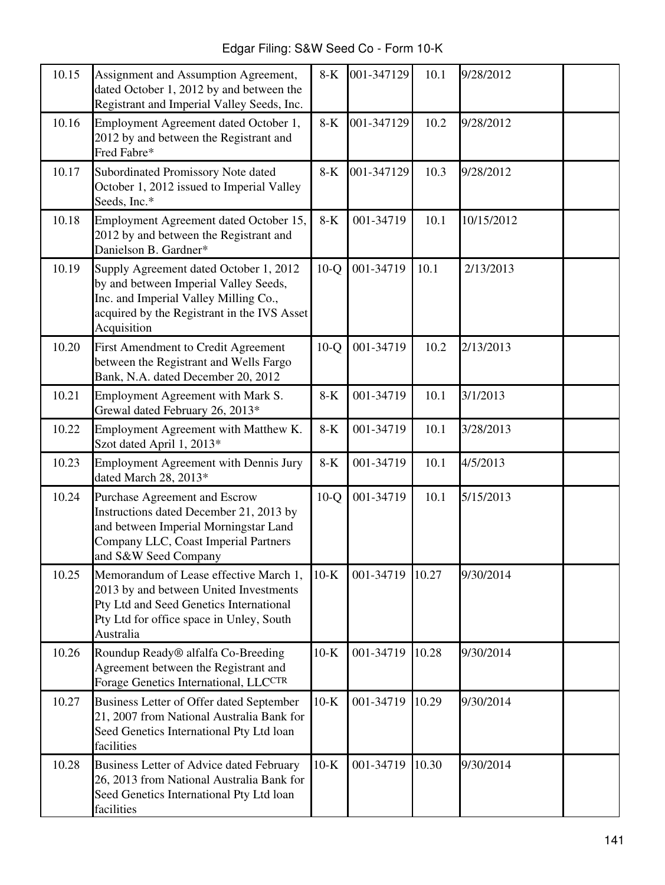| 10.15 | Assignment and Assumption Agreement, dated October 1, 2012 by and between the Registrant and Imperial Valley Seeds, Inc. | 8-K | 001-347129 | 10.1 | 9/28/2012 | |
|---|---|---|---|---|---|---|
| 10.16 | Employment Agreement dated October 1, 2012 by and between the Registrant and Fred Fabre* | 8-K | 001-347129 | 10.2 | 9/28/2012 | |
| 10.17 | Subordinated Promissory Note dated October 1, 2012 issued to Imperial Valley Seeds, Inc.* | 8-K | 001-347129 | 10.3 | 9/28/2012 | |
| 10.18 | Employment Agreement dated October 15, 2012 by and between the Registrant and Danielson B. Gardner* | 8-K | 001-34719 | 10.1 | 10/15/2012 | |
| 10.19 | Supply Agreement dated October 1, 2012 by and between Imperial Valley Seeds, Inc. and Imperial Valley Milling Co., acquired by the Registrant in the IVS Asset Acquisition | 10-Q | 001-34719 | 10.1 | 2/13/2013 | |
| 10.20 | First Amendment to Credit Agreement between the Registrant and Wells Fargo Bank, N.A. dated December 20, 2012 | 10-Q | 001-34719 | 10.2 | 2/13/2013 | |
| 10.21 | Employment Agreement with Mark S. Grewal dated February 26, 2013* | 8-K | 001-34719 | 10.1 | 3/1/2013 | |
| 10.22 | Employment Agreement with Matthew K. Szot dated April 1, 2013* | 8-K | 001-34719 | 10.1 | 3/28/2013 | |
| 10.23 | Employment Agreement with Dennis Jury dated March 28, 2013* | 8-K | 001-34719 | 10.1 | 4/5/2013 | |
| 10.24 | Purchase Agreement and Escrow Instructions dated December 21, 2013 by and between Imperial Morningstar Land Company LLC, Coast Imperial Partners and S&W Seed Company | 10-Q | 001-34719 | 10.1 | 5/15/2013 | |
| 10.25 | Memorandum of Lease effective March 1, 2013 by and between United Investments Pty Ltd and Seed Genetics International Pty Ltd for office space in Unley, South Australia | 10-K | 001-34719 | 10.27 | 9/30/2014 | |
| 10.26 | Roundup Ready® alfalfa Co-Breeding Agreement between the Registrant and Forage Genetics International, LLC[CTR] | 10-K | 001-34719 | 10.28 | 9/30/2014 | |
| 10.27 | Business Letter of Offer dated September 21, 2007 from National Australia Bank for Seed Genetics International Pty Ltd loan facilities | 10-K | 001-34719 | 10.29 | 9/30/2014 | |
| 10.28 | Business Letter of Advice dated February 26, 2013 from National Australia Bank for Seed Genetics International Pty Ltd loan facilities | 10-K | 001-34719 | 10.30 | 9/30/2014 | |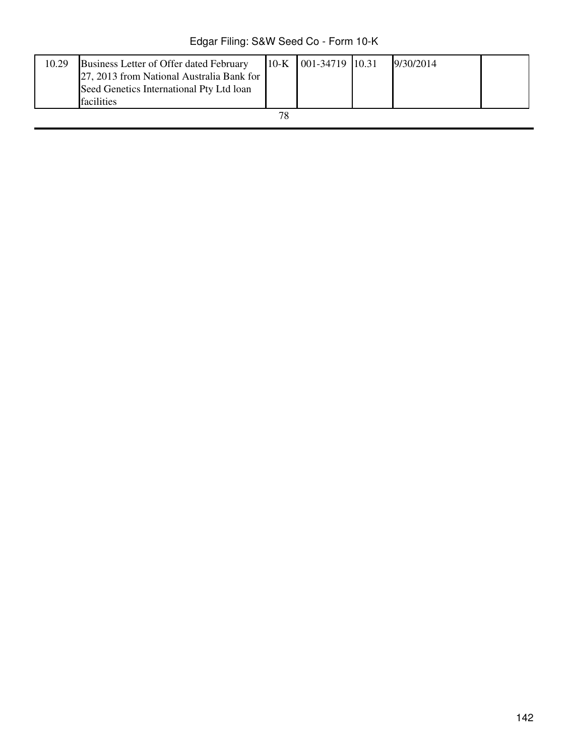| | | | | | | |
|---|---|---|---|---|---|---|
| 10.29 | Business Letter of Offer dated February 27, 2013 from National Australia Bank for Seed Genetics International Pty Ltd loan facilities | 10-K | 001-34719 | 10.31 | 9/30/2014 | |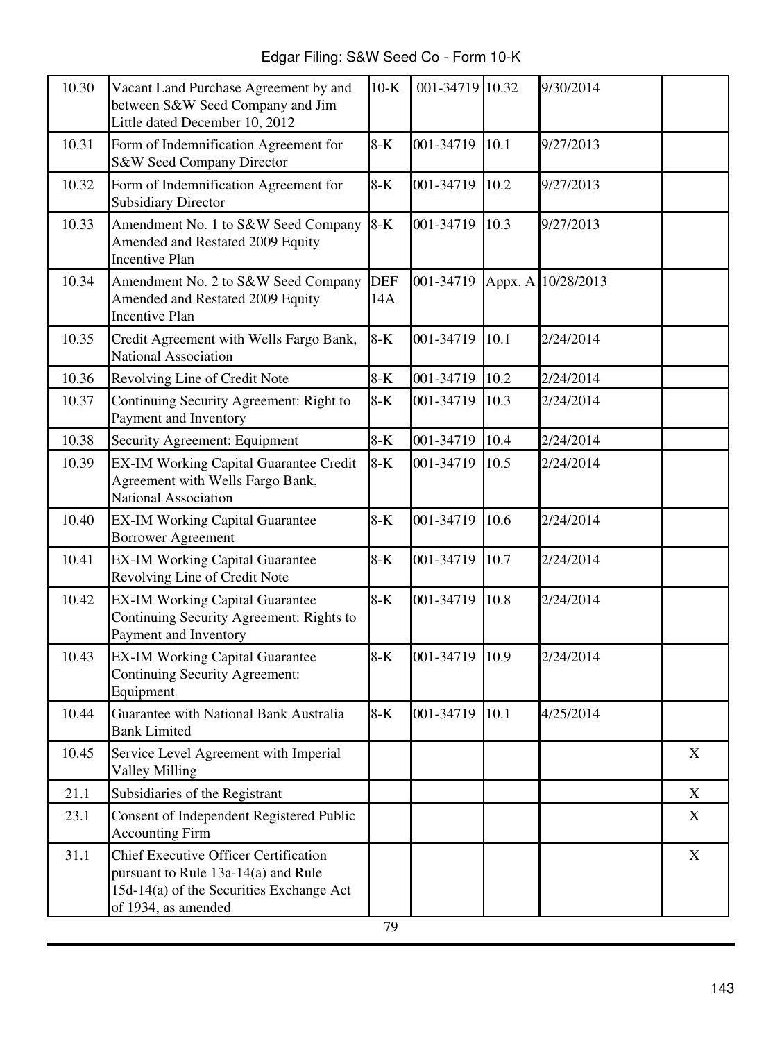| | | | | | | |
|---|---|---|---|---|---|---|
| 10.30 | Vacant Land Purchase Agreement by and between S&W Seed Company and Jim Little dated December 10, 2012 | 10-K | 001-34719 | 10.32 | 9/30/2014 | |
| 10.31 | Form of Indemnification Agreement for S&W Seed Company Director | 8-K | 001-34719 | 10.1 | 9/27/2013 | |
| 10.32 | Form of Indemnification Agreement for Subsidiary Director | 8-K | 001-34719 | 10.2 | 9/27/2013 | |
| 10.33 | Amendment No. 1 to S&W Seed Company Amended and Restated 2009 Equity Incentive Plan | 8-K | 001-34719 | 10.3 | 9/27/2013 | |
| 10.34 | Amendment No. 2 to S&W Seed Company Amended and Restated 2009 Equity Incentive Plan | DEF 14A | 001-34719 | Appx. A | 10/28/2013 | |
| 10.35 | Credit Agreement with Wells Fargo Bank, National Association | 8-K | 001-34719 | 10.1 | 2/24/2014 | |
| 10.36 | Revolving Line of Credit Note | 8-K | 001-34719 | 10.2 | 2/24/2014 | |
| 10.37 | Continuing Security Agreement: Right to Payment and Inventory | 8-K | 001-34719 | 10.3 | 2/24/2014 | |
| 10.38 | Security Agreement: Equipment | 8-K | 001-34719 | 10.4 | 2/24/2014 | |
| 10.39 | EX-IM Working Capital Guarantee Credit Agreement with Wells Fargo Bank, National Association | 8-K | 001-34719 | 10.5 | 2/24/2014 | |
| 10.40 | EX-IM Working Capital Guarantee Borrower Agreement | 8-K | 001-34719 | 10.6 | 2/24/2014 | |
| 10.41 | EX-IM Working Capital Guarantee Revolving Line of Credit Note | 8-K | 001-34719 | 10.7 | 2/24/2014 | |
| 10.42 | EX-IM Working Capital Guarantee Continuing Security Agreement: Rights to Payment and Inventory | 8-K | 001-34719 | 10.8 | 2/24/2014 | |
| 10.43 | EX-IM Working Capital Guarantee Continuing Security Agreement: Equipment | 8-K | 001-34719 | 10.9 | 2/24/2014 | |
| 10.44 | Guarantee with National Bank Australia Bank Limited | 8-K | 001-34719 | 10.1 | 4/25/2014 | |
| 10.45 | Service Level Agreement with Imperial Valley Milling | | | | | X |
| 21.1 | Subsidiaries of the Registrant | | | | | X |
| 23.1 | Consent of Independent Registered Public Accounting Firm | | | | | X |
| 31.1 | Chief Executive Officer Certification pursuant to Rule 13a-14(a) and Rule 15d-14(a) of the Securities Exchange Act of 1934, as amended | | | | | X |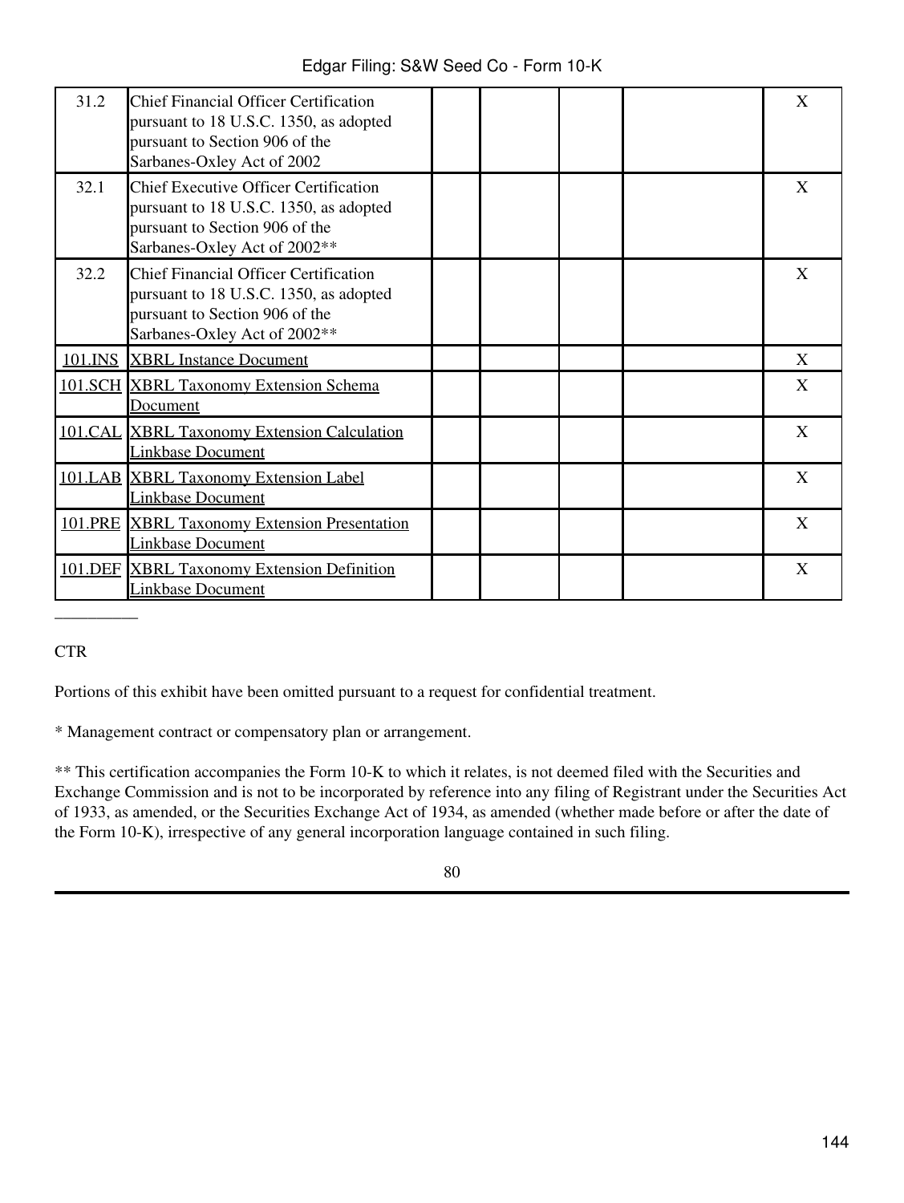| 31.2 | Chief Financial Officer Certification pursuant to 18 U.S.C. 1350, as adopted pursuant to Section 906 of the Sarbanes-Oxley Act of 2002 | | | | | X |
|---|---|---|---|---|---|---|
| 32.1 | Chief Executive Officer Certification pursuant to 18 U.S.C. 1350, as adopted pursuant to Section 906 of the Sarbanes-Oxley Act of 2002** | | | | | X |
| 32.2 | Chief Financial Officer Certification pursuant to 18 U.S.C. 1350, as adopted pursuant to Section 906 of the Sarbanes-Oxley Act of 2002** | | | | | X |
| 101.INS | XBRL Instance Document | | | | | X |
| 101.SCH | XBRL Taxonomy Extension Schema Document | | | | | X |
| 101.CAL | XBRL Taxonomy Extension Calculation Linkbase Document | | | | | X |
| 101.LAB | XBRL Taxonomy Extension Label Linkbase Document | | | | | X |
| 101.PRE | XBRL Taxonomy Extension Presentation Linkbase Document | | | | | X |
| 101.DEF | XBRL Taxonomy Extension Definition Linkbase Document | | | | | X |

__________

CTR

Portions of this exhibit have been omitted pursuant to a request for confidential treatment.

* Management contract or compensatory plan or arrangement.

** This certification accompanies the Form 10-K to which it relates, is not deemed filed with the Securities and Exchange Commission and is not to be incorporated by reference into any filing of Registrant under the Securities Act of 1933, as amended, or the Securities Exchange Act of 1934, as amended (whether made before or after the date of the Form 10-K), irrespective of any general incorporation language contained in such filing.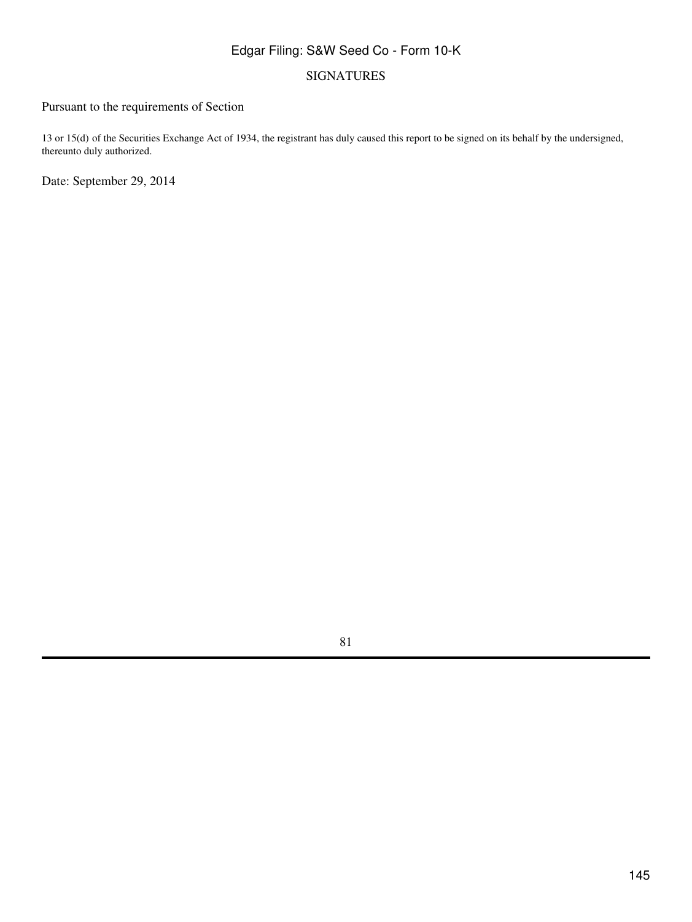SIGNATURES

Pursuant to the requirements of Section

13 or 15(d) of the Securities Exchange Act of 1934, the registrant has duly caused this report to be signed on its behalf by the undersigned, thereunto duly authorized.

Date: September 29, 2014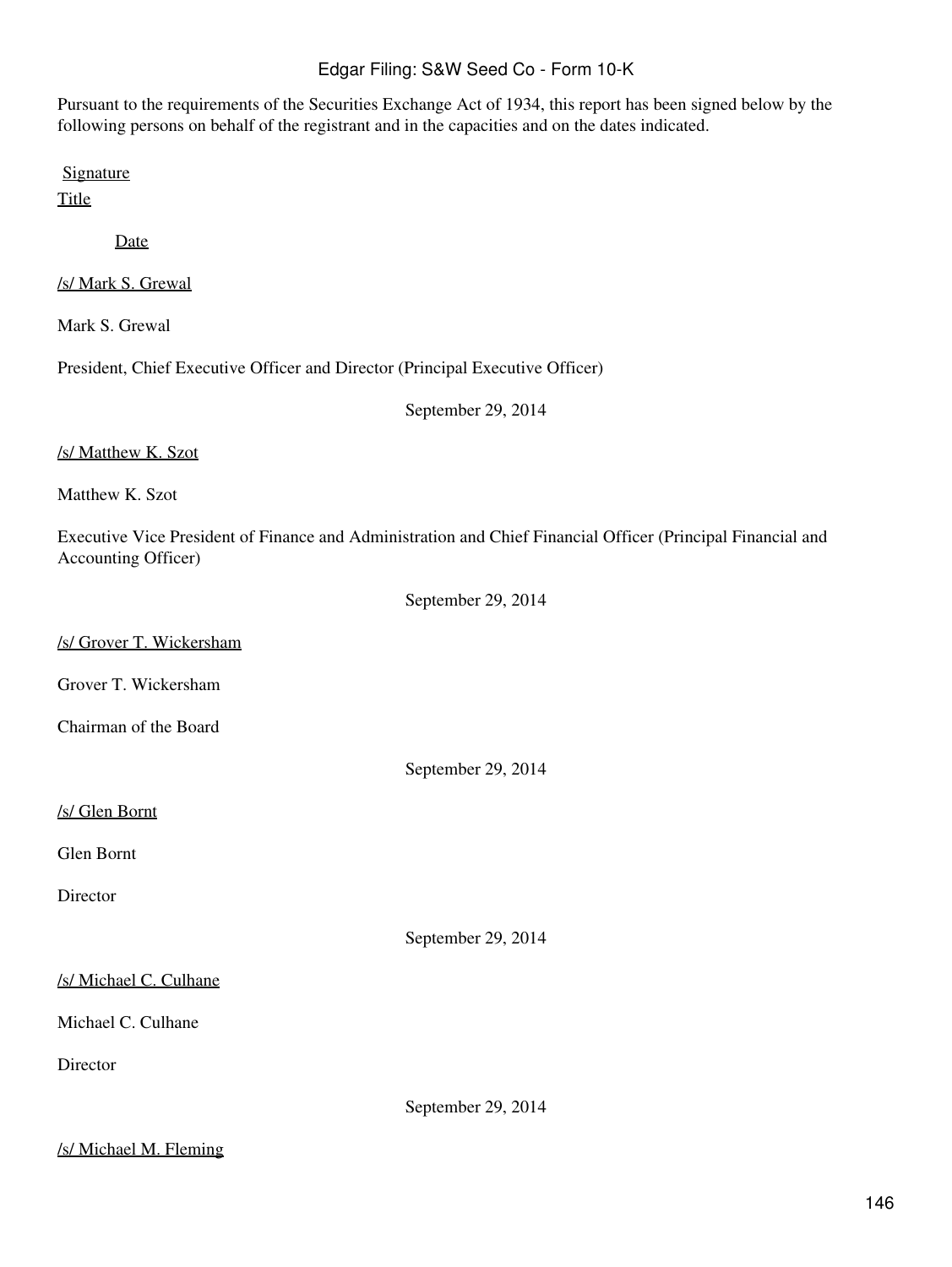Pursuant to the requirements of the Securities Exchange Act of 1934, this report has been signed below by the following persons on behalf of the registrant and in the capacities and on the dates indicated.

| Signature | Title | Date |
|---|---|---|
| /s/ Mark S. Grewal<br>Mark S. Grewal | President, Chief Executive Officer and Director (Principal Executive Officer) | September 29, 2014 |
| /s/ Matthew K. Szot<br>Matthew K. Szot | Executive Vice President of Finance and Administration and Chief Financial Officer (Principal Financial and Accounting Officer) | September 29, 2014 |
| /s/ Grover T. Wickersham<br>Grover T. Wickersham | Chairman of the Board | September 29, 2014 |
| /s/ Glen Bornt<br>Glen Bornt | Director | September 29, 2014 |
| /s/ Michael C. Culhane<br>Michael C. Culhane | Director | September 29, 2014 |
| /s/ Michael M. Fleming | | |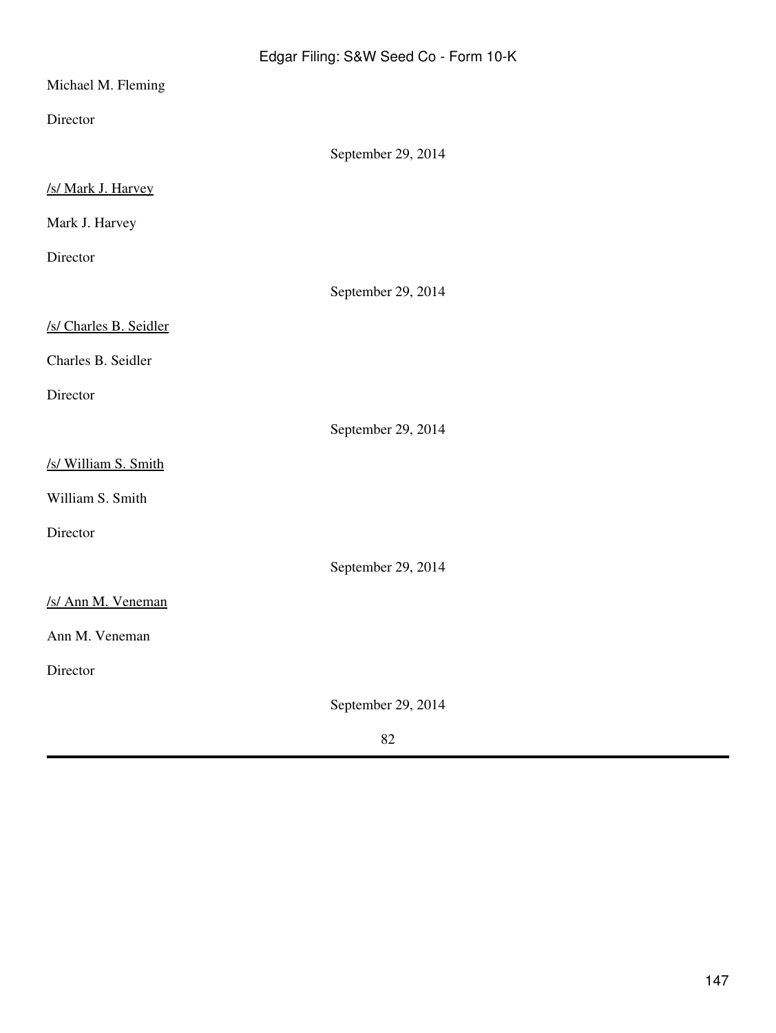Michael M. Fleming

Director

September 29, 2014

/s/ Mark J. Harvey

Mark J. Harvey

Director

September 29, 2014

/s/ Charles B. Seidler

Charles B. Seidler

Director

September 29, 2014

/s/ William S. Smith

William S. Smith

Director

September 29, 2014

/s/ Ann M. Veneman

Ann M. Veneman

Director

September 29, 2014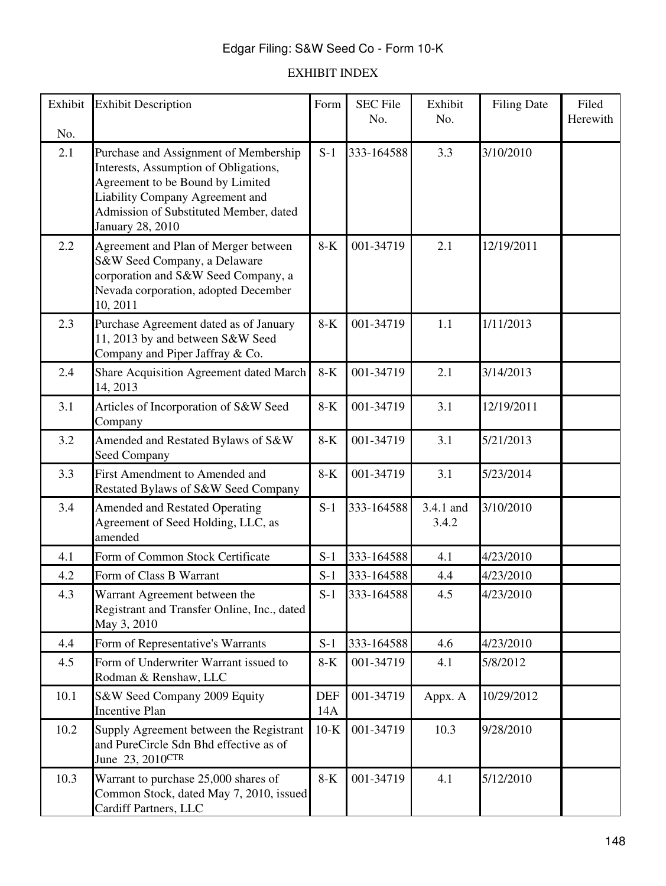EXHIBIT INDEX

| Exhibit No. | Exhibit Description | Form | SEC File No. | Exhibit No. | Filing Date | Filed Herewith |
|---|---|---|---|---|---|---|
| 2.1 | Purchase and Assignment of Membership Interests, Assumption of Obligations, Agreement to be Bound by Limited Liability Company Agreement and Admission of Substituted Member, dated January 28, 2010 | S-1 | 333-164588 | 3.3 | 3/10/2010 | |
| 2.2 | Agreement and Plan of Merger between S&W Seed Company, a Delaware corporation and S&W Seed Company, a Nevada corporation, adopted December 10, 2011 | 8-K | 001-34719 | 2.1 | 12/19/2011 | |
| 2.3 | Purchase Agreement dated as of January 11, 2013 by and between S&W Seed Company and Piper Jaffray & Co. | 8-K | 001-34719 | 1.1 | 1/11/2013 | |
| 2.4 | Share Acquisition Agreement dated March 14, 2013 | 8-K | 001-34719 | 2.1 | 3/14/2013 | |
| 3.1 | Articles of Incorporation of S&W Seed Company | 8-K | 001-34719 | 3.1 | 12/19/2011 | |
| 3.2 | Amended and Restated Bylaws of S&W Seed Company | 8-K | 001-34719 | 3.1 | 5/21/2013 | |
| 3.3 | First Amendment to Amended and Restated Bylaws of S&W Seed Company | 8-K | 001-34719 | 3.1 | 5/23/2014 | |
| 3.4 | Amended and Restated Operating Agreement of Seed Holding, LLC, as amended | S-1 | 333-164588 | 3.4.1 and 3.4.2 | 3/10/2010 | |
| 4.1 | Form of Common Stock Certificate | S-1 | 333-164588 | 4.1 | 4/23/2010 | |
| 4.2 | Form of Class B Warrant | S-1 | 333-164588 | 4.4 | 4/23/2010 | |
| 4.3 | Warrant Agreement between the Registrant and Transfer Online, Inc., dated May 3, 2010 | S-1 | 333-164588 | 4.5 | 4/23/2010 | |
| 4.4 | Form of Representative's Warrants | S-1 | 333-164588 | 4.6 | 4/23/2010 | |
| 4.5 | Form of Underwriter Warrant issued to Rodman & Renshaw, LLC | 8-K | 001-34719 | 4.1 | 5/8/2012 | |
| 10.1 | S&W Seed Company 2009 Equity Incentive Plan | DEF 14A | 001-34719 | Appx. A | 10/29/2012 | |
| 10.2 | Supply Agreement between the Registrant and PureCircle Sdn Bhd effective as of June 23, 2010[CTR] | 10-K | 001-34719 | 10.3 | 9/28/2010 | |
| 10.3 | Warrant to purchase 25,000 shares of Common Stock, dated May 7, 2010, issued Cardiff Partners, LLC | 8-K | 001-34719 | 4.1 | 5/12/2010 | |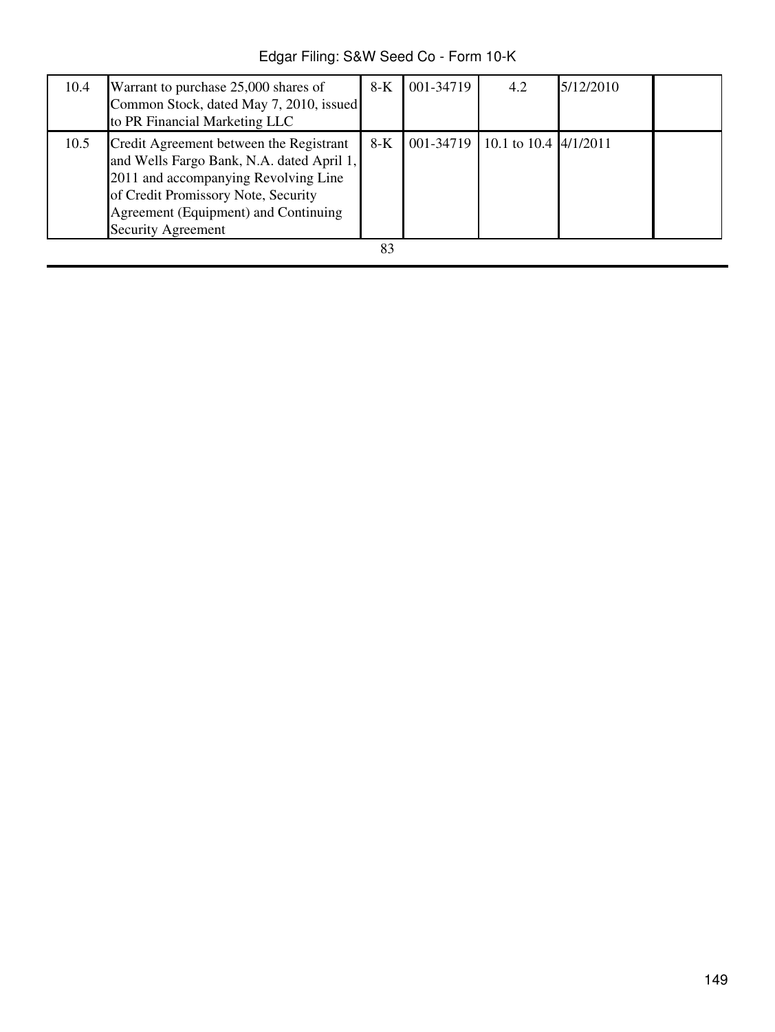| 10.4 | Warrant to purchase 25,000 shares of Common Stock, dated May 7, 2010, issued to PR Financial Marketing LLC | 8-K | 001-34719 | 4.2 | 5/12/2010 | |
|---|---|---|---|---|---|---|
| 10.5 | Credit Agreement between the Registrant and Wells Fargo Bank, N.A. dated April 1, 2011 and accompanying Revolving Line of Credit Promissory Note, Security Agreement (Equipment) and Continuing Security Agreement | 8-K | 001-34719 | 10.1 to 10.4 | 4/1/2011 | |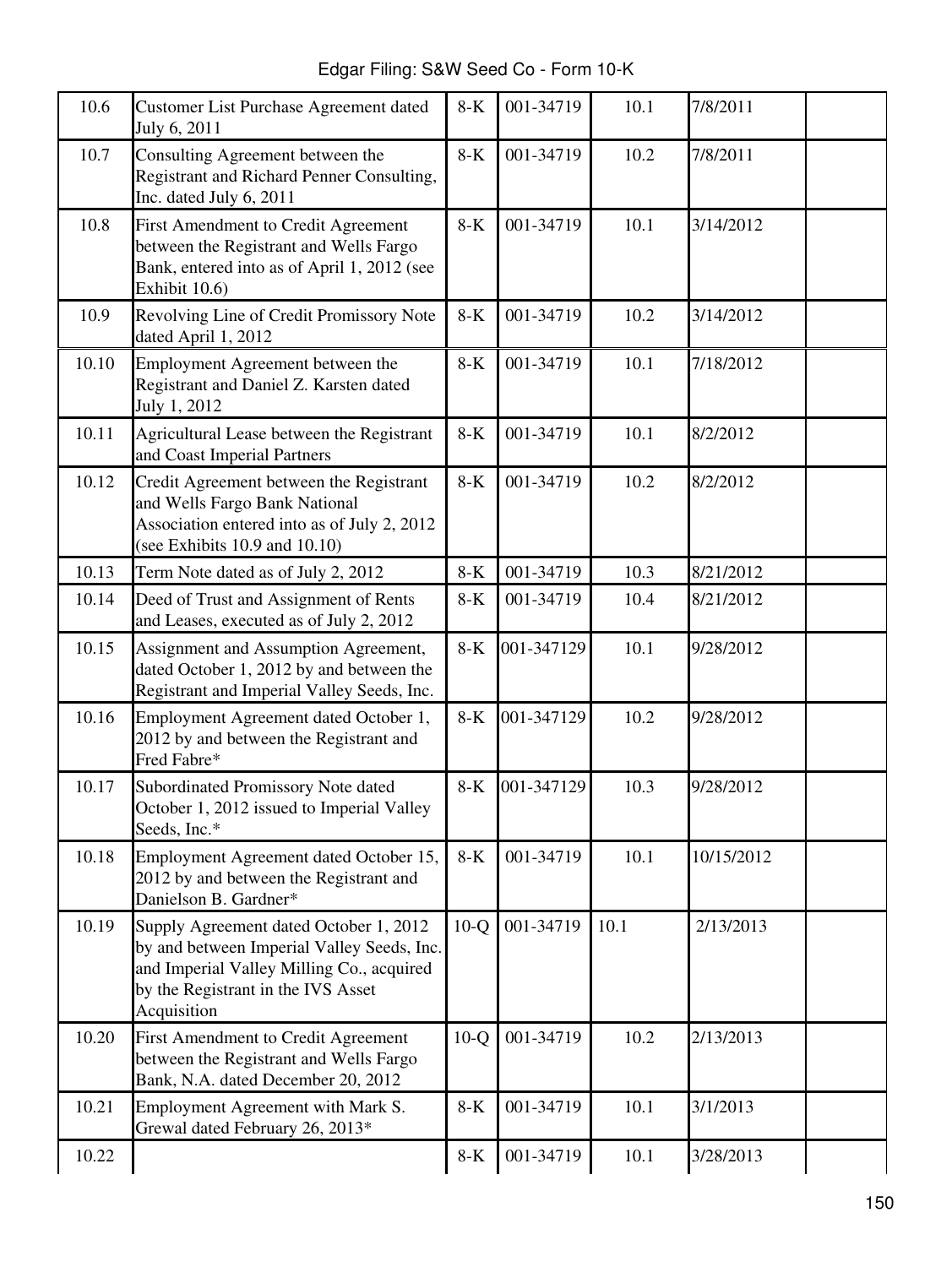| 10.6 | Customer List Purchase Agreement dated July 6, 2011 | 8-K | 001-34719 | 10.1 | 7/8/2011 | |
|---|---|---|---|---|---|---|
| 10.7 | Consulting Agreement between the Registrant and Richard Penner Consulting, Inc. dated July 6, 2011 | 8-K | 001-34719 | 10.2 | 7/8/2011 | |
| 10.8 | First Amendment to Credit Agreement between the Registrant and Wells Fargo Bank, entered into as of April 1, 2012 (see Exhibit 10.6) | 8-K | 001-34719 | 10.1 | 3/14/2012 | |
| 10.9 | Revolving Line of Credit Promissory Note dated April 1, 2012 | 8-K | 001-34719 | 10.2 | 3/14/2012 | |
| 10.10 | Employment Agreement between the Registrant and Daniel Z. Karsten dated July 1, 2012 | 8-K | 001-34719 | 10.1 | 7/18/2012 | |
| 10.11 | Agricultural Lease between the Registrant and Coast Imperial Partners | 8-K | 001-34719 | 10.1 | 8/2/2012 | |
| 10.12 | Credit Agreement between the Registrant and Wells Fargo Bank National Association entered into as of July 2, 2012 (see Exhibits 10.9 and 10.10) | 8-K | 001-34719 | 10.2 | 8/2/2012 | |
| 10.13 | Term Note dated as of July 2, 2012 | 8-K | 001-34719 | 10.3 | 8/21/2012 | |
| 10.14 | Deed of Trust and Assignment of Rents and Leases, executed as of July 2, 2012 | 8-K | 001-34719 | 10.4 | 8/21/2012 | |
| 10.15 | Assignment and Assumption Agreement, dated October 1, 2012 by and between the Registrant and Imperial Valley Seeds, Inc. | 8-K | 001-347129 | 10.1 | 9/28/2012 | |
| 10.16 | Employment Agreement dated October 1, 2012 by and between the Registrant and Fred Fabre* | 8-K | 001-347129 | 10.2 | 9/28/2012 | |
| 10.17 | Subordinated Promissory Note dated October 1, 2012 issued to Imperial Valley Seeds, Inc.* | 8-K | 001-347129 | 10.3 | 9/28/2012 | |
| 10.18 | Employment Agreement dated October 15, 2012 by and between the Registrant and Danielson B. Gardner* | 8-K | 001-34719 | 10.1 | 10/15/2012 | |
| 10.19 | Supply Agreement dated October 1, 2012 by and between Imperial Valley Seeds, Inc. and Imperial Valley Milling Co., acquired by the Registrant in the IVS Asset Acquisition | 10-Q | 001-34719 | 10.1 | 2/13/2013 | |
| 10.20 | First Amendment to Credit Agreement between the Registrant and Wells Fargo Bank, N.A. dated December 20, 2012 | 10-Q | 001-34719 | 10.2 | 2/13/2013 | |
| 10.21 | Employment Agreement with Mark S. Grewal dated February 26, 2013* | 8-K | 001-34719 | 10.1 | 3/1/2013 | |
| 10.22 | | 8-K | 001-34719 | 10.1 | 3/28/2013 | |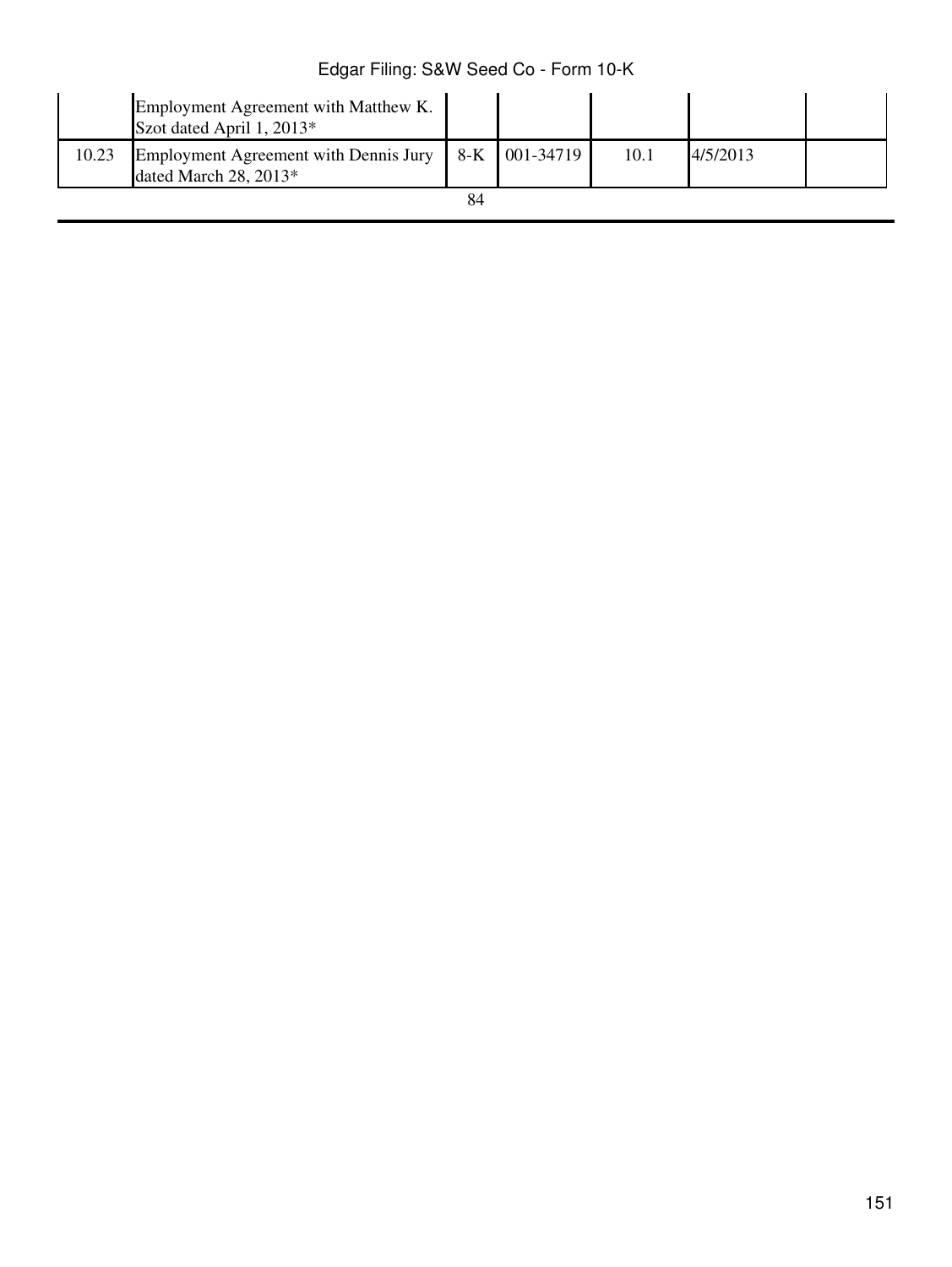|  |  |  |  |  |  |  |
|---|---|---|---|---|---|---|
|  | Employment Agreement with Matthew K. Szot dated April 1, 2013* |  |  |  |  |  |
| 10.23 | Employment Agreement with Dennis Jury dated March 28, 2013* | 8-K | 001-34719 | 10.1 | 4/5/2013 |  |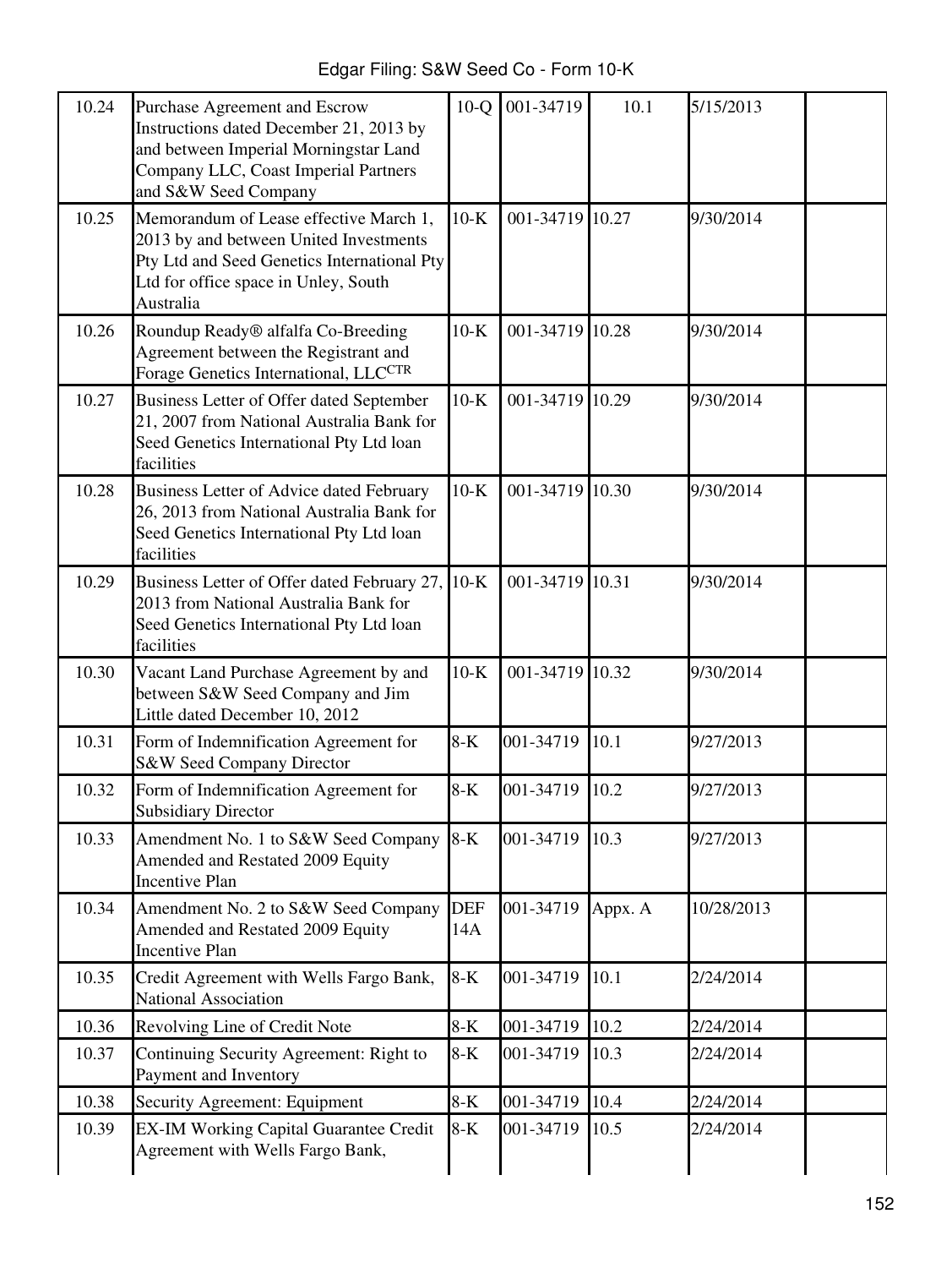| | | | | | | |
|---|---|---|---|---|---|---|
| 10.24 | Purchase Agreement and Escrow Instructions dated December 21, 2013 by and between Imperial Morningstar Land Company LLC, Coast Imperial Partners and S&W Seed Company | 10-Q | 001-34719 | 10.1 | 5/15/2013 | |
| 10.25 | Memorandum of Lease effective March 1, 2013 by and between United Investments Pty Ltd and Seed Genetics International Pty Ltd for office space in Unley, South Australia | 10-K | 001-34719 | 10.27 | 9/30/2014 | |
| 10.26 | Roundup Ready® alfalfa Co-Breeding Agreement between the Registrant and Forage Genetics International, LLC[CTR] | 10-K | 001-34719 | 10.28 | 9/30/2014 | |
| 10.27 | Business Letter of Offer dated September 21, 2007 from National Australia Bank for Seed Genetics International Pty Ltd loan facilities | 10-K | 001-34719 | 10.29 | 9/30/2014 | |
| 10.28 | Business Letter of Advice dated February 26, 2013 from National Australia Bank for Seed Genetics International Pty Ltd loan facilities | 10-K | 001-34719 | 10.30 | 9/30/2014 | |
| 10.29 | Business Letter of Offer dated February 27, 2013 from National Australia Bank for Seed Genetics International Pty Ltd loan facilities | 10-K | 001-34719 | 10.31 | 9/30/2014 | |
| 10.30 | Vacant Land Purchase Agreement by and between S&W Seed Company and Jim Little dated December 10, 2012 | 10-K | 001-34719 | 10.32 | 9/30/2014 | |
| 10.31 | Form of Indemnification Agreement for S&W Seed Company Director | 8-K | 001-34719 | 10.1 | 9/27/2013 | |
| 10.32 | Form of Indemnification Agreement for Subsidiary Director | 8-K | 001-34719 | 10.2 | 9/27/2013 | |
| 10.33 | Amendment No. 1 to S&W Seed Company Amended and Restated 2009 Equity Incentive Plan | 8-K | 001-34719 | 10.3 | 9/27/2013 | |
| 10.34 | Amendment No. 2 to S&W Seed Company Amended and Restated 2009 Equity Incentive Plan | DEF 14A | 001-34719 | Appx. A | 10/28/2013 | |
| 10.35 | Credit Agreement with Wells Fargo Bank, National Association | 8-K | 001-34719 | 10.1 | 2/24/2014 | |
| 10.36 | Revolving Line of Credit Note | 8-K | 001-34719 | 10.2 | 2/24/2014 | |
| 10.37 | Continuing Security Agreement: Right to Payment and Inventory | 8-K | 001-34719 | 10.3 | 2/24/2014 | |
| 10.38 | Security Agreement: Equipment | 8-K | 001-34719 | 10.4 | 2/24/2014 | |
| 10.39 | EX-IM Working Capital Guarantee Credit Agreement with Wells Fargo Bank, | 8-K | 001-34719 | 10.5 | 2/24/2014 | |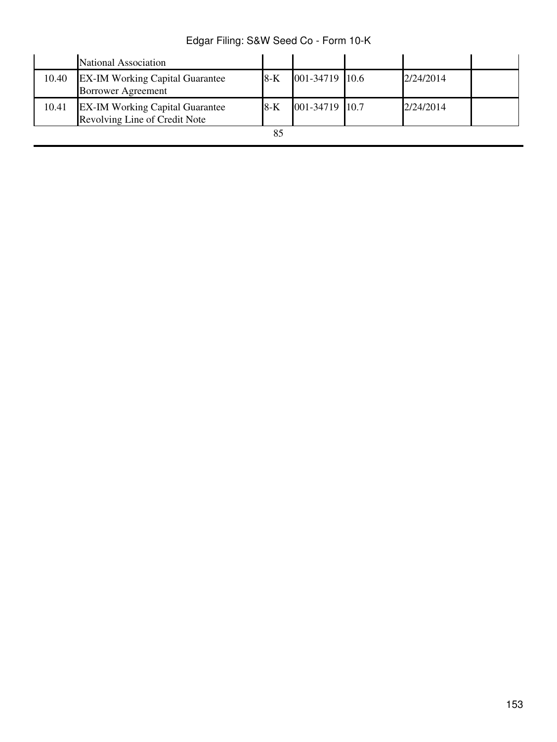|  |  |  |  |  |  |  |
|---|---|---|---|---|---|---|
|  | National Association |  |  |  |  |  |
| 10.40 | EX-IM Working Capital Guarantee Borrower Agreement | 8-K | 001-34719 | 10.6 | 2/24/2014 |  |
| 10.41 | EX-IM Working Capital Guarantee Revolving Line of Credit Note | 8-K | 001-34719 | 10.7 | 2/24/2014 |  |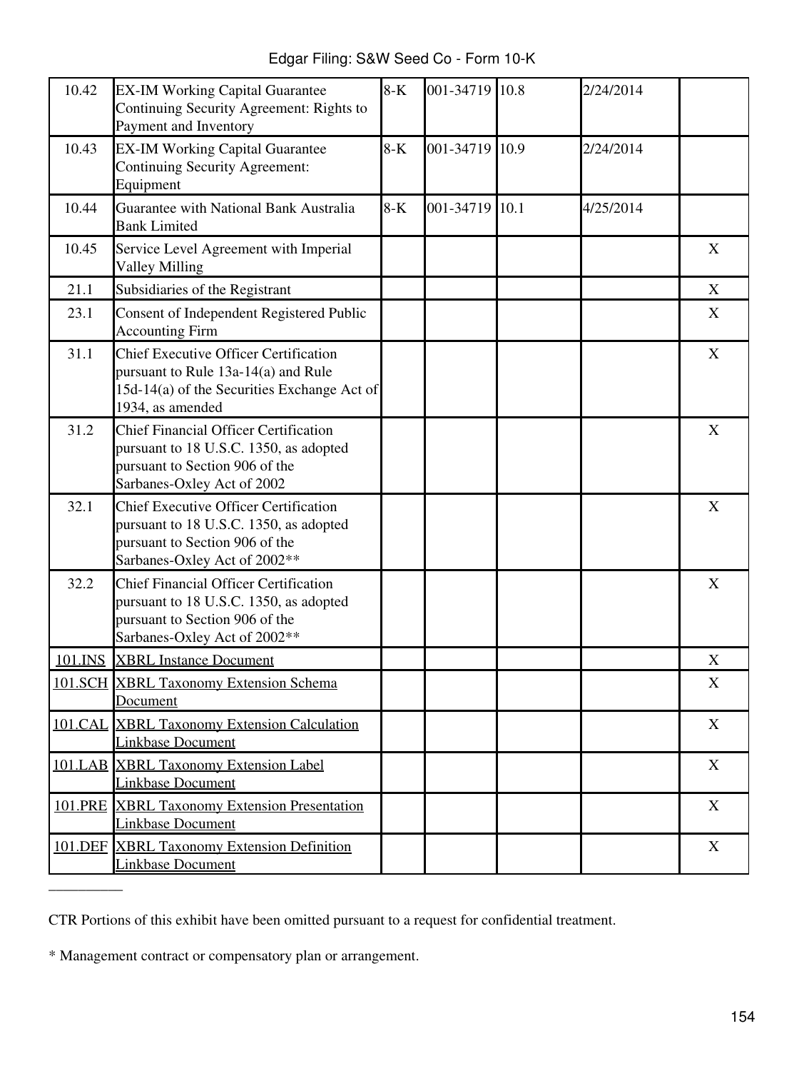| 10.42 | EX-IM Working Capital Guarantee Continuing Security Agreement: Rights to Payment and Inventory | 8-K | 001-34719 | 10.8 | 2/24/2014 | |
|---|---|---|---|---|---|---|
| 10.43 | EX-IM Working Capital Guarantee Continuing Security Agreement: Equipment | 8-K | 001-34719 | 10.9 | 2/24/2014 | |
| 10.44 | Guarantee with National Bank Australia Bank Limited | 8-K | 001-34719 | 10.1 | 4/25/2014 | |
| 10.45 | Service Level Agreement with Imperial Valley Milling | | | | | X |
| 21.1 | Subsidiaries of the Registrant | | | | | X |
| 23.1 | Consent of Independent Registered Public Accounting Firm | | | | | X |
| 31.1 | Chief Executive Officer Certification pursuant to Rule 13a-14(a) and Rule 15d-14(a) of the Securities Exchange Act of 1934, as amended | | | | | X |
| 31.2 | Chief Financial Officer Certification pursuant to 18 U.S.C. 1350, as adopted pursuant to Section 906 of the Sarbanes-Oxley Act of 2002 | | | | | X |
| 32.1 | Chief Executive Officer Certification pursuant to 18 U.S.C. 1350, as adopted pursuant to Section 906 of the Sarbanes-Oxley Act of 2002** | | | | | X |
| 32.2 | Chief Financial Officer Certification pursuant to 18 U.S.C. 1350, as adopted pursuant to Section 906 of the Sarbanes-Oxley Act of 2002** | | | | | X |
| 101.INS | XBRL Instance Document | | | | | X |
| 101.SCH | XBRL Taxonomy Extension Schema Document | | | | | X |
| 101.CAL | XBRL Taxonomy Extension Calculation Linkbase Document | | | | | X |
| 101.LAB | XBRL Taxonomy Extension Label Linkbase Document | | | | | X |
| 101.PRE | XBRL Taxonomy Extension Presentation Linkbase Document | | | | | X |
| 101.DEF | XBRL Taxonomy Extension Definition Linkbase Document | | | | | X |

__________

CTR Portions of this exhibit have been omitted pursuant to a request for confidential treatment.

* Management contract or compensatory plan or arrangement.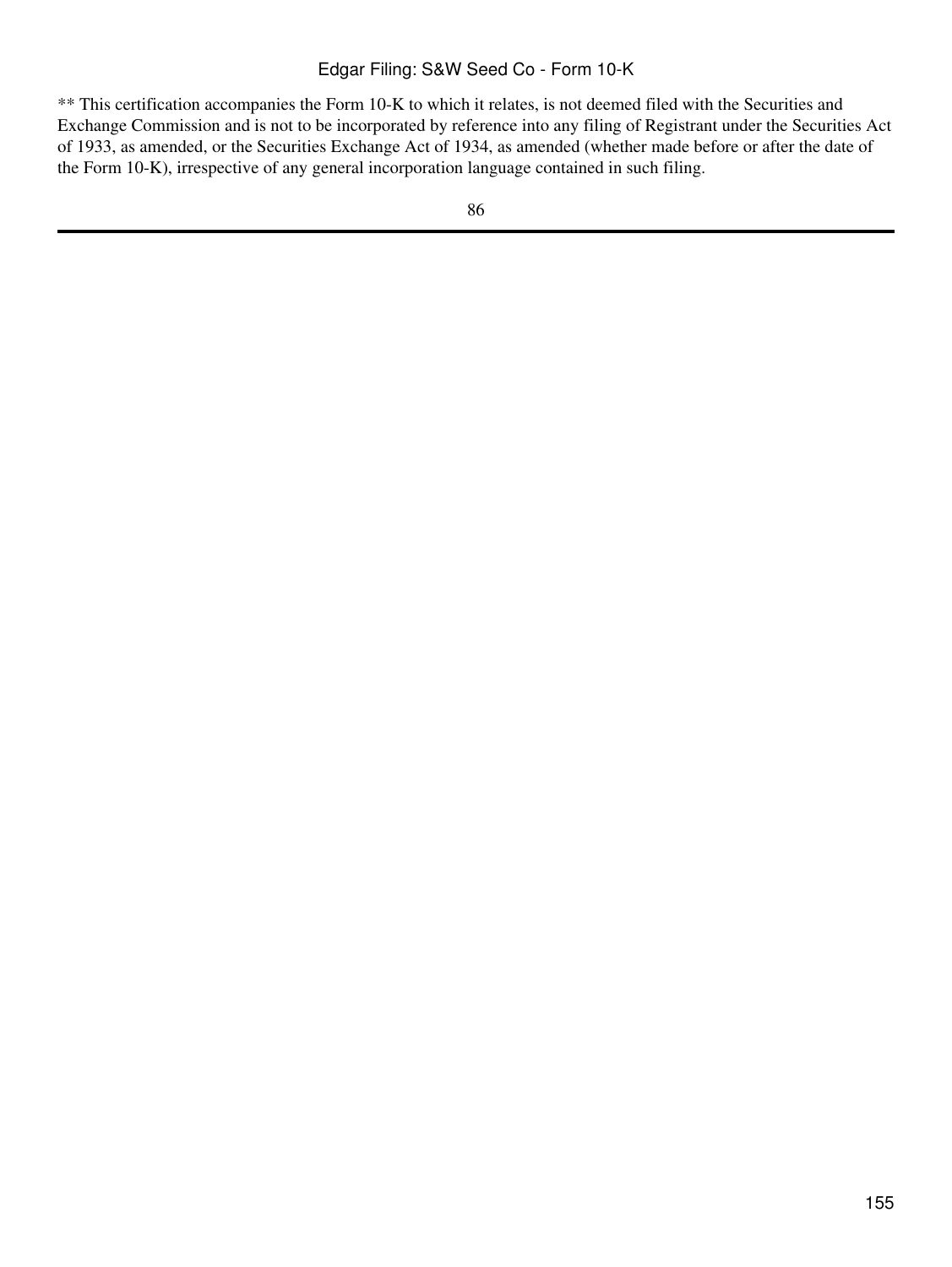** This certification accompanies the Form 10-K to which it relates, is not deemed filed with the Securities and Exchange Commission and is not to be incorporated by reference into any filing of Registrant under the Securities Act of 1933, as amended, or the Securities Exchange Act of 1934, as amended (whether made before or after the date of the Form 10-K), irrespective of any general incorporation language contained in such filing.